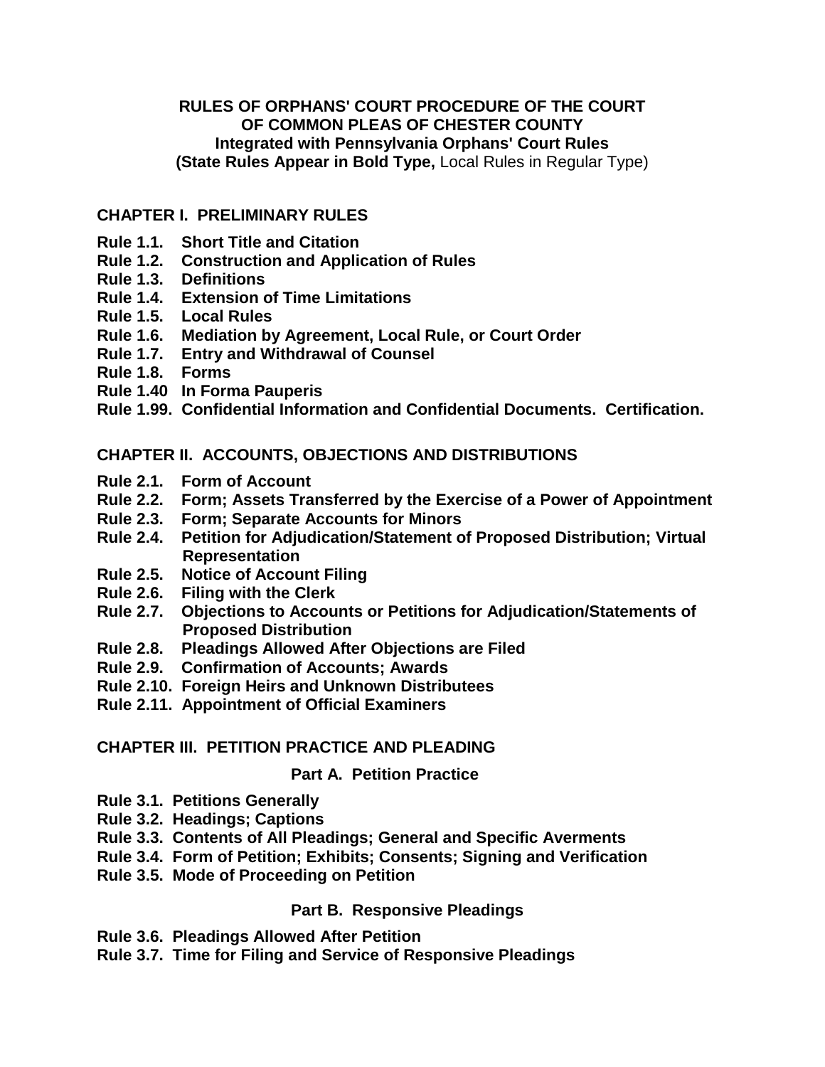**RULES OF ORPHANS' COURT PROCEDURE OF THE COURT OF COMMON PLEAS OF CHESTER COUNTY**
**Integrated with Pennsylvania Orphans' Court Rules**
**(State Rules Appear in Bold Type,** Local Rules in Regular Type)

## CHAPTER I. PRELIMINARY RULES

**Rule 1.1. Short Title and Citation**
**Rule 1.2. Construction and Application of Rules**
**Rule 1.3. Definitions**
**Rule 1.4. Extension of Time Limitations**
**Rule 1.5. Local Rules**
**Rule 1.6. Mediation by Agreement, Local Rule, or Court Order**
**Rule 1.7. Entry and Withdrawal of Counsel**
**Rule 1.8. Forms**
**Rule 1.40 In Forma Pauperis**
**Rule 1.99. Confidential Information and Confidential Documents. Certification.**

## CHAPTER II. ACCOUNTS, OBJECTIONS AND DISTRIBUTIONS

**Rule 2.1. Form of Account**
**Rule 2.2. Form; Assets Transferred by the Exercise of a Power of Appointment**
**Rule 2.3. Form; Separate Accounts for Minors**
**Rule 2.4. Petition for Adjudication/Statement of Proposed Distribution; Virtual Representation**
**Rule 2.5. Notice of Account Filing**
**Rule 2.6. Filing with the Clerk**
**Rule 2.7. Objections to Accounts or Petitions for Adjudication/Statements of Proposed Distribution**
**Rule 2.8. Pleadings Allowed After Objections are Filed**
**Rule 2.9. Confirmation of Accounts; Awards**
**Rule 2.10. Foreign Heirs and Unknown Distributees**
**Rule 2.11. Appointment of Official Examiners**

## CHAPTER III. PETITION PRACTICE AND PLEADING

### Part A. Petition Practice

**Rule 3.1. Petitions Generally**
**Rule 3.2. Headings; Captions**
**Rule 3.3. Contents of All Pleadings; General and Specific Averments**
**Rule 3.4. Form of Petition; Exhibits; Consents; Signing and Verification**
**Rule 3.5. Mode of Proceeding on Petition**

### Part B. Responsive Pleadings

**Rule 3.6. Pleadings Allowed After Petition**
**Rule 3.7. Time for Filing and Service of Responsive Pleadings**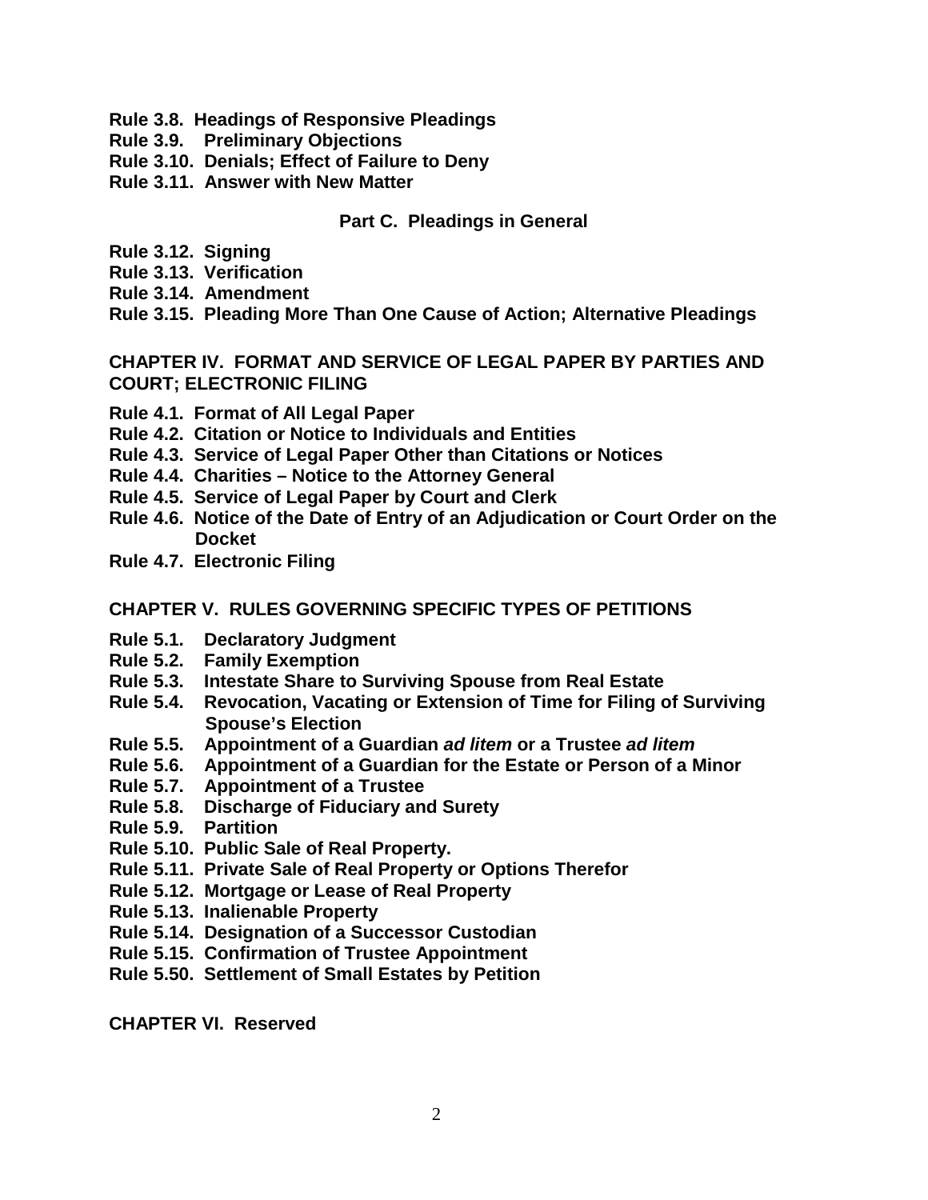**Rule 3.8. Headings of Responsive Pleadings**
**Rule 3.9. Preliminary Objections**
**Rule 3.10. Denials; Effect of Failure to Deny**
**Rule 3.11. Answer with New Matter**

### Part C. Pleadings in General

**Rule 3.12. Signing**
**Rule 3.13. Verification**
**Rule 3.14. Amendment**
**Rule 3.15. Pleading More Than One Cause of Action; Alternative Pleadings**

## CHAPTER IV. FORMAT AND SERVICE OF LEGAL PAPER BY PARTIES AND COURT; ELECTRONIC FILING

**Rule 4.1. Format of All Legal Paper**
**Rule 4.2. Citation or Notice to Individuals and Entities**
**Rule 4.3. Service of Legal Paper Other than Citations or Notices**
**Rule 4.4. Charities – Notice to the Attorney General**
**Rule 4.5. Service of Legal Paper by Court and Clerk**
**Rule 4.6. Notice of the Date of Entry of an Adjudication or Court Order on the Docket**
**Rule 4.7. Electronic Filing**

## CHAPTER V. RULES GOVERNING SPECIFIC TYPES OF PETITIONS

**Rule 5.1. Declaratory Judgment**
**Rule 5.2. Family Exemption**
**Rule 5.3. Intestate Share to Surviving Spouse from Real Estate**
**Rule 5.4. Revocation, Vacating or Extension of Time for Filing of Surviving Spouse's Election**
**Rule 5.5. Appointment of a Guardian *ad litem* or a Trustee *ad litem***
**Rule 5.6. Appointment of a Guardian for the Estate or Person of a Minor**
**Rule 5.7. Appointment of a Trustee**
**Rule 5.8. Discharge of Fiduciary and Surety**
**Rule 5.9. Partition**
**Rule 5.10. Public Sale of Real Property.**
**Rule 5.11. Private Sale of Real Property or Options Therefor**
**Rule 5.12. Mortgage or Lease of Real Property**
**Rule 5.13. Inalienable Property**
**Rule 5.14. Designation of a Successor Custodian**
**Rule 5.15. Confirmation of Trustee Appointment**
**Rule 5.50. Settlement of Small Estates by Petition**

## CHAPTER VI. Reserved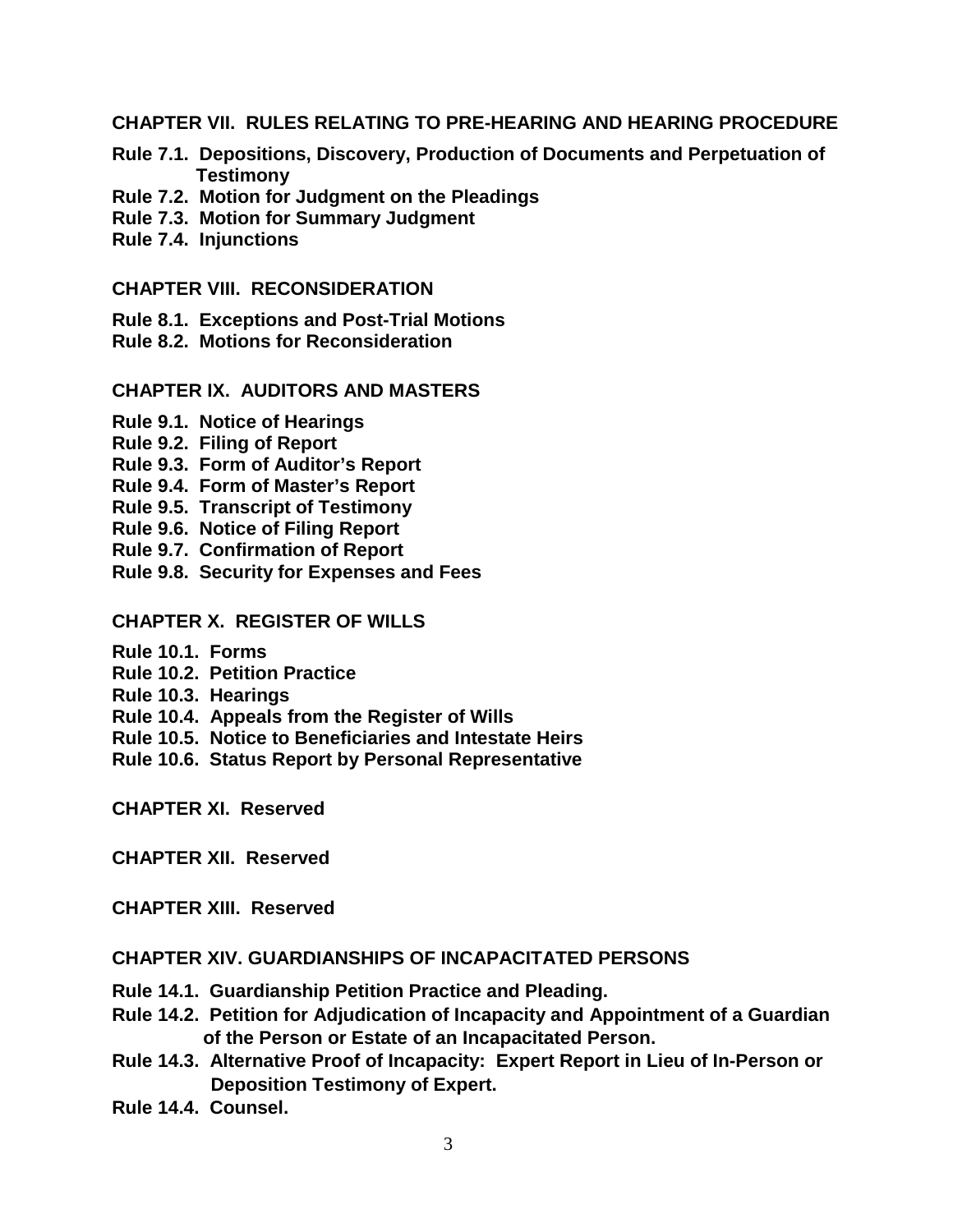**CHAPTER VII. RULES RELATING TO PRE-HEARING AND HEARING PROCEDURE**

**Rule 7.1. Depositions, Discovery, Production of Documents and Perpetuation of Testimony**
**Rule 7.2. Motion for Judgment on the Pleadings**
**Rule 7.3. Motion for Summary Judgment**
**Rule 7.4. Injunctions**

**CHAPTER VIII. RECONSIDERATION**

**Rule 8.1. Exceptions and Post-Trial Motions**
**Rule 8.2. Motions for Reconsideration**

**CHAPTER IX. AUDITORS AND MASTERS**

**Rule 9.1. Notice of Hearings**
**Rule 9.2. Filing of Report**
**Rule 9.3. Form of Auditor's Report**
**Rule 9.4. Form of Master's Report**
**Rule 9.5. Transcript of Testimony**
**Rule 9.6. Notice of Filing Report**
**Rule 9.7. Confirmation of Report**
**Rule 9.8. Security for Expenses and Fees**

**CHAPTER X. REGISTER OF WILLS**

**Rule 10.1. Forms**
**Rule 10.2. Petition Practice**
**Rule 10.3. Hearings**
**Rule 10.4. Appeals from the Register of Wills**
**Rule 10.5. Notice to Beneficiaries and Intestate Heirs**
**Rule 10.6. Status Report by Personal Representative**

**CHAPTER XI. Reserved**

**CHAPTER XII. Reserved**

**CHAPTER XIII. Reserved**

**CHAPTER XIV. GUARDIANSHIPS OF INCAPACITATED PERSONS**

**Rule 14.1. Guardianship Petition Practice and Pleading.**
**Rule 14.2. Petition for Adjudication of Incapacity and Appointment of a Guardian of the Person or Estate of an Incapacitated Person.**
**Rule 14.3. Alternative Proof of Incapacity: Expert Report in Lieu of In-Person or Deposition Testimony of Expert.**
**Rule 14.4. Counsel.**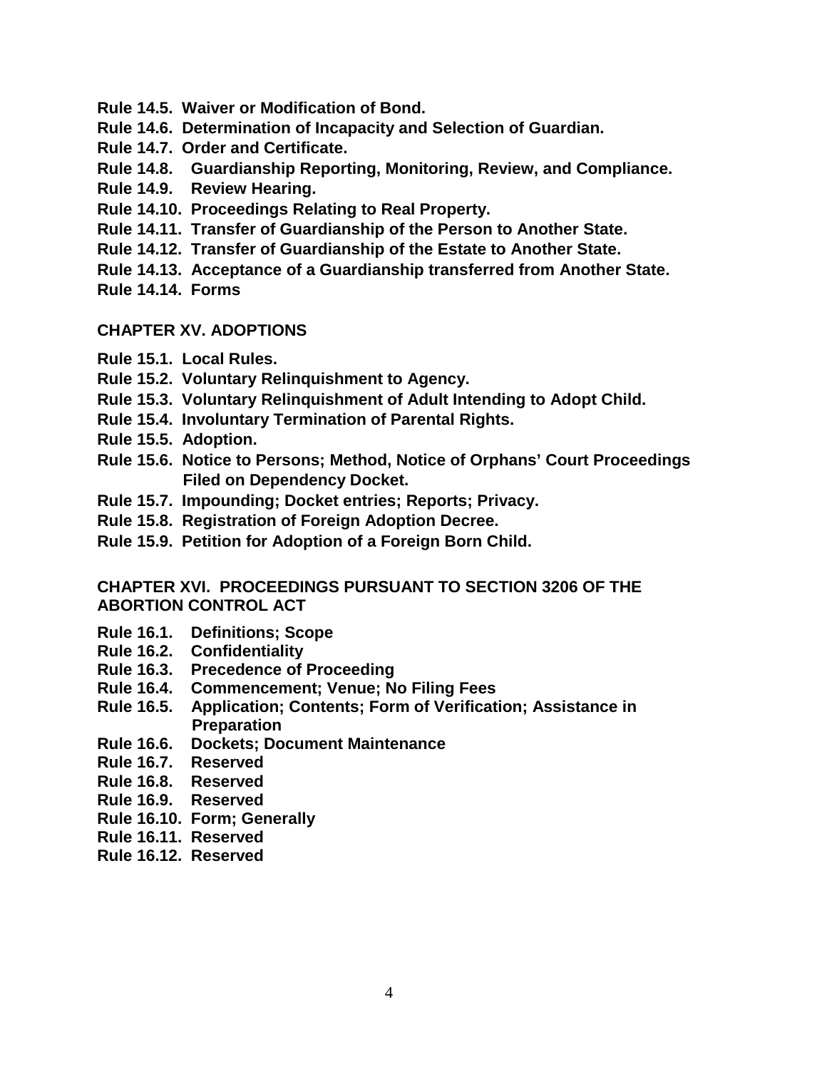**Rule 14.5. Waiver or Modification of Bond.**

**Rule 14.6. Determination of Incapacity and Selection of Guardian.**

**Rule 14.7. Order and Certificate.**

**Rule 14.8. Guardianship Reporting, Monitoring, Review, and Compliance.**

**Rule 14.9. Review Hearing.**

**Rule 14.10. Proceedings Relating to Real Property.**

**Rule 14.11. Transfer of Guardianship of the Person to Another State.**

**Rule 14.12. Transfer of Guardianship of the Estate to Another State.**

**Rule 14.13. Acceptance of a Guardianship transferred from Another State.**

**Rule 14.14. Forms**

## CHAPTER XV. ADOPTIONS

**Rule 15.1. Local Rules.**

**Rule 15.2. Voluntary Relinquishment to Agency.**

**Rule 15.3. Voluntary Relinquishment of Adult Intending to Adopt Child.**

**Rule 15.4. Involuntary Termination of Parental Rights.**

**Rule 15.5. Adoption.**

**Rule 15.6. Notice to Persons; Method, Notice of Orphans' Court Proceedings Filed on Dependency Docket.**

**Rule 15.7. Impounding; Docket entries; Reports; Privacy.**

**Rule 15.8. Registration of Foreign Adoption Decree.**

**Rule 15.9. Petition for Adoption of a Foreign Born Child.**

## CHAPTER XVI. PROCEEDINGS PURSUANT TO SECTION 3206 OF THE ABORTION CONTROL ACT

**Rule 16.1. Definitions; Scope**

**Rule 16.2. Confidentiality**

**Rule 16.3. Precedence of Proceeding**

**Rule 16.4. Commencement; Venue; No Filing Fees**

**Rule 16.5. Application; Contents; Form of Verification; Assistance in Preparation**

**Rule 16.6. Dockets; Document Maintenance**

**Rule 16.7. Reserved**

**Rule 16.8. Reserved**

**Rule 16.9. Reserved**

**Rule 16.10. Form; Generally**

**Rule 16.11. Reserved**

**Rule 16.12. Reserved**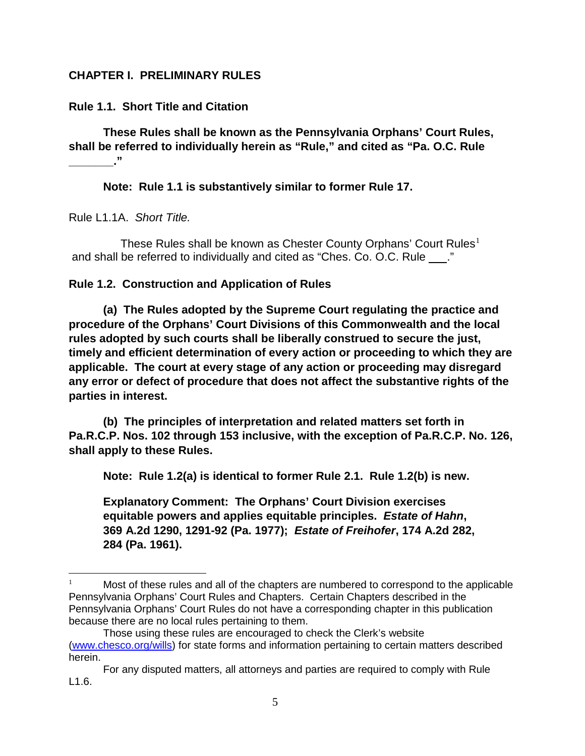## CHAPTER I. PRELIMINARY RULES

### Rule 1.1. Short Title and Citation

**These Rules shall be known as the Pennsylvania Orphans' Court Rules, shall be referred to individually herein as "Rule," and cited as "Pa. O.C. Rule \_\_\_\_\_\_\_."**

**Note: Rule 1.1 is substantively similar to former Rule 17.**

Rule L1.1A. *Short Title.*

These Rules shall be known as Chester County Orphans' Court Rules[1] and shall be referred to individually and cited as "Ches. Co. O.C. Rule \_\_\_."

### Rule 1.2. Construction and Application of Rules

**(a) The Rules adopted by the Supreme Court regulating the practice and procedure of the Orphans' Court Divisions of this Commonwealth and the local rules adopted by such courts shall be liberally construed to secure the just, timely and efficient determination of every action or proceeding to which they are applicable. The court at every stage of any action or proceeding may disregard any error or defect of procedure that does not affect the substantive rights of the parties in interest.**

**(b) The principles of interpretation and related matters set forth in Pa.R.C.P. Nos. 102 through 153 inclusive, with the exception of Pa.R.C.P. No. 126, shall apply to these Rules.**

**Note: Rule 1.2(a) is identical to former Rule 2.1. Rule 1.2(b) is new.**

**Explanatory Comment: The Orphans' Court Division exercises equitable powers and applies equitable principles. *Estate of Hahn*, 369 A.2d 1290, 1291-92 (Pa. 1977); *Estate of Freihofer*, 174 A.2d 282, 284 (Pa. 1961).**

---

[1] Most of these rules and all of the chapters are numbered to correspond to the applicable Pennsylvania Orphans' Court Rules and Chapters. Certain Chapters described in the Pennsylvania Orphans' Court Rules do not have a corresponding chapter in this publication because there are no local rules pertaining to them.

Those using these rules are encouraged to check the Clerk's website (www.chesco.org/wills) for state forms and information pertaining to certain matters described herein.

For any disputed matters, all attorneys and parties are required to comply with Rule L1.6.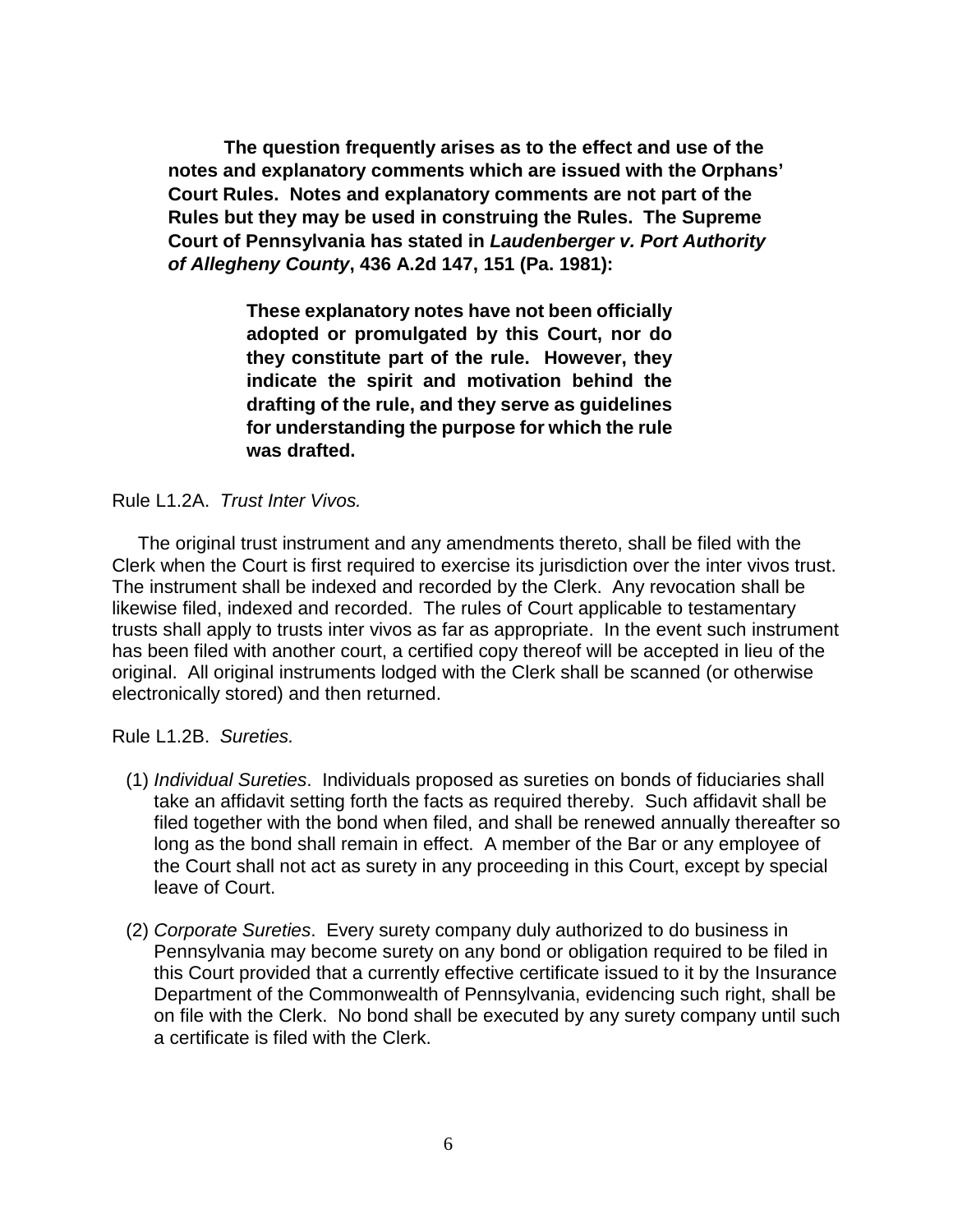**The question frequently arises as to the effect and use of the notes and explanatory comments which are issued with the Orphans' Court Rules. Notes and explanatory comments are not part of the Rules but they may be used in construing the Rules. The Supreme Court of Pennsylvania has stated in *Laudenberger v. Port Authority of Allegheny County*, 436 A.2d 147, 151 (Pa. 1981):**

> **These explanatory notes have not been officially adopted or promulgated by this Court, nor do they constitute part of the rule. However, they indicate the spirit and motivation behind the drafting of the rule, and they serve as guidelines for understanding the purpose for which the rule was drafted.**

Rule L1.2A. *Trust Inter Vivos.*

The original trust instrument and any amendments thereto, shall be filed with the Clerk when the Court is first required to exercise its jurisdiction over the inter vivos trust. The instrument shall be indexed and recorded by the Clerk. Any revocation shall be likewise filed, indexed and recorded. The rules of Court applicable to testamentary trusts shall apply to trusts inter vivos as far as appropriate. In the event such instrument has been filed with another court, a certified copy thereof will be accepted in lieu of the original. All original instruments lodged with the Clerk shall be scanned (or otherwise electronically stored) and then returned.

Rule L1.2B. *Sureties.*

(1) *Individual Sureties*. Individuals proposed as sureties on bonds of fiduciaries shall take an affidavit setting forth the facts as required thereby. Such affidavit shall be filed together with the bond when filed, and shall be renewed annually thereafter so long as the bond shall remain in effect. A member of the Bar or any employee of the Court shall not act as surety in any proceeding in this Court, except by special leave of Court.

(2) *Corporate Sureties*. Every surety company duly authorized to do business in Pennsylvania may become surety on any bond or obligation required to be filed in this Court provided that a currently effective certificate issued to it by the Insurance Department of the Commonwealth of Pennsylvania, evidencing such right, shall be on file with the Clerk. No bond shall be executed by any surety company until such a certificate is filed with the Clerk.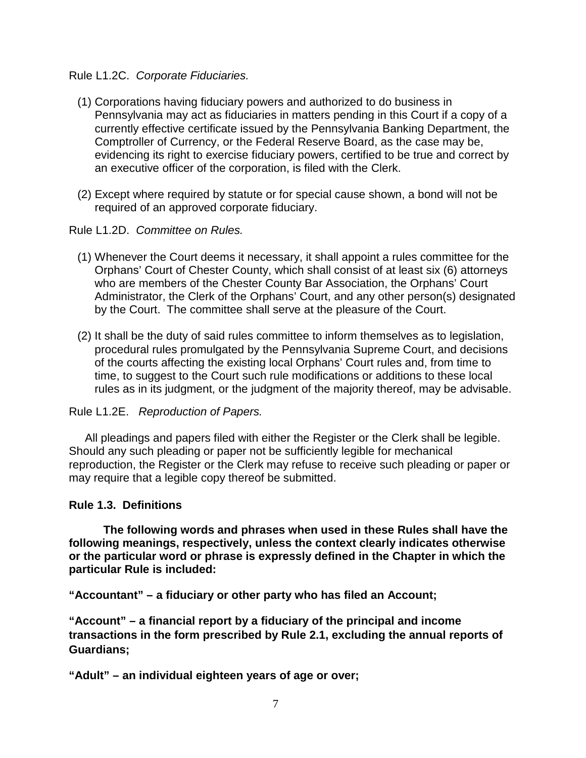Rule L1.2C. *Corporate Fiduciaries.*

(1) Corporations having fiduciary powers and authorized to do business in Pennsylvania may act as fiduciaries in matters pending in this Court if a copy of a currently effective certificate issued by the Pennsylvania Banking Department, the Comptroller of Currency, or the Federal Reserve Board, as the case may be, evidencing its right to exercise fiduciary powers, certified to be true and correct by an executive officer of the corporation, is filed with the Clerk.

(2) Except where required by statute or for special cause shown, a bond will not be required of an approved corporate fiduciary.

Rule L1.2D. *Committee on Rules.*

(1) Whenever the Court deems it necessary, it shall appoint a rules committee for the Orphans' Court of Chester County, which shall consist of at least six (6) attorneys who are members of the Chester County Bar Association, the Orphans' Court Administrator, the Clerk of the Orphans' Court, and any other person(s) designated by the Court. The committee shall serve at the pleasure of the Court.

(2) It shall be the duty of said rules committee to inform themselves as to legislation, procedural rules promulgated by the Pennsylvania Supreme Court, and decisions of the courts affecting the existing local Orphans' Court rules and, from time to time, to suggest to the Court such rule modifications or additions to these local rules as in its judgment, or the judgment of the majority thereof, may be advisable.

Rule L1.2E. *Reproduction of Papers.*

All pleadings and papers filed with either the Register or the Clerk shall be legible. Should any such pleading or paper not be sufficiently legible for mechanical reproduction, the Register or the Clerk may refuse to receive such pleading or paper or may require that a legible copy thereof be submitted.

**Rule 1.3. Definitions**

**The following words and phrases when used in these Rules shall have the following meanings, respectively, unless the context clearly indicates otherwise or the particular word or phrase is expressly defined in the Chapter in which the particular Rule is included:**

**"Accountant" – a fiduciary or other party who has filed an Account;**

**"Account" – a financial report by a fiduciary of the principal and income transactions in the form prescribed by Rule 2.1, excluding the annual reports of Guardians;**

**"Adult" – an individual eighteen years of age or over;**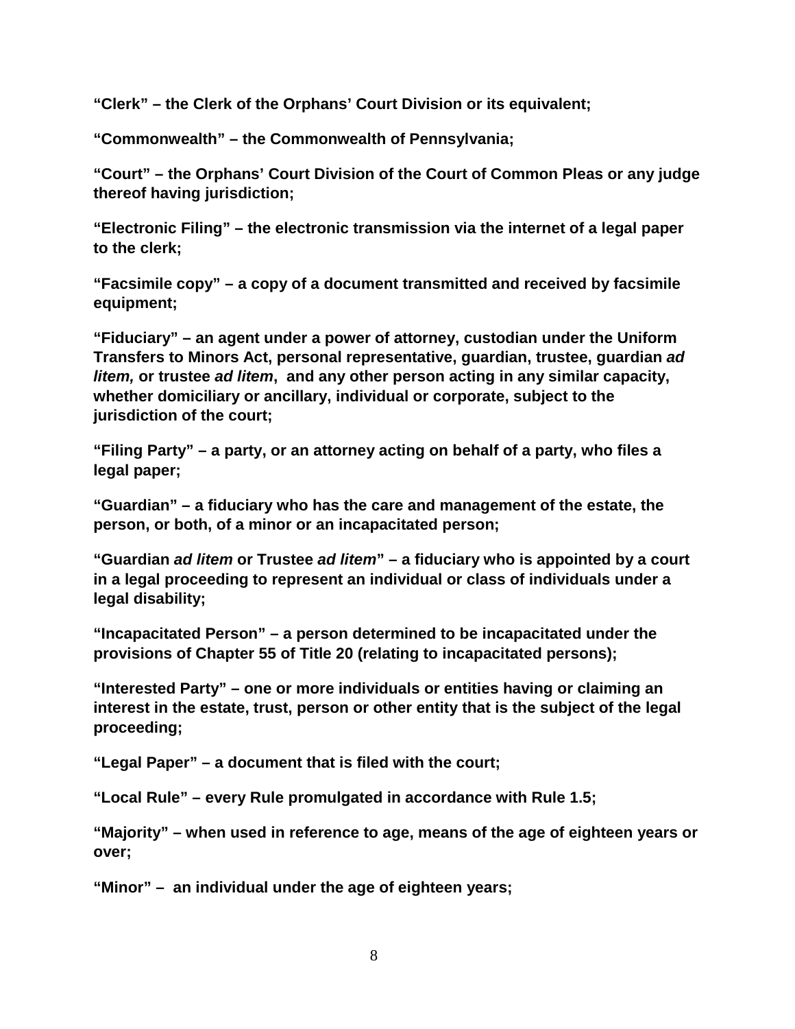**“Clerk” – the Clerk of the Orphans’ Court Division or its equivalent;**

**“Commonwealth” – the Commonwealth of Pennsylvania;**

**“Court” – the Orphans’ Court Division of the Court of Common Pleas or any judge thereof having jurisdiction;**

**“Electronic Filing” – the electronic transmission via the internet of a legal paper to the clerk;**

**“Facsimile copy” – a copy of a document transmitted and received by facsimile equipment;**

**“Fiduciary” – an agent under a power of attorney, custodian under the Uniform Transfers to Minors Act, personal representative, guardian, trustee, guardian *ad litem,* or trustee *ad litem*, and any other person acting in any similar capacity, whether domiciliary or ancillary, individual or corporate, subject to the jurisdiction of the court;**

**“Filing Party” – a party, or an attorney acting on behalf of a party, who files a legal paper;**

**“Guardian” – a fiduciary who has the care and management of the estate, the person, or both, of a minor or an incapacitated person;**

**“Guardian *ad litem* or Trustee *ad litem*” – a fiduciary who is appointed by a court in a legal proceeding to represent an individual or class of individuals under a legal disability;**

**“Incapacitated Person” – a person determined to be incapacitated under the provisions of Chapter 55 of Title 20 (relating to incapacitated persons);**

**“Interested Party” – one or more individuals or entities having or claiming an interest in the estate, trust, person or other entity that is the subject of the legal proceeding;**

**“Legal Paper” – a document that is filed with the court;**

**“Local Rule” – every Rule promulgated in accordance with Rule 1.5;**

**“Majority” – when used in reference to age, means of the age of eighteen years or over;**

**“Minor” – an individual under the age of eighteen years;**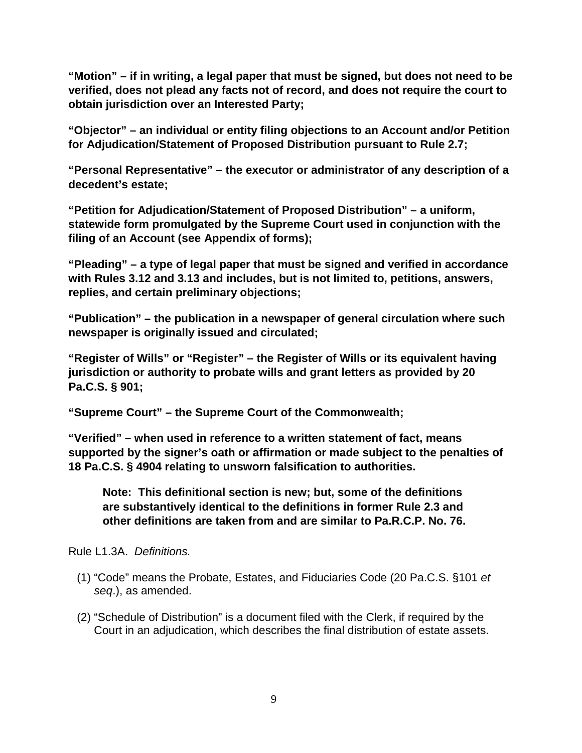**"Motion" – if in writing, a legal paper that must be signed, but does not need to be verified, does not plead any facts not of record, and does not require the court to obtain jurisdiction over an Interested Party;**

**"Objector" – an individual or entity filing objections to an Account and/or Petition for Adjudication/Statement of Proposed Distribution pursuant to Rule 2.7;**

**"Personal Representative" – the executor or administrator of any description of a decedent's estate;**

**"Petition for Adjudication/Statement of Proposed Distribution" – a uniform, statewide form promulgated by the Supreme Court used in conjunction with the filing of an Account (see Appendix of forms);**

**"Pleading" – a type of legal paper that must be signed and verified in accordance with Rules 3.12 and 3.13 and includes, but is not limited to, petitions, answers, replies, and certain preliminary objections;**

**"Publication" – the publication in a newspaper of general circulation where such newspaper is originally issued and circulated;**

**"Register of Wills" or "Register" – the Register of Wills or its equivalent having jurisdiction or authority to probate wills and grant letters as provided by 20 Pa.C.S. § 901;**

**"Supreme Court" – the Supreme Court of the Commonwealth;**

**"Verified" – when used in reference to a written statement of fact, means supported by the signer's oath or affirmation or made subject to the penalties of 18 Pa.C.S. § 4904 relating to unsworn falsification to authorities.**

> **Note: This definitional section is new; but, some of the definitions are substantively identical to the definitions in former Rule 2.3 and other definitions are taken from and are similar to Pa.R.C.P. No. 76.**

Rule L1.3A. *Definitions.*

(1) "Code" means the Probate, Estates, and Fiduciaries Code (20 Pa.C.S. §101 *et seq*.), as amended.

(2) "Schedule of Distribution" is a document filed with the Clerk, if required by the Court in an adjudication, which describes the final distribution of estate assets.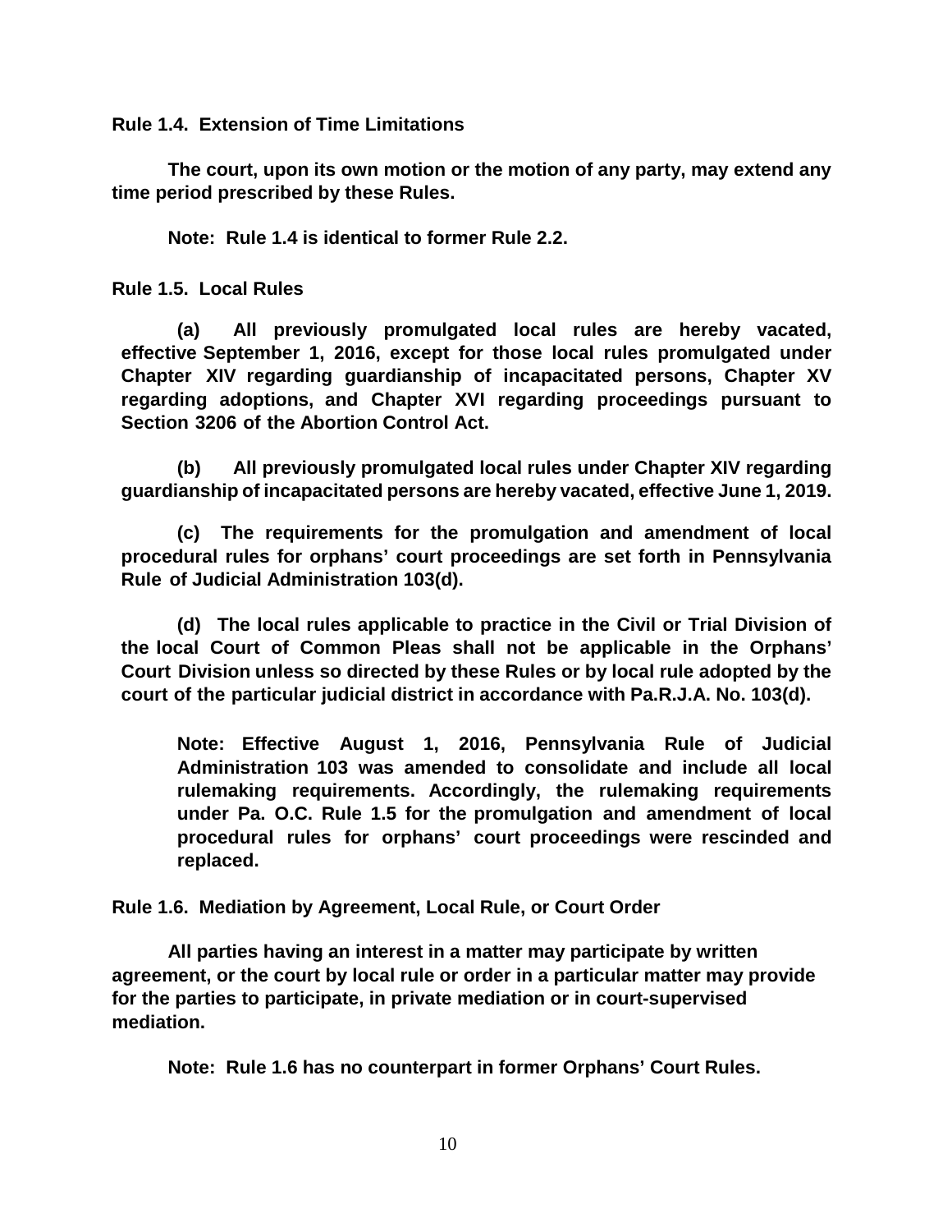**Rule 1.4. Extension of Time Limitations**

**The court, upon its own motion or the motion of any party, may extend any time period prescribed by these Rules.**

**Note: Rule 1.4 is identical to former Rule 2.2.**

**Rule 1.5. Local Rules**

**(a) All previously promulgated local rules are hereby vacated, effective September 1, 2016, except for those local rules promulgated under Chapter XIV regarding guardianship of incapacitated persons, Chapter XV regarding adoptions, and Chapter XVI regarding proceedings pursuant to Section 3206 of the Abortion Control Act.**

**(b) All previously promulgated local rules under Chapter XIV regarding guardianship of incapacitated persons are hereby vacated, effective June 1, 2019.**

**(c) The requirements for the promulgation and amendment of local procedural rules for orphans' court proceedings are set forth in Pennsylvania Rule of Judicial Administration 103(d).**

**(d) The local rules applicable to practice in the Civil or Trial Division of the local Court of Common Pleas shall not be applicable in the Orphans' Court Division unless so directed by these Rules or by local rule adopted by the court of the particular judicial district in accordance with Pa.R.J.A. No. 103(d).**

> **Note: Effective August 1, 2016, Pennsylvania Rule of Judicial Administration 103 was amended to consolidate and include all local rulemaking requirements. Accordingly, the rulemaking requirements under Pa. O.C. Rule 1.5 for the promulgation and amendment of local procedural rules for orphans' court proceedings were rescinded and replaced.**

**Rule 1.6. Mediation by Agreement, Local Rule, or Court Order**

**All parties having an interest in a matter may participate by written agreement, or the court by local rule or order in a particular matter may provide for the parties to participate, in private mediation or in court-supervised mediation.**

**Note: Rule 1.6 has no counterpart in former Orphans' Court Rules.**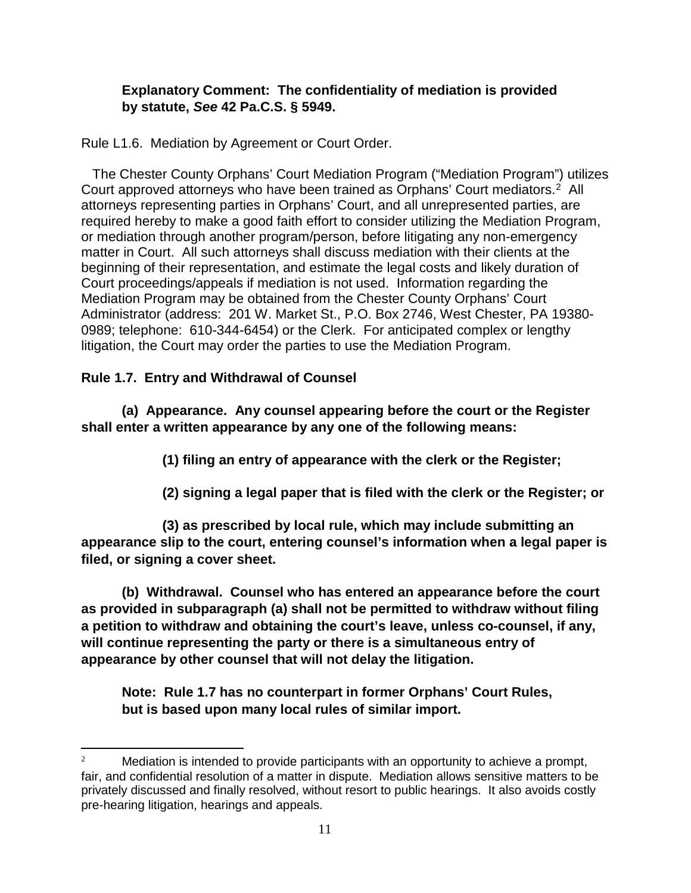**Explanatory Comment: The confidentiality of mediation is provided by statute, *See* 42 Pa.C.S. § 5949.**

Rule L1.6. Mediation by Agreement or Court Order.

The Chester County Orphans' Court Mediation Program ("Mediation Program") utilizes Court approved attorneys who have been trained as Orphans' Court mediators.[2] All attorneys representing parties in Orphans' Court, and all unrepresented parties, are required hereby to make a good faith effort to consider utilizing the Mediation Program, or mediation through another program/person, before litigating any non-emergency matter in Court. All such attorneys shall discuss mediation with their clients at the beginning of their representation, and estimate the legal costs and likely duration of Court proceedings/appeals if mediation is not used. Information regarding the Mediation Program may be obtained from the Chester County Orphans' Court Administrator (address: 201 W. Market St., P.O. Box 2746, West Chester, PA 19380-0989; telephone: 610-344-6454) or the Clerk. For anticipated complex or lengthy litigation, the Court may order the parties to use the Mediation Program.

**Rule 1.7. Entry and Withdrawal of Counsel**

**(a) Appearance. Any counsel appearing before the court or the Register shall enter a written appearance by any one of the following means:**

**(1) filing an entry of appearance with the clerk or the Register;**

**(2) signing a legal paper that is filed with the clerk or the Register; or**

**(3) as prescribed by local rule, which may include submitting an appearance slip to the court, entering counsel's information when a legal paper is filed, or signing a cover sheet.**

**(b) Withdrawal. Counsel who has entered an appearance before the court as provided in subparagraph (a) shall not be permitted to withdraw without filing a petition to withdraw and obtaining the court's leave, unless co-counsel, if any, will continue representing the party or there is a simultaneous entry of appearance by other counsel that will not delay the litigation.**

**Note: Rule 1.7 has no counterpart in former Orphans' Court Rules, but is based upon many local rules of similar import.**

---

[2] Mediation is intended to provide participants with an opportunity to achieve a prompt, fair, and confidential resolution of a matter in dispute. Mediation allows sensitive matters to be privately discussed and finally resolved, without resort to public hearings. It also avoids costly pre-hearing litigation, hearings and appeals.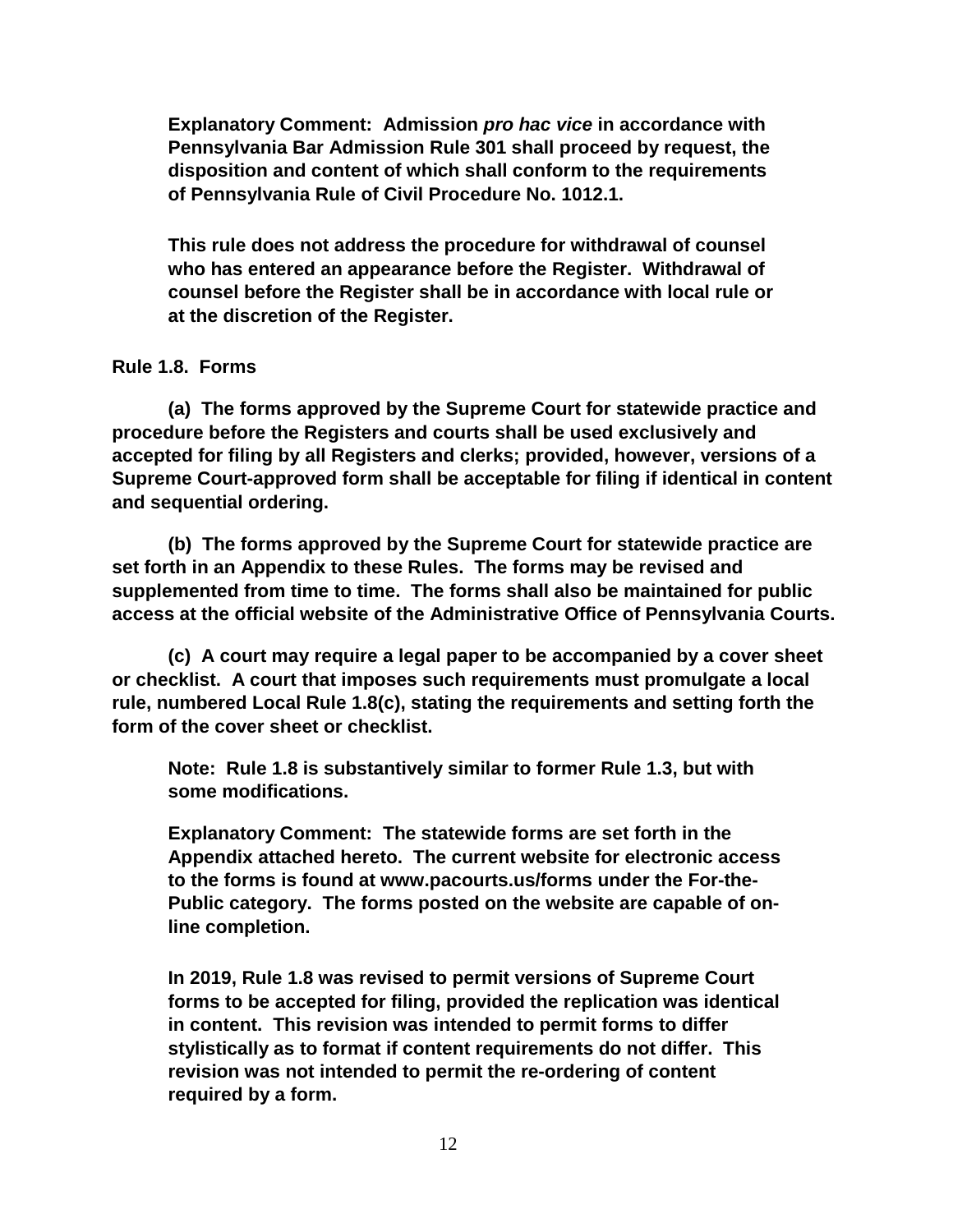**Explanatory Comment: Admission *pro hac vice* in accordance with Pennsylvania Bar Admission Rule 301 shall proceed by request, the disposition and content of which shall conform to the requirements of Pennsylvania Rule of Civil Procedure No. 1012.1.**

**This rule does not address the procedure for withdrawal of counsel who has entered an appearance before the Register. Withdrawal of counsel before the Register shall be in accordance with local rule or at the discretion of the Register.**

**Rule 1.8. Forms**

**(a) The forms approved by the Supreme Court for statewide practice and procedure before the Registers and courts shall be used exclusively and accepted for filing by all Registers and clerks; provided, however, versions of a Supreme Court-approved form shall be acceptable for filing if identical in content and sequential ordering.**

**(b) The forms approved by the Supreme Court for statewide practice are set forth in an Appendix to these Rules. The forms may be revised and supplemented from time to time. The forms shall also be maintained for public access at the official website of the Administrative Office of Pennsylvania Courts.**

**(c) A court may require a legal paper to be accompanied by a cover sheet or checklist. A court that imposes such requirements must promulgate a local rule, numbered Local Rule 1.8(c), stating the requirements and setting forth the form of the cover sheet or checklist.**

**Note: Rule 1.8 is substantively similar to former Rule 1.3, but with some modifications.**

**Explanatory Comment: The statewide forms are set forth in the Appendix attached hereto. The current website for electronic access to the forms is found at www.pacourts.us/forms under the For-the-Public category. The forms posted on the website are capable of on-line completion.**

**In 2019, Rule 1.8 was revised to permit versions of Supreme Court forms to be accepted for filing, provided the replication was identical in content. This revision was intended to permit forms to differ stylistically as to format if content requirements do not differ. This revision was not intended to permit the re-ordering of content required by a form.**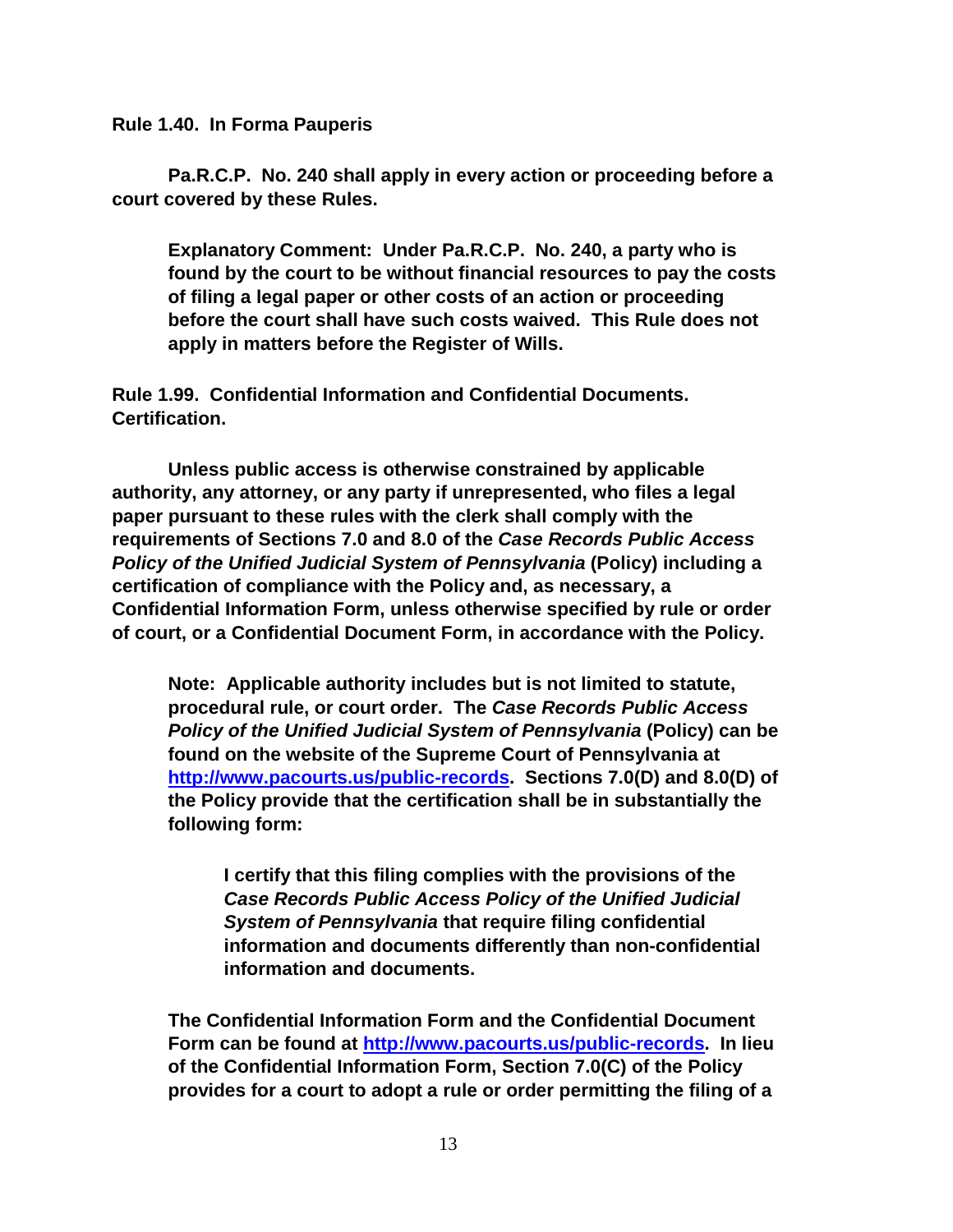**Rule 1.40. In Forma Pauperis**

**Pa.R.C.P. No. 240 shall apply in every action or proceeding before a court covered by these Rules.**

> **Explanatory Comment: Under Pa.R.C.P. No. 240, a party who is found by the court to be without financial resources to pay the costs of filing a legal paper or other costs of an action or proceeding before the court shall have such costs waived. This Rule does not apply in matters before the Register of Wills.**

**Rule 1.99. Confidential Information and Confidential Documents. Certification.**

**Unless public access is otherwise constrained by applicable authority, any attorney, or any party if unrepresented, who files a legal paper pursuant to these rules with the clerk shall comply with the requirements of Sections 7.0 and 8.0 of the *Case Records Public Access Policy of the Unified Judicial System of Pennsylvania* (Policy) including a certification of compliance with the Policy and, as necessary, a Confidential Information Form, unless otherwise specified by rule or order of court, or a Confidential Document Form, in accordance with the Policy.**

> **Note: Applicable authority includes but is not limited to statute, procedural rule, or court order. The *Case Records Public Access Policy of the Unified Judicial System of Pennsylvania* (Policy) can be found on the website of the Supreme Court of Pennsylvania at [http://www.pacourts.us/public-records](http://www.pacourts.us/public-records). Sections 7.0(D) and 8.0(D) of the Policy provide that the certification shall be in substantially the following form:**
>
> > **I certify that this filing complies with the provisions of the *Case Records Public Access Policy of the Unified Judicial System of Pennsylvania* that require filing confidential information and documents differently than non-confidential information and documents.**
>
> **The Confidential Information Form and the Confidential Document Form can be found at [http://www.pacourts.us/public-records](http://www.pacourts.us/public-records). In lieu of the Confidential Information Form, Section 7.0(C) of the Policy provides for a court to adopt a rule or order permitting the filing of a**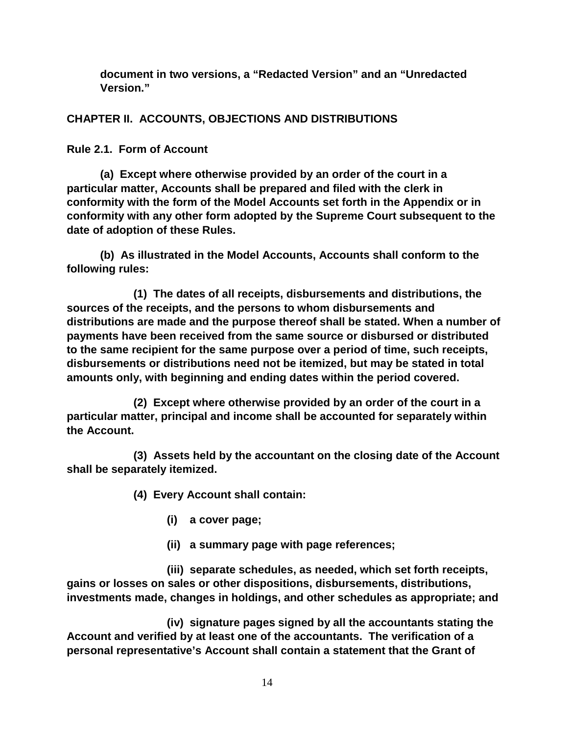**document in two versions, a "Redacted Version" and an "Unredacted Version."**

## CHAPTER II. ACCOUNTS, OBJECTIONS AND DISTRIBUTIONS

### Rule 2.1. Form of Account

**(a) Except where otherwise provided by an order of the court in a particular matter, Accounts shall be prepared and filed with the clerk in conformity with the form of the Model Accounts set forth in the Appendix or in conformity with any other form adopted by the Supreme Court subsequent to the date of adoption of these Rules.**

**(b) As illustrated in the Model Accounts, Accounts shall conform to the following rules:**

**(1) The dates of all receipts, disbursements and distributions, the sources of the receipts, and the persons to whom disbursements and distributions are made and the purpose thereof shall be stated. When a number of payments have been received from the same source or disbursed or distributed to the same recipient for the same purpose over a period of time, such receipts, disbursements or distributions need not be itemized, but may be stated in total amounts only, with beginning and ending dates within the period covered.**

**(2) Except where otherwise provided by an order of the court in a particular matter, principal and income shall be accounted for separately within the Account.**

**(3) Assets held by the accountant on the closing date of the Account shall be separately itemized.**

**(4) Every Account shall contain:**

**(i) a cover page;**

**(ii) a summary page with page references;**

**(iii) separate schedules, as needed, which set forth receipts, gains or losses on sales or other dispositions, disbursements, distributions, investments made, changes in holdings, and other schedules as appropriate; and**

**(iv) signature pages signed by all the accountants stating the Account and verified by at least one of the accountants. The verification of a personal representative's Account shall contain a statement that the Grant of**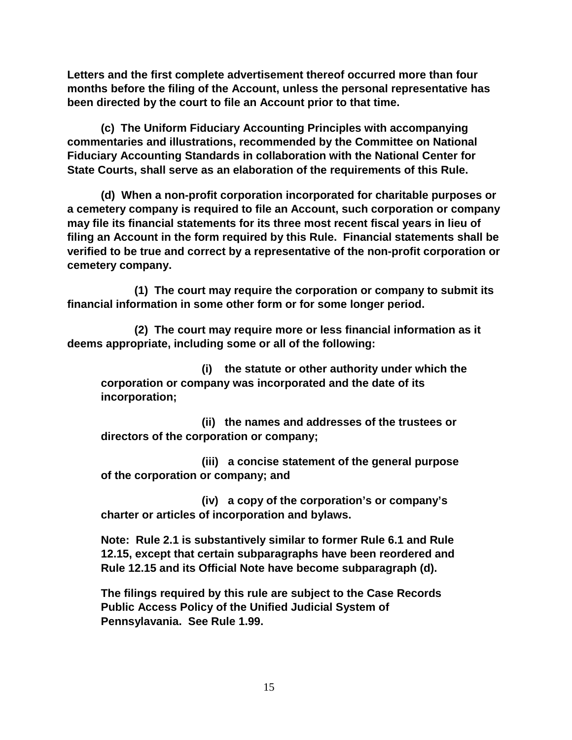**Letters and the first complete advertisement thereof occurred more than four months before the filing of the Account, unless the personal representative has been directed by the court to file an Account prior to that time.**

**(c) The Uniform Fiduciary Accounting Principles with accompanying commentaries and illustrations, recommended by the Committee on National Fiduciary Accounting Standards in collaboration with the National Center for State Courts, shall serve as an elaboration of the requirements of this Rule.**

**(d) When a non-profit corporation incorporated for charitable purposes or a cemetery company is required to file an Account, such corporation or company may file its financial statements for its three most recent fiscal years in lieu of filing an Account in the form required by this Rule. Financial statements shall be verified to be true and correct by a representative of the non-profit corporation or cemetery company.**

**(1) The court may require the corporation or company to submit its financial information in some other form or for some longer period.**

**(2) The court may require more or less financial information as it deems appropriate, including some or all of the following:**

**(i) the statute or other authority under which the corporation or company was incorporated and the date of its incorporation;**

**(ii) the names and addresses of the trustees or directors of the corporation or company;**

**(iii) a concise statement of the general purpose of the corporation or company; and**

**(iv) a copy of the corporation's or company's charter or articles of incorporation and bylaws.**

**Note: Rule 2.1 is substantively similar to former Rule 6.1 and Rule 12.15, except that certain subparagraphs have been reordered and Rule 12.15 and its Official Note have become subparagraph (d).**

**The filings required by this rule are subject to the Case Records Public Access Policy of the Unified Judicial System of Pennsylavania. See Rule 1.99.**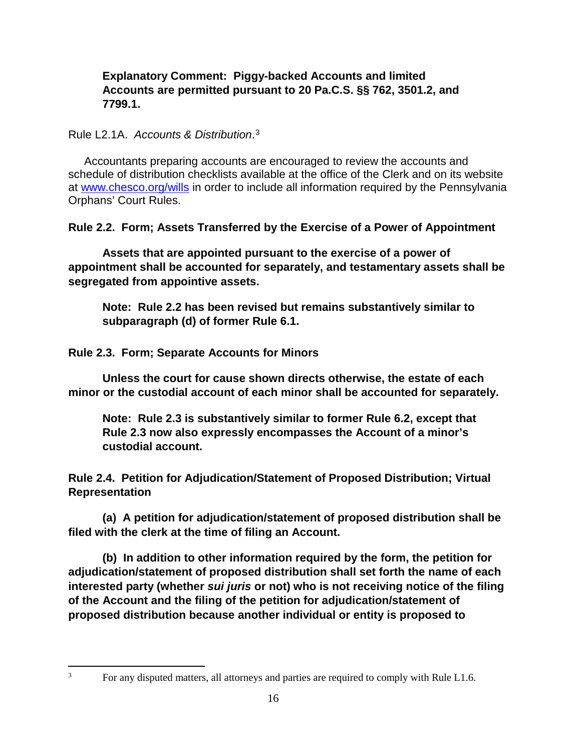**Explanatory Comment: Piggy-backed Accounts and limited Accounts are permitted pursuant to 20 Pa.C.S. §§ 762, 3501.2, and 7799.1.**

Rule L2.1A. *Accounts & Distribution*.[3]

Accountants preparing accounts are encouraged to review the accounts and schedule of distribution checklists available at the office of the Clerk and on its website at [www.chesco.org/wills](http://www.chesco.org/wills) in order to include all information required by the Pennsylvania Orphans' Court Rules.

**Rule 2.2. Form; Assets Transferred by the Exercise of a Power of Appointment**

**Assets that are appointed pursuant to the exercise of a power of appointment shall be accounted for separately, and testamentary assets shall be segregated from appointive assets.**

**Note: Rule 2.2 has been revised but remains substantively similar to subparagraph (d) of former Rule 6.1.**

**Rule 2.3. Form; Separate Accounts for Minors**

**Unless the court for cause shown directs otherwise, the estate of each minor or the custodial account of each minor shall be accounted for separately.**

**Note: Rule 2.3 is substantively similar to former Rule 6.2, except that Rule 2.3 now also expressly encompasses the Account of a minor's custodial account.**

**Rule 2.4. Petition for Adjudication/Statement of Proposed Distribution; Virtual Representation**

**(a) A petition for adjudication/statement of proposed distribution shall be filed with the clerk at the time of filing an Account.**

**(b) In addition to other information required by the form, the petition for adjudication/statement of proposed distribution shall set forth the name of each interested party (whether *sui juris* or not) who is not receiving notice of the filing of the Account and the filing of the petition for adjudication/statement of proposed distribution because another individual or entity is proposed to**

[3] For any disputed matters, all attorneys and parties are required to comply with Rule L1.6.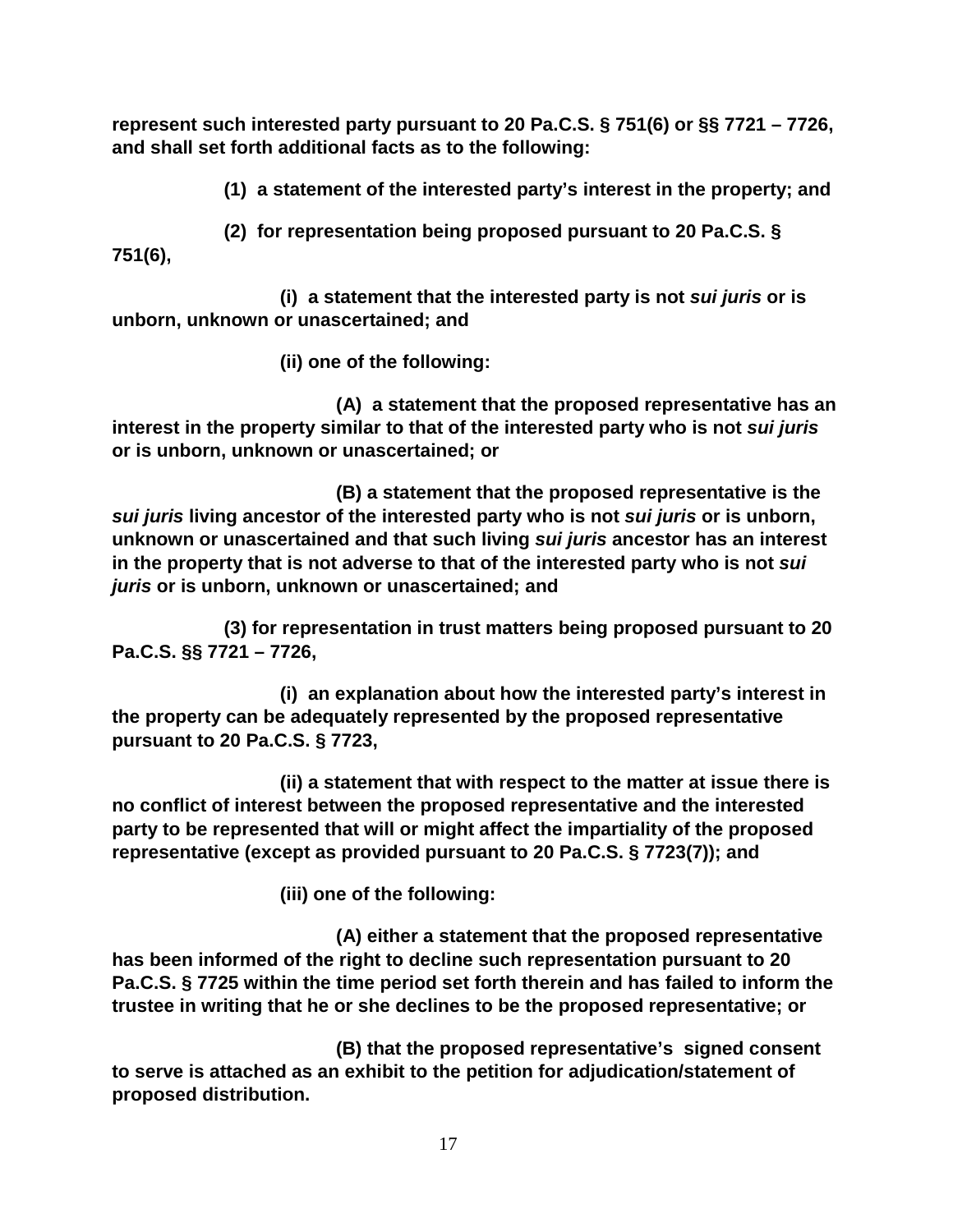**represent such interested party pursuant to 20 Pa.C.S. § 751(6) or §§ 7721 – 7726, and shall set forth additional facts as to the following:**

**(1) a statement of the interested party's interest in the property; and**

**(2) for representation being proposed pursuant to 20 Pa.C.S. § 751(6),**

**(i) a statement that the interested party is not *sui juris* or is unborn, unknown or unascertained; and**

**(ii) one of the following:**

**(A) a statement that the proposed representative has an interest in the property similar to that of the interested party who is not *sui juris* or is unborn, unknown or unascertained; or**

**(B) a statement that the proposed representative is the *sui juris* living ancestor of the interested party who is not *sui juris* or is unborn, unknown or unascertained and that such living *sui juris* ancestor has an interest in the property that is not adverse to that of the interested party who is not *sui juris* or is unborn, unknown or unascertained; and**

**(3) for representation in trust matters being proposed pursuant to 20 Pa.C.S. §§ 7721 – 7726,**

**(i) an explanation about how the interested party's interest in the property can be adequately represented by the proposed representative pursuant to 20 Pa.C.S. § 7723,**

**(ii) a statement that with respect to the matter at issue there is no conflict of interest between the proposed representative and the interested party to be represented that will or might affect the impartiality of the proposed representative (except as provided pursuant to 20 Pa.C.S. § 7723(7)); and**

**(iii) one of the following:**

**(A) either a statement that the proposed representative has been informed of the right to decline such representation pursuant to 20 Pa.C.S. § 7725 within the time period set forth therein and has failed to inform the trustee in writing that he or she declines to be the proposed representative; or**

**(B) that the proposed representative's signed consent to serve is attached as an exhibit to the petition for adjudication/statement of proposed distribution.**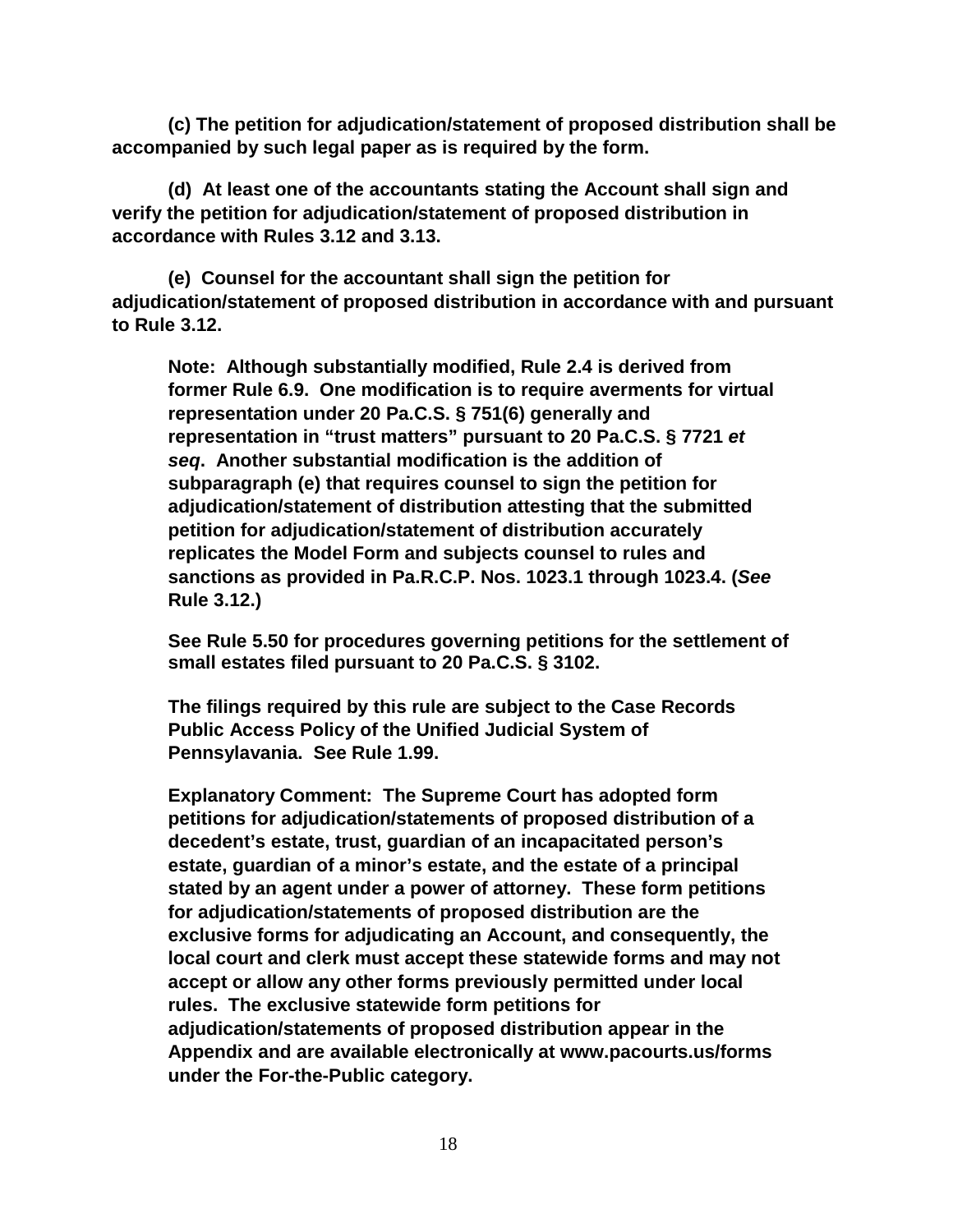**(c) The petition for adjudication/statement of proposed distribution shall be accompanied by such legal paper as is required by the form.**

**(d) At least one of the accountants stating the Account shall sign and verify the petition for adjudication/statement of proposed distribution in accordance with Rules 3.12 and 3.13.**

**(e) Counsel for the accountant shall sign the petition for adjudication/statement of proposed distribution in accordance with and pursuant to Rule 3.12.**

> **Note: Although substantially modified, Rule 2.4 is derived from former Rule 6.9. One modification is to require averments for virtual representation under 20 Pa.C.S. § 751(6) generally and representation in "trust matters" pursuant to 20 Pa.C.S. § 7721 *et seq*. Another substantial modification is the addition of subparagraph (e) that requires counsel to sign the petition for adjudication/statement of distribution attesting that the submitted petition for adjudication/statement of distribution accurately replicates the Model Form and subjects counsel to rules and sanctions as provided in Pa.R.C.P. Nos. 1023.1 through 1023.4. (*See* Rule 3.12.)**
>
> **See Rule 5.50 for procedures governing petitions for the settlement of small estates filed pursuant to 20 Pa.C.S. § 3102.**
>
> **The filings required by this rule are subject to the Case Records Public Access Policy of the Unified Judicial System of Pennsylavania. See Rule 1.99.**
>
> **Explanatory Comment: The Supreme Court has adopted form petitions for adjudication/statements of proposed distribution of a decedent's estate, trust, guardian of an incapacitated person's estate, guardian of a minor's estate, and the estate of a principal stated by an agent under a power of attorney. These form petitions for adjudication/statements of proposed distribution are the exclusive forms for adjudicating an Account, and consequently, the local court and clerk must accept these statewide forms and may not accept or allow any other forms previously permitted under local rules. The exclusive statewide form petitions for adjudication/statements of proposed distribution appear in the Appendix and are available electronically at www.pacourts.us/forms under the For-the-Public category.**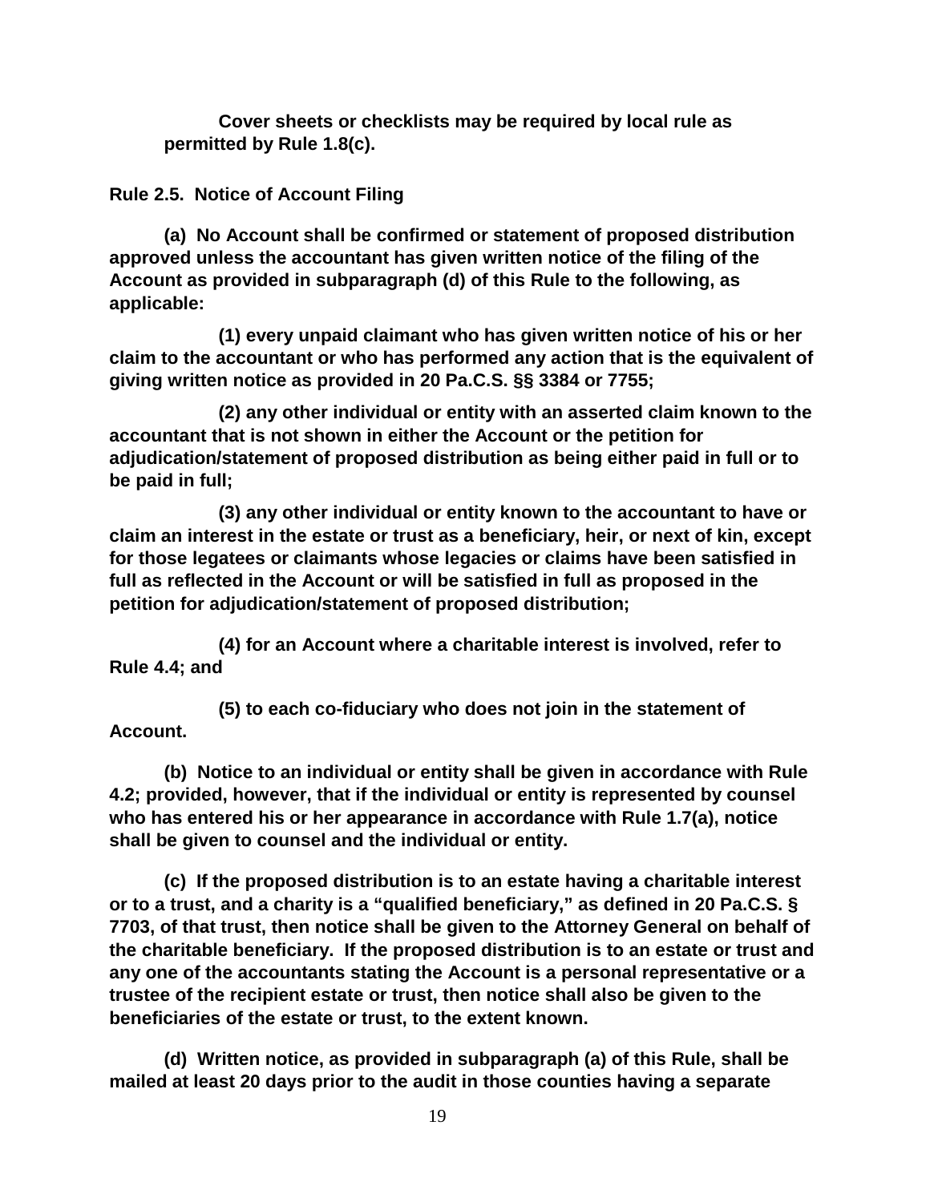**Cover sheets or checklists may be required by local rule as permitted by Rule 1.8(c).**

**Rule 2.5. Notice of Account Filing**

**(a) No Account shall be confirmed or statement of proposed distribution approved unless the accountant has given written notice of the filing of the Account as provided in subparagraph (d) of this Rule to the following, as applicable:**

**(1) every unpaid claimant who has given written notice of his or her claim to the accountant or who has performed any action that is the equivalent of giving written notice as provided in 20 Pa.C.S. §§ 3384 or 7755;**

**(2) any other individual or entity with an asserted claim known to the accountant that is not shown in either the Account or the petition for adjudication/statement of proposed distribution as being either paid in full or to be paid in full;**

**(3) any other individual or entity known to the accountant to have or claim an interest in the estate or trust as a beneficiary, heir, or next of kin, except for those legatees or claimants whose legacies or claims have been satisfied in full as reflected in the Account or will be satisfied in full as proposed in the petition for adjudication/statement of proposed distribution;**

**(4) for an Account where a charitable interest is involved, refer to Rule 4.4; and**

**(5) to each co-fiduciary who does not join in the statement of Account.**

**(b) Notice to an individual or entity shall be given in accordance with Rule 4.2; provided, however, that if the individual or entity is represented by counsel who has entered his or her appearance in accordance with Rule 1.7(a), notice shall be given to counsel and the individual or entity.**

**(c) If the proposed distribution is to an estate having a charitable interest or to a trust, and a charity is a "qualified beneficiary," as defined in 20 Pa.C.S. § 7703, of that trust, then notice shall be given to the Attorney General on behalf of the charitable beneficiary. If the proposed distribution is to an estate or trust and any one of the accountants stating the Account is a personal representative or a trustee of the recipient estate or trust, then notice shall also be given to the beneficiaries of the estate or trust, to the extent known.**

**(d) Written notice, as provided in subparagraph (a) of this Rule, shall be mailed at least 20 days prior to the audit in those counties having a separate**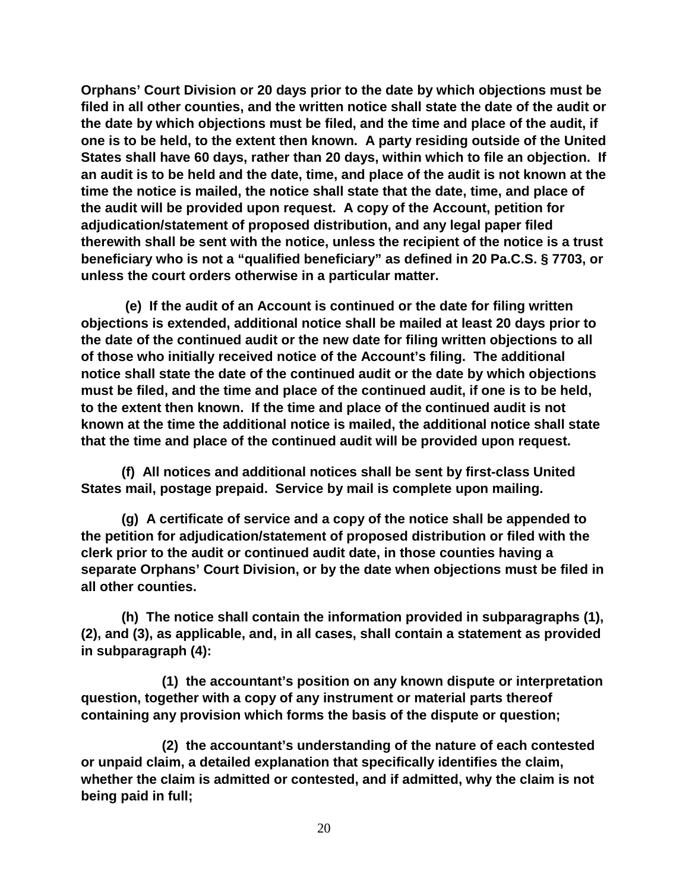**Orphans' Court Division or 20 days prior to the date by which objections must be filed in all other counties, and the written notice shall state the date of the audit or the date by which objections must be filed, and the time and place of the audit, if one is to be held, to the extent then known. A party residing outside of the United States shall have 60 days, rather than 20 days, within which to file an objection. If an audit is to be held and the date, time, and place of the audit is not known at the time the notice is mailed, the notice shall state that the date, time, and place of the audit will be provided upon request. A copy of the Account, petition for adjudication/statement of proposed distribution, and any legal paper filed therewith shall be sent with the notice, unless the recipient of the notice is a trust beneficiary who is not a "qualified beneficiary" as defined in 20 Pa.C.S. § 7703, or unless the court orders otherwise in a particular matter.**

**(e) If the audit of an Account is continued or the date for filing written objections is extended, additional notice shall be mailed at least 20 days prior to the date of the continued audit or the new date for filing written objections to all of those who initially received notice of the Account's filing. The additional notice shall state the date of the continued audit or the date by which objections must be filed, and the time and place of the continued audit, if one is to be held, to the extent then known. If the time and place of the continued audit is not known at the time the additional notice is mailed, the additional notice shall state that the time and place of the continued audit will be provided upon request.**

**(f) All notices and additional notices shall be sent by first-class United States mail, postage prepaid. Service by mail is complete upon mailing.**

**(g) A certificate of service and a copy of the notice shall be appended to the petition for adjudication/statement of proposed distribution or filed with the clerk prior to the audit or continued audit date, in those counties having a separate Orphans' Court Division, or by the date when objections must be filed in all other counties.**

**(h) The notice shall contain the information provided in subparagraphs (1), (2), and (3), as applicable, and, in all cases, shall contain a statement as provided in subparagraph (4):**

**(1) the accountant's position on any known dispute or interpretation question, together with a copy of any instrument or material parts thereof containing any provision which forms the basis of the dispute or question;**

**(2) the accountant's understanding of the nature of each contested or unpaid claim, a detailed explanation that specifically identifies the claim, whether the claim is admitted or contested, and if admitted, why the claim is not being paid in full;**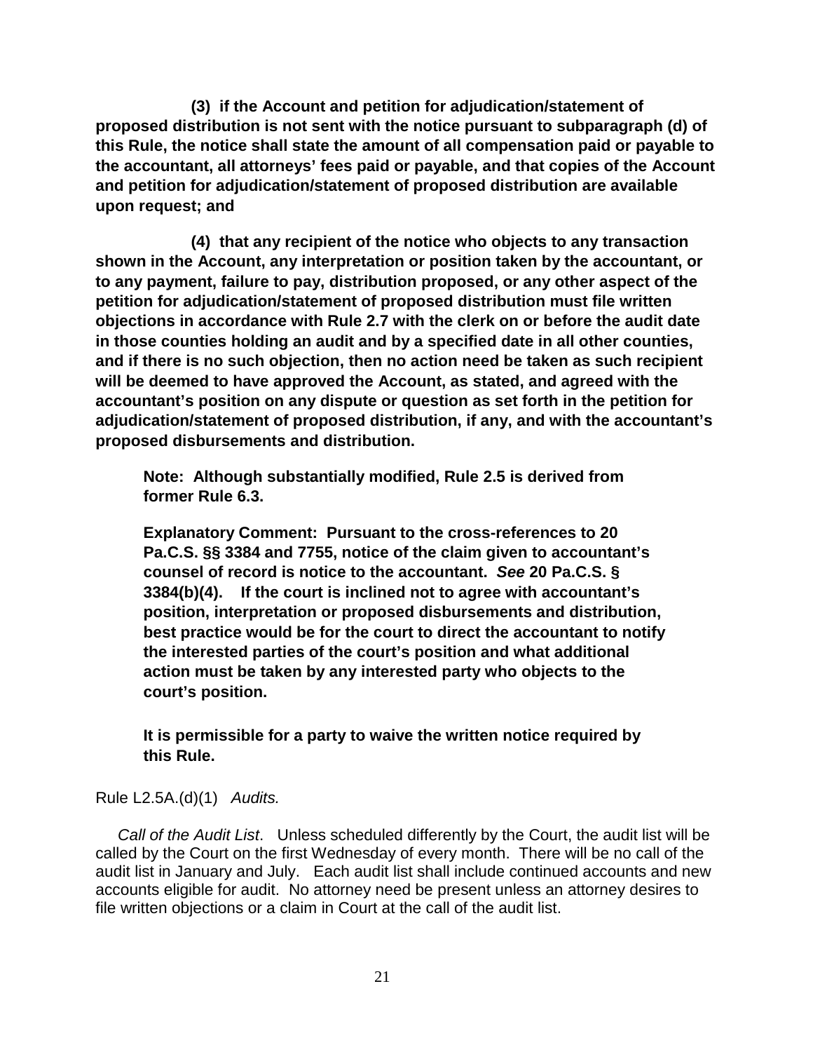**(3) if the Account and petition for adjudication/statement of proposed distribution is not sent with the notice pursuant to subparagraph (d) of this Rule, the notice shall state the amount of all compensation paid or payable to the accountant, all attorneys' fees paid or payable, and that copies of the Account and petition for adjudication/statement of proposed distribution are available upon request; and**

**(4) that any recipient of the notice who objects to any transaction shown in the Account, any interpretation or position taken by the accountant, or to any payment, failure to pay, distribution proposed, or any other aspect of the petition for adjudication/statement of proposed distribution must file written objections in accordance with Rule 2.7 with the clerk on or before the audit date in those counties holding an audit and by a specified date in all other counties, and if there is no such objection, then no action need be taken as such recipient will be deemed to have approved the Account, as stated, and agreed with the accountant's position on any dispute or question as set forth in the petition for adjudication/statement of proposed distribution, if any, and with the accountant's proposed disbursements and distribution.**

**Note: Although substantially modified, Rule 2.5 is derived from former Rule 6.3.**

**Explanatory Comment: Pursuant to the cross-references to 20 Pa.C.S. §§ 3384 and 7755, notice of the claim given to accountant's counsel of record is notice to the accountant. *See* 20 Pa.C.S. § 3384(b)(4). If the court is inclined not to agree with accountant's position, interpretation or proposed disbursements and distribution, best practice would be for the court to direct the accountant to notify the interested parties of the court's position and what additional action must be taken by any interested party who objects to the court's position.**

**It is permissible for a party to waive the written notice required by this Rule.**

Rule L2.5A.(d)(1) *Audits.*

*Call of the Audit List*. Unless scheduled differently by the Court, the audit list will be called by the Court on the first Wednesday of every month. There will be no call of the audit list in January and July. Each audit list shall include continued accounts and new accounts eligible for audit. No attorney need be present unless an attorney desires to file written objections or a claim in Court at the call of the audit list.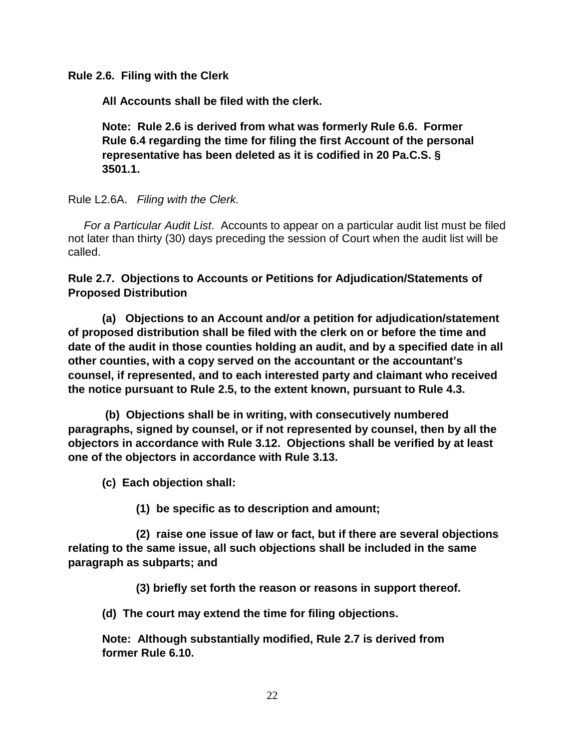**Rule 2.6. Filing with the Clerk**

**All Accounts shall be filed with the clerk.**

**Note: Rule 2.6 is derived from what was formerly Rule 6.6. Former Rule 6.4 regarding the time for filing the first Account of the personal representative has been deleted as it is codified in 20 Pa.C.S. § 3501.1.**

Rule L2.6A. *Filing with the Clerk.*

*For a Particular Audit List*. Accounts to appear on a particular audit list must be filed not later than thirty (30) days preceding the session of Court when the audit list will be called.

**Rule 2.7. Objections to Accounts or Petitions for Adjudication/Statements of Proposed Distribution**

**(a) Objections to an Account and/or a petition for adjudication/statement of proposed distribution shall be filed with the clerk on or before the time and date of the audit in those counties holding an audit, and by a specified date in all other counties, with a copy served on the accountant or the accountant's counsel, if represented, and to each interested party and claimant who received the notice pursuant to Rule 2.5, to the extent known, pursuant to Rule 4.3.**

**(b) Objections shall be in writing, with consecutively numbered paragraphs, signed by counsel, or if not represented by counsel, then by all the objectors in accordance with Rule 3.12. Objections shall be verified by at least one of the objectors in accordance with Rule 3.13.**

**(c) Each objection shall:**

**(1) be specific as to description and amount;**

**(2) raise one issue of law or fact, but if there are several objections relating to the same issue, all such objections shall be included in the same paragraph as subparts; and**

**(3) briefly set forth the reason or reasons in support thereof.**

**(d) The court may extend the time for filing objections.**

**Note: Although substantially modified, Rule 2.7 is derived from former Rule 6.10.**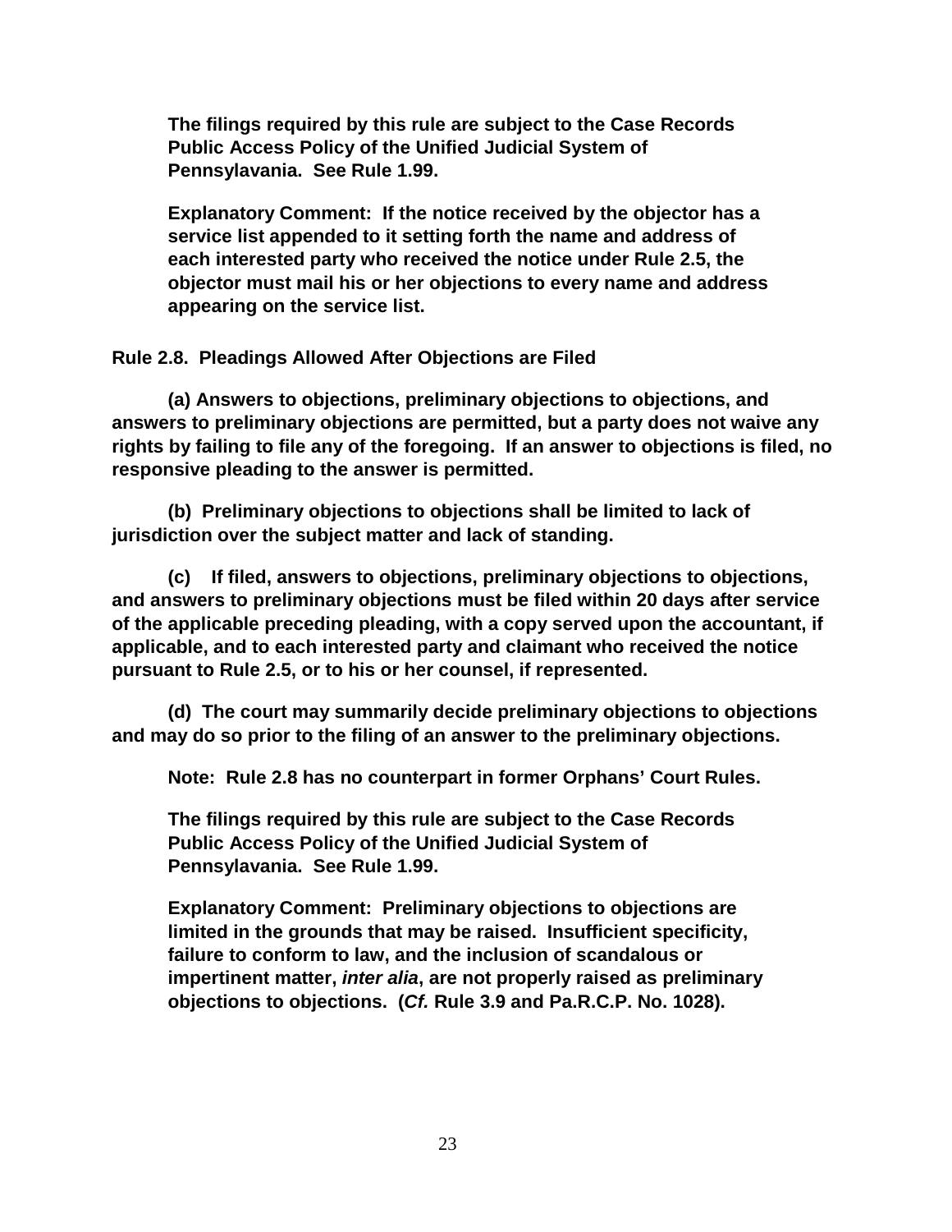**The filings required by this rule are subject to the Case Records Public Access Policy of the Unified Judicial System of Pennsylavania. See Rule 1.99.**

**Explanatory Comment: If the notice received by the objector has a service list appended to it setting forth the name and address of each interested party who received the notice under Rule 2.5, the objector must mail his or her objections to every name and address appearing on the service list.**

**Rule 2.8. Pleadings Allowed After Objections are Filed**

**(a) Answers to objections, preliminary objections to objections, and answers to preliminary objections are permitted, but a party does not waive any rights by failing to file any of the foregoing. If an answer to objections is filed, no responsive pleading to the answer is permitted.**

**(b) Preliminary objections to objections shall be limited to lack of jurisdiction over the subject matter and lack of standing.**

**(c) If filed, answers to objections, preliminary objections to objections, and answers to preliminary objections must be filed within 20 days after service of the applicable preceding pleading, with a copy served upon the accountant, if applicable, and to each interested party and claimant who received the notice pursuant to Rule 2.5, or to his or her counsel, if represented.**

**(d) The court may summarily decide preliminary objections to objections and may do so prior to the filing of an answer to the preliminary objections.**

**Note: Rule 2.8 has no counterpart in former Orphans' Court Rules.**

**The filings required by this rule are subject to the Case Records Public Access Policy of the Unified Judicial System of Pennsylavania. See Rule 1.99.**

**Explanatory Comment: Preliminary objections to objections are limited in the grounds that may be raised. Insufficient specificity, failure to conform to law, and the inclusion of scandalous or impertinent matter, *inter alia*, are not properly raised as preliminary objections to objections. (*Cf.* Rule 3.9 and Pa.R.C.P. No. 1028).**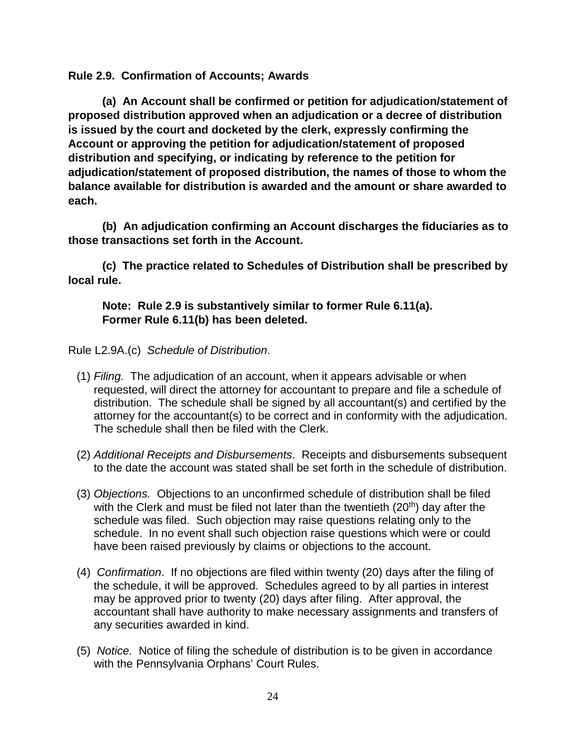**Rule 2.9. Confirmation of Accounts; Awards**

**(a) An Account shall be confirmed or petition for adjudication/statement of proposed distribution approved when an adjudication or a decree of distribution is issued by the court and docketed by the clerk, expressly confirming the Account or approving the petition for adjudication/statement of proposed distribution and specifying, or indicating by reference to the petition for adjudication/statement of proposed distribution, the names of those to whom the balance available for distribution is awarded and the amount or share awarded to each.**

**(b) An adjudication confirming an Account discharges the fiduciaries as to those transactions set forth in the Account.**

**(c) The practice related to Schedules of Distribution shall be prescribed by local rule.**

**Note: Rule 2.9 is substantively similar to former Rule 6.11(a). Former Rule 6.11(b) has been deleted.**

Rule L2.9A.(c) *Schedule of Distribution*.

(1) *Filing.* The adjudication of an account, when it appears advisable or when requested, will direct the attorney for accountant to prepare and file a schedule of distribution. The schedule shall be signed by all accountant(s) and certified by the attorney for the accountant(s) to be correct and in conformity with the adjudication. The schedule shall then be filed with the Clerk.

(2) *Additional Receipts and Disbursements*. Receipts and disbursements subsequent to the date the account was stated shall be set forth in the schedule of distribution.

(3) *Objections.* Objections to an unconfirmed schedule of distribution shall be filed with the Clerk and must be filed not later than the twentieth (20th) day after the schedule was filed. Such objection may raise questions relating only to the schedule. In no event shall such objection raise questions which were or could have been raised previously by claims or objections to the account.

(4) *Confirmation*. If no objections are filed within twenty (20) days after the filing of the schedule, it will be approved. Schedules agreed to by all parties in interest may be approved prior to twenty (20) days after filing. After approval, the accountant shall have authority to make necessary assignments and transfers of any securities awarded in kind.

(5) *Notice.* Notice of filing the schedule of distribution is to be given in accordance with the Pennsylvania Orphans' Court Rules.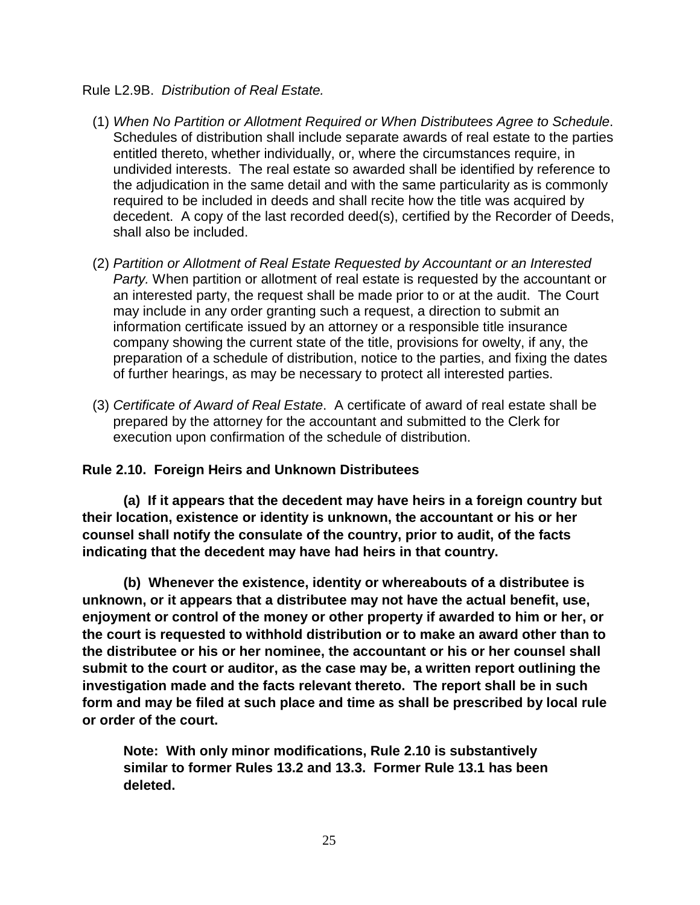Rule L2.9B. *Distribution of Real Estate.*

(1) *When No Partition or Allotment Required or When Distributees Agree to Schedule*. Schedules of distribution shall include separate awards of real estate to the parties entitled thereto, whether individually, or, where the circumstances require, in undivided interests. The real estate so awarded shall be identified by reference to the adjudication in the same detail and with the same particularity as is commonly required to be included in deeds and shall recite how the title was acquired by decedent. A copy of the last recorded deed(s), certified by the Recorder of Deeds, shall also be included.

(2) *Partition or Allotment of Real Estate Requested by Accountant or an Interested Party.* When partition or allotment of real estate is requested by the accountant or an interested party, the request shall be made prior to or at the audit. The Court may include in any order granting such a request, a direction to submit an information certificate issued by an attorney or a responsible title insurance company showing the current state of the title, provisions for owelty, if any, the preparation of a schedule of distribution, notice to the parties, and fixing the dates of further hearings, as may be necessary to protect all interested parties.

(3) *Certificate of Award of Real Estate*. A certificate of award of real estate shall be prepared by the attorney for the accountant and submitted to the Clerk for execution upon confirmation of the schedule of distribution.

**Rule 2.10. Foreign Heirs and Unknown Distributees**

**(a) If it appears that the decedent may have heirs in a foreign country but their location, existence or identity is unknown, the accountant or his or her counsel shall notify the consulate of the country, prior to audit, of the facts indicating that the decedent may have had heirs in that country.**

**(b) Whenever the existence, identity or whereabouts of a distributee is unknown, or it appears that a distributee may not have the actual benefit, use, enjoyment or control of the money or other property if awarded to him or her, or the court is requested to withhold distribution or to make an award other than to the distributee or his or her nominee, the accountant or his or her counsel shall submit to the court or auditor, as the case may be, a written report outlining the investigation made and the facts relevant thereto. The report shall be in such form and may be filed at such place and time as shall be prescribed by local rule or order of the court.**

**Note: With only minor modifications, Rule 2.10 is substantively similar to former Rules 13.2 and 13.3. Former Rule 13.1 has been deleted.**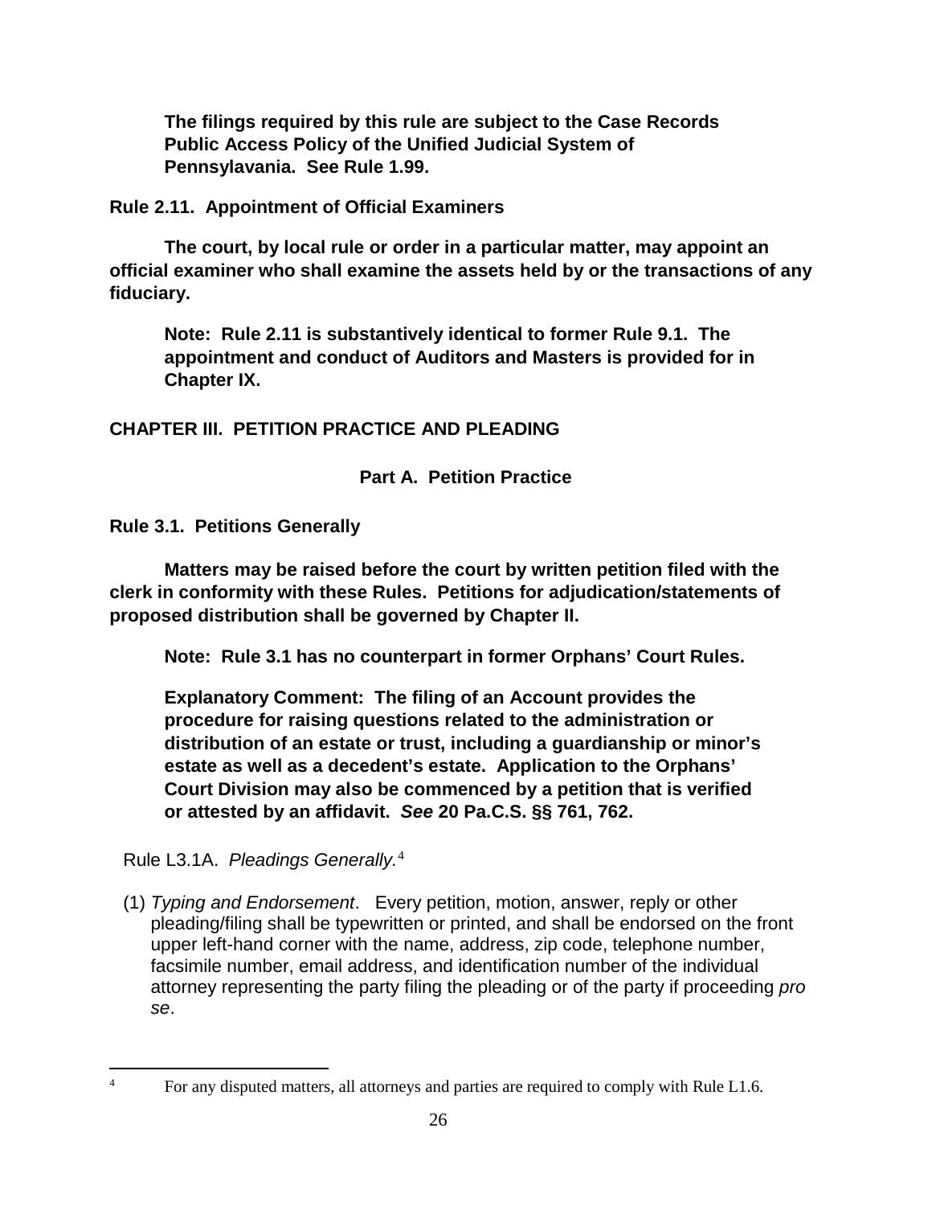**The filings required by this rule are subject to the Case Records Public Access Policy of the Unified Judicial System of Pennsylavania. See Rule 1.99.**

**Rule 2.11. Appointment of Official Examiners**

**The court, by local rule or order in a particular matter, may appoint an official examiner who shall examine the assets held by or the transactions of any fiduciary.**

**Note: Rule 2.11 is substantively identical to former Rule 9.1. The appointment and conduct of Auditors and Masters is provided for in Chapter IX.**

## CHAPTER III. PETITION PRACTICE AND PLEADING

### Part A. Petition Practice

**Rule 3.1. Petitions Generally**

**Matters may be raised before the court by written petition filed with the clerk in conformity with these Rules. Petitions for adjudication/statements of proposed distribution shall be governed by Chapter II.**

**Note: Rule 3.1 has no counterpart in former Orphans' Court Rules.**

**Explanatory Comment: The filing of an Account provides the procedure for raising questions related to the administration or distribution of an estate or trust, including a guardianship or minor's estate as well as a decedent's estate. Application to the Orphans' Court Division may also be commenced by a petition that is verified or attested by an affidavit. *See* 20 Pa.C.S. §§ 761, 762.**

Rule L3.1A. *Pleadings Generally.*[4]

(1) *Typing and Endorsement*. Every petition, motion, answer, reply or other pleading/filing shall be typewritten or printed, and shall be endorsed on the front upper left-hand corner with the name, address, zip code, telephone number, facsimile number, email address, and identification number of the individual attorney representing the party filing the pleading or of the party if proceeding *pro se*.

---

[4] For any disputed matters, all attorneys and parties are required to comply with Rule L1.6.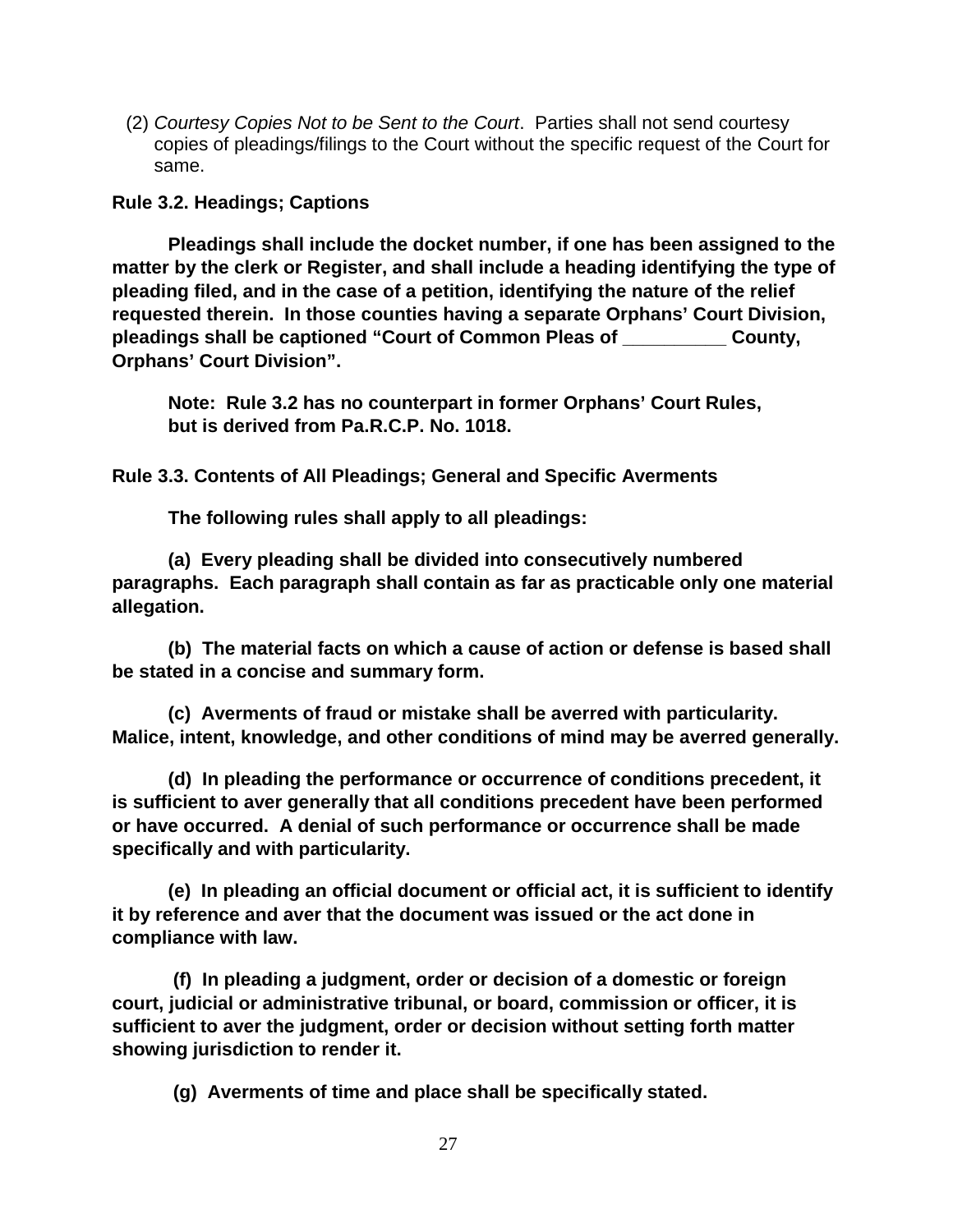(2) *Courtesy Copies Not to be Sent to the Court*. Parties shall not send courtesy copies of pleadings/filings to the Court without the specific request of the Court for same.

**Rule 3.2. Headings; Captions**

**Pleadings shall include the docket number, if one has been assigned to the matter by the clerk or Register, and shall include a heading identifying the type of pleading filed, and in the case of a petition, identifying the nature of the relief requested therein. In those counties having a separate Orphans' Court Division, pleadings shall be captioned "Court of Common Pleas of __________ County, Orphans' Court Division".**

**Note: Rule 3.2 has no counterpart in former Orphans' Court Rules, but is derived from Pa.R.C.P. No. 1018.**

**Rule 3.3. Contents of All Pleadings; General and Specific Averments**

**The following rules shall apply to all pleadings:**

**(a) Every pleading shall be divided into consecutively numbered paragraphs. Each paragraph shall contain as far as practicable only one material allegation.**

**(b) The material facts on which a cause of action or defense is based shall be stated in a concise and summary form.**

**(c) Averments of fraud or mistake shall be averred with particularity. Malice, intent, knowledge, and other conditions of mind may be averred generally.**

**(d) In pleading the performance or occurrence of conditions precedent, it is sufficient to aver generally that all conditions precedent have been performed or have occurred. A denial of such performance or occurrence shall be made specifically and with particularity.**

**(e) In pleading an official document or official act, it is sufficient to identify it by reference and aver that the document was issued or the act done in compliance with law.**

**(f) In pleading a judgment, order or decision of a domestic or foreign court, judicial or administrative tribunal, or board, commission or officer, it is sufficient to aver the judgment, order or decision without setting forth matter showing jurisdiction to render it.**

**(g) Averments of time and place shall be specifically stated.**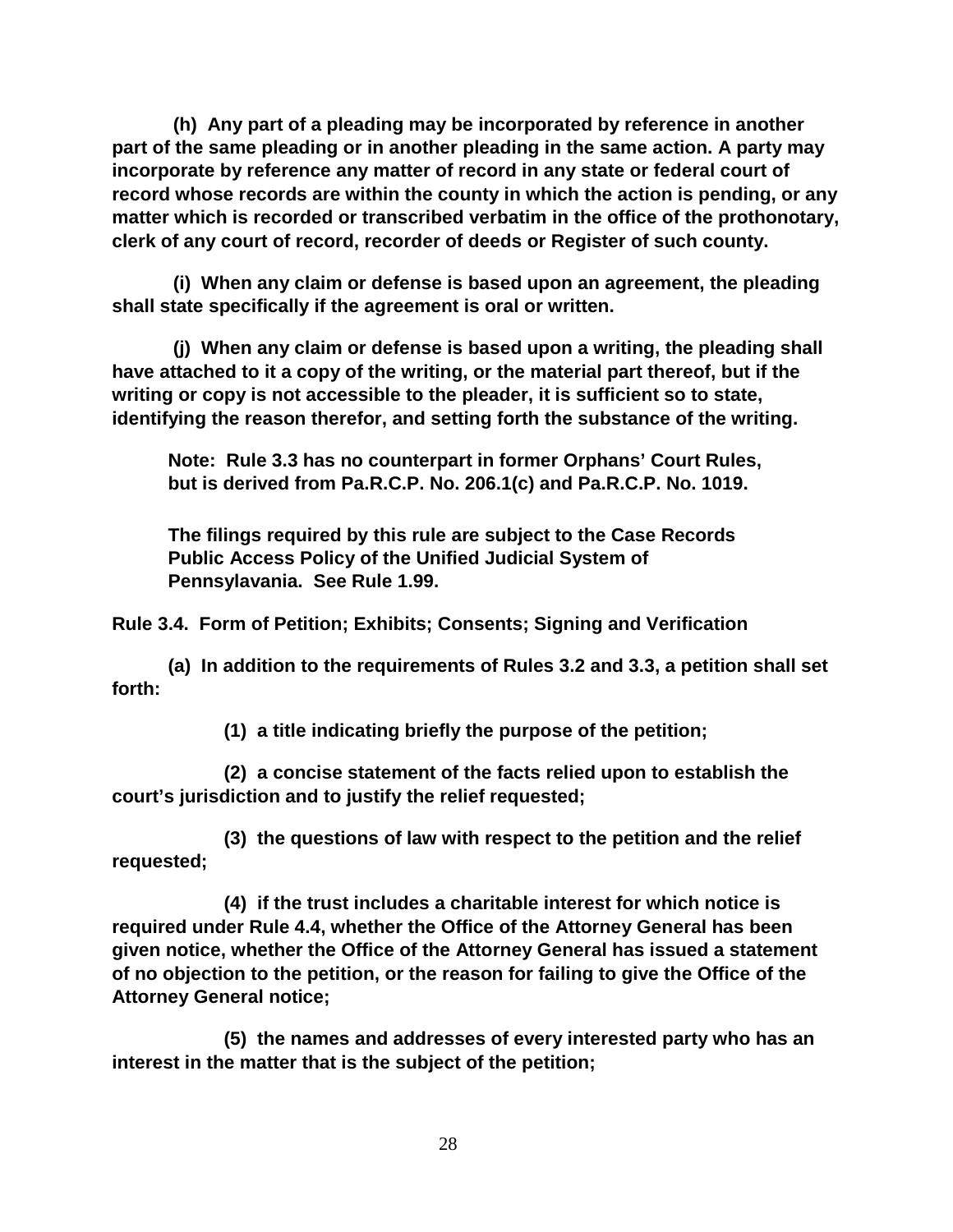(h) Any part of a pleading may be incorporated by reference in another part of the same pleading or in another pleading in the same action. A party may incorporate by reference any matter of record in any state or federal court of record whose records are within the county in which the action is pending, or any matter which is recorded or transcribed verbatim in the office of the prothonotary, clerk of any court of record, recorder of deeds or Register of such county.

(i) When any claim or defense is based upon an agreement, the pleading shall state specifically if the agreement is oral or written.

(j) When any claim or defense is based upon a writing, the pleading shall have attached to it a copy of the writing, or the material part thereof, but if the writing or copy is not accessible to the pleader, it is sufficient so to state, identifying the reason therefor, and setting forth the substance of the writing.

Note: Rule 3.3 has no counterpart in former Orphans' Court Rules, but is derived from Pa.R.C.P. No. 206.1(c) and Pa.R.C.P. No. 1019.

The filings required by this rule are subject to the Case Records Public Access Policy of the Unified Judicial System of Pennsylavania. See Rule 1.99.

## Rule 3.4. Form of Petition; Exhibits; Consents; Signing and Verification

(a) In addition to the requirements of Rules 3.2 and 3.3, a petition shall set forth:

(1) a title indicating briefly the purpose of the petition;

(2) a concise statement of the facts relied upon to establish the court's jurisdiction and to justify the relief requested;

(3) the questions of law with respect to the petition and the relief requested;

(4) if the trust includes a charitable interest for which notice is required under Rule 4.4, whether the Office of the Attorney General has been given notice, whether the Office of the Attorney General has issued a statement of no objection to the petition, or the reason for failing to give the Office of the Attorney General notice;

(5) the names and addresses of every interested party who has an interest in the matter that is the subject of the petition;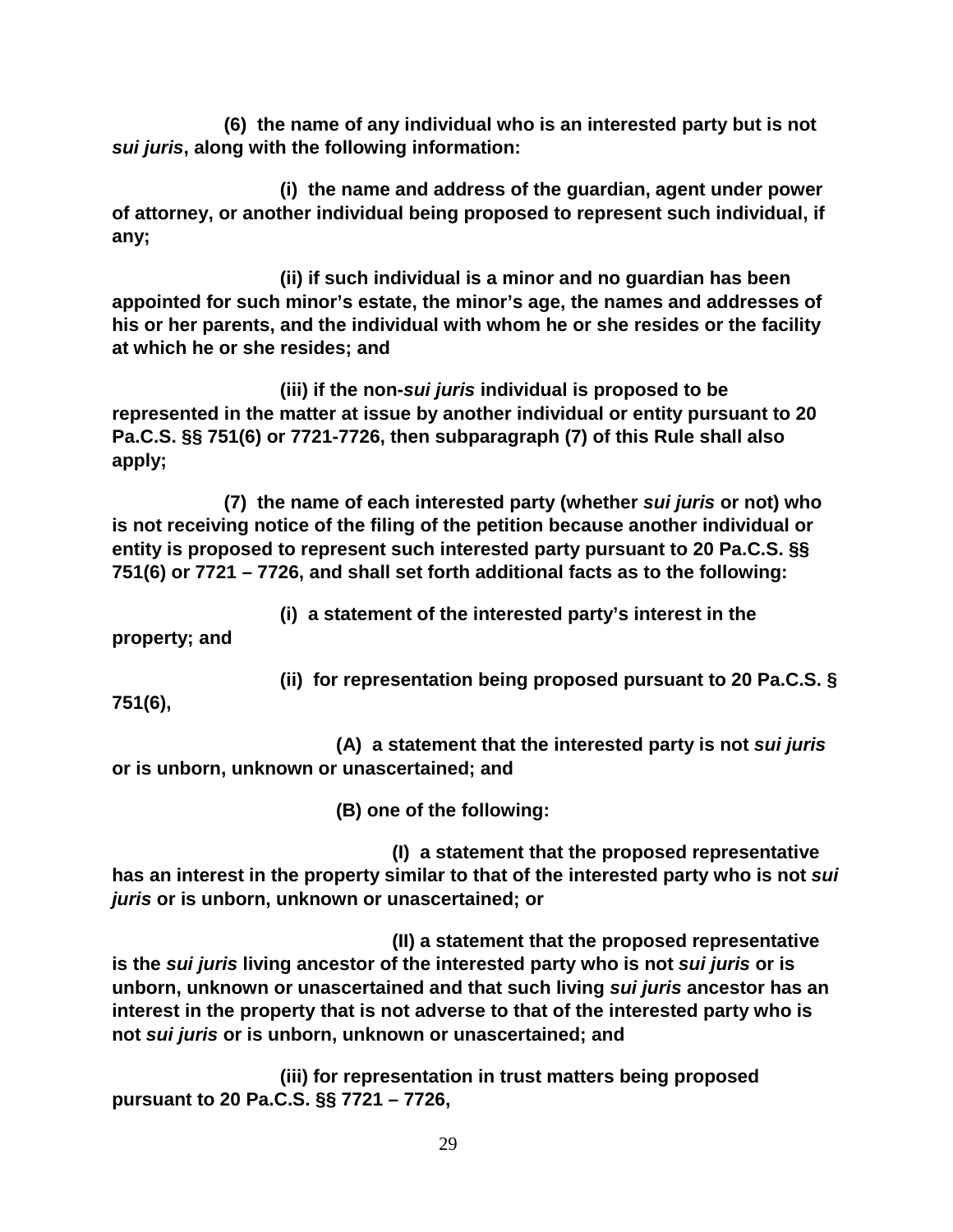**(6) the name of any individual who is an interested party but is not *sui juris*, along with the following information:**

**(i) the name and address of the guardian, agent under power of attorney, or another individual being proposed to represent such individual, if any;**

**(ii) if such individual is a minor and no guardian has been appointed for such minor's estate, the minor's age, the names and addresses of his or her parents, and the individual with whom he or she resides or the facility at which he or she resides; and**

**(iii) if the non-*sui juris* individual is proposed to be represented in the matter at issue by another individual or entity pursuant to 20 Pa.C.S. §§ 751(6) or 7721-7726, then subparagraph (7) of this Rule shall also apply;**

**(7) the name of each interested party (whether *sui juris* or not) who is not receiving notice of the filing of the petition because another individual or entity is proposed to represent such interested party pursuant to 20 Pa.C.S. §§ 751(6) or 7721 – 7726, and shall set forth additional facts as to the following:**

**(i) a statement of the interested party's interest in the property; and**

**(ii) for representation being proposed pursuant to 20 Pa.C.S. § 751(6),**

**(A) a statement that the interested party is not *sui juris* or is unborn, unknown or unascertained; and**

**(B) one of the following:**

**(I) a statement that the proposed representative has an interest in the property similar to that of the interested party who is not *sui juris* or is unborn, unknown or unascertained; or**

**(II) a statement that the proposed representative is the *sui juris* living ancestor of the interested party who is not *sui juris* or is unborn, unknown or unascertained and that such living *sui juris* ancestor has an interest in the property that is not adverse to that of the interested party who is not *sui juris* or is unborn, unknown or unascertained; and**

**(iii) for representation in trust matters being proposed pursuant to 20 Pa.C.S. §§ 7721 – 7726,**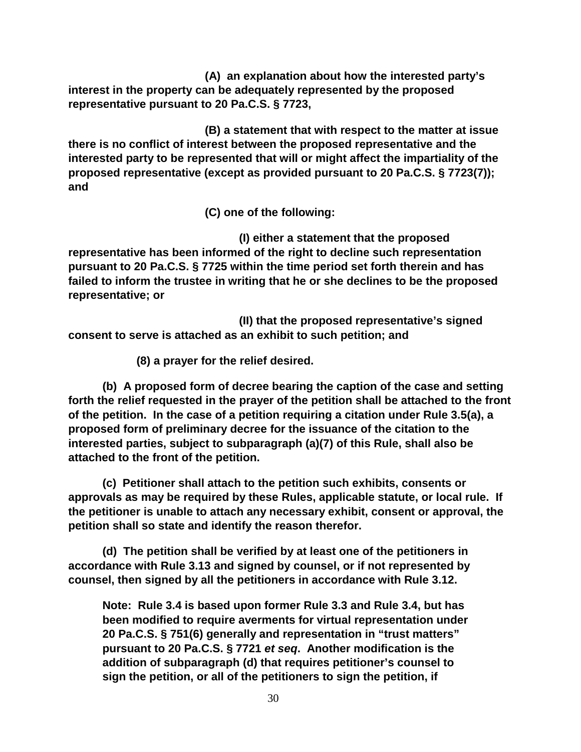**(A) an explanation about how the interested party's interest in the property can be adequately represented by the proposed representative pursuant to 20 Pa.C.S. § 7723,**

**(B) a statement that with respect to the matter at issue there is no conflict of interest between the proposed representative and the interested party to be represented that will or might affect the impartiality of the proposed representative (except as provided pursuant to 20 Pa.C.S. § 7723(7)); and**

**(C) one of the following:**

**(I) either a statement that the proposed representative has been informed of the right to decline such representation pursuant to 20 Pa.C.S. § 7725 within the time period set forth therein and has failed to inform the trustee in writing that he or she declines to be the proposed representative; or**

**(II) that the proposed representative's signed consent to serve is attached as an exhibit to such petition; and**

**(8) a prayer for the relief desired.**

**(b) A proposed form of decree bearing the caption of the case and setting forth the relief requested in the prayer of the petition shall be attached to the front of the petition. In the case of a petition requiring a citation under Rule 3.5(a), a proposed form of preliminary decree for the issuance of the citation to the interested parties, subject to subparagraph (a)(7) of this Rule, shall also be attached to the front of the petition.**

**(c) Petitioner shall attach to the petition such exhibits, consents or approvals as may be required by these Rules, applicable statute, or local rule. If the petitioner is unable to attach any necessary exhibit, consent or approval, the petition shall so state and identify the reason therefor.**

**(d) The petition shall be verified by at least one of the petitioners in accordance with Rule 3.13 and signed by counsel, or if not represented by counsel, then signed by all the petitioners in accordance with Rule 3.12.**

**Note: Rule 3.4 is based upon former Rule 3.3 and Rule 3.4, but has been modified to require averments for virtual representation under 20 Pa.C.S. § 751(6) generally and representation in "trust matters" pursuant to 20 Pa.C.S. § 7721 *et seq*. Another modification is the addition of subparagraph (d) that requires petitioner's counsel to sign the petition, or all of the petitioners to sign the petition, if**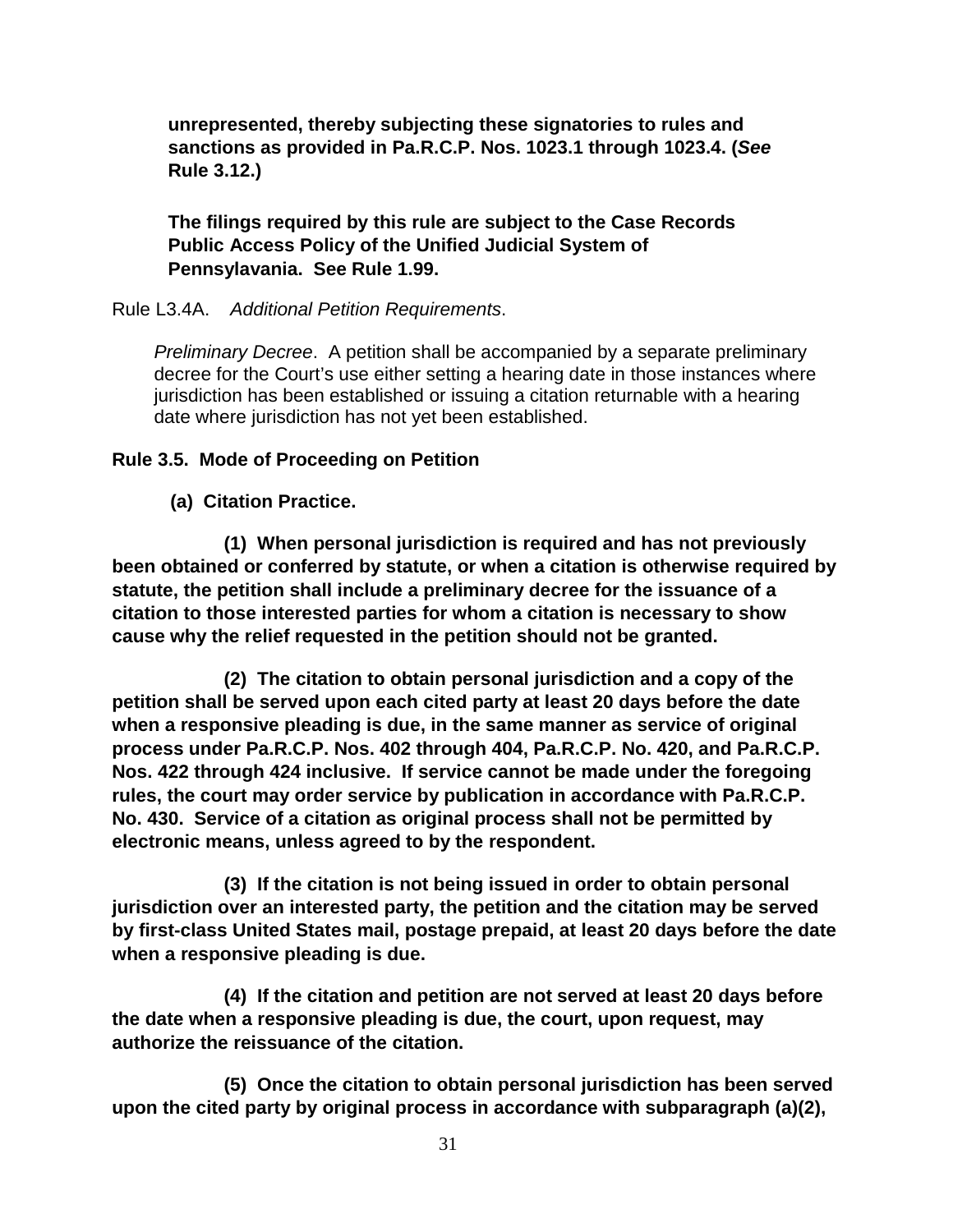**unrepresented, thereby subjecting these signatories to rules and sanctions as provided in Pa.R.C.P. Nos. 1023.1 through 1023.4. (*See* Rule 3.12.)**

**The filings required by this rule are subject to the Case Records Public Access Policy of the Unified Judicial System of Pennsylavania. See Rule 1.99.**

Rule L3.4A. *Additional Petition Requirements*.

*Preliminary Decree*. A petition shall be accompanied by a separate preliminary decree for the Court's use either setting a hearing date in those instances where jurisdiction has been established or issuing a citation returnable with a hearing date where jurisdiction has not yet been established.

**Rule 3.5. Mode of Proceeding on Petition**

**(a) Citation Practice.**

**(1) When personal jurisdiction is required and has not previously been obtained or conferred by statute, or when a citation is otherwise required by statute, the petition shall include a preliminary decree for the issuance of a citation to those interested parties for whom a citation is necessary to show cause why the relief requested in the petition should not be granted.**

**(2) The citation to obtain personal jurisdiction and a copy of the petition shall be served upon each cited party at least 20 days before the date when a responsive pleading is due, in the same manner as service of original process under Pa.R.C.P. Nos. 402 through 404, Pa.R.C.P. No. 420, and Pa.R.C.P. Nos. 422 through 424 inclusive. If service cannot be made under the foregoing rules, the court may order service by publication in accordance with Pa.R.C.P. No. 430. Service of a citation as original process shall not be permitted by electronic means, unless agreed to by the respondent.**

**(3) If the citation is not being issued in order to obtain personal jurisdiction over an interested party, the petition and the citation may be served by first-class United States mail, postage prepaid, at least 20 days before the date when a responsive pleading is due.**

**(4) If the citation and petition are not served at least 20 days before the date when a responsive pleading is due, the court, upon request, may authorize the reissuance of the citation.**

**(5) Once the citation to obtain personal jurisdiction has been served upon the cited party by original process in accordance with subparagraph (a)(2),**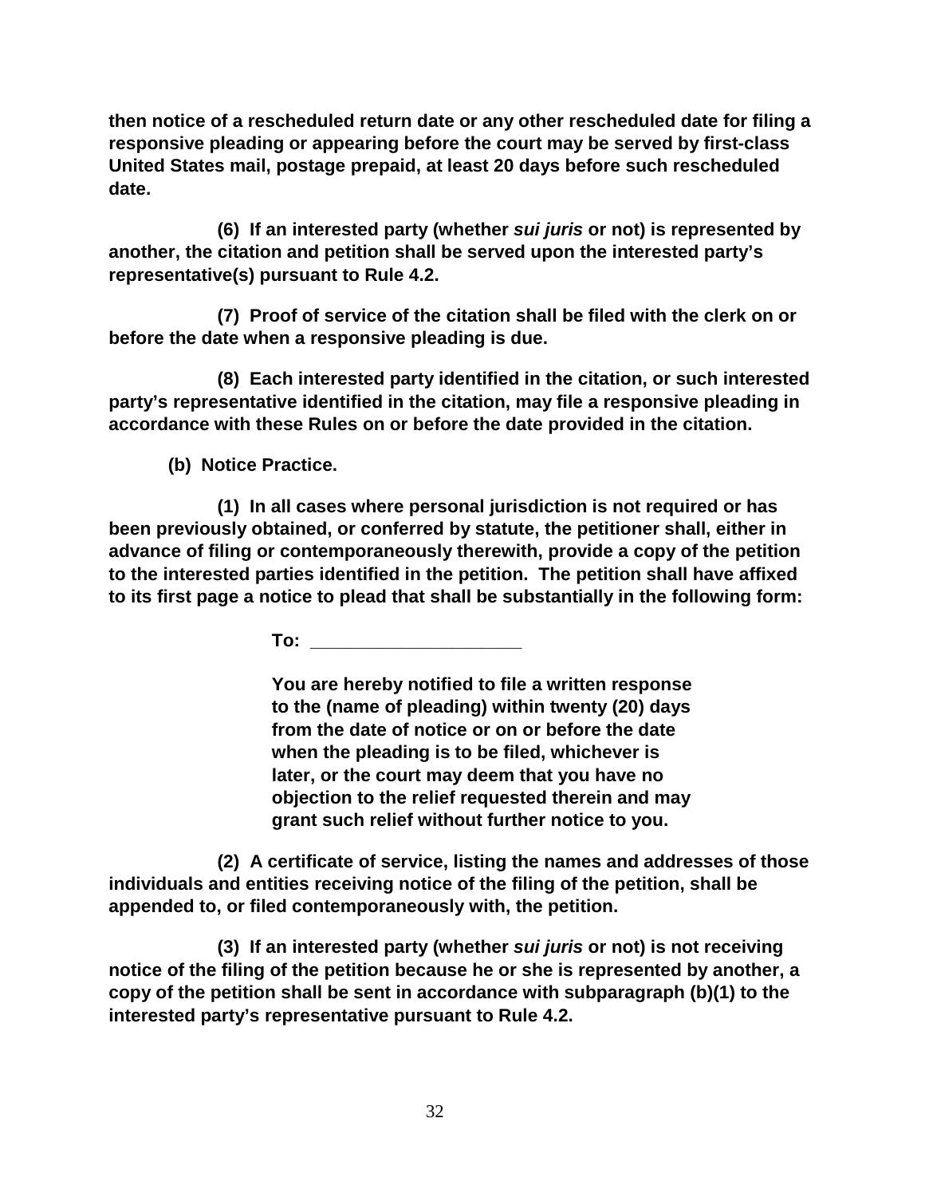**then notice of a rescheduled return date or any other rescheduled date for filing a responsive pleading or appearing before the court may be served by first-class United States mail, postage prepaid, at least 20 days before such rescheduled date.**

**(6) If an interested party (whether *sui juris* or not) is represented by another, the citation and petition shall be served upon the interested party's representative(s) pursuant to Rule 4.2.**

**(7) Proof of service of the citation shall be filed with the clerk on or before the date when a responsive pleading is due.**

**(8) Each interested party identified in the citation, or such interested party's representative identified in the citation, may file a responsive pleading in accordance with these Rules on or before the date provided in the citation.**

**(b) Notice Practice.**

**(1) In all cases where personal jurisdiction is not required or has been previously obtained, or conferred by statute, the petitioner shall, either in advance of filing or contemporaneously therewith, provide a copy of the petition to the interested parties identified in the petition. The petition shall have affixed to its first page a notice to plead that shall be substantially in the following form:**

> **To: ____________________**
>
> **You are hereby notified to file a written response to the (name of pleading) within twenty (20) days from the date of notice or on or before the date when the pleading is to be filed, whichever is later, or the court may deem that you have no objection to the relief requested therein and may grant such relief without further notice to you.**

**(2) A certificate of service, listing the names and addresses of those individuals and entities receiving notice of the filing of the petition, shall be appended to, or filed contemporaneously with, the petition.**

**(3) If an interested party (whether *sui juris* or not) is not receiving notice of the filing of the petition because he or she is represented by another, a copy of the petition shall be sent in accordance with subparagraph (b)(1) to the interested party's representative pursuant to Rule 4.2.**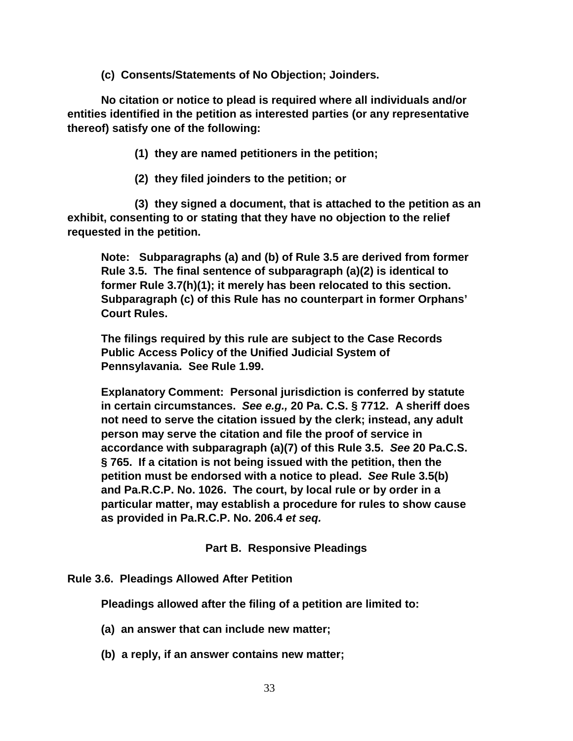**(c) Consents/Statements of No Objection; Joinders.**

**No citation or notice to plead is required where all individuals and/or entities identified in the petition as interested parties (or any representative thereof) satisfy one of the following:**

**(1) they are named petitioners in the petition;**

**(2) they filed joinders to the petition; or**

**(3) they signed a document, that is attached to the petition as an exhibit, consenting to or stating that they have no objection to the relief requested in the petition.**

**Note: Subparagraphs (a) and (b) of Rule 3.5 are derived from former Rule 3.5. The final sentence of subparagraph (a)(2) is identical to former Rule 3.7(h)(1); it merely has been relocated to this section. Subparagraph (c) of this Rule has no counterpart in former Orphans' Court Rules.**

**The filings required by this rule are subject to the Case Records Public Access Policy of the Unified Judicial System of Pennsylavania. See Rule 1.99.**

**Explanatory Comment: Personal jurisdiction is conferred by statute in certain circumstances. *See e.g.,* 20 Pa. C.S. § 7712. A sheriff does not need to serve the citation issued by the clerk; instead, any adult person may serve the citation and file the proof of service in accordance with subparagraph (a)(7) of this Rule 3.5. *See* 20 Pa.C.S. § 765. If a citation is not being issued with the petition, then the petition must be endorsed with a notice to plead. *See* Rule 3.5(b) and Pa.R.C.P. No. 1026. The court, by local rule or by order in a particular matter, may establish a procedure for rules to show cause as provided in Pa.R.C.P. No. 206.4 *et seq.***

## Part B. Responsive Pleadings

### Rule 3.6. Pleadings Allowed After Petition

**Pleadings allowed after the filing of a petition are limited to:**

**(a) an answer that can include new matter;**

**(b) a reply, if an answer contains new matter;**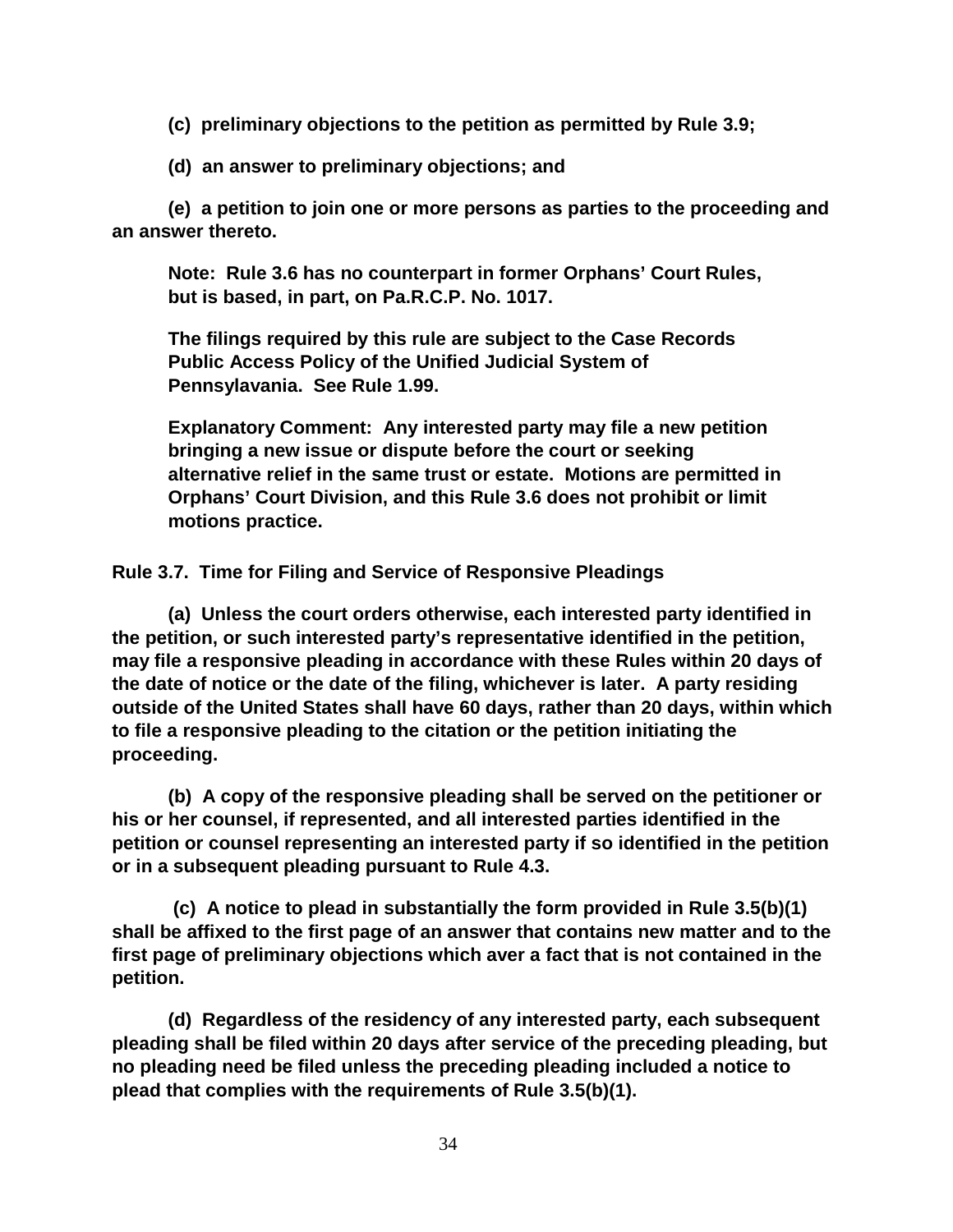**(c) preliminary objections to the petition as permitted by Rule 3.9;**

**(d) an answer to preliminary objections; and**

**(e) a petition to join one or more persons as parties to the proceeding and an answer thereto.**

**Note: Rule 3.6 has no counterpart in former Orphans' Court Rules, but is based, in part, on Pa.R.C.P. No. 1017.**

**The filings required by this rule are subject to the Case Records Public Access Policy of the Unified Judicial System of Pennsylavania. See Rule 1.99.**

**Explanatory Comment: Any interested party may file a new petition bringing a new issue or dispute before the court or seeking alternative relief in the same trust or estate. Motions are permitted in Orphans' Court Division, and this Rule 3.6 does not prohibit or limit motions practice.**

**Rule 3.7. Time for Filing and Service of Responsive Pleadings**

**(a) Unless the court orders otherwise, each interested party identified in the petition, or such interested party's representative identified in the petition, may file a responsive pleading in accordance with these Rules within 20 days of the date of notice or the date of the filing, whichever is later. A party residing outside of the United States shall have 60 days, rather than 20 days, within which to file a responsive pleading to the citation or the petition initiating the proceeding.**

**(b) A copy of the responsive pleading shall be served on the petitioner or his or her counsel, if represented, and all interested parties identified in the petition or counsel representing an interested party if so identified in the petition or in a subsequent pleading pursuant to Rule 4.3.**

**(c) A notice to plead in substantially the form provided in Rule 3.5(b)(1) shall be affixed to the first page of an answer that contains new matter and to the first page of preliminary objections which aver a fact that is not contained in the petition.**

**(d) Regardless of the residency of any interested party, each subsequent pleading shall be filed within 20 days after service of the preceding pleading, but no pleading need be filed unless the preceding pleading included a notice to plead that complies with the requirements of Rule 3.5(b)(1).**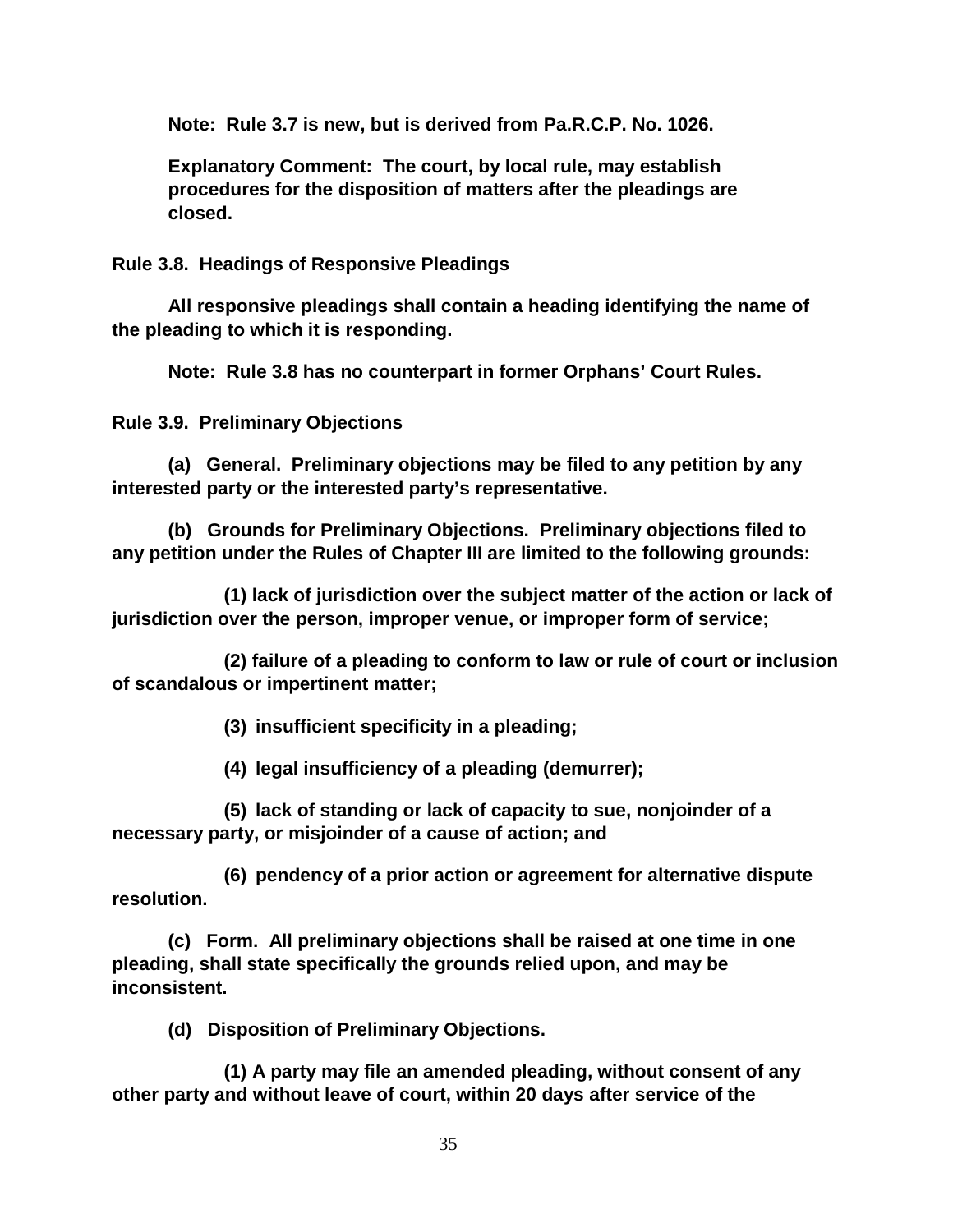**Note: Rule 3.7 is new, but is derived from Pa.R.C.P. No. 1026.**

**Explanatory Comment: The court, by local rule, may establish procedures for the disposition of matters after the pleadings are closed.**

### Rule 3.8. Headings of Responsive Pleadings

**All responsive pleadings shall contain a heading identifying the name of the pleading to which it is responding.**

**Note: Rule 3.8 has no counterpart in former Orphans' Court Rules.**

### Rule 3.9. Preliminary Objections

**(a) General. Preliminary objections may be filed to any petition by any interested party or the interested party's representative.**

**(b) Grounds for Preliminary Objections. Preliminary objections filed to any petition under the Rules of Chapter III are limited to the following grounds:**

**(1) lack of jurisdiction over the subject matter of the action or lack of jurisdiction over the person, improper venue, or improper form of service;**

**(2) failure of a pleading to conform to law or rule of court or inclusion of scandalous or impertinent matter;**

**(3) insufficient specificity in a pleading;**

**(4) legal insufficiency of a pleading (demurrer);**

**(5) lack of standing or lack of capacity to sue, nonjoinder of a necessary party, or misjoinder of a cause of action; and**

**(6) pendency of a prior action or agreement for alternative dispute resolution.**

**(c) Form. All preliminary objections shall be raised at one time in one pleading, shall state specifically the grounds relied upon, and may be inconsistent.**

**(d) Disposition of Preliminary Objections.**

**(1) A party may file an amended pleading, without consent of any other party and without leave of court, within 20 days after service of the**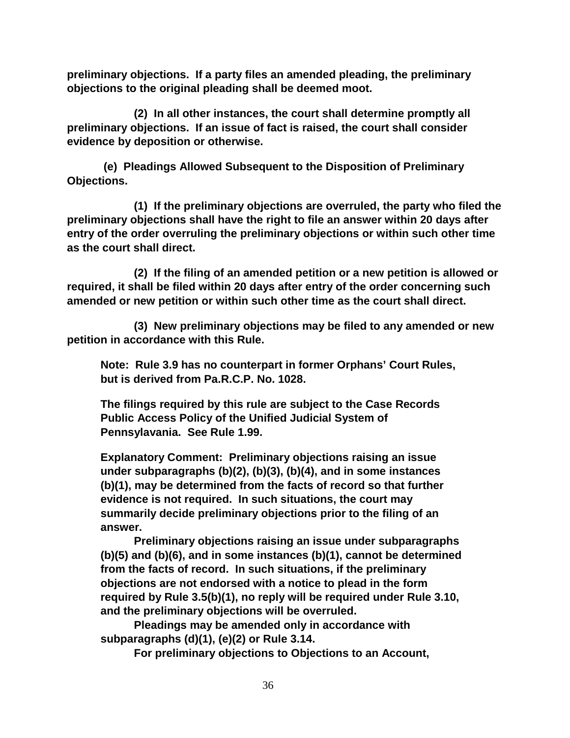**preliminary objections. If a party files an amended pleading, the preliminary objections to the original pleading shall be deemed moot.**

**(2) In all other instances, the court shall determine promptly all preliminary objections. If an issue of fact is raised, the court shall consider evidence by deposition or otherwise.**

**(e) Pleadings Allowed Subsequent to the Disposition of Preliminary Objections.**

**(1) If the preliminary objections are overruled, the party who filed the preliminary objections shall have the right to file an answer within 20 days after entry of the order overruling the preliminary objections or within such other time as the court shall direct.**

**(2) If the filing of an amended petition or a new petition is allowed or required, it shall be filed within 20 days after entry of the order concerning such amended or new petition or within such other time as the court shall direct.**

**(3) New preliminary objections may be filed to any amended or new petition in accordance with this Rule.**

**Note: Rule 3.9 has no counterpart in former Orphans' Court Rules, but is derived from Pa.R.C.P. No. 1028.**

**The filings required by this rule are subject to the Case Records Public Access Policy of the Unified Judicial System of Pennsylavania. See Rule 1.99.**

**Explanatory Comment: Preliminary objections raising an issue under subparagraphs (b)(2), (b)(3), (b)(4), and in some instances (b)(1), may be determined from the facts of record so that further evidence is not required. In such situations, the court may summarily decide preliminary objections prior to the filing of an answer.**

**Preliminary objections raising an issue under subparagraphs (b)(5) and (b)(6), and in some instances (b)(1), cannot be determined from the facts of record. In such situations, if the preliminary objections are not endorsed with a notice to plead in the form required by Rule 3.5(b)(1), no reply will be required under Rule 3.10, and the preliminary objections will be overruled.**

**Pleadings may be amended only in accordance with subparagraphs (d)(1), (e)(2) or Rule 3.14.**

**For preliminary objections to Objections to an Account,**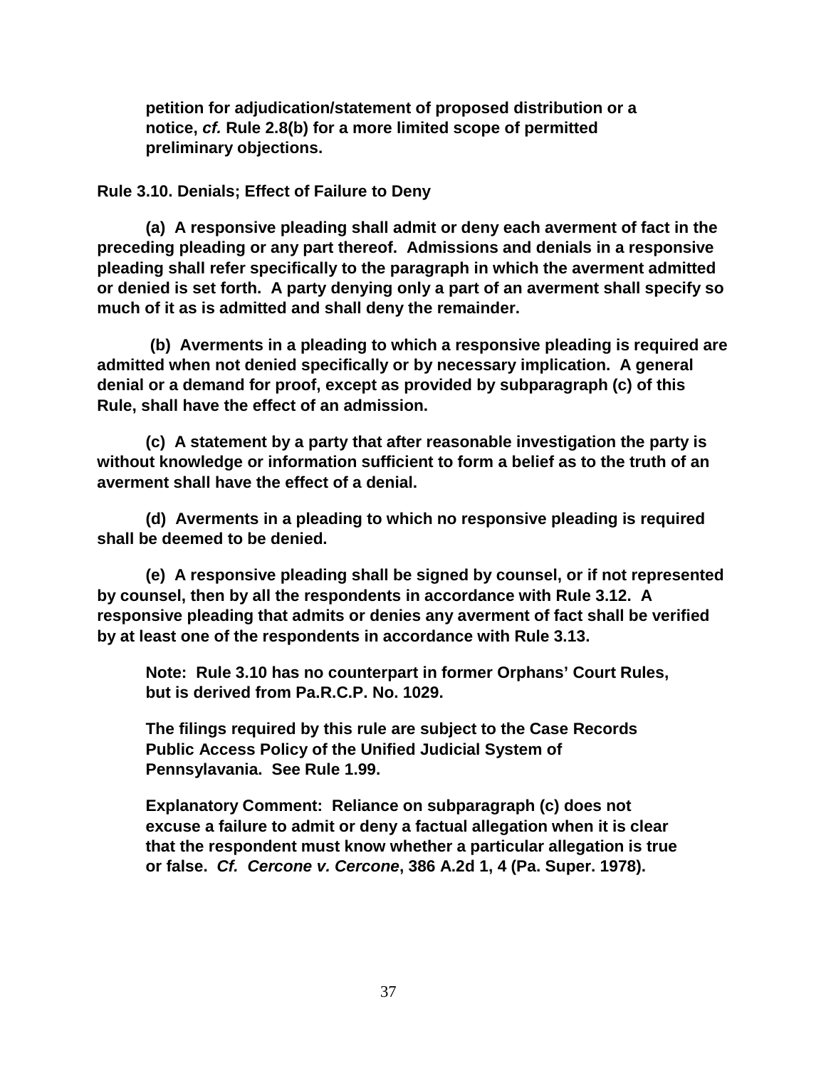**petition for adjudication/statement of proposed distribution or a notice, *cf.* Rule 2.8(b) for a more limited scope of permitted preliminary objections.**

**Rule 3.10. Denials; Effect of Failure to Deny**

**(a) A responsive pleading shall admit or deny each averment of fact in the preceding pleading or any part thereof. Admissions and denials in a responsive pleading shall refer specifically to the paragraph in which the averment admitted or denied is set forth. A party denying only a part of an averment shall specify so much of it as is admitted and shall deny the remainder.**

**(b) Averments in a pleading to which a responsive pleading is required are admitted when not denied specifically or by necessary implication. A general denial or a demand for proof, except as provided by subparagraph (c) of this Rule, shall have the effect of an admission.**

**(c) A statement by a party that after reasonable investigation the party is without knowledge or information sufficient to form a belief as to the truth of an averment shall have the effect of a denial.**

**(d) Averments in a pleading to which no responsive pleading is required shall be deemed to be denied.**

**(e) A responsive pleading shall be signed by counsel, or if not represented by counsel, then by all the respondents in accordance with Rule 3.12. A responsive pleading that admits or denies any averment of fact shall be verified by at least one of the respondents in accordance with Rule 3.13.**

**Note: Rule 3.10 has no counterpart in former Orphans' Court Rules, but is derived from Pa.R.C.P. No. 1029.**

**The filings required by this rule are subject to the Case Records Public Access Policy of the Unified Judicial System of Pennsylavania. See Rule 1.99.**

**Explanatory Comment: Reliance on subparagraph (c) does not excuse a failure to admit or deny a factual allegation when it is clear that the respondent must know whether a particular allegation is true or false. *Cf. Cercone v. Cercone*, 386 A.2d 1, 4 (Pa. Super. 1978).**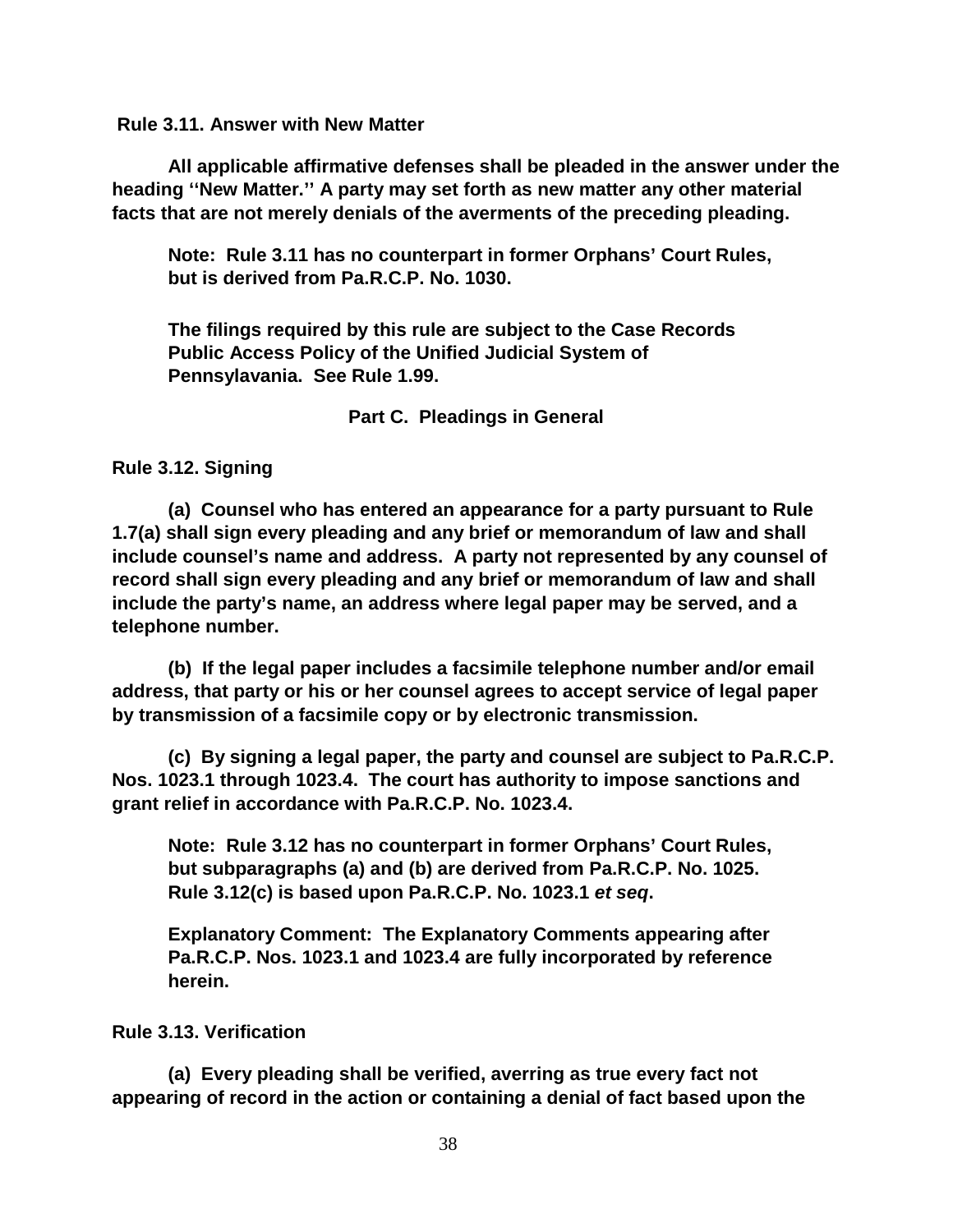**Rule 3.11. Answer with New Matter**

**All applicable affirmative defenses shall be pleaded in the answer under the heading ''New Matter.'' A party may set forth as new matter any other material facts that are not merely denials of the averments of the preceding pleading.**

**Note: Rule 3.11 has no counterpart in former Orphans' Court Rules, but is derived from Pa.R.C.P. No. 1030.**

**The filings required by this rule are subject to the Case Records Public Access Policy of the Unified Judicial System of Pennsylavania. See Rule 1.99.**

**Part C. Pleadings in General**

**Rule 3.12. Signing**

**(a) Counsel who has entered an appearance for a party pursuant to Rule 1.7(a) shall sign every pleading and any brief or memorandum of law and shall include counsel's name and address. A party not represented by any counsel of record shall sign every pleading and any brief or memorandum of law and shall include the party's name, an address where legal paper may be served, and a telephone number.**

**(b) If the legal paper includes a facsimile telephone number and/or email address, that party or his or her counsel agrees to accept service of legal paper by transmission of a facsimile copy or by electronic transmission.**

**(c) By signing a legal paper, the party and counsel are subject to Pa.R.C.P. Nos. 1023.1 through 1023.4. The court has authority to impose sanctions and grant relief in accordance with Pa.R.C.P. No. 1023.4.**

**Note: Rule 3.12 has no counterpart in former Orphans' Court Rules, but subparagraphs (a) and (b) are derived from Pa.R.C.P. No. 1025. Rule 3.12(c) is based upon Pa.R.C.P. No. 1023.1 *et seq*.**

**Explanatory Comment: The Explanatory Comments appearing after Pa.R.C.P. Nos. 1023.1 and 1023.4 are fully incorporated by reference herein.**

**Rule 3.13. Verification**

**(a) Every pleading shall be verified, averring as true every fact not appearing of record in the action or containing a denial of fact based upon the**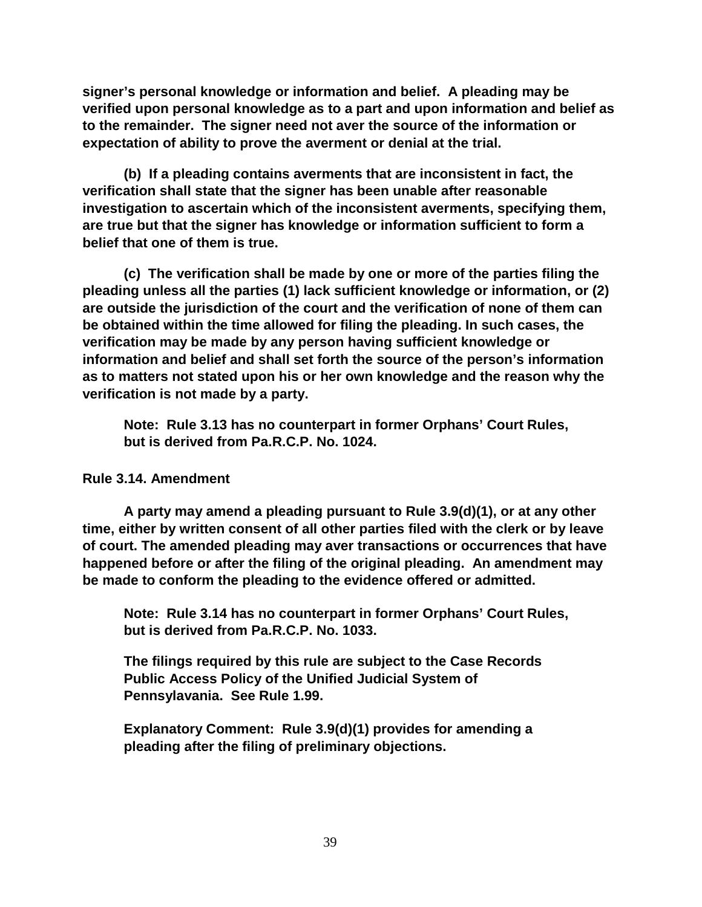**signer's personal knowledge or information and belief. A pleading may be verified upon personal knowledge as to a part and upon information and belief as to the remainder. The signer need not aver the source of the information or expectation of ability to prove the averment or denial at the trial.**

**(b) If a pleading contains averments that are inconsistent in fact, the verification shall state that the signer has been unable after reasonable investigation to ascertain which of the inconsistent averments, specifying them, are true but that the signer has knowledge or information sufficient to form a belief that one of them is true.**

**(c) The verification shall be made by one or more of the parties filing the pleading unless all the parties (1) lack sufficient knowledge or information, or (2) are outside the jurisdiction of the court and the verification of none of them can be obtained within the time allowed for filing the pleading. In such cases, the verification may be made by any person having sufficient knowledge or information and belief and shall set forth the source of the person's information as to matters not stated upon his or her own knowledge and the reason why the verification is not made by a party.**

**Note: Rule 3.13 has no counterpart in former Orphans' Court Rules, but is derived from Pa.R.C.P. No. 1024.**

**Rule 3.14. Amendment**

**A party may amend a pleading pursuant to Rule 3.9(d)(1), or at any other time, either by written consent of all other parties filed with the clerk or by leave of court. The amended pleading may aver transactions or occurrences that have happened before or after the filing of the original pleading. An amendment may be made to conform the pleading to the evidence offered or admitted.**

**Note: Rule 3.14 has no counterpart in former Orphans' Court Rules, but is derived from Pa.R.C.P. No. 1033.**

**The filings required by this rule are subject to the Case Records Public Access Policy of the Unified Judicial System of Pennsylavania. See Rule 1.99.**

**Explanatory Comment: Rule 3.9(d)(1) provides for amending a pleading after the filing of preliminary objections.**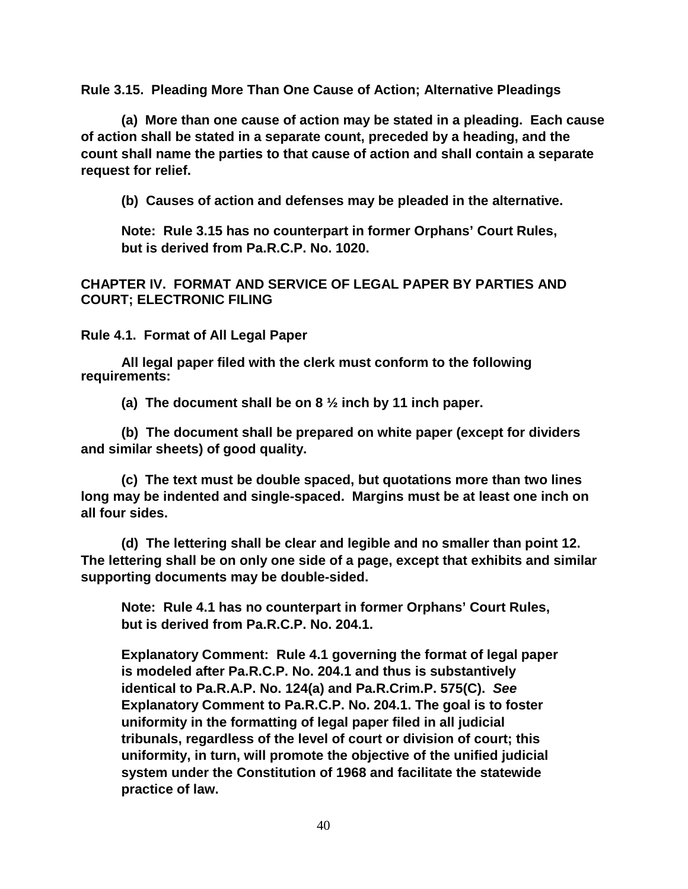### Rule 3.15. Pleading More Than One Cause of Action; Alternative Pleadings

**(a) More than one cause of action may be stated in a pleading. Each cause of action shall be stated in a separate count, preceded by a heading, and the count shall name the parties to that cause of action and shall contain a separate request for relief.**

**(b) Causes of action and defenses may be pleaded in the alternative.**

**Note: Rule 3.15 has no counterpart in former Orphans' Court Rules, but is derived from Pa.R.C.P. No. 1020.**

## CHAPTER IV. FORMAT AND SERVICE OF LEGAL PAPER BY PARTIES AND COURT; ELECTRONIC FILING

### Rule 4.1. Format of All Legal Paper

**All legal paper filed with the clerk must conform to the following requirements:**

**(a) The document shall be on 8 ½ inch by 11 inch paper.**

**(b) The document shall be prepared on white paper (except for dividers and similar sheets) of good quality.**

**(c) The text must be double spaced, but quotations more than two lines long may be indented and single-spaced. Margins must be at least one inch on all four sides.**

**(d) The lettering shall be clear and legible and no smaller than point 12. The lettering shall be on only one side of a page, except that exhibits and similar supporting documents may be double-sided.**

**Note: Rule 4.1 has no counterpart in former Orphans' Court Rules, but is derived from Pa.R.C.P. No. 204.1.**

**Explanatory Comment: Rule 4.1 governing the format of legal paper is modeled after Pa.R.C.P. No. 204.1 and thus is substantively identical to Pa.R.A.P. No. 124(a) and Pa.R.Crim.P. 575(C). *See* Explanatory Comment to Pa.R.C.P. No. 204.1. The goal is to foster uniformity in the formatting of legal paper filed in all judicial tribunals, regardless of the level of court or division of court; this uniformity, in turn, will promote the objective of the unified judicial system under the Constitution of 1968 and facilitate the statewide practice of law.**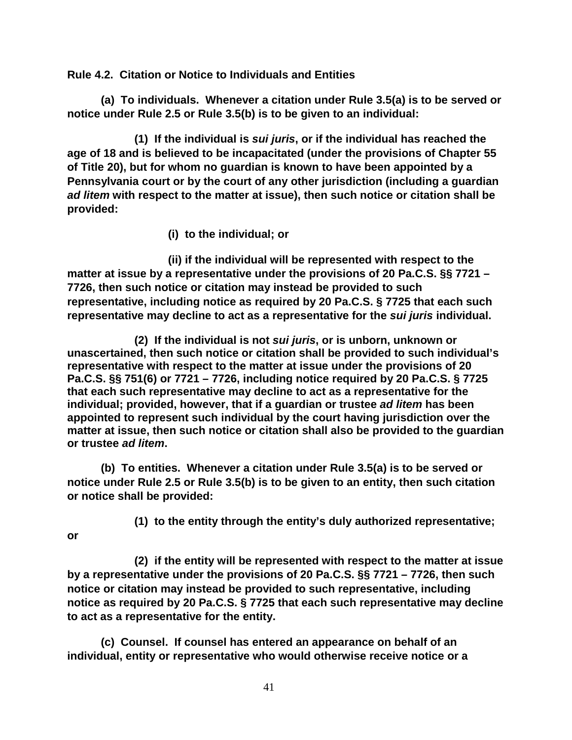**Rule 4.2. Citation or Notice to Individuals and Entities**

**(a) To individuals. Whenever a citation under Rule 3.5(a) is to be served or notice under Rule 2.5 or Rule 3.5(b) is to be given to an individual:**

**(1) If the individual is *sui juris*, or if the individual has reached the age of 18 and is believed to be incapacitated (under the provisions of Chapter 55 of Title 20), but for whom no guardian is known to have been appointed by a Pennsylvania court or by the court of any other jurisdiction (including a guardian *ad litem* with respect to the matter at issue), then such notice or citation shall be provided:**

**(i) to the individual; or**

**(ii) if the individual will be represented with respect to the matter at issue by a representative under the provisions of 20 Pa.C.S. §§ 7721 – 7726, then such notice or citation may instead be provided to such representative, including notice as required by 20 Pa.C.S. § 7725 that each such representative may decline to act as a representative for the *sui juris* individual.**

**(2) If the individual is not *sui juris*, or is unborn, unknown or unascertained, then such notice or citation shall be provided to such individual's representative with respect to the matter at issue under the provisions of 20 Pa.C.S. §§ 751(6) or 7721 – 7726, including notice required by 20 Pa.C.S. § 7725 that each such representative may decline to act as a representative for the individual; provided, however, that if a guardian or trustee *ad litem* has been appointed to represent such individual by the court having jurisdiction over the matter at issue, then such notice or citation shall also be provided to the guardian or trustee *ad litem*.**

**(b) To entities. Whenever a citation under Rule 3.5(a) is to be served or notice under Rule 2.5 or Rule 3.5(b) is to be given to an entity, then such citation or notice shall be provided:**

**(1) to the entity through the entity's duly authorized representative; or**

**(2) if the entity will be represented with respect to the matter at issue by a representative under the provisions of 20 Pa.C.S. §§ 7721 – 7726, then such notice or citation may instead be provided to such representative, including notice as required by 20 Pa.C.S. § 7725 that each such representative may decline to act as a representative for the entity.**

**(c) Counsel. If counsel has entered an appearance on behalf of an individual, entity or representative who would otherwise receive notice or a**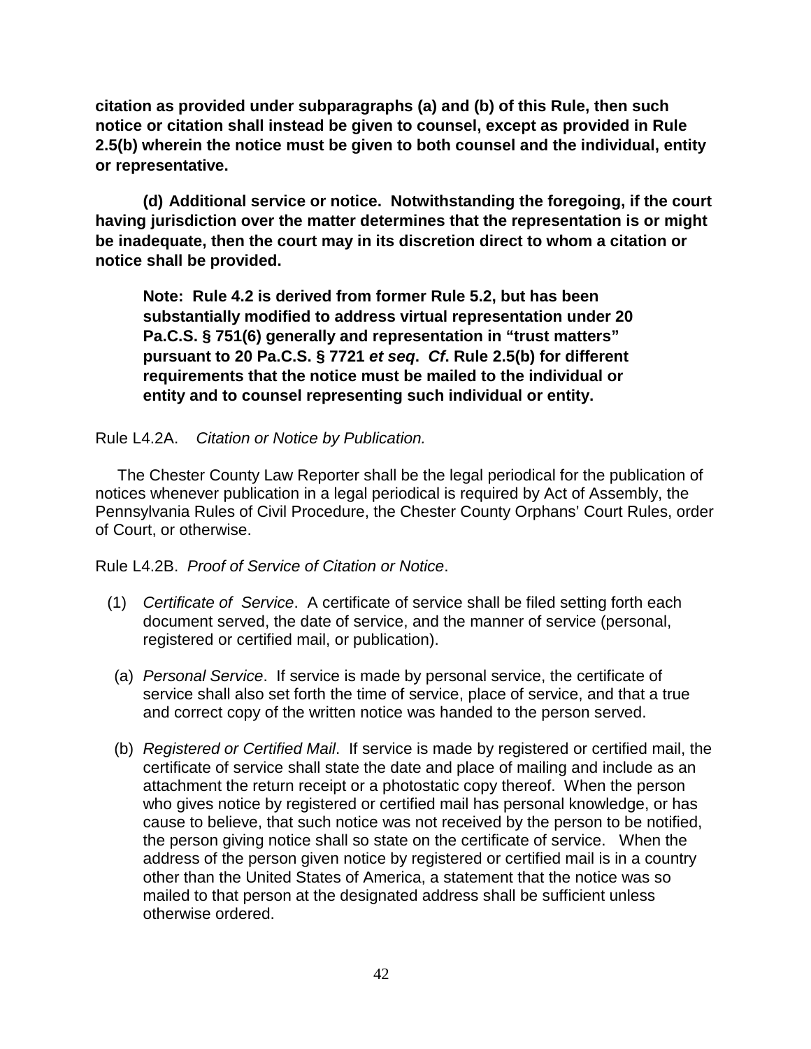**citation as provided under subparagraphs (a) and (b) of this Rule, then such notice or citation shall instead be given to counsel, except as provided in Rule 2.5(b) wherein the notice must be given to both counsel and the individual, entity or representative.**

**(d) Additional service or notice. Notwithstanding the foregoing, if the court having jurisdiction over the matter determines that the representation is or might be inadequate, then the court may in its discretion direct to whom a citation or notice shall be provided.**

> **Note: Rule 4.2 is derived from former Rule 5.2, but has been substantially modified to address virtual representation under 20 Pa.C.S. § 751(6) generally and representation in "trust matters" pursuant to 20 Pa.C.S. § 7721 *et seq*. *Cf*. Rule 2.5(b) for different requirements that the notice must be mailed to the individual or entity and to counsel representing such individual or entity.**

Rule L4.2A. *Citation or Notice by Publication.*

The Chester County Law Reporter shall be the legal periodical for the publication of notices whenever publication in a legal periodical is required by Act of Assembly, the Pennsylvania Rules of Civil Procedure, the Chester County Orphans' Court Rules, order of Court, or otherwise.

Rule L4.2B. *Proof of Service of Citation or Notice*.

(1) *Certificate of Service*. A certificate of service shall be filed setting forth each document served, the date of service, and the manner of service (personal, registered or certified mail, or publication).

(a) *Personal Service*. If service is made by personal service, the certificate of service shall also set forth the time of service, place of service, and that a true and correct copy of the written notice was handed to the person served.

(b) *Registered or Certified Mail*. If service is made by registered or certified mail, the certificate of service shall state the date and place of mailing and include as an attachment the return receipt or a photostatic copy thereof. When the person who gives notice by registered or certified mail has personal knowledge, or has cause to believe, that such notice was not received by the person to be notified, the person giving notice shall so state on the certificate of service. When the address of the person given notice by registered or certified mail is in a country other than the United States of America, a statement that the notice was so mailed to that person at the designated address shall be sufficient unless otherwise ordered.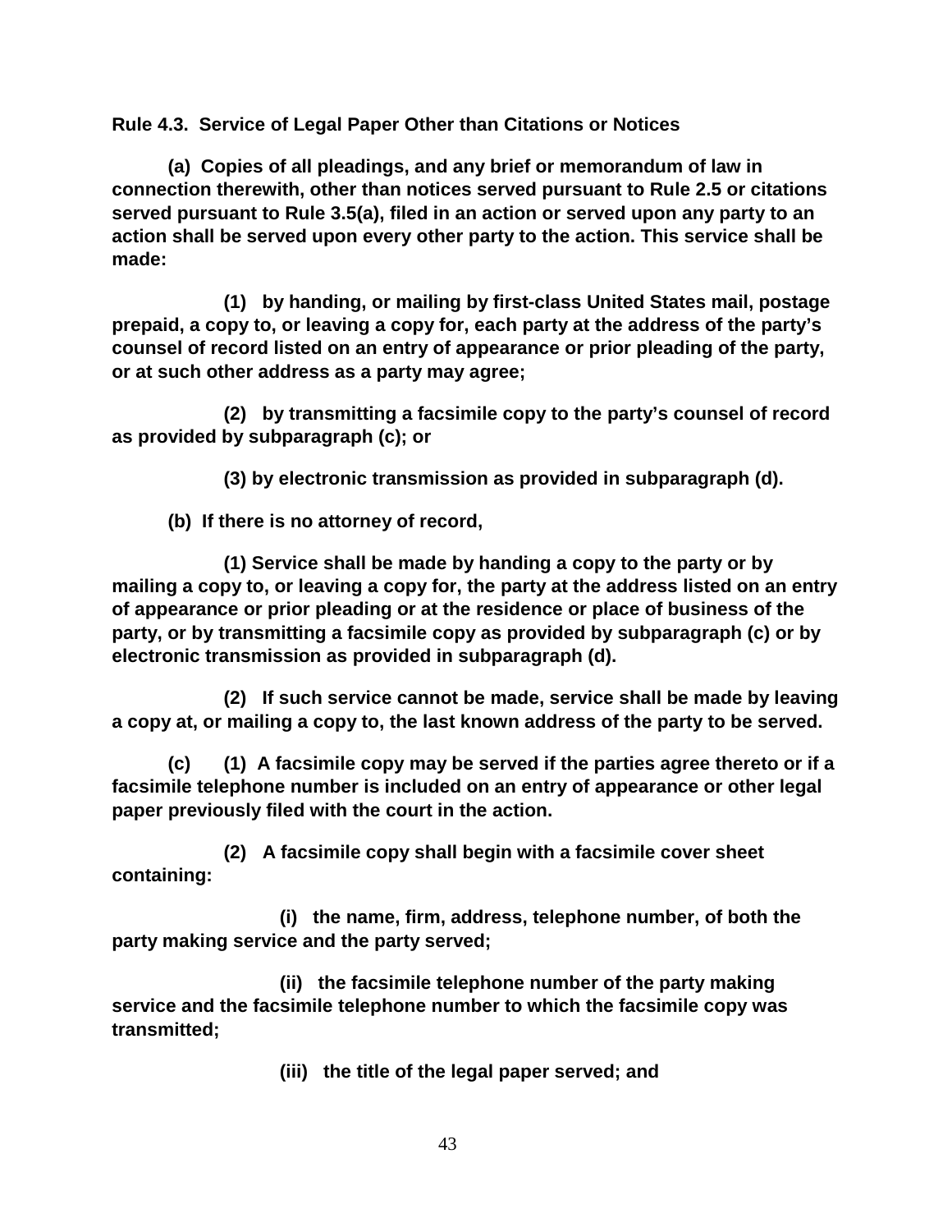**Rule 4.3. Service of Legal Paper Other than Citations or Notices**

**(a) Copies of all pleadings, and any brief or memorandum of law in connection therewith, other than notices served pursuant to Rule 2.5 or citations served pursuant to Rule 3.5(a), filed in an action or served upon any party to an action shall be served upon every other party to the action. This service shall be made:**

**(1) by handing, or mailing by first-class United States mail, postage prepaid, a copy to, or leaving a copy for, each party at the address of the party's counsel of record listed on an entry of appearance or prior pleading of the party, or at such other address as a party may agree;**

**(2) by transmitting a facsimile copy to the party's counsel of record as provided by subparagraph (c); or**

**(3) by electronic transmission as provided in subparagraph (d).**

**(b) If there is no attorney of record,**

**(1) Service shall be made by handing a copy to the party or by mailing a copy to, or leaving a copy for, the party at the address listed on an entry of appearance or prior pleading or at the residence or place of business of the party, or by transmitting a facsimile copy as provided by subparagraph (c) or by electronic transmission as provided in subparagraph (d).**

**(2) If such service cannot be made, service shall be made by leaving a copy at, or mailing a copy to, the last known address of the party to be served.**

**(c) (1) A facsimile copy may be served if the parties agree thereto or if a facsimile telephone number is included on an entry of appearance or other legal paper previously filed with the court in the action.**

**(2) A facsimile copy shall begin with a facsimile cover sheet containing:**

**(i) the name, firm, address, telephone number, of both the party making service and the party served;**

**(ii) the facsimile telephone number of the party making service and the facsimile telephone number to which the facsimile copy was transmitted;**

**(iii) the title of the legal paper served; and**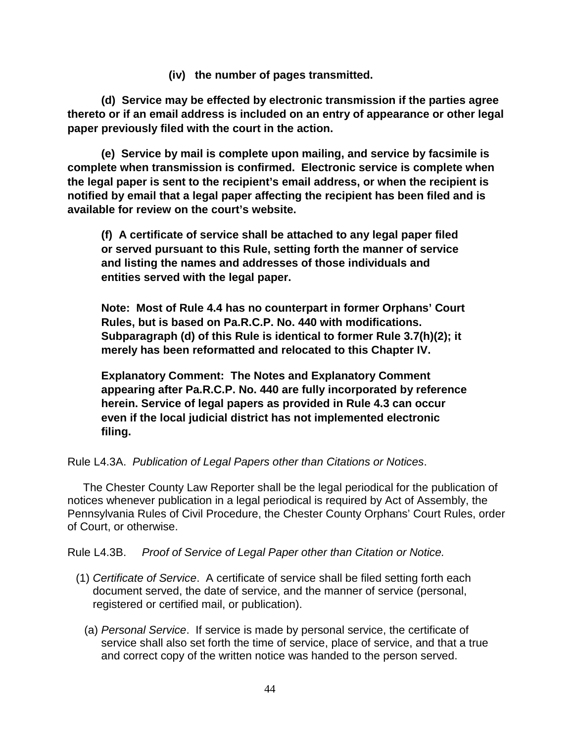**(iv) the number of pages transmitted.**

**(d) Service may be effected by electronic transmission if the parties agree thereto or if an email address is included on an entry of appearance or other legal paper previously filed with the court in the action.**

**(e) Service by mail is complete upon mailing, and service by facsimile is complete when transmission is confirmed. Electronic service is complete when the legal paper is sent to the recipient's email address, or when the recipient is notified by email that a legal paper affecting the recipient has been filed and is available for review on the court's website.**

**(f) A certificate of service shall be attached to any legal paper filed or served pursuant to this Rule, setting forth the manner of service and listing the names and addresses of those individuals and entities served with the legal paper.**

**Note: Most of Rule 4.4 has no counterpart in former Orphans' Court Rules, but is based on Pa.R.C.P. No. 440 with modifications. Subparagraph (d) of this Rule is identical to former Rule 3.7(h)(2); it merely has been reformatted and relocated to this Chapter IV.**

**Explanatory Comment: The Notes and Explanatory Comment appearing after Pa.R.C.P. No. 440 are fully incorporated by reference herein. Service of legal papers as provided in Rule 4.3 can occur even if the local judicial district has not implemented electronic filing.**

Rule L4.3A. *Publication of Legal Papers other than Citations or Notices*.

The Chester County Law Reporter shall be the legal periodical for the publication of notices whenever publication in a legal periodical is required by Act of Assembly, the Pennsylvania Rules of Civil Procedure, the Chester County Orphans' Court Rules, order of Court, or otherwise.

Rule L4.3B. *Proof of Service of Legal Paper other than Citation or Notice.*

(1) *Certificate of Service*. A certificate of service shall be filed setting forth each document served, the date of service, and the manner of service (personal, registered or certified mail, or publication).

(a) *Personal Service*. If service is made by personal service, the certificate of service shall also set forth the time of service, place of service, and that a true and correct copy of the written notice was handed to the person served.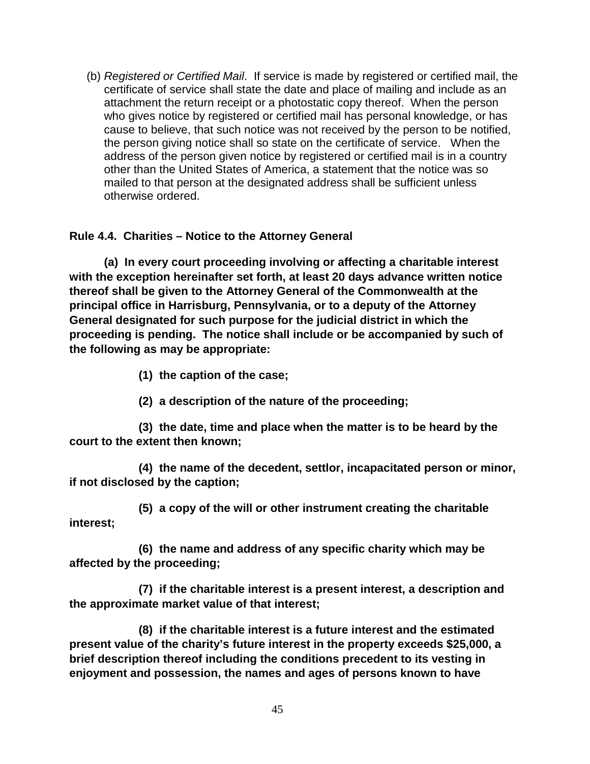(b) *Registered or Certified Mail*. If service is made by registered or certified mail, the certificate of service shall state the date and place of mailing and include as an attachment the return receipt or a photostatic copy thereof. When the person who gives notice by registered or certified mail has personal knowledge, or has cause to believe, that such notice was not received by the person to be notified, the person giving notice shall so state on the certificate of service. When the address of the person given notice by registered or certified mail is in a country other than the United States of America, a statement that the notice was so mailed to that person at the designated address shall be sufficient unless otherwise ordered.

**Rule 4.4. Charities – Notice to the Attorney General**

**(a) In every court proceeding involving or affecting a charitable interest with the exception hereinafter set forth, at least 20 days advance written notice thereof shall be given to the Attorney General of the Commonwealth at the principal office in Harrisburg, Pennsylvania, or to a deputy of the Attorney General designated for such purpose for the judicial district in which the proceeding is pending. The notice shall include or be accompanied by such of the following as may be appropriate:**

**(1) the caption of the case;**

**(2) a description of the nature of the proceeding;**

**(3) the date, time and place when the matter is to be heard by the court to the extent then known;**

**(4) the name of the decedent, settlor, incapacitated person or minor, if not disclosed by the caption;**

**(5) a copy of the will or other instrument creating the charitable interest;**

**(6) the name and address of any specific charity which may be affected by the proceeding;**

**(7) if the charitable interest is a present interest, a description and the approximate market value of that interest;**

**(8) if the charitable interest is a future interest and the estimated present value of the charity's future interest in the property exceeds $25,000, a brief description thereof including the conditions precedent to its vesting in enjoyment and possession, the names and ages of persons known to have**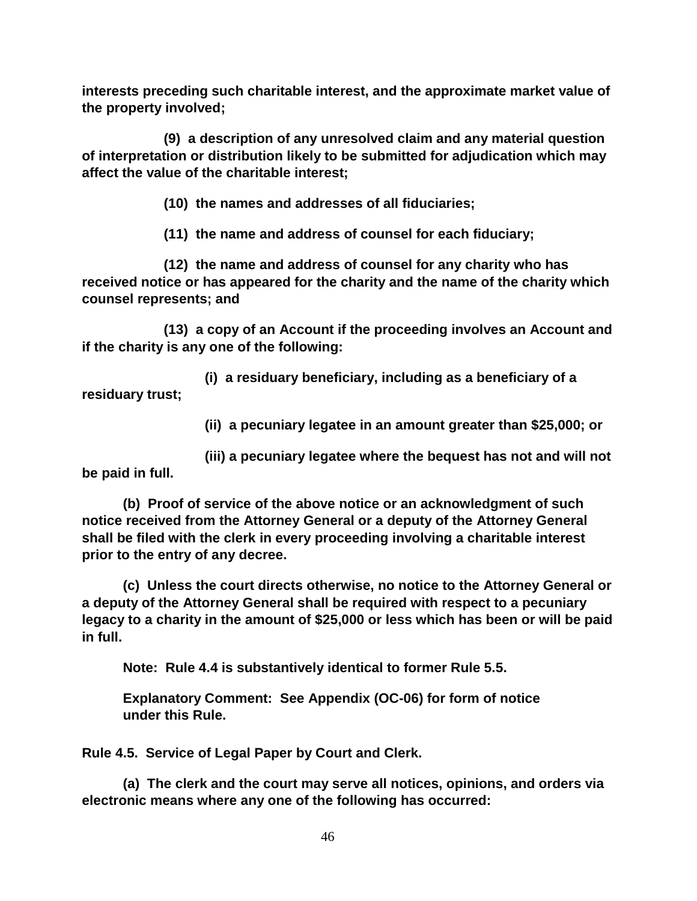**interests preceding such charitable interest, and the approximate market value of the property involved;**

**(9) a description of any unresolved claim and any material question of interpretation or distribution likely to be submitted for adjudication which may affect the value of the charitable interest;**

**(10) the names and addresses of all fiduciaries;**

**(11) the name and address of counsel for each fiduciary;**

**(12) the name and address of counsel for any charity who has received notice or has appeared for the charity and the name of the charity which counsel represents; and**

**(13) a copy of an Account if the proceeding involves an Account and if the charity is any one of the following:**

**(i) a residuary beneficiary, including as a beneficiary of a residuary trust;**

**(ii) a pecuniary legatee in an amount greater than $25,000; or**

**(iii) a pecuniary legatee where the bequest has not and will not be paid in full.**

**(b) Proof of service of the above notice or an acknowledgment of such notice received from the Attorney General or a deputy of the Attorney General shall be filed with the clerk in every proceeding involving a charitable interest prior to the entry of any decree.**

**(c) Unless the court directs otherwise, no notice to the Attorney General or a deputy of the Attorney General shall be required with respect to a pecuniary legacy to a charity in the amount of $25,000 or less which has been or will be paid in full.**

**Note: Rule 4.4 is substantively identical to former Rule 5.5.**

**Explanatory Comment: See Appendix (OC-06) for form of notice under this Rule.**

**Rule 4.5. Service of Legal Paper by Court and Clerk.**

**(a) The clerk and the court may serve all notices, opinions, and orders via electronic means where any one of the following has occurred:**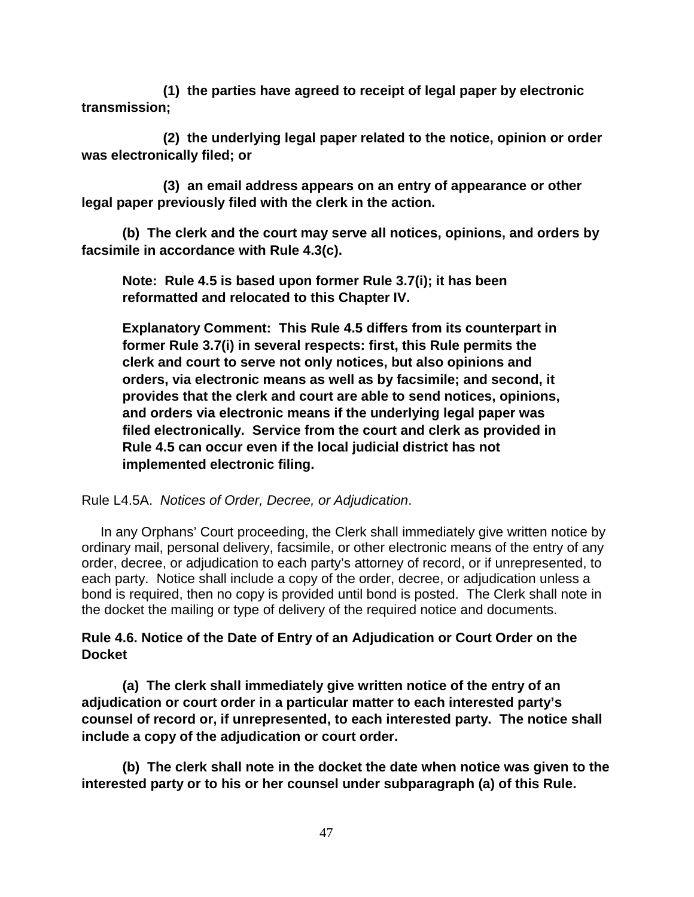**(1) the parties have agreed to receipt of legal paper by electronic transmission;**

**(2) the underlying legal paper related to the notice, opinion or order was electronically filed; or**

**(3) an email address appears on an entry of appearance or other legal paper previously filed with the clerk in the action.**

**(b) The clerk and the court may serve all notices, opinions, and orders by facsimile in accordance with Rule 4.3(c).**

> **Note: Rule 4.5 is based upon former Rule 3.7(i); it has been reformatted and relocated to this Chapter IV.**
>
> **Explanatory Comment: This Rule 4.5 differs from its counterpart in former Rule 3.7(i) in several respects: first, this Rule permits the clerk and court to serve not only notices, but also opinions and orders, via electronic means as well as by facsimile; and second, it provides that the clerk and court are able to send notices, opinions, and orders via electronic means if the underlying legal paper was filed electronically. Service from the court and clerk as provided in Rule 4.5 can occur even if the local judicial district has not implemented electronic filing.**

Rule L4.5A. *Notices of Order, Decree, or Adjudication*.

In any Orphans' Court proceeding, the Clerk shall immediately give written notice by ordinary mail, personal delivery, facsimile, or other electronic means of the entry of any order, decree, or adjudication to each party's attorney of record, or if unrepresented, to each party. Notice shall include a copy of the order, decree, or adjudication unless a bond is required, then no copy is provided until bond is posted. The Clerk shall note in the docket the mailing or type of delivery of the required notice and documents.

**Rule 4.6. Notice of the Date of Entry of an Adjudication or Court Order on the Docket**

**(a) The clerk shall immediately give written notice of the entry of an adjudication or court order in a particular matter to each interested party's counsel of record or, if unrepresented, to each interested party. The notice shall include a copy of the adjudication or court order.**

**(b) The clerk shall note in the docket the date when notice was given to the interested party or to his or her counsel under subparagraph (a) of this Rule.**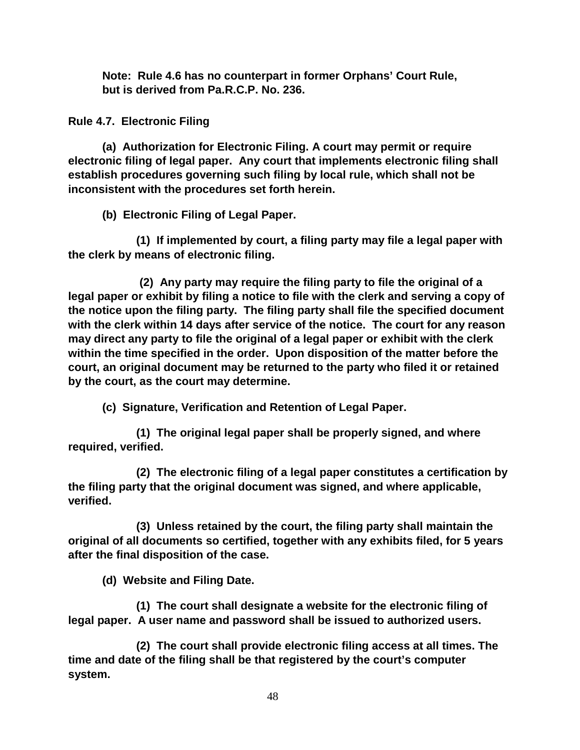**Note: Rule 4.6 has no counterpart in former Orphans' Court Rule, but is derived from Pa.R.C.P. No. 236.**

## Rule 4.7. Electronic Filing

**(a) Authorization for Electronic Filing. A court may permit or require electronic filing of legal paper. Any court that implements electronic filing shall establish procedures governing such filing by local rule, which shall not be inconsistent with the procedures set forth herein.**

**(b) Electronic Filing of Legal Paper.**

**(1) If implemented by court, a filing party may file a legal paper with the clerk by means of electronic filing.**

**(2) Any party may require the filing party to file the original of a legal paper or exhibit by filing a notice to file with the clerk and serving a copy of the notice upon the filing party. The filing party shall file the specified document with the clerk within 14 days after service of the notice. The court for any reason may direct any party to file the original of a legal paper or exhibit with the clerk within the time specified in the order. Upon disposition of the matter before the court, an original document may be returned to the party who filed it or retained by the court, as the court may determine.**

**(c) Signature, Verification and Retention of Legal Paper.**

**(1) The original legal paper shall be properly signed, and where required, verified.**

**(2) The electronic filing of a legal paper constitutes a certification by the filing party that the original document was signed, and where applicable, verified.**

**(3) Unless retained by the court, the filing party shall maintain the original of all documents so certified, together with any exhibits filed, for 5 years after the final disposition of the case.**

**(d) Website and Filing Date.**

**(1) The court shall designate a website for the electronic filing of legal paper. A user name and password shall be issued to authorized users.**

**(2) The court shall provide electronic filing access at all times. The time and date of the filing shall be that registered by the court's computer system.**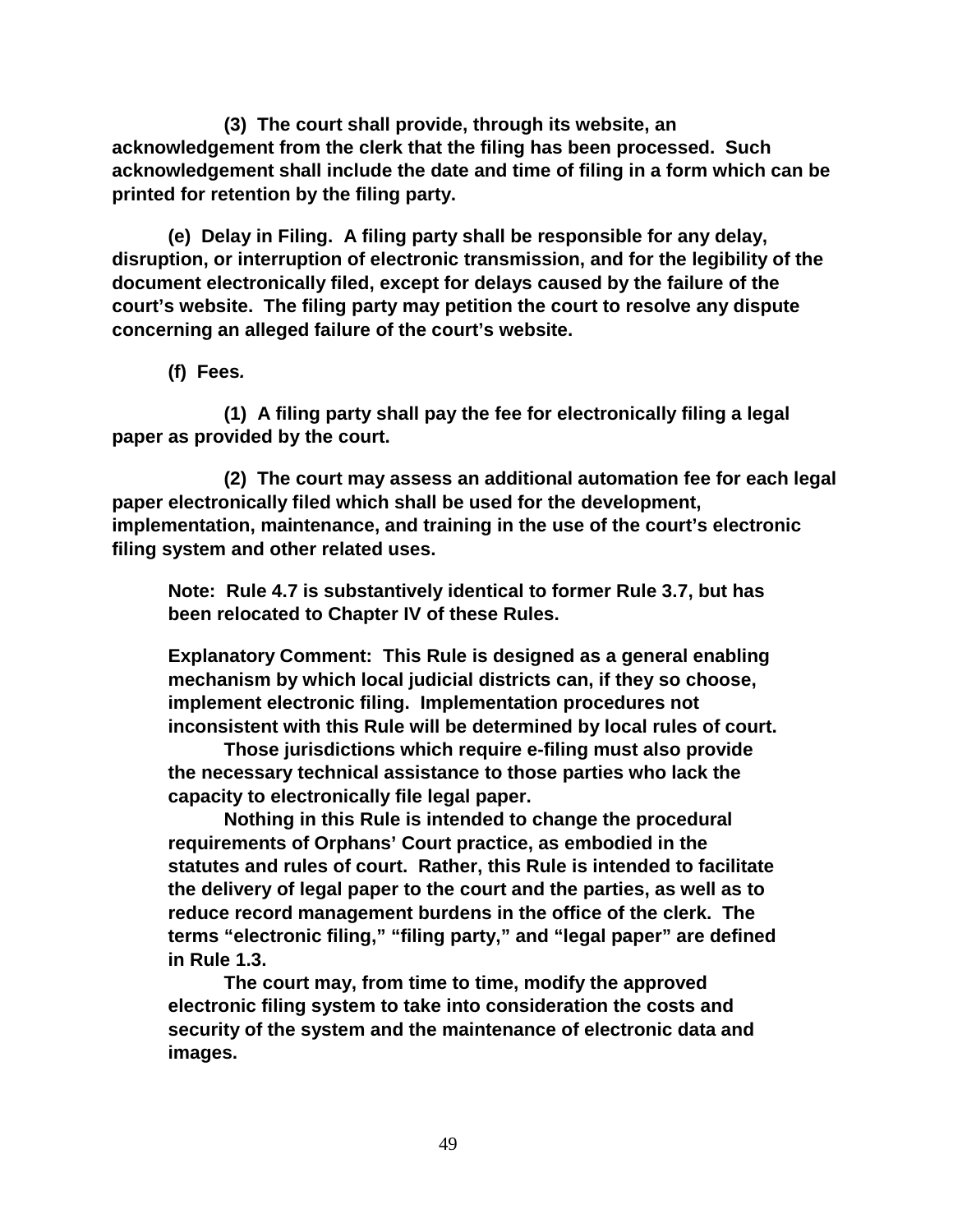**(3) The court shall provide, through its website, an acknowledgement from the clerk that the filing has been processed. Such acknowledgement shall include the date and time of filing in a form which can be printed for retention by the filing party.**

**(e) Delay in Filing. A filing party shall be responsible for any delay, disruption, or interruption of electronic transmission, and for the legibility of the document electronically filed, except for delays caused by the failure of the court's website. The filing party may petition the court to resolve any dispute concerning an alleged failure of the court's website.**

**(f) Fees.**

**(1) A filing party shall pay the fee for electronically filing a legal paper as provided by the court.**

**(2) The court may assess an additional automation fee for each legal paper electronically filed which shall be used for the development, implementation, maintenance, and training in the use of the court's electronic filing system and other related uses.**

**Note: Rule 4.7 is substantively identical to former Rule 3.7, but has been relocated to Chapter IV of these Rules.**

**Explanatory Comment: This Rule is designed as a general enabling mechanism by which local judicial districts can, if they so choose, implement electronic filing. Implementation procedures not inconsistent with this Rule will be determined by local rules of court.**

**Those jurisdictions which require e-filing must also provide the necessary technical assistance to those parties who lack the capacity to electronically file legal paper.**

**Nothing in this Rule is intended to change the procedural requirements of Orphans' Court practice, as embodied in the statutes and rules of court. Rather, this Rule is intended to facilitate the delivery of legal paper to the court and the parties, as well as to reduce record management burdens in the office of the clerk. The terms "electronic filing," "filing party," and "legal paper" are defined in Rule 1.3.**

**The court may, from time to time, modify the approved electronic filing system to take into consideration the costs and security of the system and the maintenance of electronic data and images.**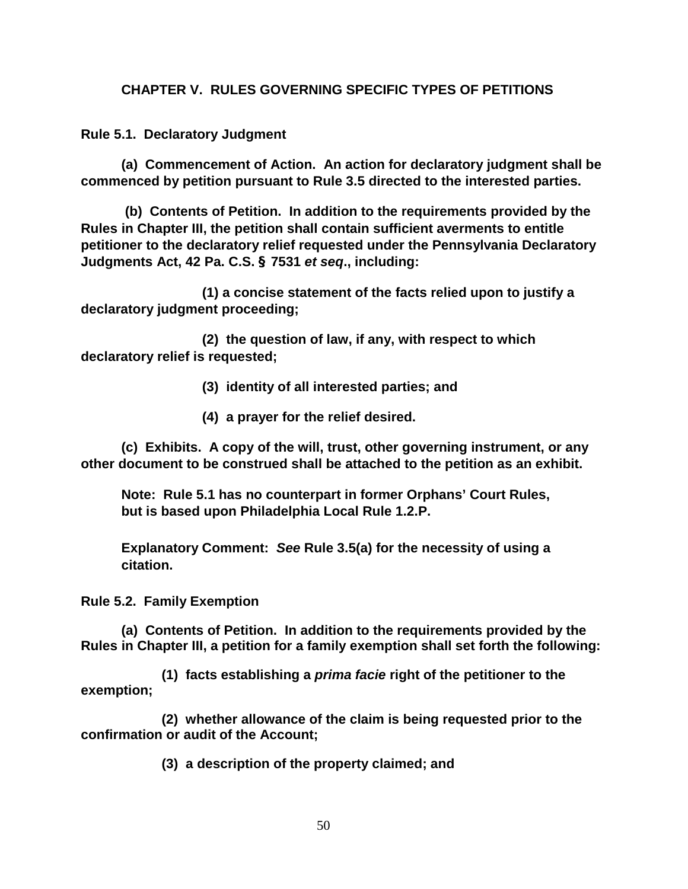## CHAPTER V. RULES GOVERNING SPECIFIC TYPES OF PETITIONS

### Rule 5.1. Declaratory Judgment

**(a) Commencement of Action. An action for declaratory judgment shall be commenced by petition pursuant to Rule 3.5 directed to the interested parties.**

**(b) Contents of Petition. In addition to the requirements provided by the Rules in Chapter III, the petition shall contain sufficient averments to entitle petitioner to the declaratory relief requested under the Pennsylvania Declaratory Judgments Act, 42 Pa. C.S. § 7531 *et seq*., including:**

**(1) a concise statement of the facts relied upon to justify a declaratory judgment proceeding;**

**(2) the question of law, if any, with respect to which declaratory relief is requested;**

**(3) identity of all interested parties; and**

**(4) a prayer for the relief desired.**

**(c) Exhibits. A copy of the will, trust, other governing instrument, or any other document to be construed shall be attached to the petition as an exhibit.**

**Note: Rule 5.1 has no counterpart in former Orphans' Court Rules, but is based upon Philadelphia Local Rule 1.2.P.**

**Explanatory Comment: *See* Rule 3.5(a) for the necessity of using a citation.**

### Rule 5.2. Family Exemption

**(a) Contents of Petition. In addition to the requirements provided by the Rules in Chapter III, a petition for a family exemption shall set forth the following:**

**(1) facts establishing a *prima facie* right of the petitioner to the exemption;**

**(2) whether allowance of the claim is being requested prior to the confirmation or audit of the Account;**

**(3) a description of the property claimed; and**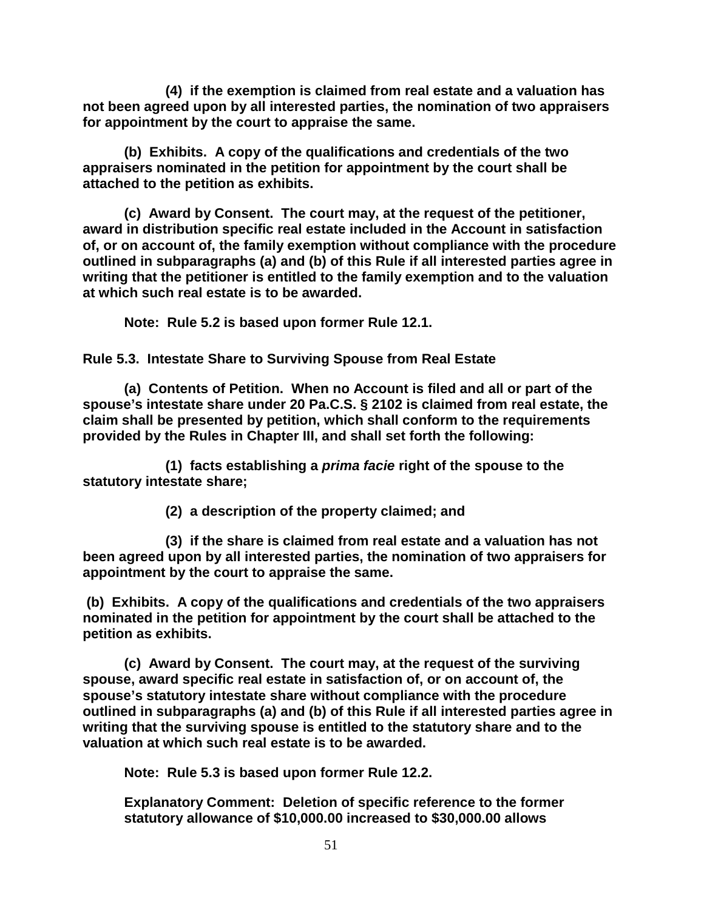**(4) if the exemption is claimed from real estate and a valuation has not been agreed upon by all interested parties, the nomination of two appraisers for appointment by the court to appraise the same.**

**(b) Exhibits. A copy of the qualifications and credentials of the two appraisers nominated in the petition for appointment by the court shall be attached to the petition as exhibits.**

**(c) Award by Consent. The court may, at the request of the petitioner, award in distribution specific real estate included in the Account in satisfaction of, or on account of, the family exemption without compliance with the procedure outlined in subparagraphs (a) and (b) of this Rule if all interested parties agree in writing that the petitioner is entitled to the family exemption and to the valuation at which such real estate is to be awarded.**

**Note: Rule 5.2 is based upon former Rule 12.1.**

**Rule 5.3. Intestate Share to Surviving Spouse from Real Estate**

**(a) Contents of Petition. When no Account is filed and all or part of the spouse's intestate share under 20 Pa.C.S. § 2102 is claimed from real estate, the claim shall be presented by petition, which shall conform to the requirements provided by the Rules in Chapter III, and shall set forth the following:**

**(1) facts establishing a *prima facie* right of the spouse to the statutory intestate share;**

**(2) a description of the property claimed; and**

**(3) if the share is claimed from real estate and a valuation has not been agreed upon by all interested parties, the nomination of two appraisers for appointment by the court to appraise the same.**

**(b) Exhibits. A copy of the qualifications and credentials of the two appraisers nominated in the petition for appointment by the court shall be attached to the petition as exhibits.**

**(c) Award by Consent. The court may, at the request of the surviving spouse, award specific real estate in satisfaction of, or on account of, the spouse's statutory intestate share without compliance with the procedure outlined in subparagraphs (a) and (b) of this Rule if all interested parties agree in writing that the surviving spouse is entitled to the statutory share and to the valuation at which such real estate is to be awarded.**

**Note: Rule 5.3 is based upon former Rule 12.2.**

**Explanatory Comment: Deletion of specific reference to the former statutory allowance of $10,000.00 increased to $30,000.00 allows**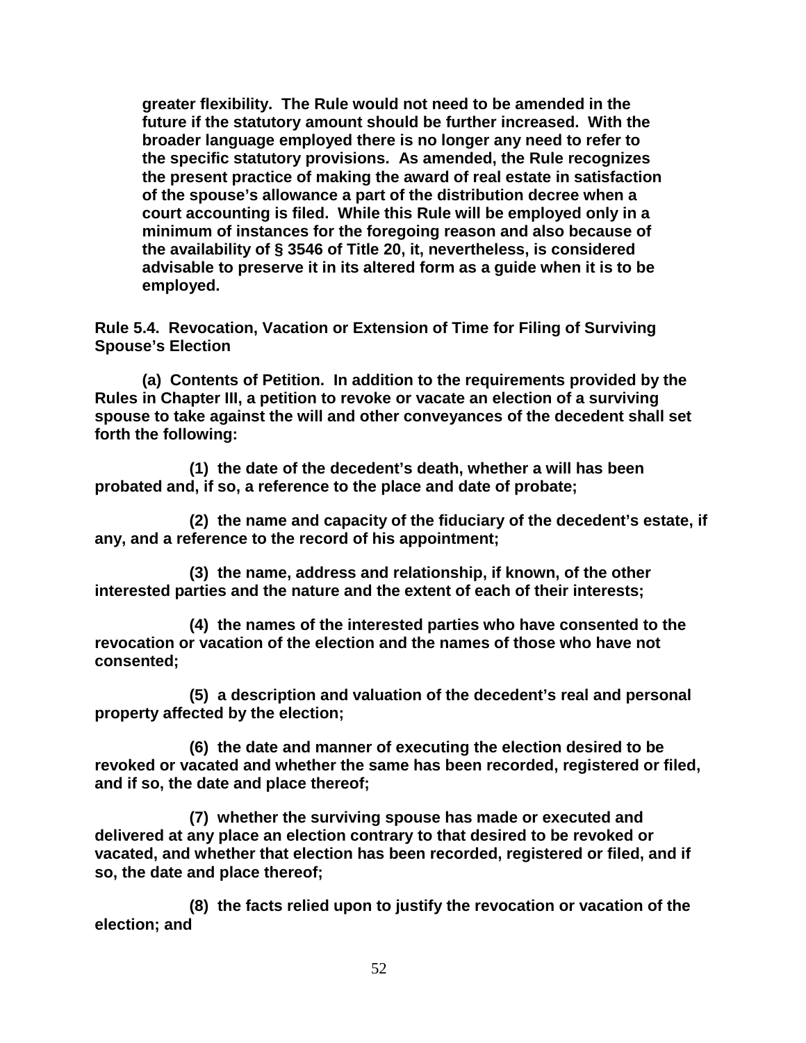**greater flexibility. The Rule would not need to be amended in the future if the statutory amount should be further increased. With the broader language employed there is no longer any need to refer to the specific statutory provisions. As amended, the Rule recognizes the present practice of making the award of real estate in satisfaction of the spouse's allowance a part of the distribution decree when a court accounting is filed. While this Rule will be employed only in a minimum of instances for the foregoing reason and also because of the availability of § 3546 of Title 20, it, nevertheless, is considered advisable to preserve it in its altered form as a guide when it is to be employed.**

**Rule 5.4. Revocation, Vacation or Extension of Time for Filing of Surviving Spouse's Election**

**(a) Contents of Petition. In addition to the requirements provided by the Rules in Chapter III, a petition to revoke or vacate an election of a surviving spouse to take against the will and other conveyances of the decedent shall set forth the following:**

**(1) the date of the decedent's death, whether a will has been probated and, if so, a reference to the place and date of probate;**

**(2) the name and capacity of the fiduciary of the decedent's estate, if any, and a reference to the record of his appointment;**

**(3) the name, address and relationship, if known, of the other interested parties and the nature and the extent of each of their interests;**

**(4) the names of the interested parties who have consented to the revocation or vacation of the election and the names of those who have not consented;**

**(5) a description and valuation of the decedent's real and personal property affected by the election;**

**(6) the date and manner of executing the election desired to be revoked or vacated and whether the same has been recorded, registered or filed, and if so, the date and place thereof;**

**(7) whether the surviving spouse has made or executed and delivered at any place an election contrary to that desired to be revoked or vacated, and whether that election has been recorded, registered or filed, and if so, the date and place thereof;**

**(8) the facts relied upon to justify the revocation or vacation of the election; and**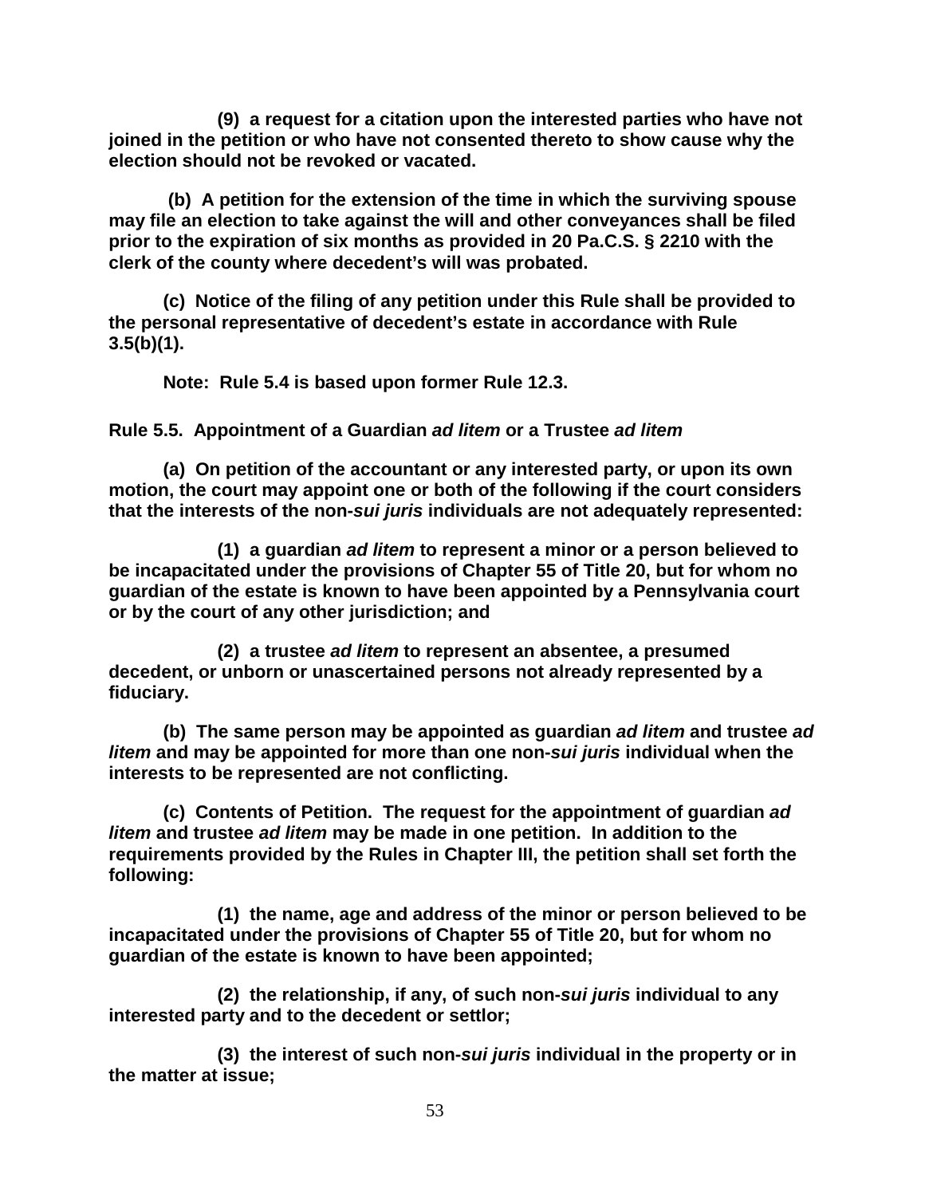**(9) a request for a citation upon the interested parties who have not joined in the petition or who have not consented thereto to show cause why the election should not be revoked or vacated.**

**(b) A petition for the extension of the time in which the surviving spouse may file an election to take against the will and other conveyances shall be filed prior to the expiration of six months as provided in 20 Pa.C.S. § 2210 with the clerk of the county where decedent's will was probated.**

**(c) Notice of the filing of any petition under this Rule shall be provided to the personal representative of decedent's estate in accordance with Rule 3.5(b)(1).**

**Note: Rule 5.4 is based upon former Rule 12.3.**

**Rule 5.5. Appointment of a Guardian *ad litem* or a Trustee *ad litem***

**(a) On petition of the accountant or any interested party, or upon its own motion, the court may appoint one or both of the following if the court considers that the interests of the non-*sui juris* individuals are not adequately represented:**

**(1) a guardian *ad litem* to represent a minor or a person believed to be incapacitated under the provisions of Chapter 55 of Title 20, but for whom no guardian of the estate is known to have been appointed by a Pennsylvania court or by the court of any other jurisdiction; and**

**(2) a trustee *ad litem* to represent an absentee, a presumed decedent, or unborn or unascertained persons not already represented by a fiduciary.**

**(b) The same person may be appointed as guardian *ad litem* and trustee *ad litem* and may be appointed for more than one non-*sui juris* individual when the interests to be represented are not conflicting.**

**(c) Contents of Petition. The request for the appointment of guardian *ad litem* and trustee *ad litem* may be made in one petition. In addition to the requirements provided by the Rules in Chapter III, the petition shall set forth the following:**

**(1) the name, age and address of the minor or person believed to be incapacitated under the provisions of Chapter 55 of Title 20, but for whom no guardian of the estate is known to have been appointed;**

**(2) the relationship, if any, of such non-*sui juris* individual to any interested party and to the decedent or settlor;**

**(3) the interest of such non-*sui juris* individual in the property or in the matter at issue;**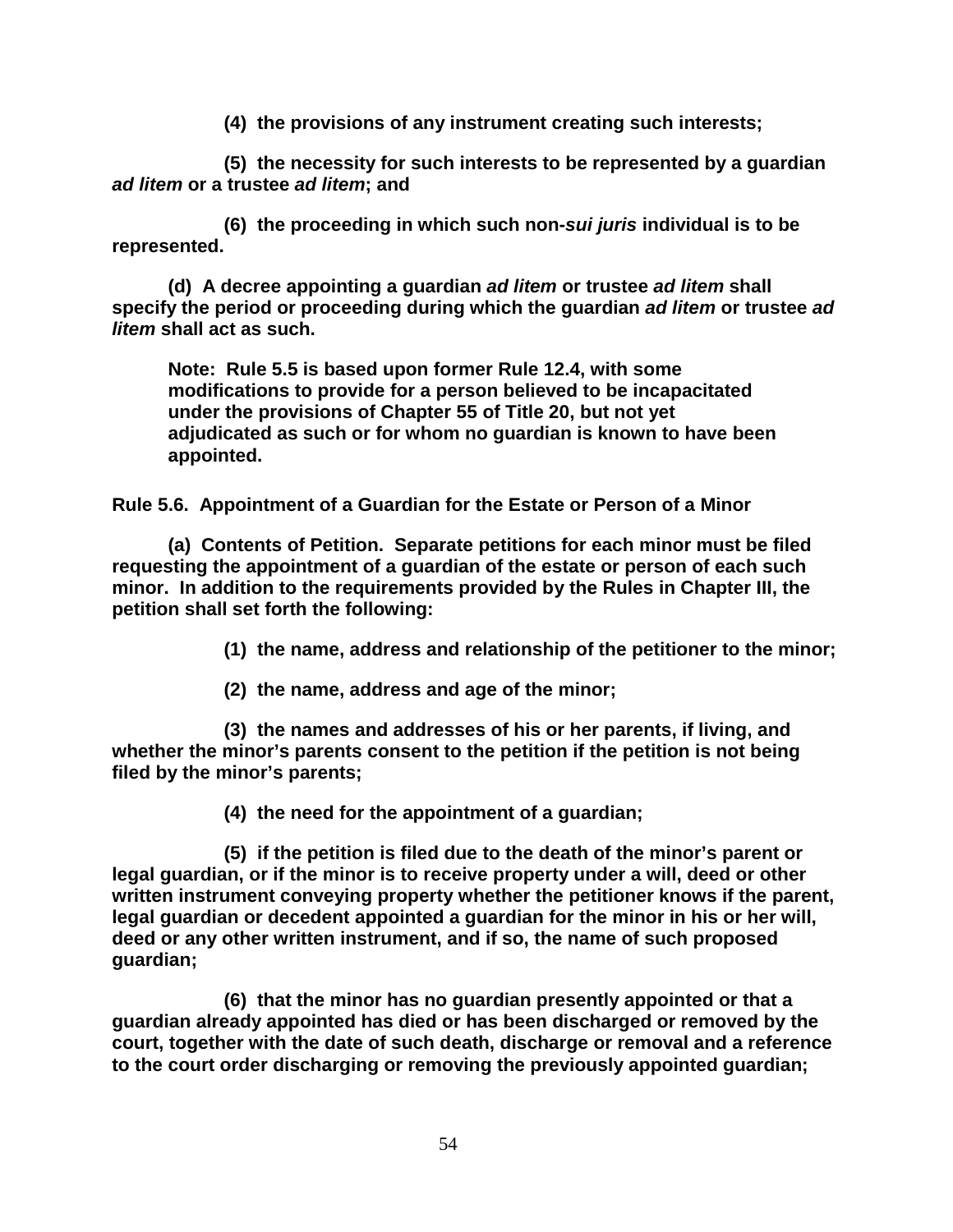**(4) the provisions of any instrument creating such interests;**

**(5) the necessity for such interests to be represented by a guardian *ad litem* or a trustee *ad litem*; and**

**(6) the proceeding in which such non-*sui juris* individual is to be represented.**

**(d) A decree appointing a guardian *ad litem* or trustee *ad litem* shall specify the period or proceeding during which the guardian *ad litem* or trustee *ad litem* shall act as such.**

> **Note: Rule 5.5 is based upon former Rule 12.4, with some modifications to provide for a person believed to be incapacitated under the provisions of Chapter 55 of Title 20, but not yet adjudicated as such or for whom no guardian is known to have been appointed.**

**Rule 5.6. Appointment of a Guardian for the Estate or Person of a Minor**

**(a) Contents of Petition. Separate petitions for each minor must be filed requesting the appointment of a guardian of the estate or person of each such minor. In addition to the requirements provided by the Rules in Chapter III, the petition shall set forth the following:**

**(1) the name, address and relationship of the petitioner to the minor;**

**(2) the name, address and age of the minor;**

**(3) the names and addresses of his or her parents, if living, and whether the minor's parents consent to the petition if the petition is not being filed by the minor's parents;**

**(4) the need for the appointment of a guardian;**

**(5) if the petition is filed due to the death of the minor's parent or legal guardian, or if the minor is to receive property under a will, deed or other written instrument conveying property whether the petitioner knows if the parent, legal guardian or decedent appointed a guardian for the minor in his or her will, deed or any other written instrument, and if so, the name of such proposed guardian;**

**(6) that the minor has no guardian presently appointed or that a guardian already appointed has died or has been discharged or removed by the court, together with the date of such death, discharge or removal and a reference to the court order discharging or removing the previously appointed guardian;**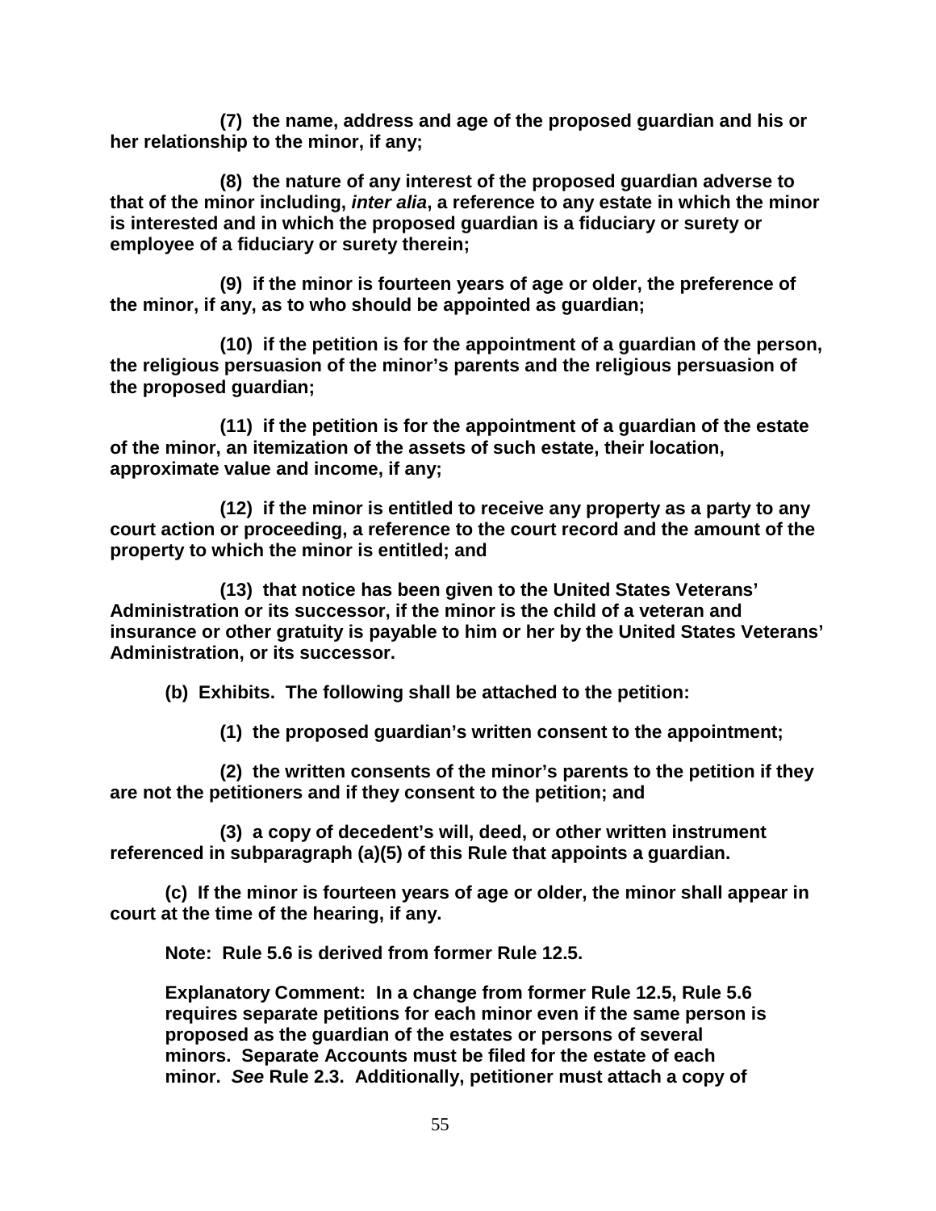**(7) the name, address and age of the proposed guardian and his or her relationship to the minor, if any;**

**(8) the nature of any interest of the proposed guardian adverse to that of the minor including, *inter alia*, a reference to any estate in which the minor is interested and in which the proposed guardian is a fiduciary or surety or employee of a fiduciary or surety therein;**

**(9) if the minor is fourteen years of age or older, the preference of the minor, if any, as to who should be appointed as guardian;**

**(10) if the petition is for the appointment of a guardian of the person, the religious persuasion of the minor's parents and the religious persuasion of the proposed guardian;**

**(11) if the petition is for the appointment of a guardian of the estate of the minor, an itemization of the assets of such estate, their location, approximate value and income, if any;**

**(12) if the minor is entitled to receive any property as a party to any court action or proceeding, a reference to the court record and the amount of the property to which the minor is entitled; and**

**(13) that notice has been given to the United States Veterans' Administration or its successor, if the minor is the child of a veteran and insurance or other gratuity is payable to him or her by the United States Veterans' Administration, or its successor.**

**(b) Exhibits. The following shall be attached to the petition:**

**(1) the proposed guardian's written consent to the appointment;**

**(2) the written consents of the minor's parents to the petition if they are not the petitioners and if they consent to the petition; and**

**(3) a copy of decedent's will, deed, or other written instrument referenced in subparagraph (a)(5) of this Rule that appoints a guardian.**

**(c) If the minor is fourteen years of age or older, the minor shall appear in court at the time of the hearing, if any.**

**Note: Rule 5.6 is derived from former Rule 12.5.**

**Explanatory Comment: In a change from former Rule 12.5, Rule 5.6 requires separate petitions for each minor even if the same person is proposed as the guardian of the estates or persons of several minors. Separate Accounts must be filed for the estate of each minor. *See* Rule 2.3. Additionally, petitioner must attach a copy of**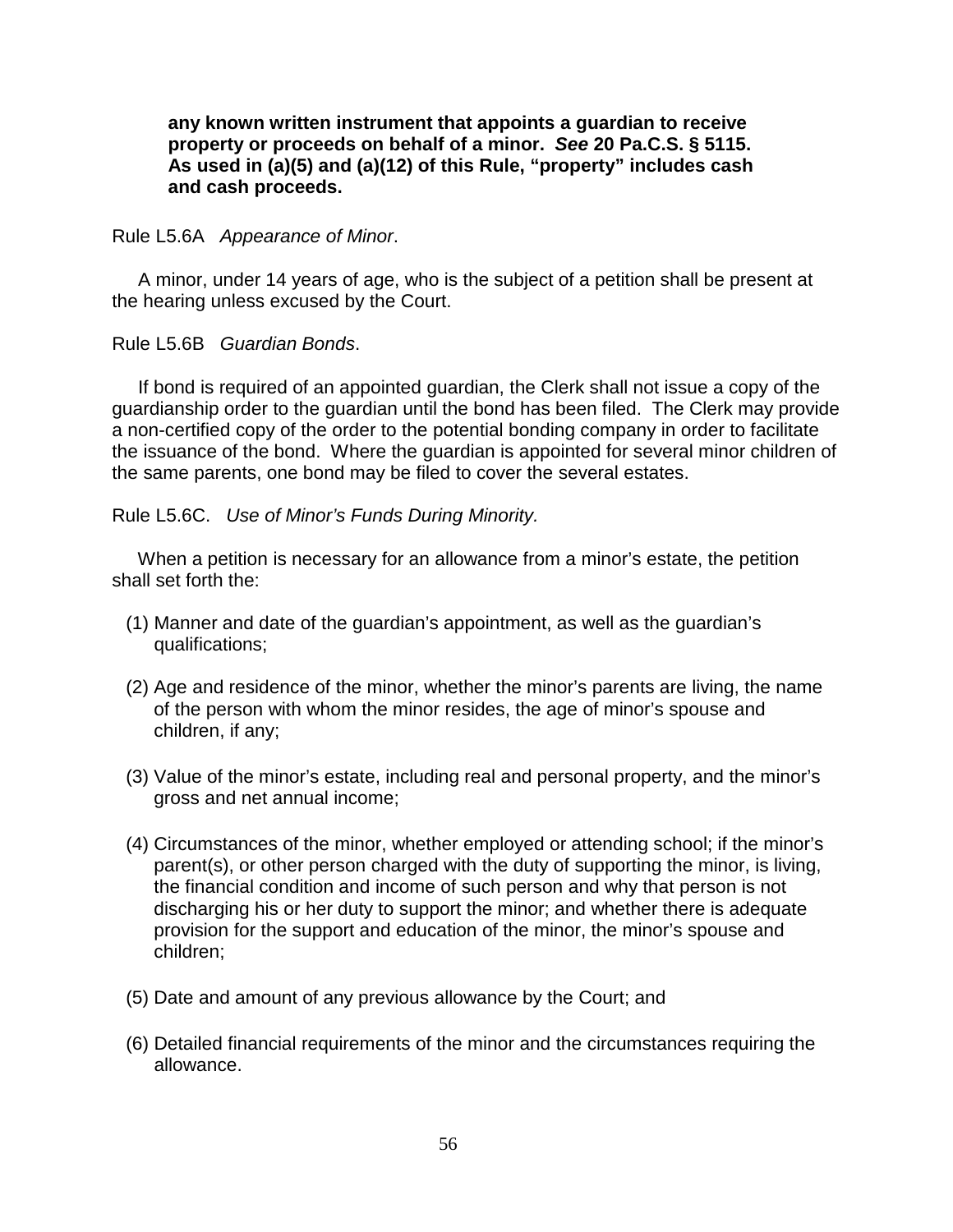**any known written instrument that appoints a guardian to receive property or proceeds on behalf of a minor. *See* 20 Pa.C.S. § 5115. As used in (a)(5) and (a)(12) of this Rule, "property" includes cash and cash proceeds.**

Rule L5.6A *Appearance of Minor*.

A minor, under 14 years of age, who is the subject of a petition shall be present at the hearing unless excused by the Court.

Rule L5.6B *Guardian Bonds*.

If bond is required of an appointed guardian, the Clerk shall not issue a copy of the guardianship order to the guardian until the bond has been filed. The Clerk may provide a non-certified copy of the order to the potential bonding company in order to facilitate the issuance of the bond. Where the guardian is appointed for several minor children of the same parents, one bond may be filed to cover the several estates.

Rule L5.6C. *Use of Minor's Funds During Minority.*

When a petition is necessary for an allowance from a minor's estate, the petition shall set forth the:

(1) Manner and date of the guardian's appointment, as well as the guardian's qualifications;

(2) Age and residence of the minor, whether the minor's parents are living, the name of the person with whom the minor resides, the age of minor's spouse and children, if any;

(3) Value of the minor's estate, including real and personal property, and the minor's gross and net annual income;

(4) Circumstances of the minor, whether employed or attending school; if the minor's parent(s), or other person charged with the duty of supporting the minor, is living, the financial condition and income of such person and why that person is not discharging his or her duty to support the minor; and whether there is adequate provision for the support and education of the minor, the minor's spouse and children;

(5) Date and amount of any previous allowance by the Court; and

(6) Detailed financial requirements of the minor and the circumstances requiring the allowance.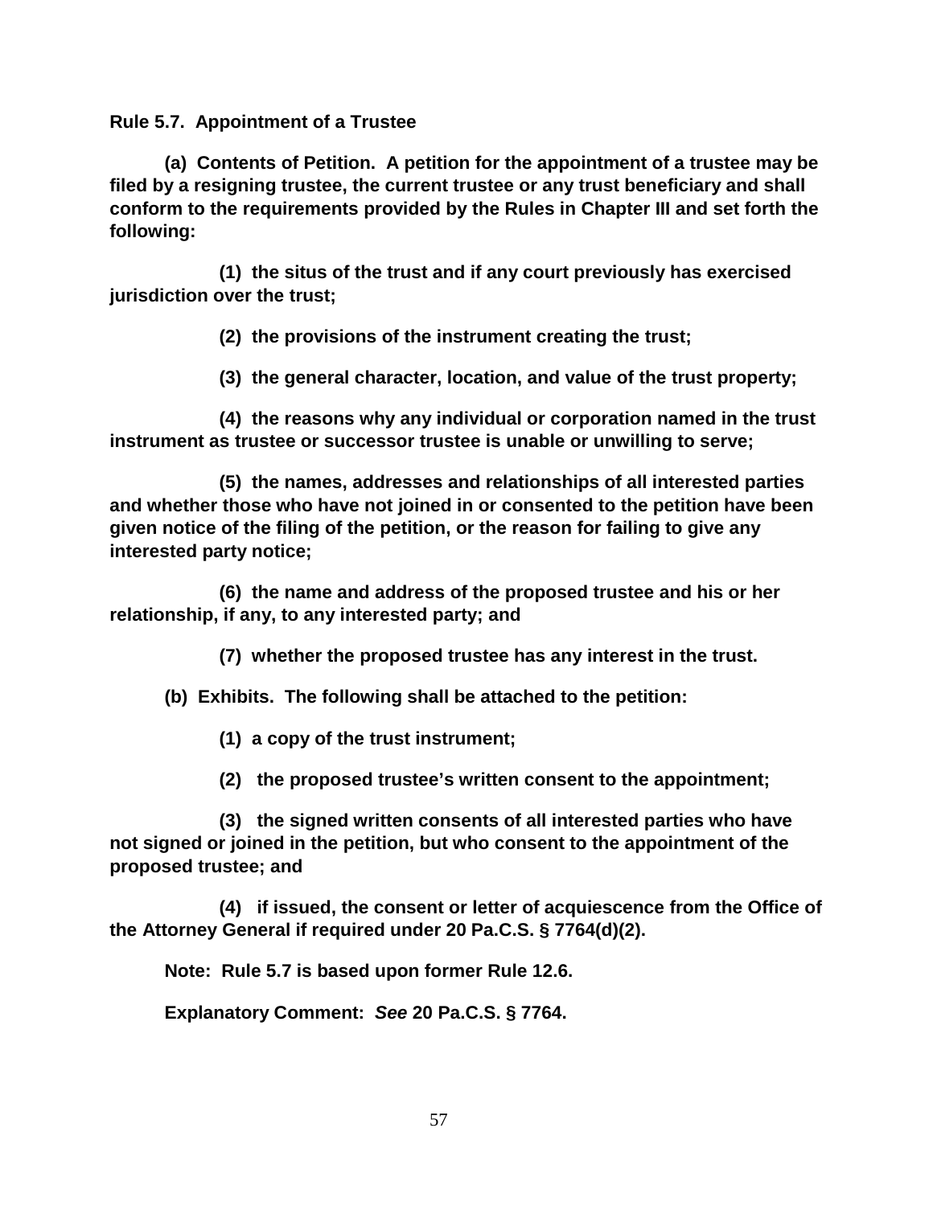**Rule 5.7. Appointment of a Trustee**

**(a) Contents of Petition. A petition for the appointment of a trustee may be filed by a resigning trustee, the current trustee or any trust beneficiary and shall conform to the requirements provided by the Rules in Chapter III and set forth the following:**

**(1) the situs of the trust and if any court previously has exercised jurisdiction over the trust;**

**(2) the provisions of the instrument creating the trust;**

**(3) the general character, location, and value of the trust property;**

**(4) the reasons why any individual or corporation named in the trust instrument as trustee or successor trustee is unable or unwilling to serve;**

**(5) the names, addresses and relationships of all interested parties and whether those who have not joined in or consented to the petition have been given notice of the filing of the petition, or the reason for failing to give any interested party notice;**

**(6) the name and address of the proposed trustee and his or her relationship, if any, to any interested party; and**

**(7) whether the proposed trustee has any interest in the trust.**

**(b) Exhibits. The following shall be attached to the petition:**

**(1) a copy of the trust instrument;**

**(2) the proposed trustee's written consent to the appointment;**

**(3) the signed written consents of all interested parties who have not signed or joined in the petition, but who consent to the appointment of the proposed trustee; and**

**(4) if issued, the consent or letter of acquiescence from the Office of the Attorney General if required under 20 Pa.C.S. § 7764(d)(2).**

**Note: Rule 5.7 is based upon former Rule 12.6.**

**Explanatory Comment: *See* 20 Pa.C.S. § 7764.**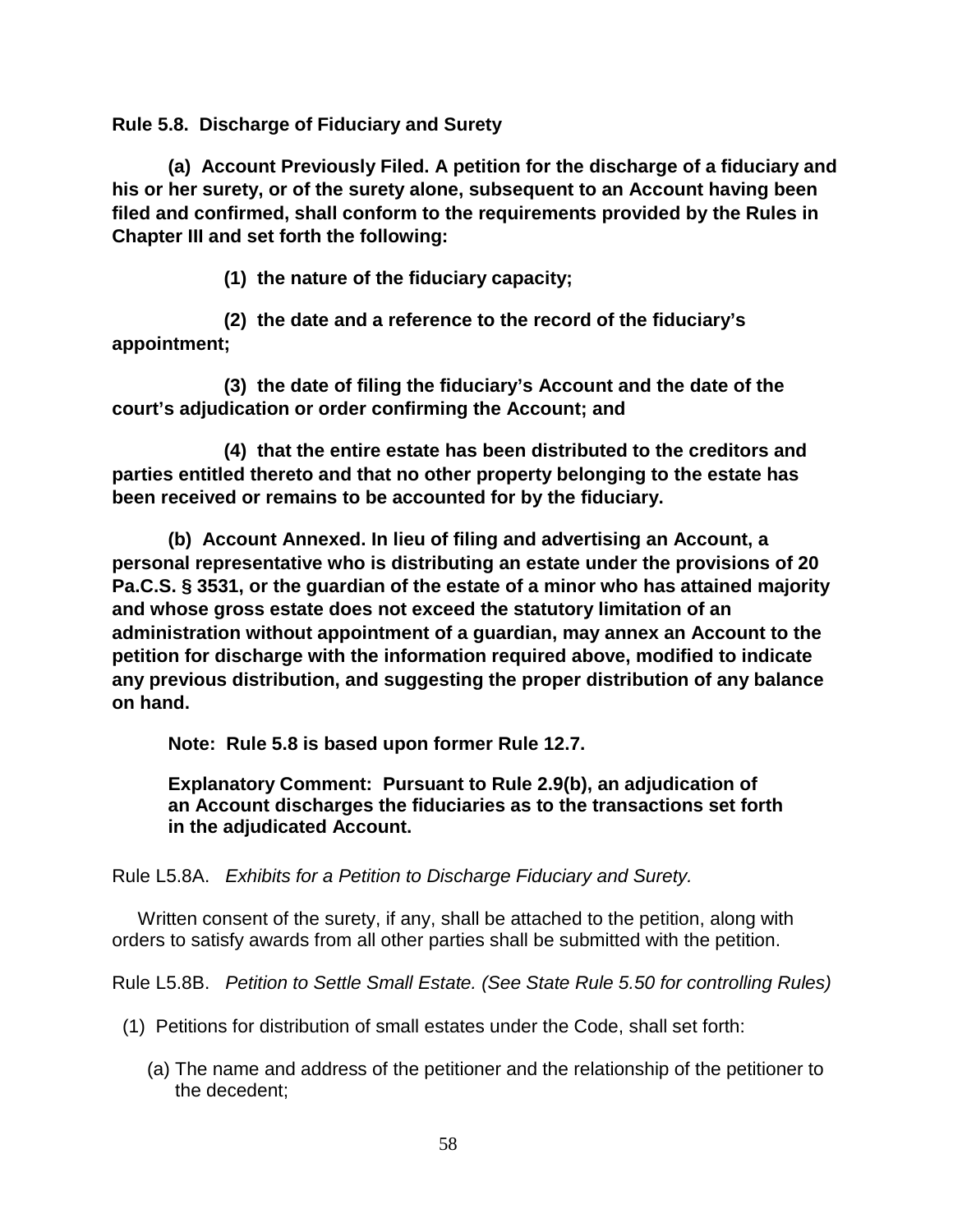**Rule 5.8. Discharge of Fiduciary and Surety**

**(a) Account Previously Filed. A petition for the discharge of a fiduciary and his or her surety, or of the surety alone, subsequent to an Account having been filed and confirmed, shall conform to the requirements provided by the Rules in Chapter III and set forth the following:**

**(1) the nature of the fiduciary capacity;**

**(2) the date and a reference to the record of the fiduciary's appointment;**

**(3) the date of filing the fiduciary's Account and the date of the court's adjudication or order confirming the Account; and**

**(4) that the entire estate has been distributed to the creditors and parties entitled thereto and that no other property belonging to the estate has been received or remains to be accounted for by the fiduciary.**

**(b) Account Annexed. In lieu of filing and advertising an Account, a personal representative who is distributing an estate under the provisions of 20 Pa.C.S. § 3531, or the guardian of the estate of a minor who has attained majority and whose gross estate does not exceed the statutory limitation of an administration without appointment of a guardian, may annex an Account to the petition for discharge with the information required above, modified to indicate any previous distribution, and suggesting the proper distribution of any balance on hand.**

**Note: Rule 5.8 is based upon former Rule 12.7.**

**Explanatory Comment: Pursuant to Rule 2.9(b), an adjudication of an Account discharges the fiduciaries as to the transactions set forth in the adjudicated Account.**

Rule L5.8A. *Exhibits for a Petition to Discharge Fiduciary and Surety.*

Written consent of the surety, if any, shall be attached to the petition, along with orders to satisfy awards from all other parties shall be submitted with the petition.

Rule L5.8B. *Petition to Settle Small Estate. (See State Rule 5.50 for controlling Rules)*

(1) Petitions for distribution of small estates under the Code, shall set forth:

(a) The name and address of the petitioner and the relationship of the petitioner to the decedent;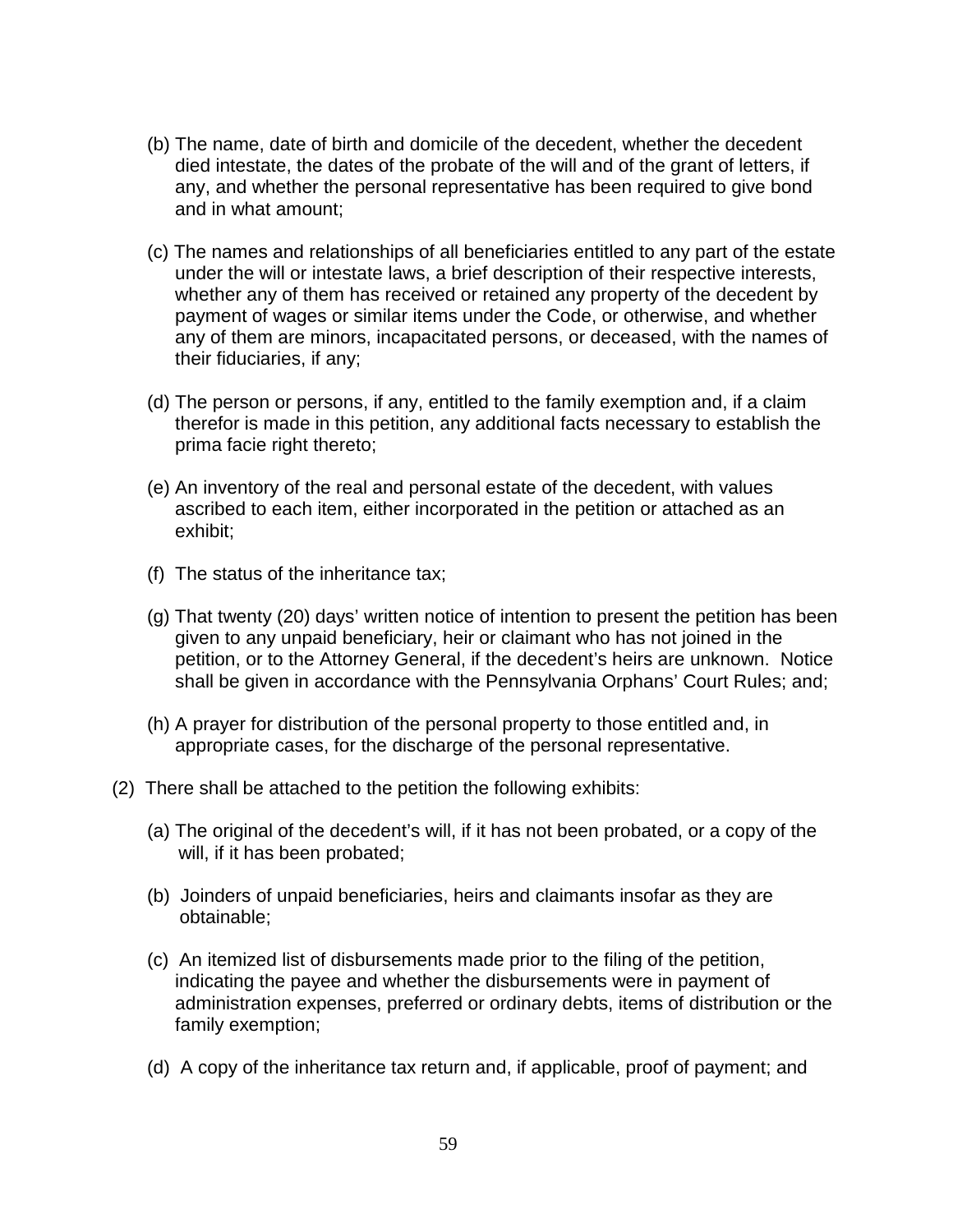(b) The name, date of birth and domicile of the decedent, whether the decedent died intestate, the dates of the probate of the will and of the grant of letters, if any, and whether the personal representative has been required to give bond and in what amount;

(c) The names and relationships of all beneficiaries entitled to any part of the estate under the will or intestate laws, a brief description of their respective interests, whether any of them has received or retained any property of the decedent by payment of wages or similar items under the Code, or otherwise, and whether any of them are minors, incapacitated persons, or deceased, with the names of their fiduciaries, if any;

(d) The person or persons, if any, entitled to the family exemption and, if a claim therefor is made in this petition, any additional facts necessary to establish the prima facie right thereto;

(e) An inventory of the real and personal estate of the decedent, with values ascribed to each item, either incorporated in the petition or attached as an exhibit;

(f) The status of the inheritance tax;

(g) That twenty (20) days' written notice of intention to present the petition has been given to any unpaid beneficiary, heir or claimant who has not joined in the petition, or to the Attorney General, if the decedent's heirs are unknown. Notice shall be given in accordance with the Pennsylvania Orphans' Court Rules; and;

(h) A prayer for distribution of the personal property to those entitled and, in appropriate cases, for the discharge of the personal representative.

(2) There shall be attached to the petition the following exhibits:

(a) The original of the decedent's will, if it has not been probated, or a copy of the will, if it has been probated;

(b) Joinders of unpaid beneficiaries, heirs and claimants insofar as they are obtainable;

(c) An itemized list of disbursements made prior to the filing of the petition, indicating the payee and whether the disbursements were in payment of administration expenses, preferred or ordinary debts, items of distribution or the family exemption;

(d) A copy of the inheritance tax return and, if applicable, proof of payment; and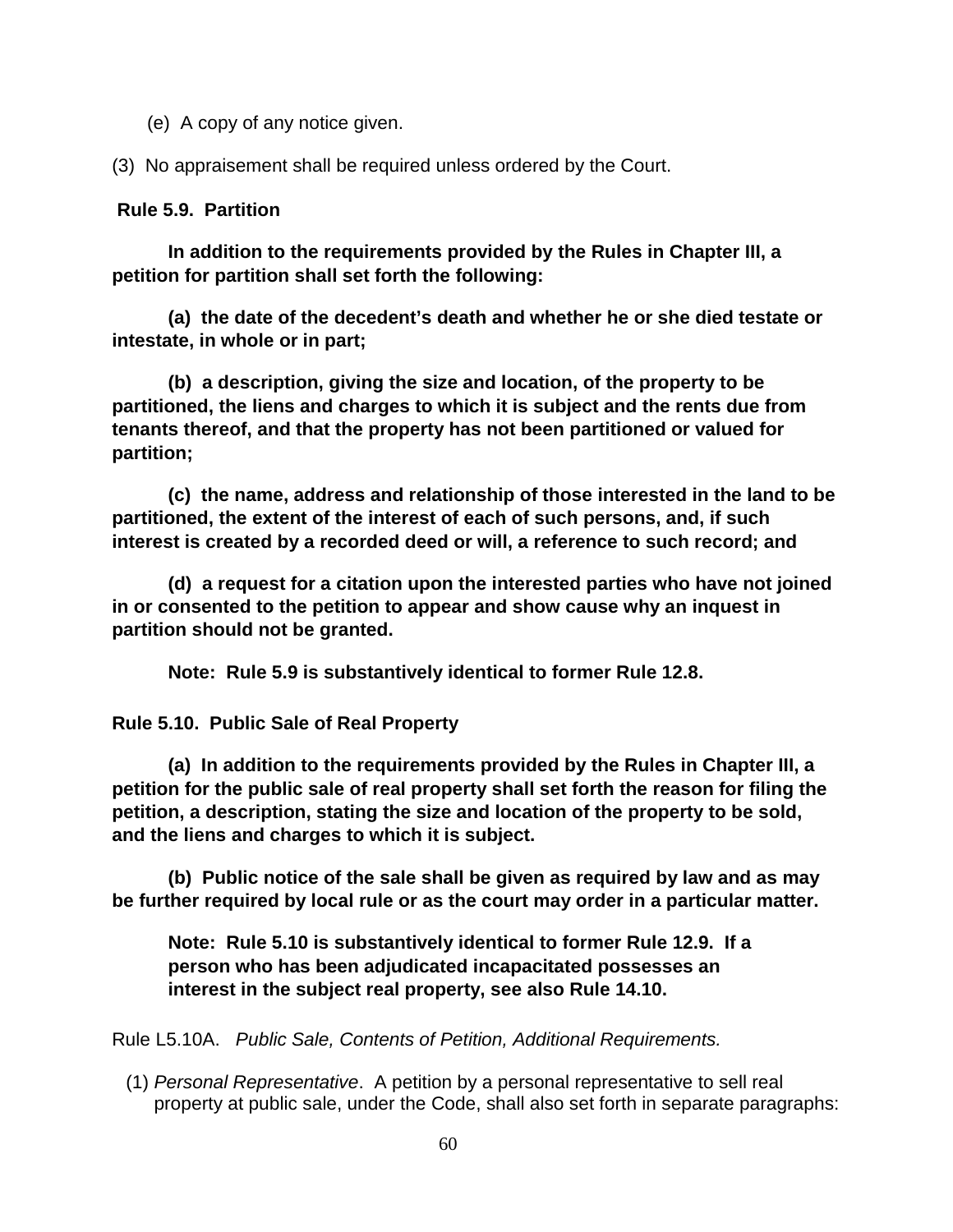(e) A copy of any notice given.

(3) No appraisement shall be required unless ordered by the Court.

**Rule 5.9. Partition**

**In addition to the requirements provided by the Rules in Chapter III, a petition for partition shall set forth the following:**

**(a) the date of the decedent's death and whether he or she died testate or intestate, in whole or in part;**

**(b) a description, giving the size and location, of the property to be partitioned, the liens and charges to which it is subject and the rents due from tenants thereof, and that the property has not been partitioned or valued for partition;**

**(c) the name, address and relationship of those interested in the land to be partitioned, the extent of the interest of each of such persons, and, if such interest is created by a recorded deed or will, a reference to such record; and**

**(d) a request for a citation upon the interested parties who have not joined in or consented to the petition to appear and show cause why an inquest in partition should not be granted.**

**Note: Rule 5.9 is substantively identical to former Rule 12.8.**

**Rule 5.10. Public Sale of Real Property**

**(a) In addition to the requirements provided by the Rules in Chapter III, a petition for the public sale of real property shall set forth the reason for filing the petition, a description, stating the size and location of the property to be sold, and the liens and charges to which it is subject.**

**(b) Public notice of the sale shall be given as required by law and as may be further required by local rule or as the court may order in a particular matter.**

**Note: Rule 5.10 is substantively identical to former Rule 12.9. If a person who has been adjudicated incapacitated possesses an interest in the subject real property, see also Rule 14.10.**

Rule L5.10A. *Public Sale, Contents of Petition, Additional Requirements.*

(1) *Personal Representative*. A petition by a personal representative to sell real property at public sale, under the Code, shall also set forth in separate paragraphs: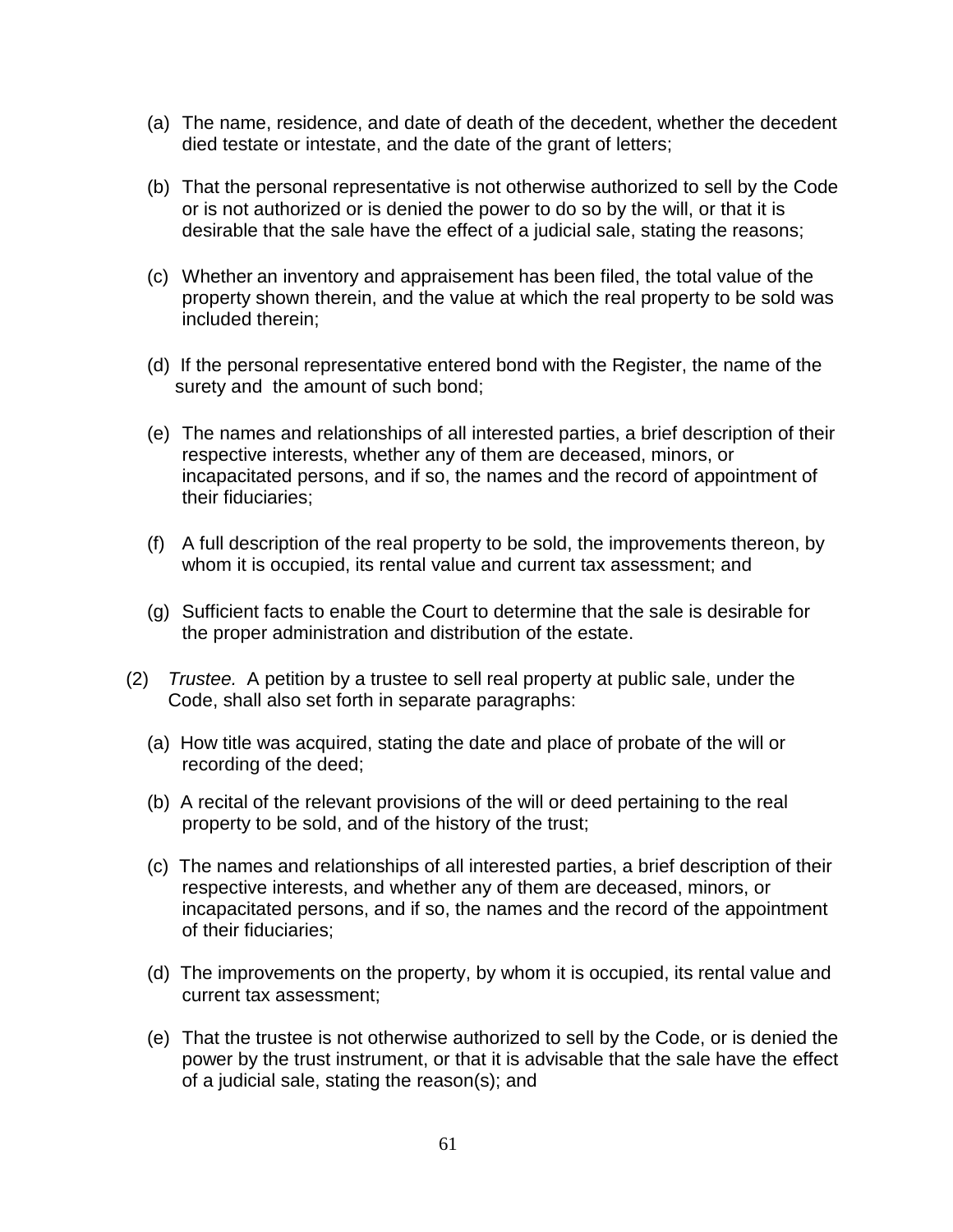(a) The name, residence, and date of death of the decedent, whether the decedent died testate or intestate, and the date of the grant of letters;

(b) That the personal representative is not otherwise authorized to sell by the Code or is not authorized or is denied the power to do so by the will, or that it is desirable that the sale have the effect of a judicial sale, stating the reasons;

(c) Whether an inventory and appraisement has been filed, the total value of the property shown therein, and the value at which the real property to be sold was included therein;

(d) If the personal representative entered bond with the Register, the name of the surety and the amount of such bond;

(e) The names and relationships of all interested parties, a brief description of their respective interests, whether any of them are deceased, minors, or incapacitated persons, and if so, the names and the record of appointment of their fiduciaries;

(f) A full description of the real property to be sold, the improvements thereon, by whom it is occupied, its rental value and current tax assessment; and

(g) Sufficient facts to enable the Court to determine that the sale is desirable for the proper administration and distribution of the estate.

(2) *Trustee.* A petition by a trustee to sell real property at public sale, under the Code, shall also set forth in separate paragraphs:

(a) How title was acquired, stating the date and place of probate of the will or recording of the deed;

(b) A recital of the relevant provisions of the will or deed pertaining to the real property to be sold, and of the history of the trust;

(c) The names and relationships of all interested parties, a brief description of their respective interests, and whether any of them are deceased, minors, or incapacitated persons, and if so, the names and the record of the appointment of their fiduciaries;

(d) The improvements on the property, by whom it is occupied, its rental value and current tax assessment;

(e) That the trustee is not otherwise authorized to sell by the Code, or is denied the power by the trust instrument, or that it is advisable that the sale have the effect of a judicial sale, stating the reason(s); and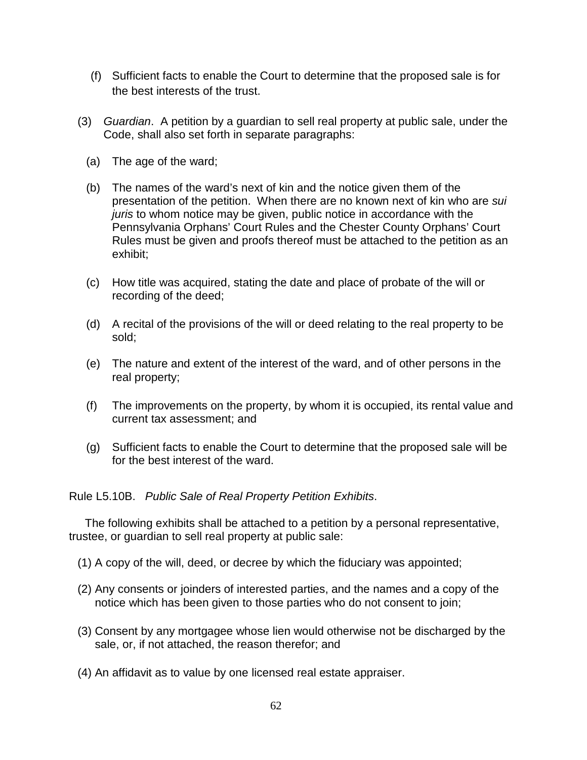(f) Sufficient facts to enable the Court to determine that the proposed sale is for the best interests of the trust.

(3) *Guardian*. A petition by a guardian to sell real property at public sale, under the Code, shall also set forth in separate paragraphs:

(a) The age of the ward;

(b) The names of the ward's next of kin and the notice given them of the presentation of the petition. When there are no known next of kin who are *sui juris* to whom notice may be given, public notice in accordance with the Pennsylvania Orphans' Court Rules and the Chester County Orphans' Court Rules must be given and proofs thereof must be attached to the petition as an exhibit;

(c) How title was acquired, stating the date and place of probate of the will or recording of the deed;

(d) A recital of the provisions of the will or deed relating to the real property to be sold;

(e) The nature and extent of the interest of the ward, and of other persons in the real property;

(f) The improvements on the property, by whom it is occupied, its rental value and current tax assessment; and

(g) Sufficient facts to enable the Court to determine that the proposed sale will be for the best interest of the ward.

Rule L5.10B. *Public Sale of Real Property Petition Exhibits*.

The following exhibits shall be attached to a petition by a personal representative, trustee, or guardian to sell real property at public sale:

(1) A copy of the will, deed, or decree by which the fiduciary was appointed;

(2) Any consents or joinders of interested parties, and the names and a copy of the notice which has been given to those parties who do not consent to join;

(3) Consent by any mortgagee whose lien would otherwise not be discharged by the sale, or, if not attached, the reason therefor; and

(4) An affidavit as to value by one licensed real estate appraiser.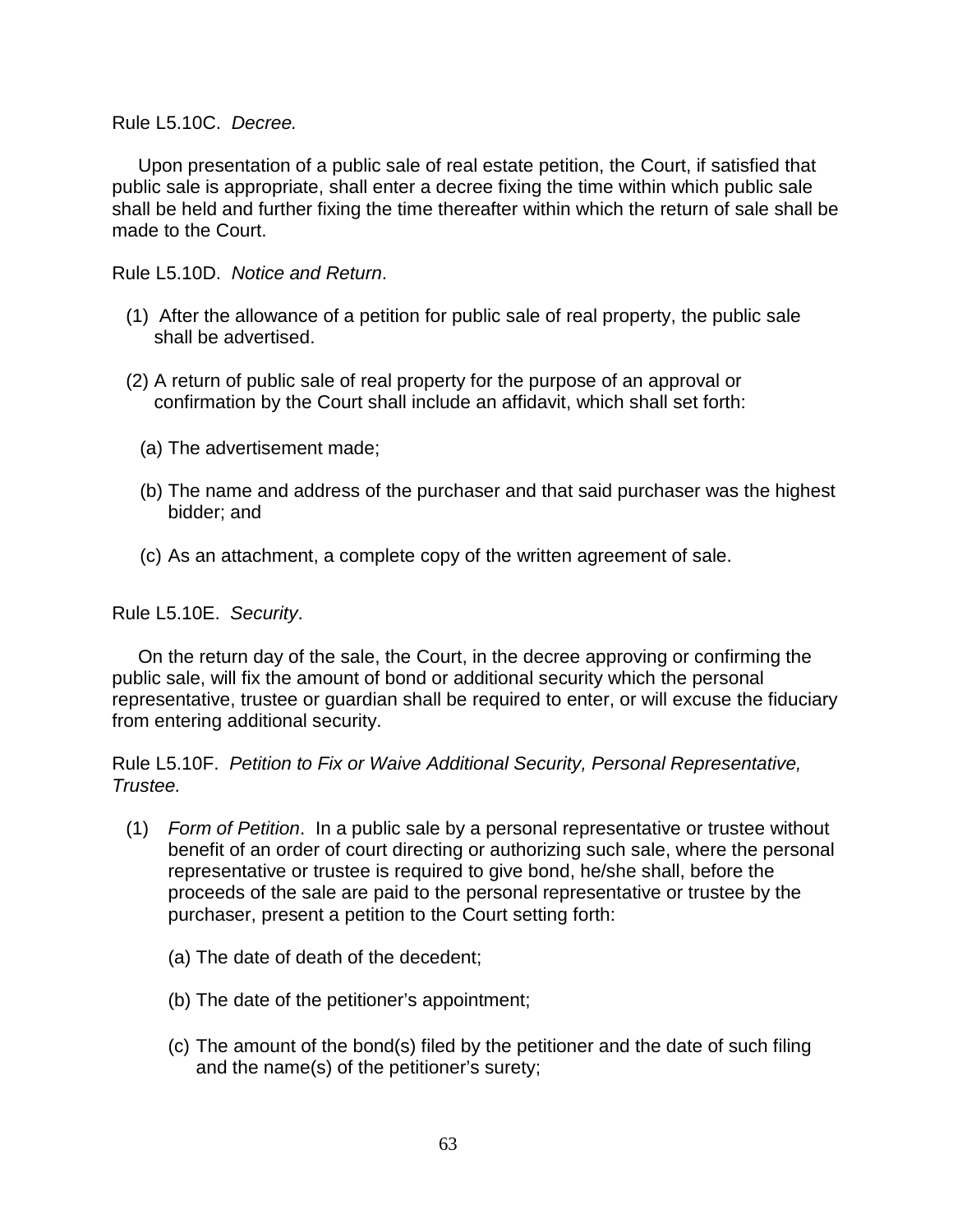Rule L5.10C. *Decree.*

Upon presentation of a public sale of real estate petition, the Court, if satisfied that public sale is appropriate, shall enter a decree fixing the time within which public sale shall be held and further fixing the time thereafter within which the return of sale shall be made to the Court.

Rule L5.10D. *Notice and Return*.

(1) After the allowance of a petition for public sale of real property, the public sale shall be advertised.

(2) A return of public sale of real property for the purpose of an approval or confirmation by the Court shall include an affidavit, which shall set forth:

(a) The advertisement made;

(b) The name and address of the purchaser and that said purchaser was the highest bidder; and

(c) As an attachment, a complete copy of the written agreement of sale.

Rule L5.10E. *Security*.

On the return day of the sale, the Court, in the decree approving or confirming the public sale, will fix the amount of bond or additional security which the personal representative, trustee or guardian shall be required to enter, or will excuse the fiduciary from entering additional security.

Rule L5.10F. *Petition to Fix or Waive Additional Security, Personal Representative, Trustee.*

(1) *Form of Petition*. In a public sale by a personal representative or trustee without benefit of an order of court directing or authorizing such sale, where the personal representative or trustee is required to give bond, he/she shall, before the proceeds of the sale are paid to the personal representative or trustee by the purchaser, present a petition to the Court setting forth:

(a) The date of death of the decedent;

(b) The date of the petitioner's appointment;

(c) The amount of the bond(s) filed by the petitioner and the date of such filing and the name(s) of the petitioner's surety;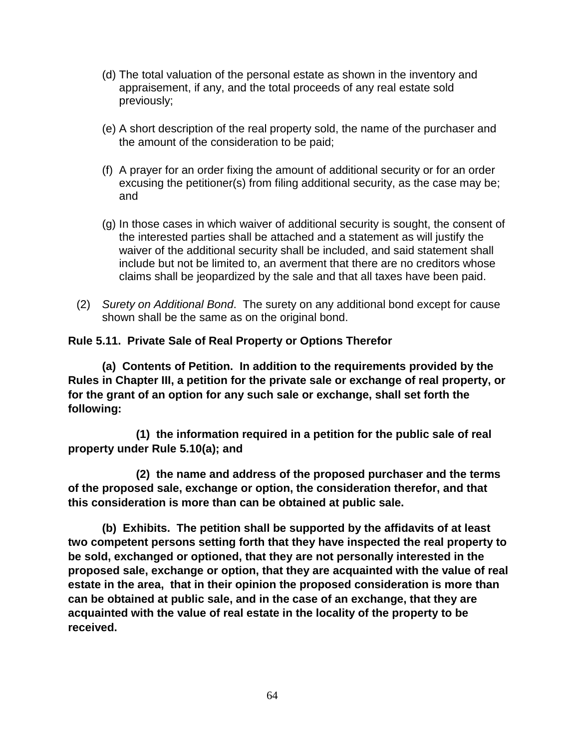(d) The total valuation of the personal estate as shown in the inventory and appraisement, if any, and the total proceeds of any real estate sold previously;

(e) A short description of the real property sold, the name of the purchaser and the amount of the consideration to be paid;

(f) A prayer for an order fixing the amount of additional security or for an order excusing the petitioner(s) from filing additional security, as the case may be; and

(g) In those cases in which waiver of additional security is sought, the consent of the interested parties shall be attached and a statement as will justify the waiver of the additional security shall be included, and said statement shall include but not be limited to, an averment that there are no creditors whose claims shall be jeopardized by the sale and that all taxes have been paid.

(2) *Surety on Additional Bond*. The surety on any additional bond except for cause shown shall be the same as on the original bond.

**Rule 5.11. Private Sale of Real Property or Options Therefor**

**(a) Contents of Petition. In addition to the requirements provided by the Rules in Chapter III, a petition for the private sale or exchange of real property, or for the grant of an option for any such sale or exchange, shall set forth the following:**

**(1) the information required in a petition for the public sale of real property under Rule 5.10(a); and**

**(2) the name and address of the proposed purchaser and the terms of the proposed sale, exchange or option, the consideration therefor, and that this consideration is more than can be obtained at public sale.**

**(b) Exhibits. The petition shall be supported by the affidavits of at least two competent persons setting forth that they have inspected the real property to be sold, exchanged or optioned, that they are not personally interested in the proposed sale, exchange or option, that they are acquainted with the value of real estate in the area, that in their opinion the proposed consideration is more than can be obtained at public sale, and in the case of an exchange, that they are acquainted with the value of real estate in the locality of the property to be received.**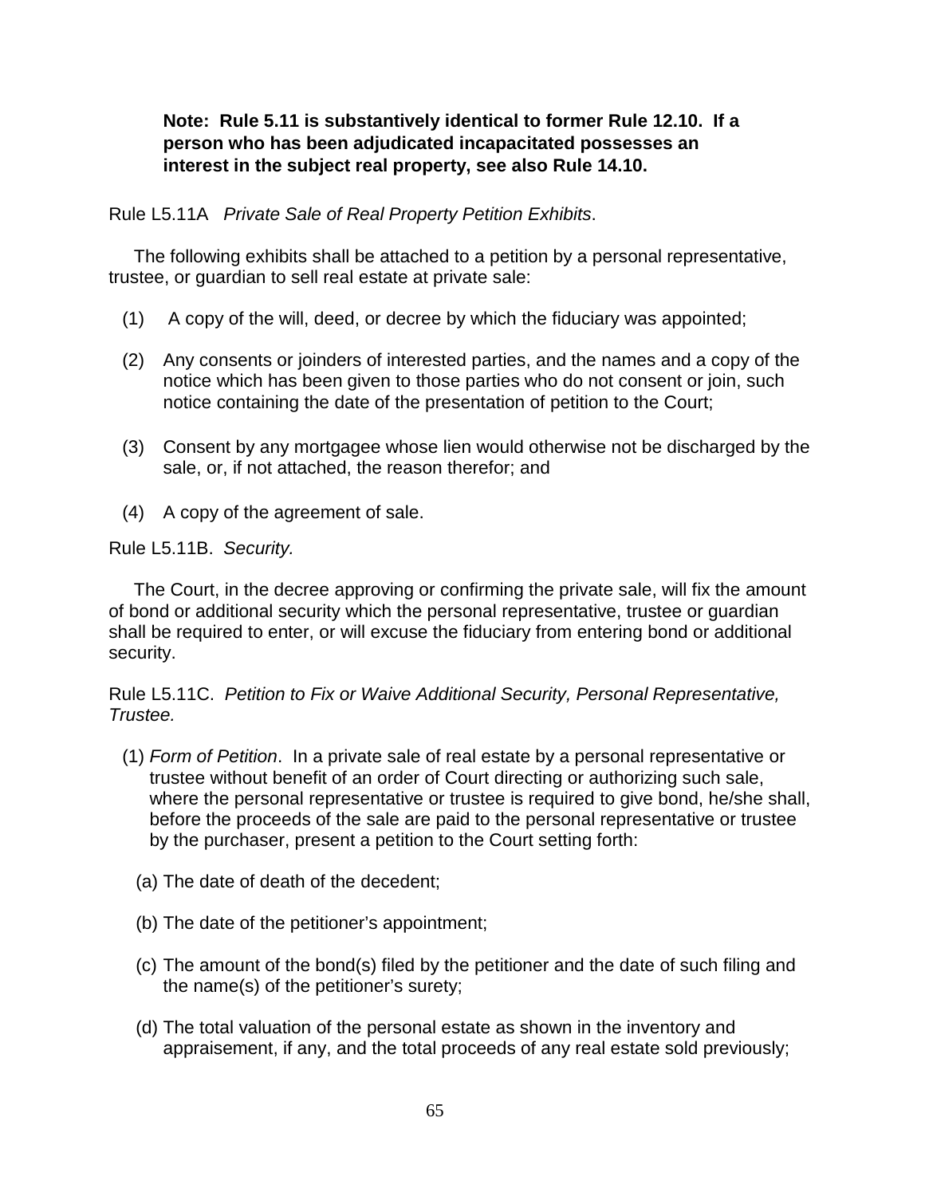**Note: Rule 5.11 is substantively identical to former Rule 12.10. If a person who has been adjudicated incapacitated possesses an interest in the subject real property, see also Rule 14.10.**

Rule L5.11A *Private Sale of Real Property Petition Exhibits*.

The following exhibits shall be attached to a petition by a personal representative, trustee, or guardian to sell real estate at private sale:

(1) A copy of the will, deed, or decree by which the fiduciary was appointed;

(2) Any consents or joinders of interested parties, and the names and a copy of the notice which has been given to those parties who do not consent or join, such notice containing the date of the presentation of petition to the Court;

(3) Consent by any mortgagee whose lien would otherwise not be discharged by the sale, or, if not attached, the reason therefor; and

(4) A copy of the agreement of sale.

Rule L5.11B. *Security.*

The Court, in the decree approving or confirming the private sale, will fix the amount of bond or additional security which the personal representative, trustee or guardian shall be required to enter, or will excuse the fiduciary from entering bond or additional security.

Rule L5.11C. *Petition to Fix or Waive Additional Security, Personal Representative, Trustee.*

(1) *Form of Petition*. In a private sale of real estate by a personal representative or trustee without benefit of an order of Court directing or authorizing such sale, where the personal representative or trustee is required to give bond, he/she shall, before the proceeds of the sale are paid to the personal representative or trustee by the purchaser, present a petition to the Court setting forth:

(a) The date of death of the decedent;

(b) The date of the petitioner's appointment;

(c) The amount of the bond(s) filed by the petitioner and the date of such filing and the name(s) of the petitioner's surety;

(d) The total valuation of the personal estate as shown in the inventory and appraisement, if any, and the total proceeds of any real estate sold previously;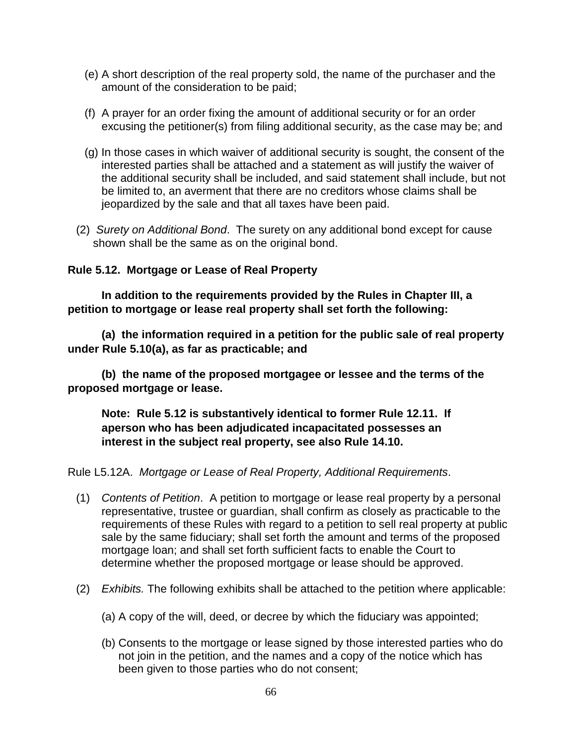(e) A short description of the real property sold, the name of the purchaser and the amount of the consideration to be paid;

(f) A prayer for an order fixing the amount of additional security or for an order excusing the petitioner(s) from filing additional security, as the case may be; and

(g) In those cases in which waiver of additional security is sought, the consent of the interested parties shall be attached and a statement as will justify the waiver of the additional security shall be included, and said statement shall include, but not be limited to, an averment that there are no creditors whose claims shall be jeopardized by the sale and that all taxes have been paid.

(2) *Surety on Additional Bond*. The surety on any additional bond except for cause shown shall be the same as on the original bond.

**Rule 5.12. Mortgage or Lease of Real Property**

**In addition to the requirements provided by the Rules in Chapter III, a petition to mortgage or lease real property shall set forth the following:**

**(a) the information required in a petition for the public sale of real property under Rule 5.10(a), as far as practicable; and**

**(b) the name of the proposed mortgagee or lessee and the terms of the proposed mortgage or lease.**

**Note: Rule 5.12 is substantively identical to former Rule 12.11. If aperson who has been adjudicated incapacitated possesses an interest in the subject real property, see also Rule 14.10.**

Rule L5.12A. *Mortgage or Lease of Real Property, Additional Requirements*.

(1) *Contents of Petition*. A petition to mortgage or lease real property by a personal representative, trustee or guardian, shall confirm as closely as practicable to the requirements of these Rules with regard to a petition to sell real property at public sale by the same fiduciary; shall set forth the amount and terms of the proposed mortgage loan; and shall set forth sufficient facts to enable the Court to determine whether the proposed mortgage or lease should be approved.

(2) *Exhibits.* The following exhibits shall be attached to the petition where applicable:

(a) A copy of the will, deed, or decree by which the fiduciary was appointed;

(b) Consents to the mortgage or lease signed by those interested parties who do not join in the petition, and the names and a copy of the notice which has been given to those parties who do not consent;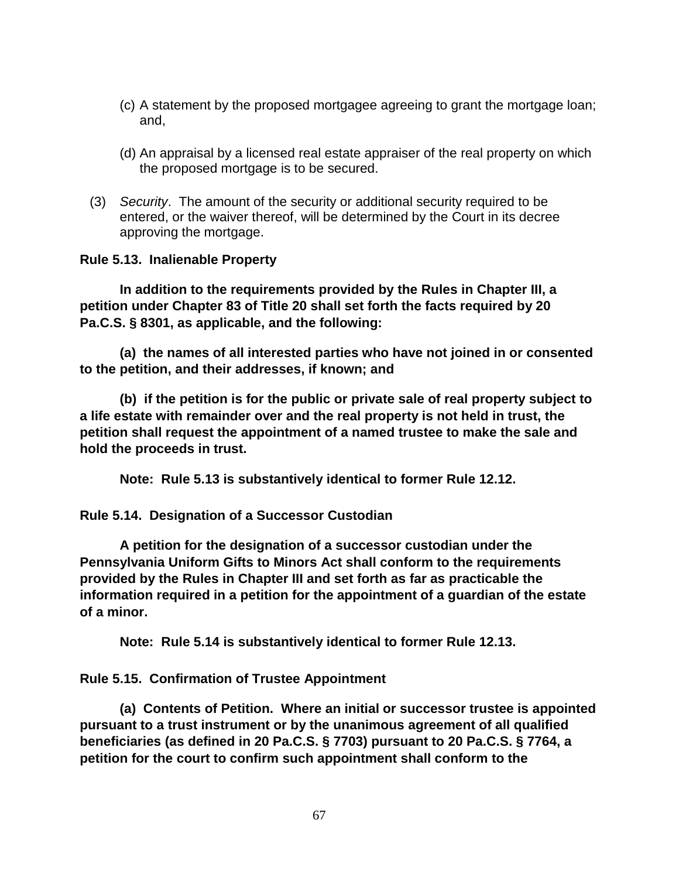(c) A statement by the proposed mortgagee agreeing to grant the mortgage loan; and,

(d) An appraisal by a licensed real estate appraiser of the real property on which the proposed mortgage is to be secured.

(3) *Security*. The amount of the security or additional security required to be entered, or the waiver thereof, will be determined by the Court in its decree approving the mortgage.

**Rule 5.13. Inalienable Property**

**In addition to the requirements provided by the Rules in Chapter III, a petition under Chapter 83 of Title 20 shall set forth the facts required by 20 Pa.C.S. § 8301, as applicable, and the following:**

**(a) the names of all interested parties who have not joined in or consented to the petition, and their addresses, if known; and**

**(b) if the petition is for the public or private sale of real property subject to a life estate with remainder over and the real property is not held in trust, the petition shall request the appointment of a named trustee to make the sale and hold the proceeds in trust.**

**Note: Rule 5.13 is substantively identical to former Rule 12.12.**

**Rule 5.14. Designation of a Successor Custodian**

**A petition for the designation of a successor custodian under the Pennsylvania Uniform Gifts to Minors Act shall conform to the requirements provided by the Rules in Chapter III and set forth as far as practicable the information required in a petition for the appointment of a guardian of the estate of a minor.**

**Note: Rule 5.14 is substantively identical to former Rule 12.13.**

**Rule 5.15. Confirmation of Trustee Appointment**

**(a) Contents of Petition. Where an initial or successor trustee is appointed pursuant to a trust instrument or by the unanimous agreement of all qualified beneficiaries (as defined in 20 Pa.C.S. § 7703) pursuant to 20 Pa.C.S. § 7764, a petition for the court to confirm such appointment shall conform to the**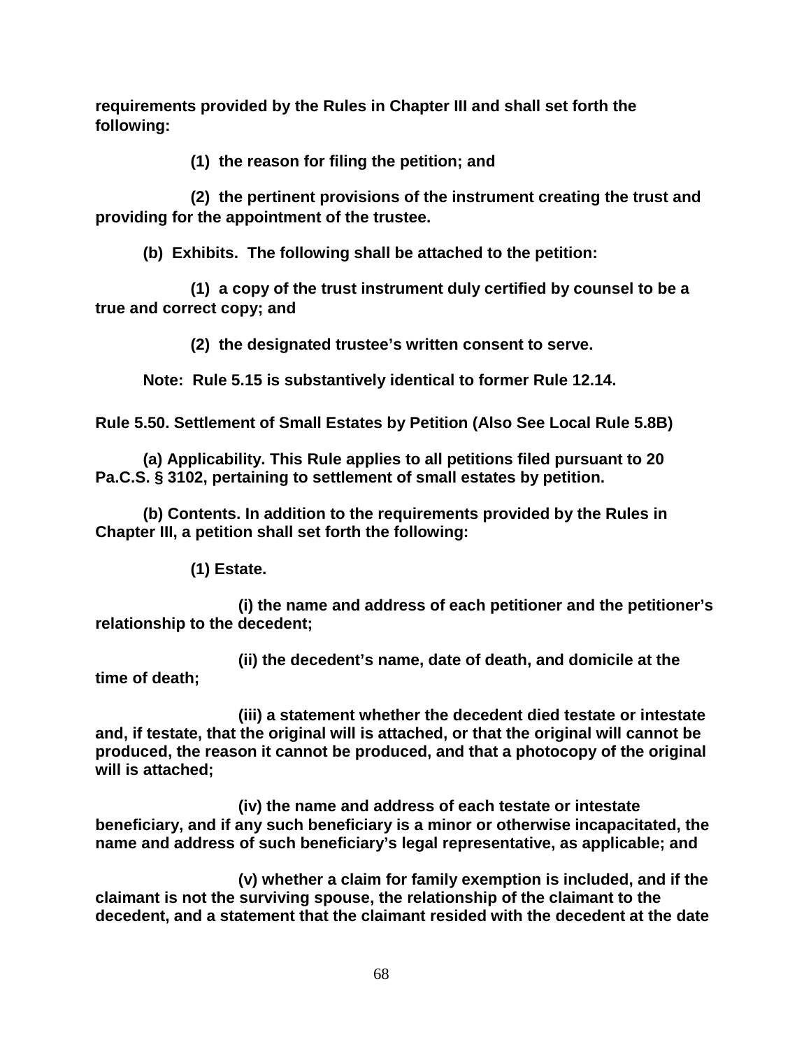**requirements provided by the Rules in Chapter III and shall set forth the following:**

**(1) the reason for filing the petition; and**

**(2) the pertinent provisions of the instrument creating the trust and providing for the appointment of the trustee.**

**(b) Exhibits. The following shall be attached to the petition:**

**(1) a copy of the trust instrument duly certified by counsel to be a true and correct copy; and**

**(2) the designated trustee's written consent to serve.**

**Note: Rule 5.15 is substantively identical to former Rule 12.14.**

**Rule 5.50. Settlement of Small Estates by Petition (Also See Local Rule 5.8B)**

**(a) Applicability. This Rule applies to all petitions filed pursuant to 20 Pa.C.S. § 3102, pertaining to settlement of small estates by petition.**

**(b) Contents. In addition to the requirements provided by the Rules in Chapter III, a petition shall set forth the following:**

**(1) Estate.**

**(i) the name and address of each petitioner and the petitioner's relationship to the decedent;**

**(ii) the decedent's name, date of death, and domicile at the time of death;**

**(iii) a statement whether the decedent died testate or intestate and, if testate, that the original will is attached, or that the original will cannot be produced, the reason it cannot be produced, and that a photocopy of the original will is attached;**

**(iv) the name and address of each testate or intestate beneficiary, and if any such beneficiary is a minor or otherwise incapacitated, the name and address of such beneficiary's legal representative, as applicable; and**

**(v) whether a claim for family exemption is included, and if the claimant is not the surviving spouse, the relationship of the claimant to the decedent, and a statement that the claimant resided with the decedent at the date**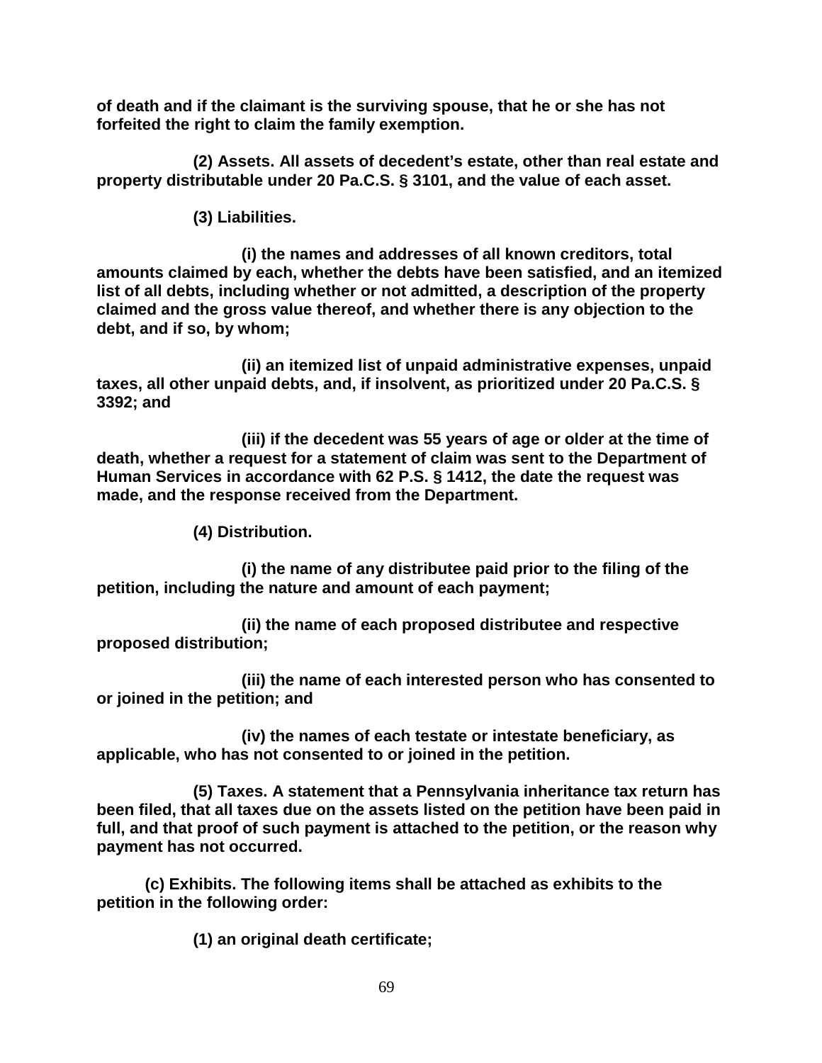**of death and if the claimant is the surviving spouse, that he or she has not forfeited the right to claim the family exemption.**

**(2) Assets. All assets of decedent's estate, other than real estate and property distributable under 20 Pa.C.S. § 3101, and the value of each asset.**

**(3) Liabilities.**

**(i) the names and addresses of all known creditors, total amounts claimed by each, whether the debts have been satisfied, and an itemized list of all debts, including whether or not admitted, a description of the property claimed and the gross value thereof, and whether there is any objection to the debt, and if so, by whom;**

**(ii) an itemized list of unpaid administrative expenses, unpaid taxes, all other unpaid debts, and, if insolvent, as prioritized under 20 Pa.C.S. § 3392; and**

**(iii) if the decedent was 55 years of age or older at the time of death, whether a request for a statement of claim was sent to the Department of Human Services in accordance with 62 P.S. § 1412, the date the request was made, and the response received from the Department.**

**(4) Distribution.**

**(i) the name of any distributee paid prior to the filing of the petition, including the nature and amount of each payment;**

**(ii) the name of each proposed distributee and respective proposed distribution;**

**(iii) the name of each interested person who has consented to or joined in the petition; and**

**(iv) the names of each testate or intestate beneficiary, as applicable, who has not consented to or joined in the petition.**

**(5) Taxes. A statement that a Pennsylvania inheritance tax return has been filed, that all taxes due on the assets listed on the petition have been paid in full, and that proof of such payment is attached to the petition, or the reason why payment has not occurred.**

**(c) Exhibits. The following items shall be attached as exhibits to the petition in the following order:**

**(1) an original death certificate;**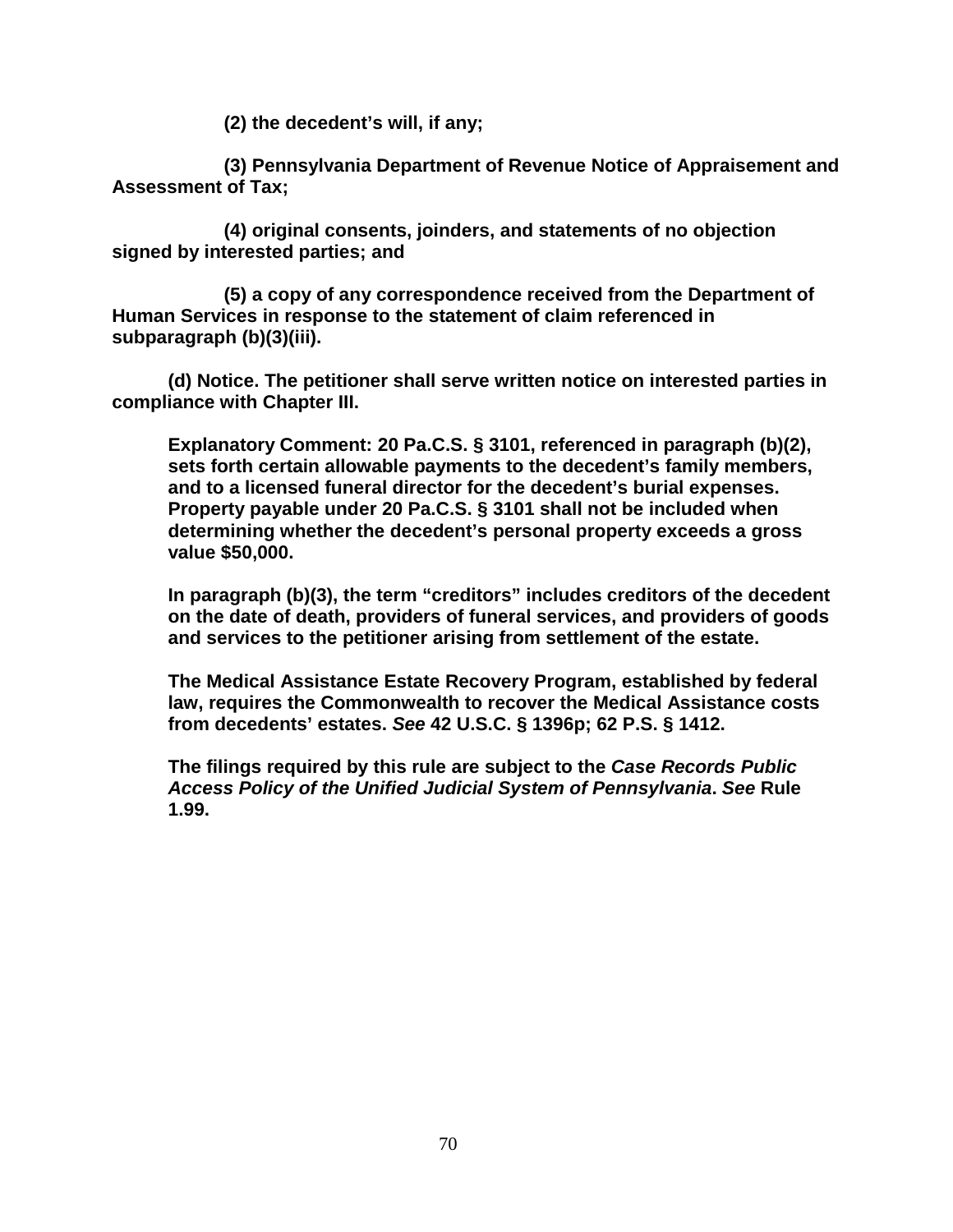**(2) the decedent's will, if any;**

**(3) Pennsylvania Department of Revenue Notice of Appraisement and Assessment of Tax;**

**(4) original consents, joinders, and statements of no objection signed by interested parties; and**

**(5) a copy of any correspondence received from the Department of Human Services in response to the statement of claim referenced in subparagraph (b)(3)(iii).**

**(d) Notice. The petitioner shall serve written notice on interested parties in compliance with Chapter III.**

**Explanatory Comment: 20 Pa.C.S. § 3101, referenced in paragraph (b)(2), sets forth certain allowable payments to the decedent's family members, and to a licensed funeral director for the decedent's burial expenses. Property payable under 20 Pa.C.S. § 3101 shall not be included when determining whether the decedent's personal property exceeds a gross value $50,000.**

**In paragraph (b)(3), the term "creditors" includes creditors of the decedent on the date of death, providers of funeral services, and providers of goods and services to the petitioner arising from settlement of the estate.**

**The Medical Assistance Estate Recovery Program, established by federal law, requires the Commonwealth to recover the Medical Assistance costs from decedents' estates. *See* 42 U.S.C. § 1396p; 62 P.S. § 1412.**

**The filings required by this rule are subject to the *Case Records Public Access Policy of the Unified Judicial System of Pennsylvania*. *See* Rule 1.99.**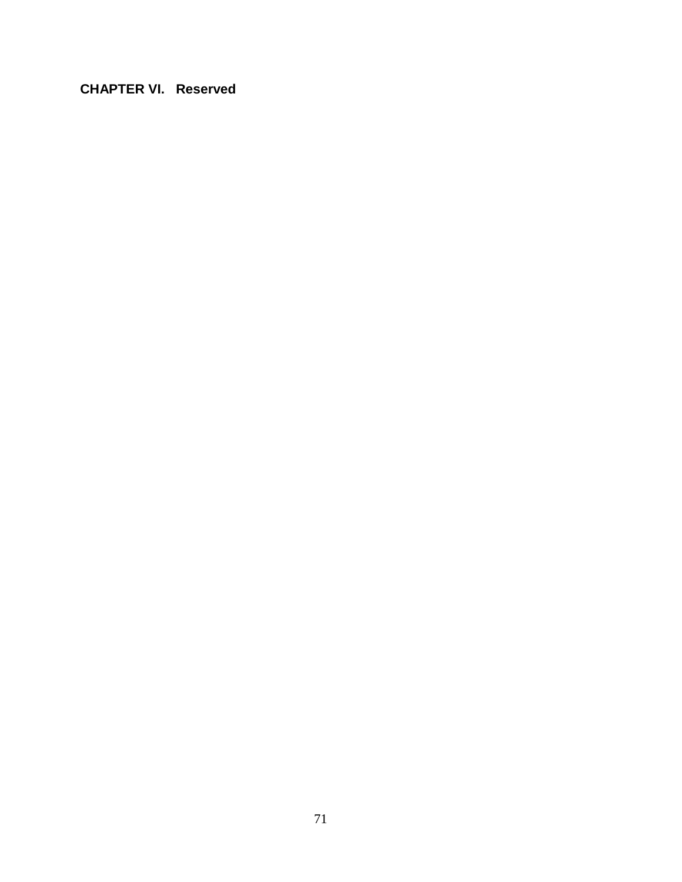## CHAPTER VI. Reserved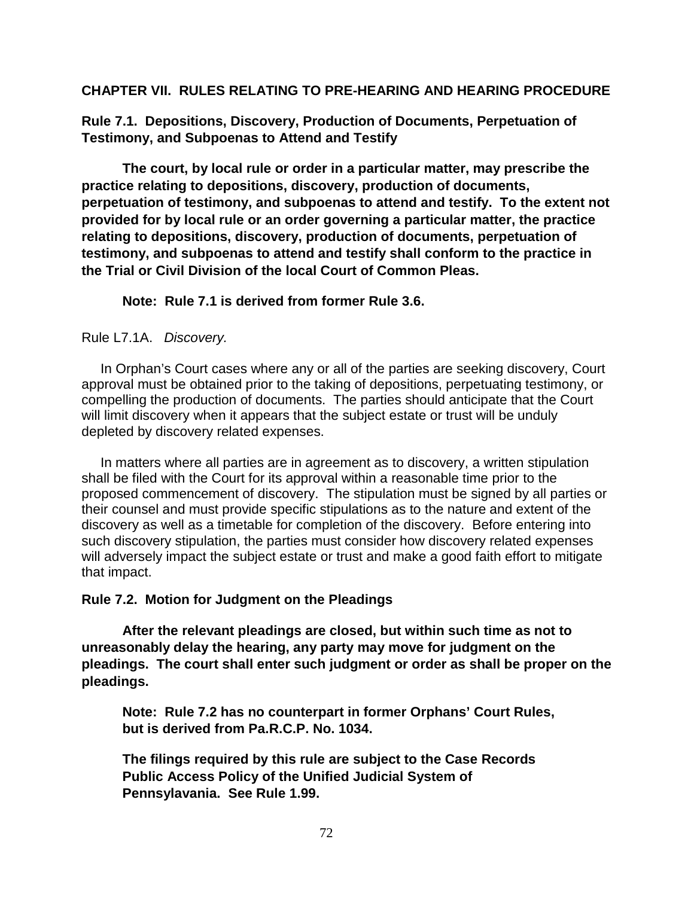## CHAPTER VII. RULES RELATING TO PRE-HEARING AND HEARING PROCEDURE

### Rule 7.1. Depositions, Discovery, Production of Documents, Perpetuation of Testimony, and Subpoenas to Attend and Testify

**The court, by local rule or order in a particular matter, may prescribe the practice relating to depositions, discovery, production of documents, perpetuation of testimony, and subpoenas to attend and testify. To the extent not provided for by local rule or an order governing a particular matter, the practice relating to depositions, discovery, production of documents, perpetuation of testimony, and subpoenas to attend and testify shall conform to the practice in the Trial or Civil Division of the local Court of Common Pleas.**

**Note: Rule 7.1 is derived from former Rule 3.6.**

Rule L7.1A. *Discovery.*

In Orphan's Court cases where any or all of the parties are seeking discovery, Court approval must be obtained prior to the taking of depositions, perpetuating testimony, or compelling the production of documents. The parties should anticipate that the Court will limit discovery when it appears that the subject estate or trust will be unduly depleted by discovery related expenses.

In matters where all parties are in agreement as to discovery, a written stipulation shall be filed with the Court for its approval within a reasonable time prior to the proposed commencement of discovery. The stipulation must be signed by all parties or their counsel and must provide specific stipulations as to the nature and extent of the discovery as well as a timetable for completion of the discovery. Before entering into such discovery stipulation, the parties must consider how discovery related expenses will adversely impact the subject estate or trust and make a good faith effort to mitigate that impact.

### Rule 7.2. Motion for Judgment on the Pleadings

**After the relevant pleadings are closed, but within such time as not to unreasonably delay the hearing, any party may move for judgment on the pleadings. The court shall enter such judgment or order as shall be proper on the pleadings.**

**Note: Rule 7.2 has no counterpart in former Orphans' Court Rules, but is derived from Pa.R.C.P. No. 1034.**

**The filings required by this rule are subject to the Case Records Public Access Policy of the Unified Judicial System of Pennsylavania. See Rule 1.99.**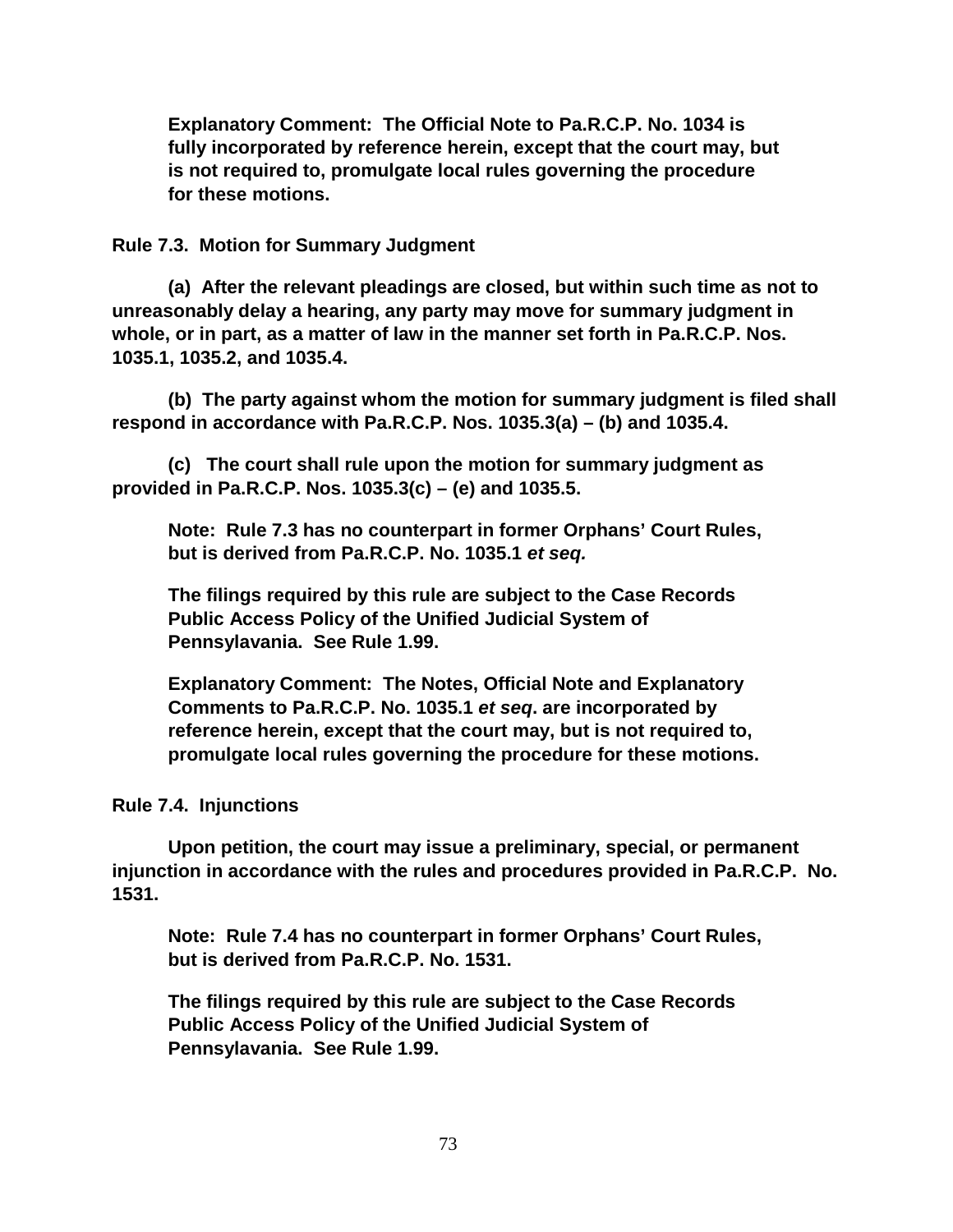**Explanatory Comment: The Official Note to Pa.R.C.P. No. 1034 is fully incorporated by reference herein, except that the court may, but is not required to, promulgate local rules governing the procedure for these motions.**

**Rule 7.3. Motion for Summary Judgment**

**(a) After the relevant pleadings are closed, but within such time as not to unreasonably delay a hearing, any party may move for summary judgment in whole, or in part, as a matter of law in the manner set forth in Pa.R.C.P. Nos. 1035.1, 1035.2, and 1035.4.**

**(b) The party against whom the motion for summary judgment is filed shall respond in accordance with Pa.R.C.P. Nos. 1035.3(a) – (b) and 1035.4.**

**(c) The court shall rule upon the motion for summary judgment as provided in Pa.R.C.P. Nos. 1035.3(c) – (e) and 1035.5.**

**Note: Rule 7.3 has no counterpart in former Orphans' Court Rules, but is derived from Pa.R.C.P. No. 1035.1 *et seq.***

**The filings required by this rule are subject to the Case Records Public Access Policy of the Unified Judicial System of Pennsylavania. See Rule 1.99.**

**Explanatory Comment: The Notes, Official Note and Explanatory Comments to Pa.R.C.P. No. 1035.1 *et seq*. are incorporated by reference herein, except that the court may, but is not required to, promulgate local rules governing the procedure for these motions.**

**Rule 7.4. Injunctions**

**Upon petition, the court may issue a preliminary, special, or permanent injunction in accordance with the rules and procedures provided in Pa.R.C.P. No. 1531.**

**Note: Rule 7.4 has no counterpart in former Orphans' Court Rules, but is derived from Pa.R.C.P. No. 1531.**

**The filings required by this rule are subject to the Case Records Public Access Policy of the Unified Judicial System of Pennsylavania. See Rule 1.99.**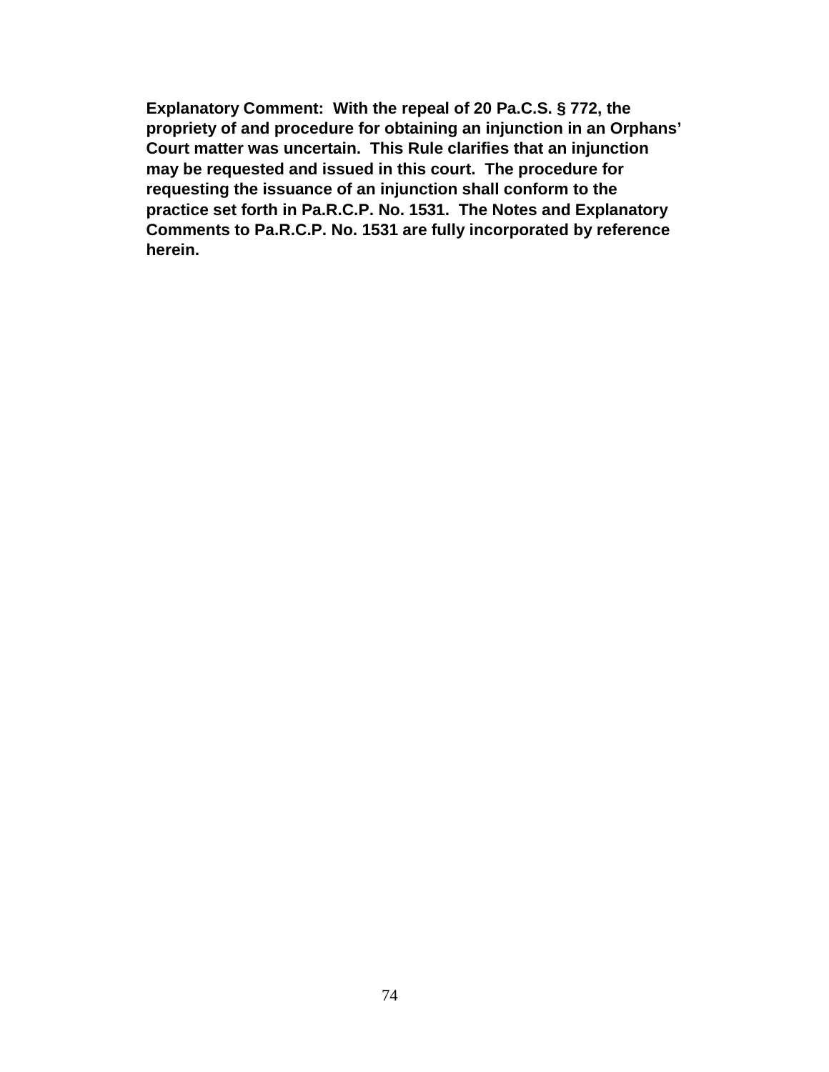**Explanatory Comment: With the repeal of 20 Pa.C.S. § 772, the propriety of and procedure for obtaining an injunction in an Orphans' Court matter was uncertain. This Rule clarifies that an injunction may be requested and issued in this court. The procedure for requesting the issuance of an injunction shall conform to the practice set forth in Pa.R.C.P. No. 1531. The Notes and Explanatory Comments to Pa.R.C.P. No. 1531 are fully incorporated by reference herein.**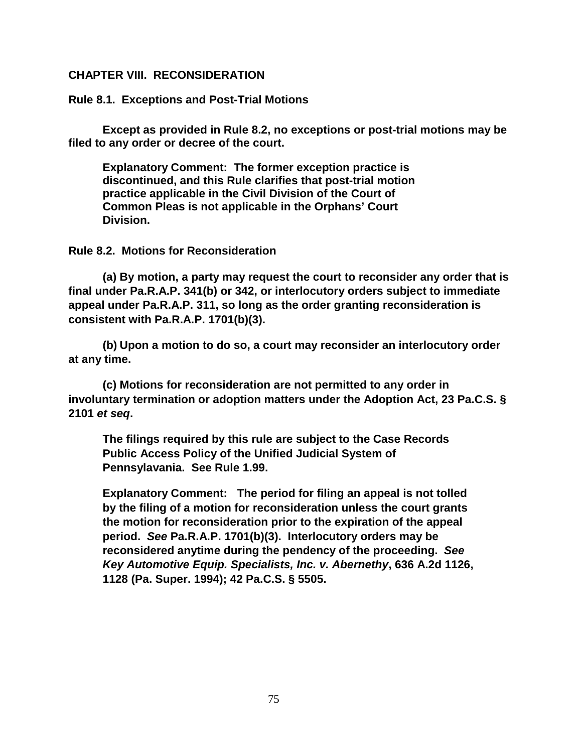## CHAPTER VIII. RECONSIDERATION

### Rule 8.1. Exceptions and Post-Trial Motions

**Except as provided in Rule 8.2, no exceptions or post-trial motions may be filed to any order or decree of the court.**

> **Explanatory Comment: The former exception practice is discontinued, and this Rule clarifies that post-trial motion practice applicable in the Civil Division of the Court of Common Pleas is not applicable in the Orphans' Court Division.**

### Rule 8.2. Motions for Reconsideration

**(a) By motion, a party may request the court to reconsider any order that is final under Pa.R.A.P. 341(b) or 342, or interlocutory orders subject to immediate appeal under Pa.R.A.P. 311, so long as the order granting reconsideration is consistent with Pa.R.A.P. 1701(b)(3).**

**(b) Upon a motion to do so, a court may reconsider an interlocutory order at any time.**

**(c) Motions for reconsideration are not permitted to any order in involuntary termination or adoption matters under the Adoption Act, 23 Pa.C.S. § 2101 *et seq*.**

> **The filings required by this rule are subject to the Case Records Public Access Policy of the Unified Judicial System of Pennsylavania. See Rule 1.99.**

> **Explanatory Comment: The period for filing an appeal is not tolled by the filing of a motion for reconsideration unless the court grants the motion for reconsideration prior to the expiration of the appeal period. *See* Pa.R.A.P. 1701(b)(3). Interlocutory orders may be reconsidered anytime during the pendency of the proceeding. *See Key Automotive Equip. Specialists, Inc. v. Abernethy*, 636 A.2d 1126, 1128 (Pa. Super. 1994); 42 Pa.C.S. § 5505.**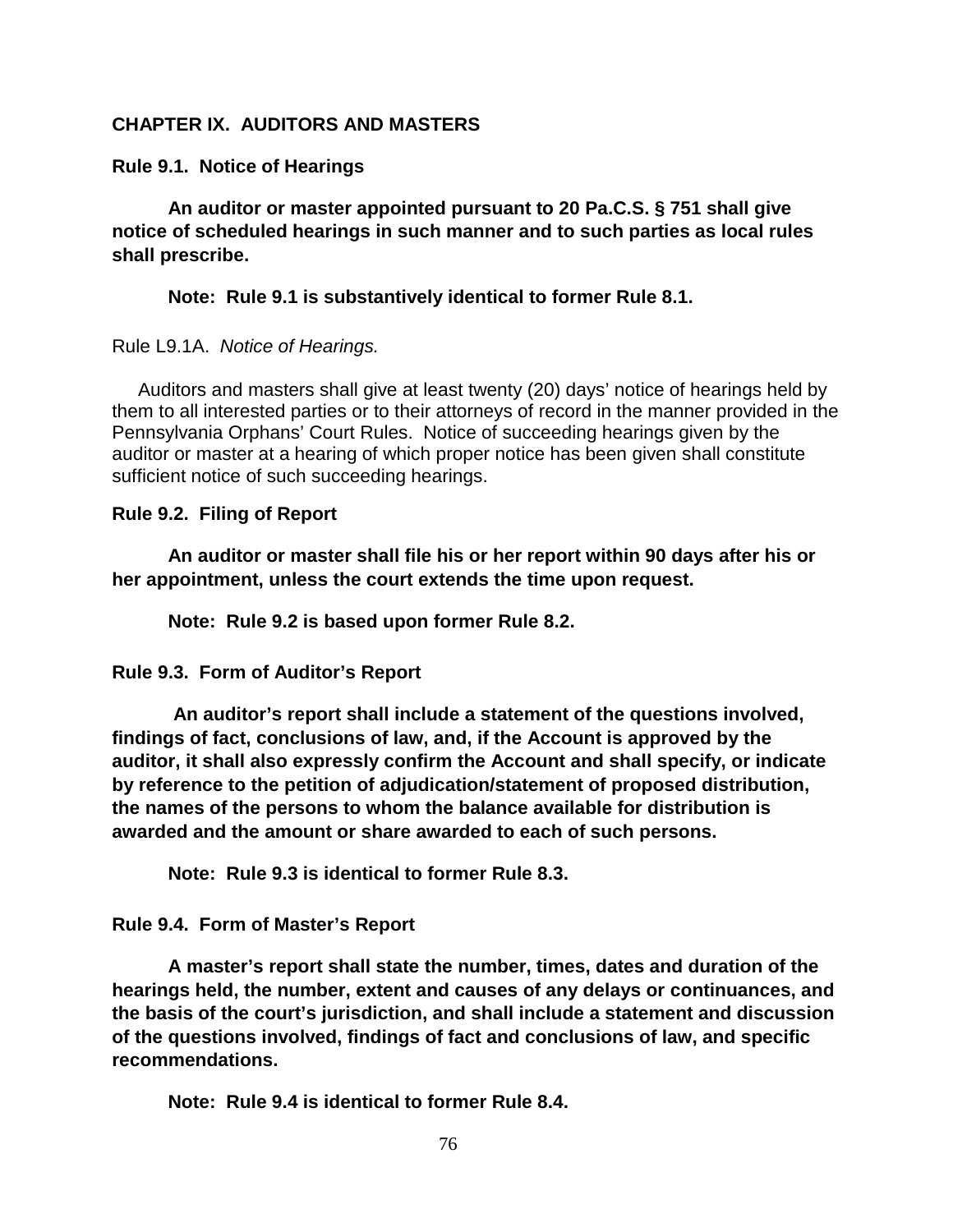**CHAPTER IX. AUDITORS AND MASTERS**

**Rule 9.1. Notice of Hearings**

**An auditor or master appointed pursuant to 20 Pa.C.S. § 751 shall give notice of scheduled hearings in such manner and to such parties as local rules shall prescribe.**

**Note: Rule 9.1 is substantively identical to former Rule 8.1.**

Rule L9.1A. *Notice of Hearings.*

Auditors and masters shall give at least twenty (20) days' notice of hearings held by them to all interested parties or to their attorneys of record in the manner provided in the Pennsylvania Orphans' Court Rules. Notice of succeeding hearings given by the auditor or master at a hearing of which proper notice has been given shall constitute sufficient notice of such succeeding hearings.

**Rule 9.2. Filing of Report**

**An auditor or master shall file his or her report within 90 days after his or her appointment, unless the court extends the time upon request.**

**Note: Rule 9.2 is based upon former Rule 8.2.**

**Rule 9.3. Form of Auditor's Report**

**An auditor's report shall include a statement of the questions involved, findings of fact, conclusions of law, and, if the Account is approved by the auditor, it shall also expressly confirm the Account and shall specify, or indicate by reference to the petition of adjudication/statement of proposed distribution, the names of the persons to whom the balance available for distribution is awarded and the amount or share awarded to each of such persons.**

**Note: Rule 9.3 is identical to former Rule 8.3.**

**Rule 9.4. Form of Master's Report**

**A master's report shall state the number, times, dates and duration of the hearings held, the number, extent and causes of any delays or continuances, and the basis of the court's jurisdiction, and shall include a statement and discussion of the questions involved, findings of fact and conclusions of law, and specific recommendations.**

**Note: Rule 9.4 is identical to former Rule 8.4.**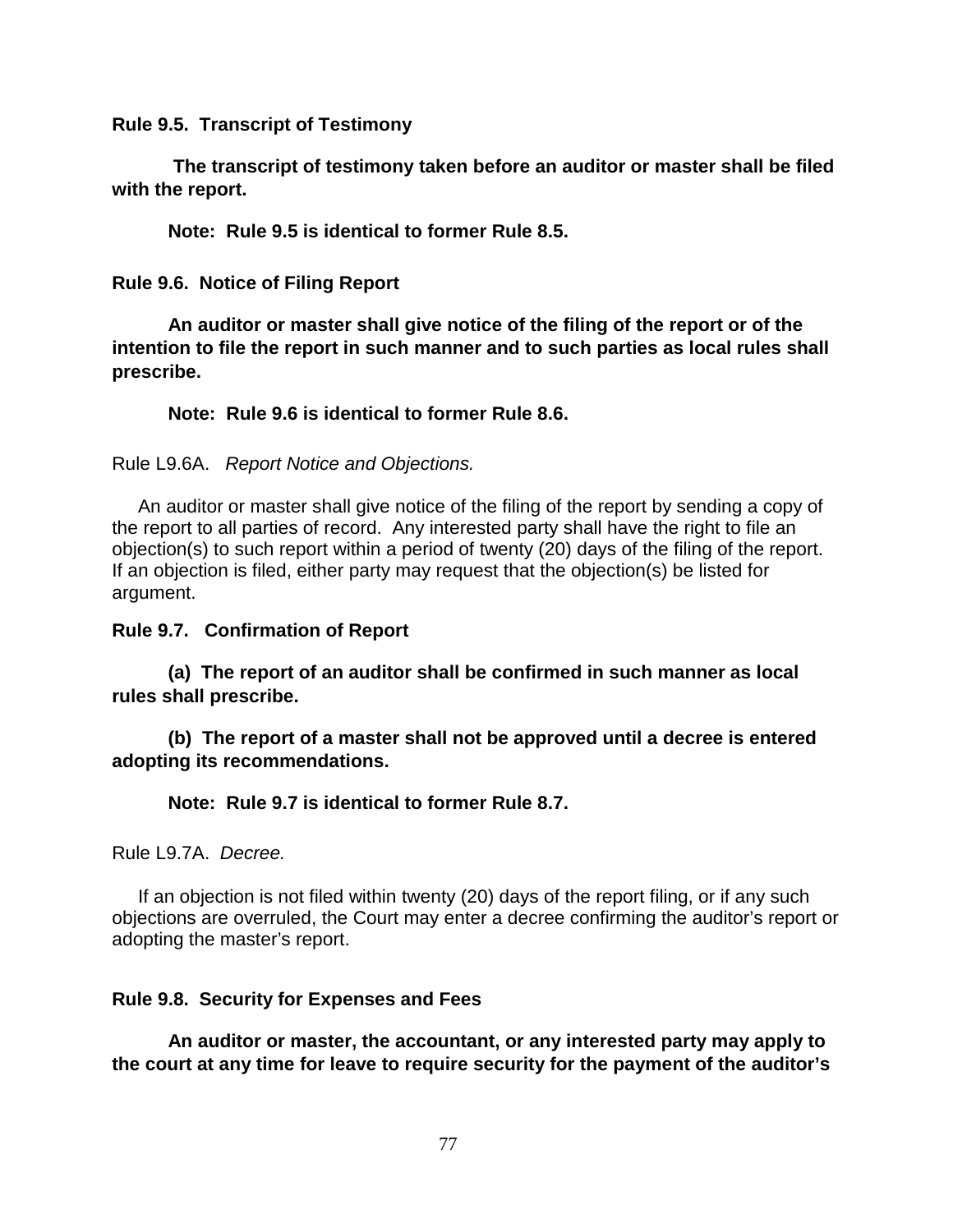**Rule 9.5. Transcript of Testimony**

**The transcript of testimony taken before an auditor or master shall be filed with the report.**

**Note: Rule 9.5 is identical to former Rule 8.5.**

**Rule 9.6. Notice of Filing Report**

**An auditor or master shall give notice of the filing of the report or of the intention to file the report in such manner and to such parties as local rules shall prescribe.**

**Note: Rule 9.6 is identical to former Rule 8.6.**

Rule L9.6A. *Report Notice and Objections.*

An auditor or master shall give notice of the filing of the report by sending a copy of the report to all parties of record. Any interested party shall have the right to file an objection(s) to such report within a period of twenty (20) days of the filing of the report. If an objection is filed, either party may request that the objection(s) be listed for argument.

**Rule 9.7. Confirmation of Report**

**(a) The report of an auditor shall be confirmed in such manner as local rules shall prescribe.**

**(b) The report of a master shall not be approved until a decree is entered adopting its recommendations.**

**Note: Rule 9.7 is identical to former Rule 8.7.**

Rule L9.7A. *Decree.*

If an objection is not filed within twenty (20) days of the report filing, or if any such objections are overruled, the Court may enter a decree confirming the auditor's report or adopting the master's report.

**Rule 9.8. Security for Expenses and Fees**

**An auditor or master, the accountant, or any interested party may apply to the court at any time for leave to require security for the payment of the auditor's**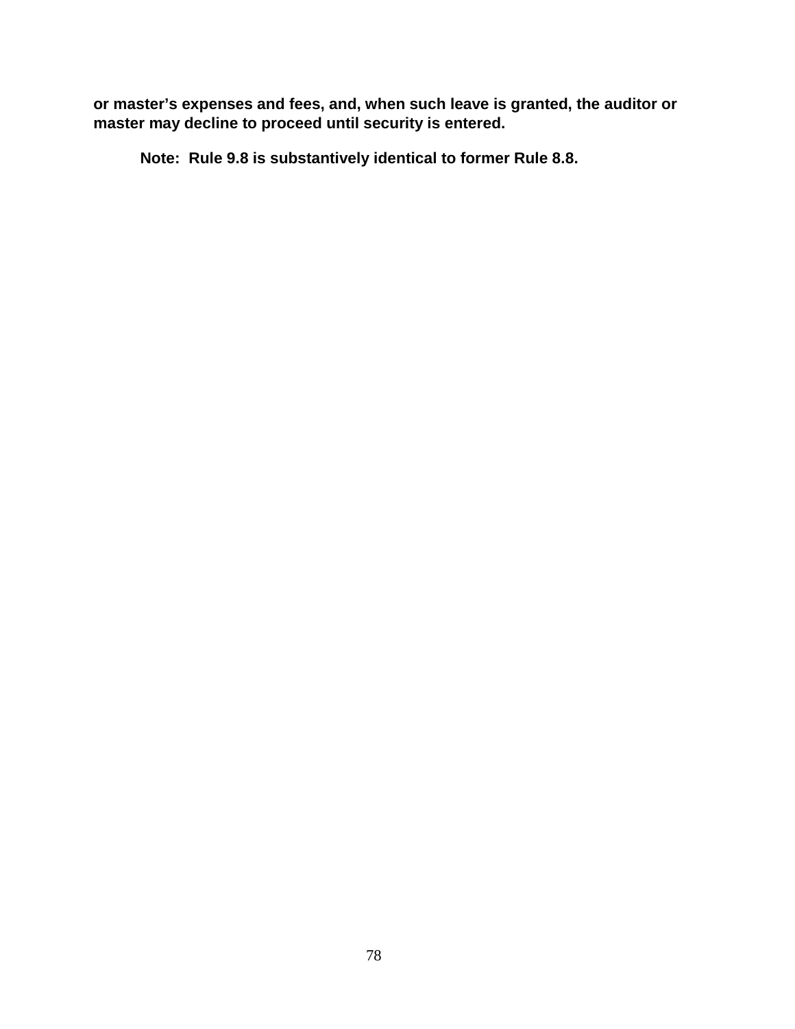**or master's expenses and fees, and, when such leave is granted, the auditor or master may decline to proceed until security is entered.**

**Note: Rule 9.8 is substantively identical to former Rule 8.8.**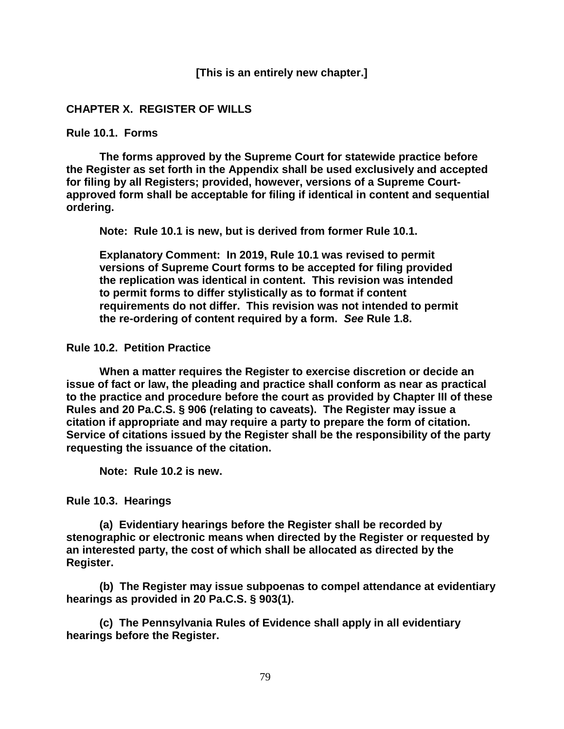**[This is an entirely new chapter.]**

## CHAPTER X. REGISTER OF WILLS

### Rule 10.1. Forms

**The forms approved by the Supreme Court for statewide practice before the Register as set forth in the Appendix shall be used exclusively and accepted for filing by all Registers; provided, however, versions of a Supreme Court-approved form shall be acceptable for filing if identical in content and sequential ordering.**

**Note: Rule 10.1 is new, but is derived from former Rule 10.1.**

**Explanatory Comment: In 2019, Rule 10.1 was revised to permit versions of Supreme Court forms to be accepted for filing provided the replication was identical in content. This revision was intended to permit forms to differ stylistically as to format if content requirements do not differ. This revision was not intended to permit the re-ordering of content required by a form. *See* Rule 1.8.**

### Rule 10.2. Petition Practice

**When a matter requires the Register to exercise discretion or decide an issue of fact or law, the pleading and practice shall conform as near as practical to the practice and procedure before the court as provided by Chapter III of these Rules and 20 Pa.C.S. § 906 (relating to caveats). The Register may issue a citation if appropriate and may require a party to prepare the form of citation. Service of citations issued by the Register shall be the responsibility of the party requesting the issuance of the citation.**

**Note: Rule 10.2 is new.**

### Rule 10.3. Hearings

**(a) Evidentiary hearings before the Register shall be recorded by stenographic or electronic means when directed by the Register or requested by an interested party, the cost of which shall be allocated as directed by the Register.**

**(b) The Register may issue subpoenas to compel attendance at evidentiary hearings as provided in 20 Pa.C.S. § 903(1).**

**(c) The Pennsylvania Rules of Evidence shall apply in all evidentiary hearings before the Register.**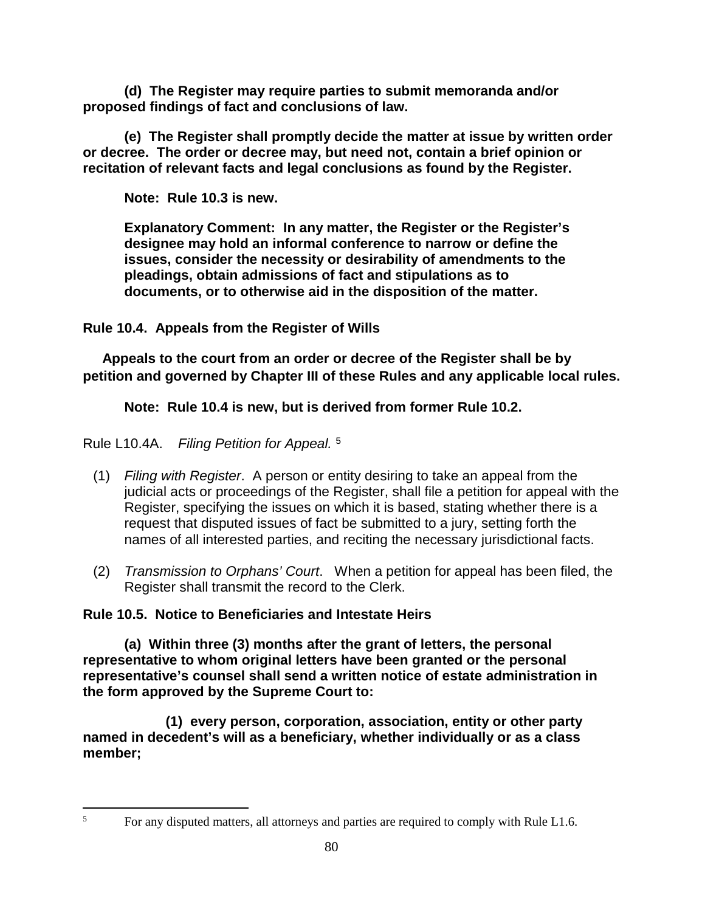**(d) The Register may require parties to submit memoranda and/or proposed findings of fact and conclusions of law.**

**(e) The Register shall promptly decide the matter at issue by written order or decree. The order or decree may, but need not, contain a brief opinion or recitation of relevant facts and legal conclusions as found by the Register.**

**Note: Rule 10.3 is new.**

**Explanatory Comment: In any matter, the Register or the Register's designee may hold an informal conference to narrow or define the issues, consider the necessity or desirability of amendments to the pleadings, obtain admissions of fact and stipulations as to documents, or to otherwise aid in the disposition of the matter.**

**Rule 10.4. Appeals from the Register of Wills**

**Appeals to the court from an order or decree of the Register shall be by petition and governed by Chapter III of these Rules and any applicable local rules.**

**Note: Rule 10.4 is new, but is derived from former Rule 10.2.**

Rule L10.4A. *Filing Petition for Appeal.* [5]

(1) *Filing with Register*. A person or entity desiring to take an appeal from the judicial acts or proceedings of the Register, shall file a petition for appeal with the Register, specifying the issues on which it is based, stating whether there is a request that disputed issues of fact be submitted to a jury, setting forth the names of all interested parties, and reciting the necessary jurisdictional facts.

(2) *Transmission to Orphans' Court*. When a petition for appeal has been filed, the Register shall transmit the record to the Clerk.

**Rule 10.5. Notice to Beneficiaries and Intestate Heirs**

**(a) Within three (3) months after the grant of letters, the personal representative to whom original letters have been granted or the personal representative's counsel shall send a written notice of estate administration in the form approved by the Supreme Court to:**

**(1) every person, corporation, association, entity or other party named in decedent's will as a beneficiary, whether individually or as a class member;**

[5] For any disputed matters, all attorneys and parties are required to comply with Rule L1.6.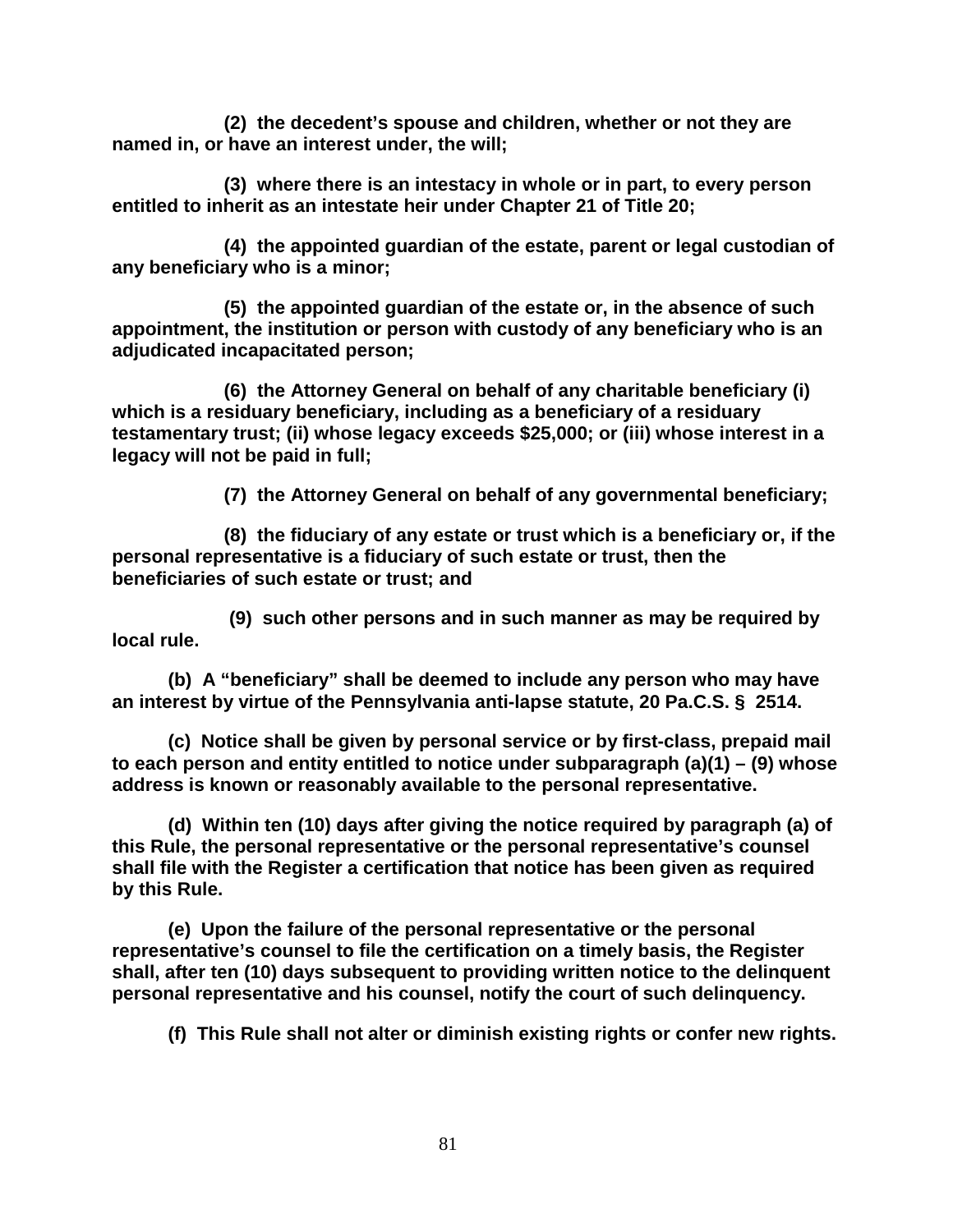**(2) the decedent's spouse and children, whether or not they are named in, or have an interest under, the will;**

**(3) where there is an intestacy in whole or in part, to every person entitled to inherit as an intestate heir under Chapter 21 of Title 20;**

**(4) the appointed guardian of the estate, parent or legal custodian of any beneficiary who is a minor;**

**(5) the appointed guardian of the estate or, in the absence of such appointment, the institution or person with custody of any beneficiary who is an adjudicated incapacitated person;**

**(6) the Attorney General on behalf of any charitable beneficiary (i) which is a residuary beneficiary, including as a beneficiary of a residuary testamentary trust; (ii) whose legacy exceeds $25,000; or (iii) whose interest in a legacy will not be paid in full;**

**(7) the Attorney General on behalf of any governmental beneficiary;**

**(8) the fiduciary of any estate or trust which is a beneficiary or, if the personal representative is a fiduciary of such estate or trust, then the beneficiaries of such estate or trust; and**

**(9) such other persons and in such manner as may be required by local rule.**

**(b) A "beneficiary" shall be deemed to include any person who may have an interest by virtue of the Pennsylvania anti-lapse statute, 20 Pa.C.S. § 2514.**

**(c) Notice shall be given by personal service or by first-class, prepaid mail to each person and entity entitled to notice under subparagraph (a)(1) – (9) whose address is known or reasonably available to the personal representative.**

**(d) Within ten (10) days after giving the notice required by paragraph (a) of this Rule, the personal representative or the personal representative's counsel shall file with the Register a certification that notice has been given as required by this Rule.**

**(e) Upon the failure of the personal representative or the personal representative's counsel to file the certification on a timely basis, the Register shall, after ten (10) days subsequent to providing written notice to the delinquent personal representative and his counsel, notify the court of such delinquency.**

**(f) This Rule shall not alter or diminish existing rights or confer new rights.**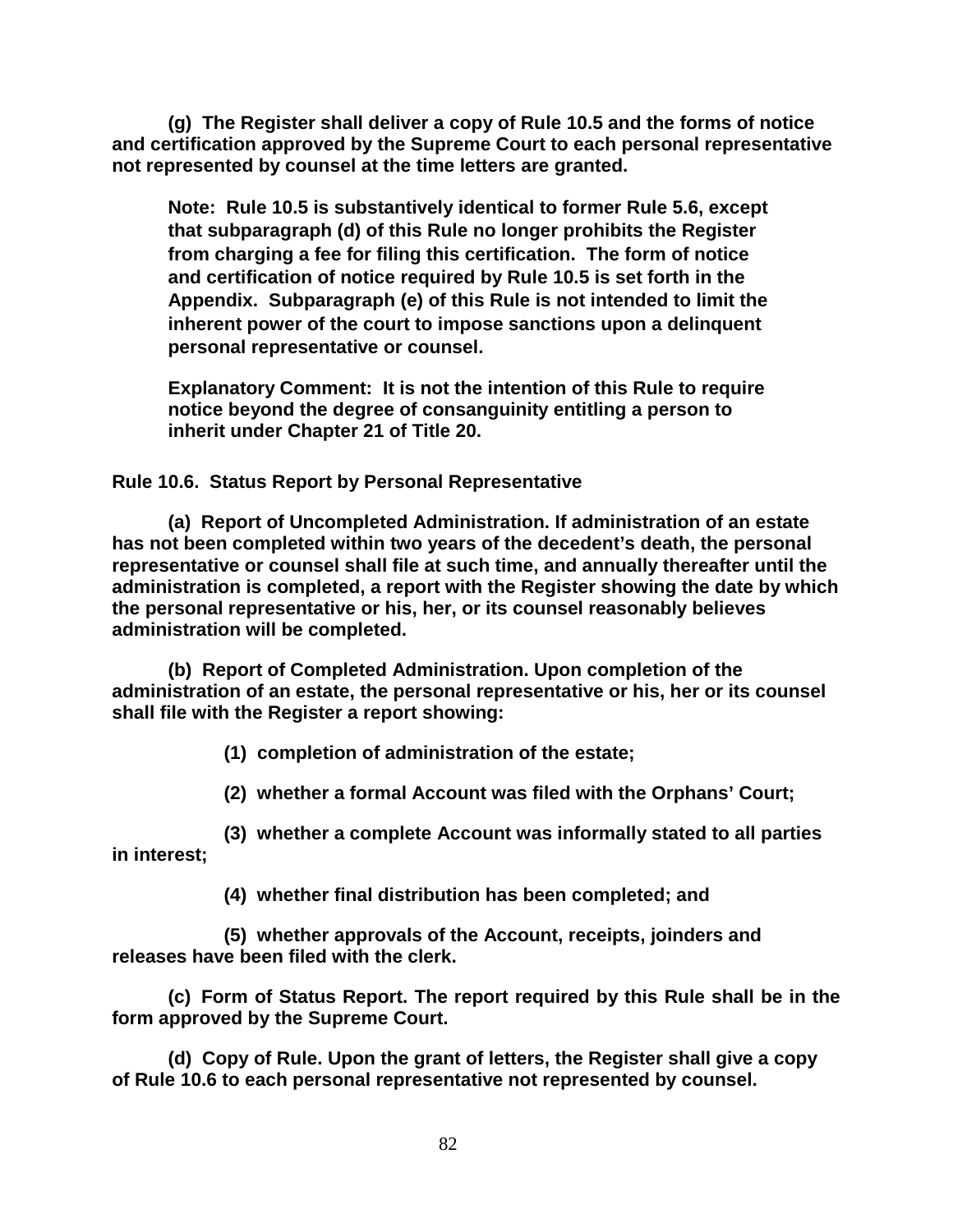**(g) The Register shall deliver a copy of Rule 10.5 and the forms of notice and certification approved by the Supreme Court to each personal representative not represented by counsel at the time letters are granted.**

> **Note: Rule 10.5 is substantively identical to former Rule 5.6, except that subparagraph (d) of this Rule no longer prohibits the Register from charging a fee for filing this certification. The form of notice and certification of notice required by Rule 10.5 is set forth in the Appendix. Subparagraph (e) of this Rule is not intended to limit the inherent power of the court to impose sanctions upon a delinquent personal representative or counsel.**

> **Explanatory Comment: It is not the intention of this Rule to require notice beyond the degree of consanguinity entitling a person to inherit under Chapter 21 of Title 20.**

### Rule 10.6. Status Report by Personal Representative

**(a) Report of Uncompleted Administration. If administration of an estate has not been completed within two years of the decedent's death, the personal representative or counsel shall file at such time, and annually thereafter until the administration is completed, a report with the Register showing the date by which the personal representative or his, her, or its counsel reasonably believes administration will be completed.**

**(b) Report of Completed Administration. Upon completion of the administration of an estate, the personal representative or his, her or its counsel shall file with the Register a report showing:**

**(1) completion of administration of the estate;**

**(2) whether a formal Account was filed with the Orphans' Court;**

**(3) whether a complete Account was informally stated to all parties in interest;**

**(4) whether final distribution has been completed; and**

**(5) whether approvals of the Account, receipts, joinders and releases have been filed with the clerk.**

**(c) Form of Status Report. The report required by this Rule shall be in the form approved by the Supreme Court.**

**(d) Copy of Rule. Upon the grant of letters, the Register shall give a copy of Rule 10.6 to each personal representative not represented by counsel.**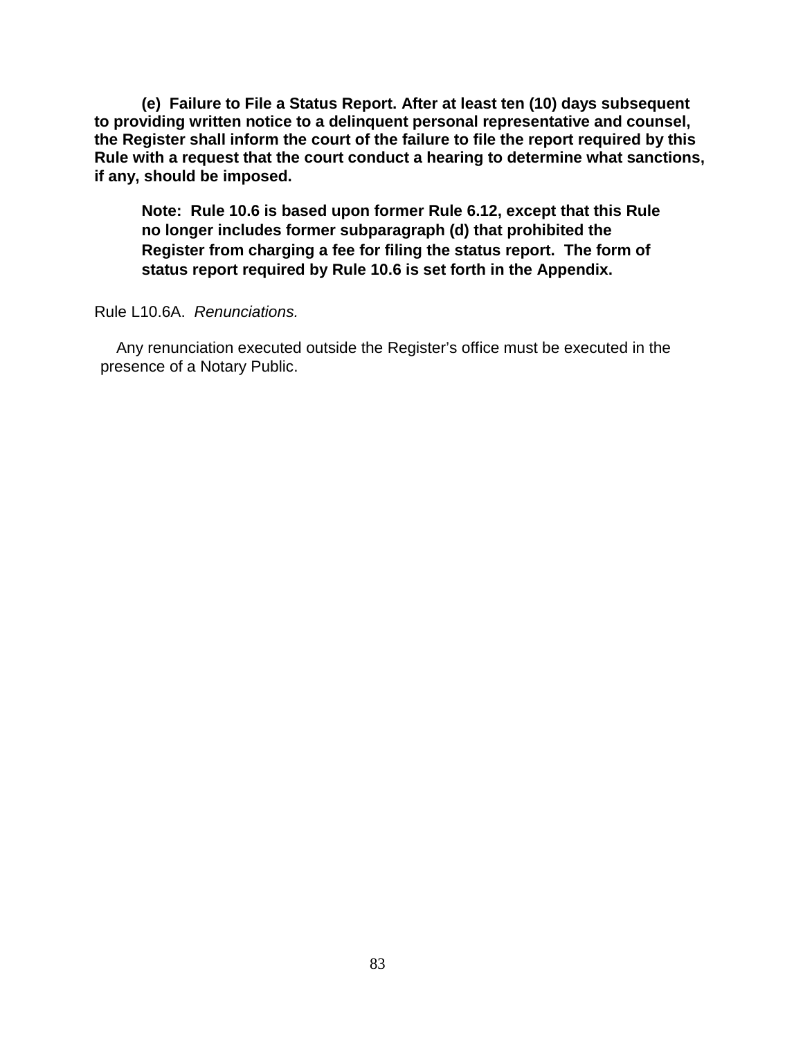**(e) Failure to File a Status Report. After at least ten (10) days subsequent to providing written notice to a delinquent personal representative and counsel, the Register shall inform the court of the failure to file the report required by this Rule with a request that the court conduct a hearing to determine what sanctions, if any, should be imposed.**

> **Note: Rule 10.6 is based upon former Rule 6.12, except that this Rule no longer includes former subparagraph (d) that prohibited the Register from charging a fee for filing the status report. The form of status report required by Rule 10.6 is set forth in the Appendix.**

Rule L10.6A. *Renunciations.*

Any renunciation executed outside the Register's office must be executed in the presence of a Notary Public.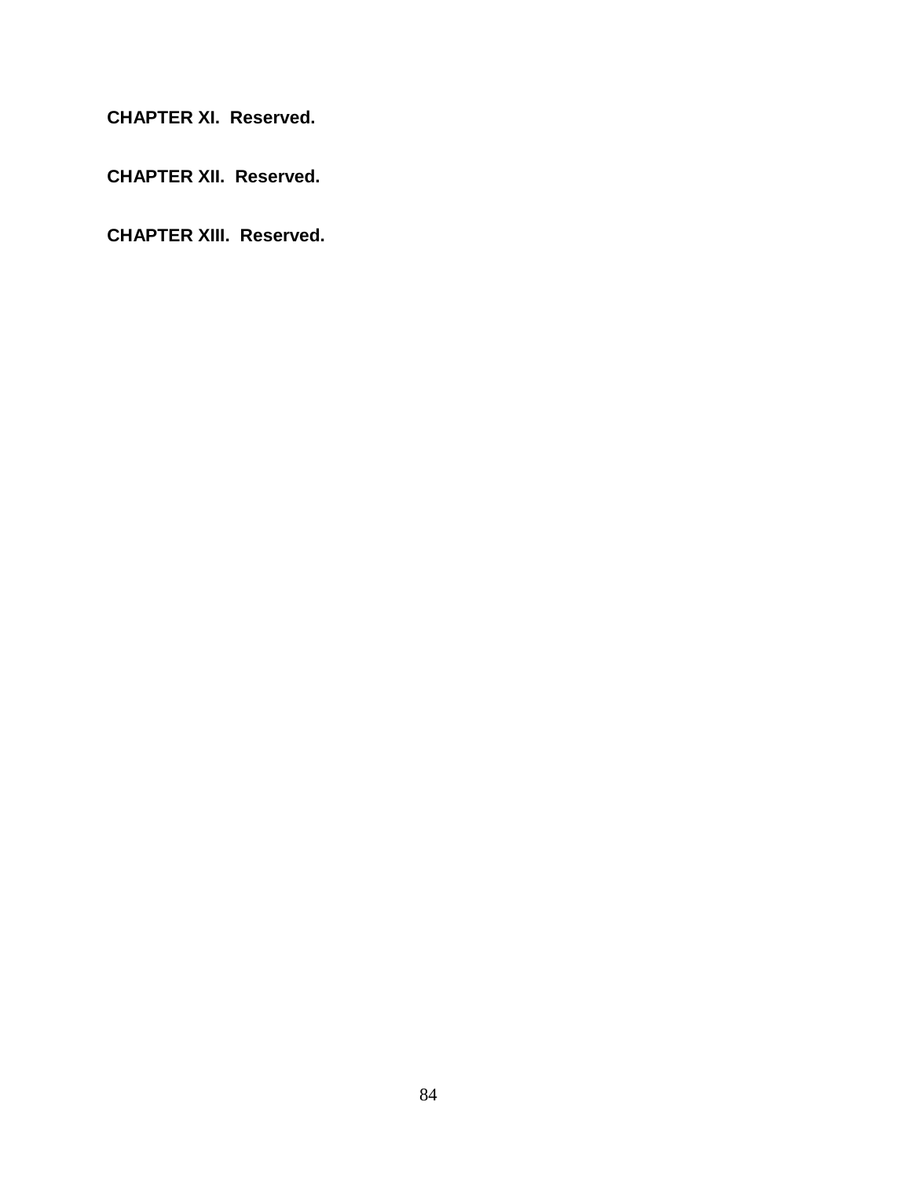**CHAPTER XI. Reserved.**

**CHAPTER XII. Reserved.**

**CHAPTER XIII. Reserved.**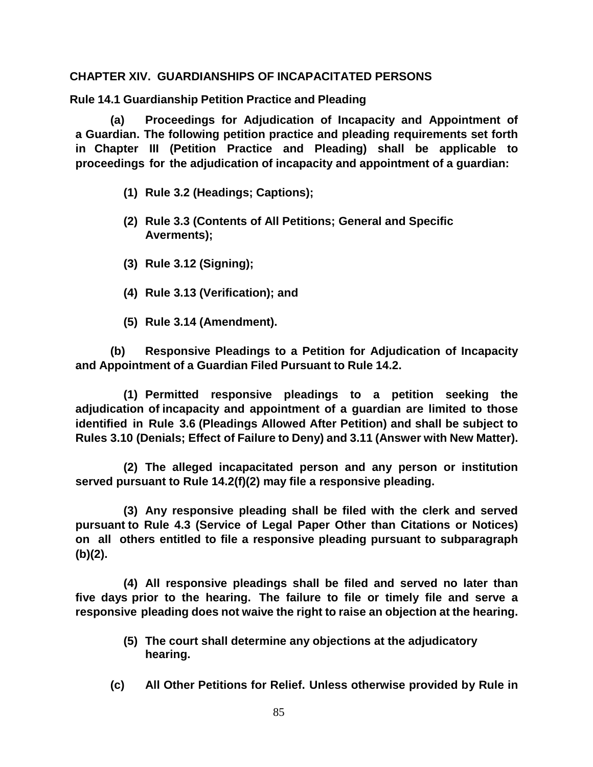## CHAPTER XIV. GUARDIANSHIPS OF INCAPACITATED PERSONS

### Rule 14.1 Guardianship Petition Practice and Pleading

**(a) Proceedings for Adjudication of Incapacity and Appointment of a Guardian. The following petition practice and pleading requirements set forth in Chapter III (Petition Practice and Pleading) shall be applicable to proceedings for the adjudication of incapacity and appointment of a guardian:**

**(1) Rule 3.2 (Headings; Captions);**

**(2) Rule 3.3 (Contents of All Petitions; General and Specific Averments);**

**(3) Rule 3.12 (Signing);**

**(4) Rule 3.13 (Verification); and**

**(5) Rule 3.14 (Amendment).**

**(b) Responsive Pleadings to a Petition for Adjudication of Incapacity and Appointment of a Guardian Filed Pursuant to Rule 14.2.**

**(1) Permitted responsive pleadings to a petition seeking the adjudication of incapacity and appointment of a guardian are limited to those identified in Rule 3.6 (Pleadings Allowed After Petition) and shall be subject to Rules 3.10 (Denials; Effect of Failure to Deny) and 3.11 (Answer with New Matter).**

**(2) The alleged incapacitated person and any person or institution served pursuant to Rule 14.2(f)(2) may file a responsive pleading.**

**(3) Any responsive pleading shall be filed with the clerk and served pursuant to Rule 4.3 (Service of Legal Paper Other than Citations or Notices) on all others entitled to file a responsive pleading pursuant to subparagraph (b)(2).**

**(4) All responsive pleadings shall be filed and served no later than five days prior to the hearing. The failure to file or timely file and serve a responsive pleading does not waive the right to raise an objection at the hearing.**

**(5) The court shall determine any objections at the adjudicatory hearing.**

**(c) All Other Petitions for Relief. Unless otherwise provided by Rule in**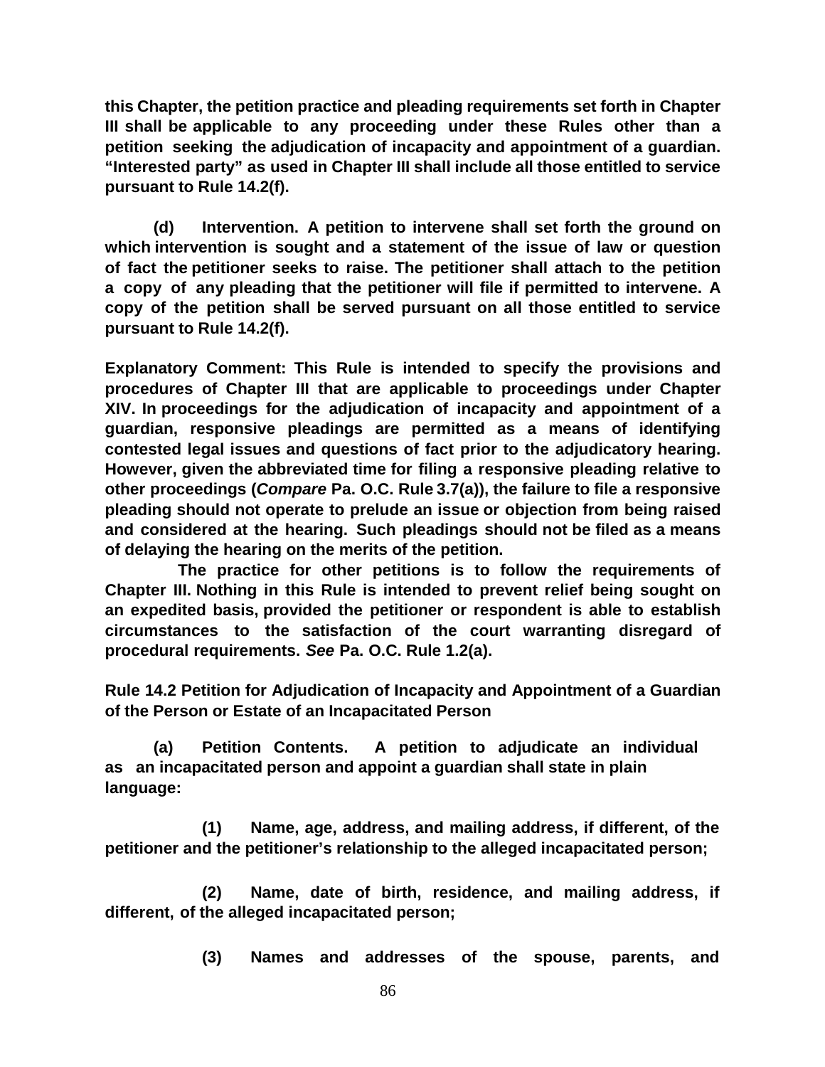**this Chapter, the petition practice and pleading requirements set forth in Chapter III shall be applicable to any proceeding under these Rules other than a petition seeking the adjudication of incapacity and appointment of a guardian. "Interested party" as used in Chapter III shall include all those entitled to service pursuant to Rule 14.2(f).**

**(d) Intervention. A petition to intervene shall set forth the ground on which intervention is sought and a statement of the issue of law or question of fact the petitioner seeks to raise. The petitioner shall attach to the petition a copy of any pleading that the petitioner will file if permitted to intervene. A copy of the petition shall be served pursuant on all those entitled to service pursuant to Rule 14.2(f).**

**Explanatory Comment: This Rule is intended to specify the provisions and procedures of Chapter III that are applicable to proceedings under Chapter XIV. In proceedings for the adjudication of incapacity and appointment of a guardian, responsive pleadings are permitted as a means of identifying contested legal issues and questions of fact prior to the adjudicatory hearing. However, given the abbreviated time for filing a responsive pleading relative to other proceedings (*Compare* Pa. O.C. Rule 3.7(a)), the failure to file a responsive pleading should not operate to prelude an issue or objection from being raised and considered at the hearing. Such pleadings should not be filed as a means of delaying the hearing on the merits of the petition.**

**The practice for other petitions is to follow the requirements of Chapter III. Nothing in this Rule is intended to prevent relief being sought on an expedited basis, provided the petitioner or respondent is able to establish circumstances to the satisfaction of the court warranting disregard of procedural requirements. *See* Pa. O.C. Rule 1.2(a).**

**Rule 14.2 Petition for Adjudication of Incapacity and Appointment of a Guardian of the Person or Estate of an Incapacitated Person**

**(a) Petition Contents. A petition to adjudicate an individual as an incapacitated person and appoint a guardian shall state in plain language:**

**(1) Name, age, address, and mailing address, if different, of the petitioner and the petitioner's relationship to the alleged incapacitated person;**

**(2) Name, date of birth, residence, and mailing address, if different, of the alleged incapacitated person;**

**(3) Names and addresses of the spouse, parents, and**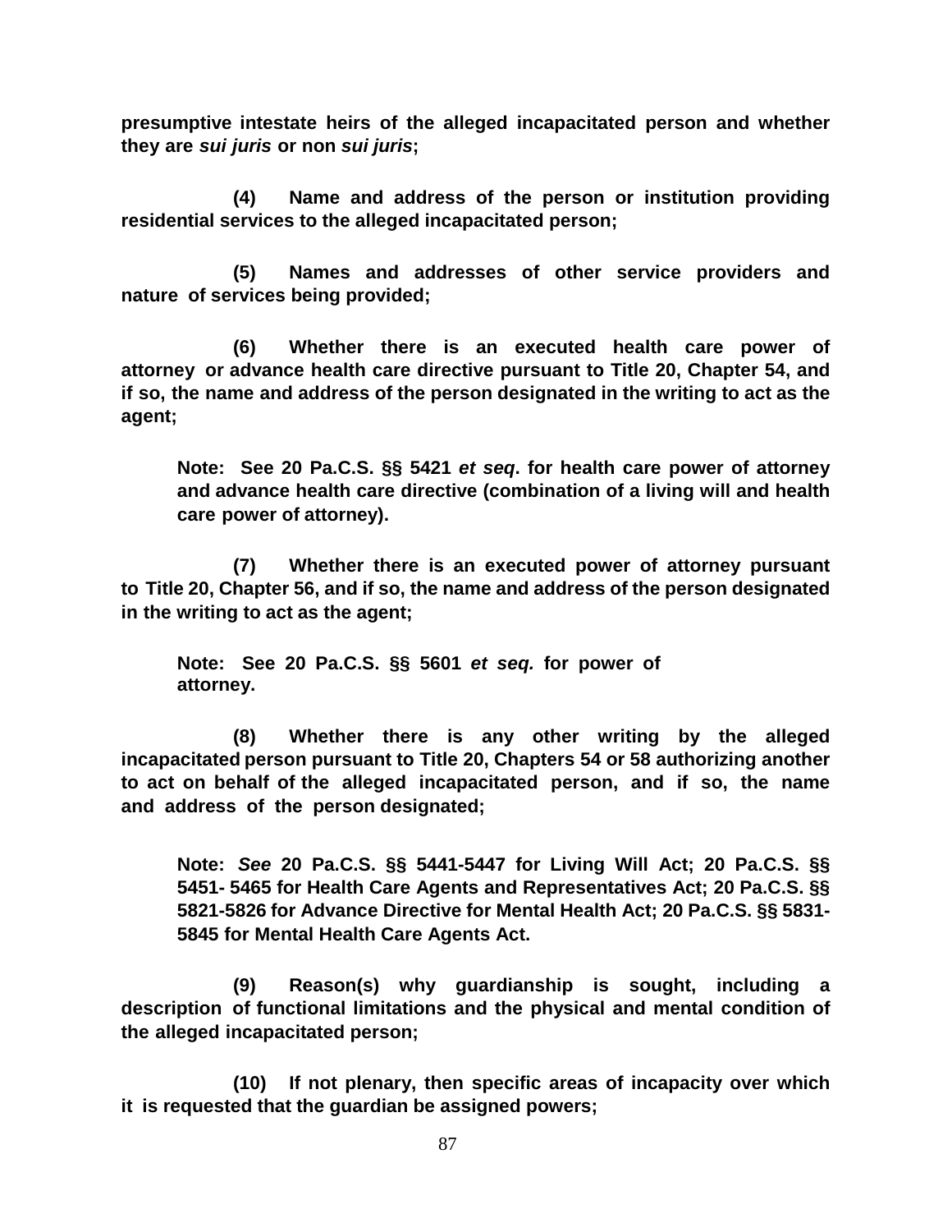**presumptive intestate heirs of the alleged incapacitated person and whether they are *sui juris* or non *sui juris*;**

**(4) Name and address of the person or institution providing residential services to the alleged incapacitated person;**

**(5) Names and addresses of other service providers and nature of services being provided;**

**(6) Whether there is an executed health care power of attorney or advance health care directive pursuant to Title 20, Chapter 54, and if so, the name and address of the person designated in the writing to act as the agent;**

> **Note: See 20 Pa.C.S. §§ 5421 *et seq*. for health care power of attorney and advance health care directive (combination of a living will and health care power of attorney).**

**(7) Whether there is an executed power of attorney pursuant to Title 20, Chapter 56, and if so, the name and address of the person designated in the writing to act as the agent;**

> **Note: See 20 Pa.C.S. §§ 5601 *et seq.* for power of attorney.**

**(8) Whether there is any other writing by the alleged incapacitated person pursuant to Title 20, Chapters 54 or 58 authorizing another to act on behalf of the alleged incapacitated person, and if so, the name and address of the person designated;**

> **Note: *See* 20 Pa.C.S. §§ 5441-5447 for Living Will Act; 20 Pa.C.S. §§ 5451- 5465 for Health Care Agents and Representatives Act; 20 Pa.C.S. §§ 5821-5826 for Advance Directive for Mental Health Act; 20 Pa.C.S. §§ 5831-5845 for Mental Health Care Agents Act.**

**(9) Reason(s) why guardianship is sought, including a description of functional limitations and the physical and mental condition of the alleged incapacitated person;**

**(10) If not plenary, then specific areas of incapacity over which it is requested that the guardian be assigned powers;**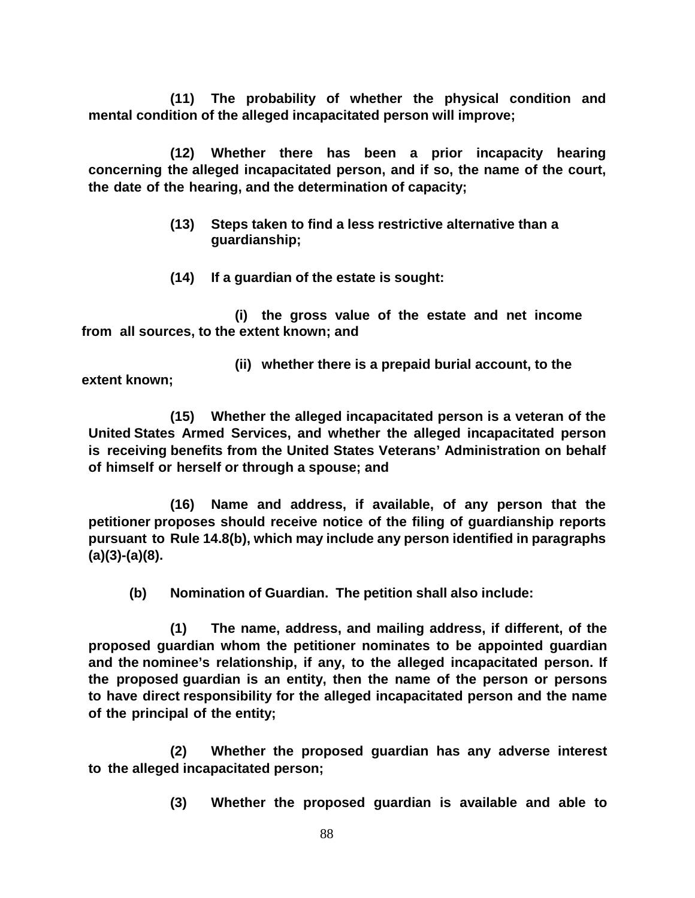**(11) The probability of whether the physical condition and mental condition of the alleged incapacitated person will improve;**

**(12) Whether there has been a prior incapacity hearing concerning the alleged incapacitated person, and if so, the name of the court, the date of the hearing, and the determination of capacity;**

**(13) Steps taken to find a less restrictive alternative than a guardianship;**

**(14) If a guardian of the estate is sought:**

**(i) the gross value of the estate and net income from all sources, to the extent known; and**

**(ii) whether there is a prepaid burial account, to the extent known;**

**(15) Whether the alleged incapacitated person is a veteran of the United States Armed Services, and whether the alleged incapacitated person is receiving benefits from the United States Veterans' Administration on behalf of himself or herself or through a spouse; and**

**(16) Name and address, if available, of any person that the petitioner proposes should receive notice of the filing of guardianship reports pursuant to Rule 14.8(b), which may include any person identified in paragraphs (a)(3)-(a)(8).**

**(b) Nomination of Guardian. The petition shall also include:**

**(1) The name, address, and mailing address, if different, of the proposed guardian whom the petitioner nominates to be appointed guardian and the nominee's relationship, if any, to the alleged incapacitated person. If the proposed guardian is an entity, then the name of the person or persons to have direct responsibility for the alleged incapacitated person and the name of the principal of the entity;**

**(2) Whether the proposed guardian has any adverse interest to the alleged incapacitated person;**

**(3) Whether the proposed guardian is available and able to**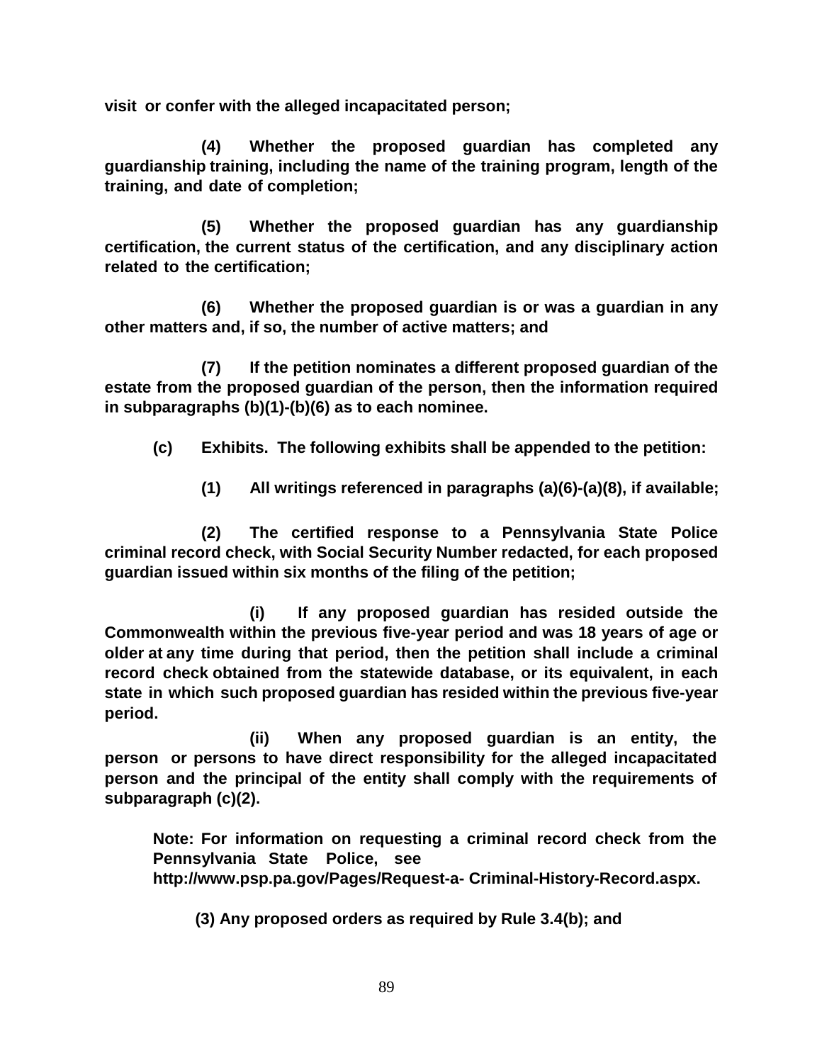**visit or confer with the alleged incapacitated person;**

**(4) Whether the proposed guardian has completed any guardianship training, including the name of the training program, length of the training, and date of completion;**

**(5) Whether the proposed guardian has any guardianship certification, the current status of the certification, and any disciplinary action related to the certification;**

**(6) Whether the proposed guardian is or was a guardian in any other matters and, if so, the number of active matters; and**

**(7) If the petition nominates a different proposed guardian of the estate from the proposed guardian of the person, then the information required in subparagraphs (b)(1)-(b)(6) as to each nominee.**

**(c) Exhibits. The following exhibits shall be appended to the petition:**

**(1) All writings referenced in paragraphs (a)(6)-(a)(8), if available;**

**(2) The certified response to a Pennsylvania State Police criminal record check, with Social Security Number redacted, for each proposed guardian issued within six months of the filing of the petition;**

**(i) If any proposed guardian has resided outside the Commonwealth within the previous five-year period and was 18 years of age or older at any time during that period, then the petition shall include a criminal record check obtained from the statewide database, or its equivalent, in each state in which such proposed guardian has resided within the previous five-year period.**

**(ii) When any proposed guardian is an entity, the person or persons to have direct responsibility for the alleged incapacitated person and the principal of the entity shall comply with the requirements of subparagraph (c)(2).**

**Note: For information on requesting a criminal record check from the Pennsylvania State Police, see http://www.psp.pa.gov/Pages/Request-a- Criminal-History-Record.aspx.**

**(3) Any proposed orders as required by Rule 3.4(b); and**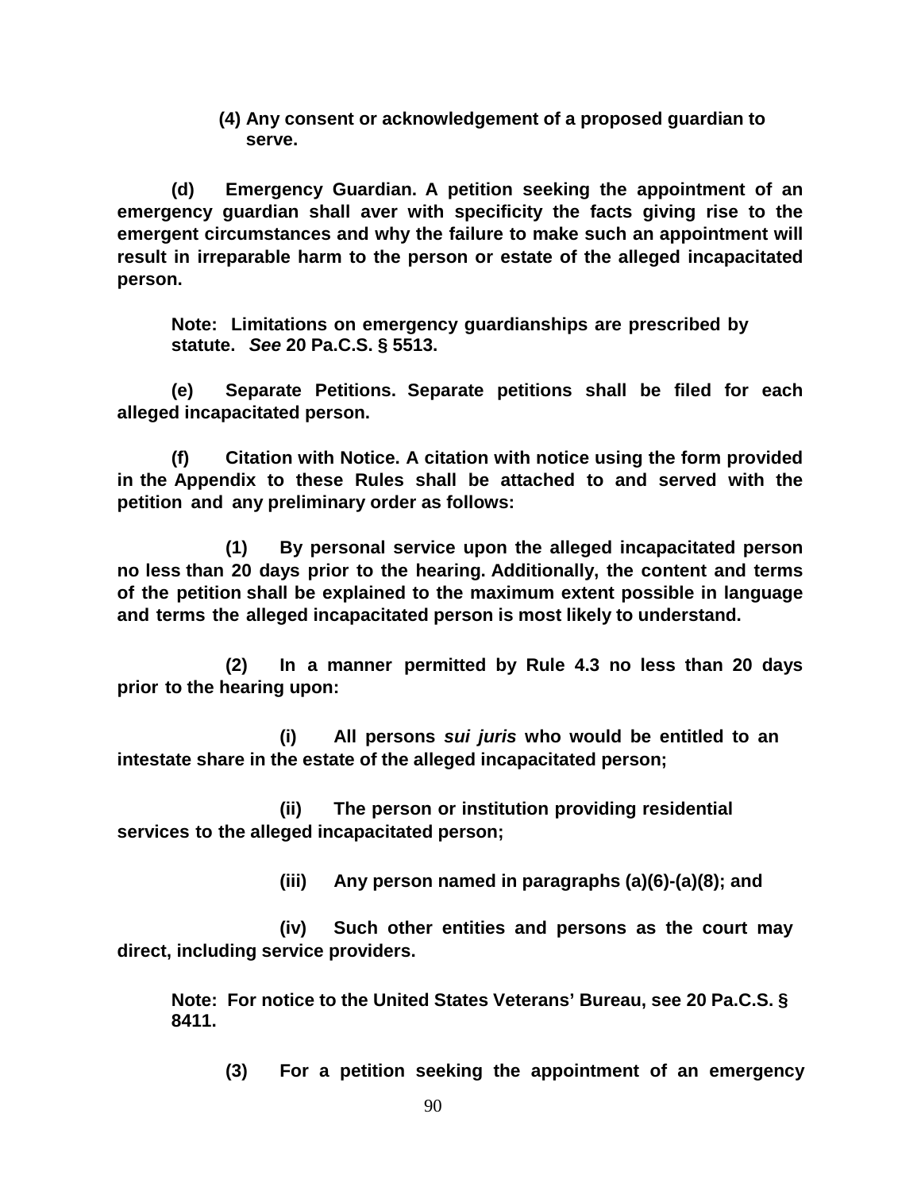**(4) Any consent or acknowledgement of a proposed guardian to serve.**

**(d) Emergency Guardian. A petition seeking the appointment of an emergency guardian shall aver with specificity the facts giving rise to the emergent circumstances and why the failure to make such an appointment will result in irreparable harm to the person or estate of the alleged incapacitated person.**

**Note: Limitations on emergency guardianships are prescribed by statute. *See* 20 Pa.C.S. § 5513.**

**(e) Separate Petitions. Separate petitions shall be filed for each alleged incapacitated person.**

**(f) Citation with Notice. A citation with notice using the form provided in the Appendix to these Rules shall be attached to and served with the petition and any preliminary order as follows:**

**(1) By personal service upon the alleged incapacitated person no less than 20 days prior to the hearing. Additionally, the content and terms of the petition shall be explained to the maximum extent possible in language and terms the alleged incapacitated person is most likely to understand.**

**(2) In a manner permitted by Rule 4.3 no less than 20 days prior to the hearing upon:**

**(i) All persons *sui juris* who would be entitled to an intestate share in the estate of the alleged incapacitated person;**

**(ii) The person or institution providing residential services to the alleged incapacitated person;**

**(iii) Any person named in paragraphs (a)(6)-(a)(8); and**

**(iv) Such other entities and persons as the court may direct, including service providers.**

**Note: For notice to the United States Veterans' Bureau, see 20 Pa.C.S. § 8411.**

**(3) For a petition seeking the appointment of an emergency**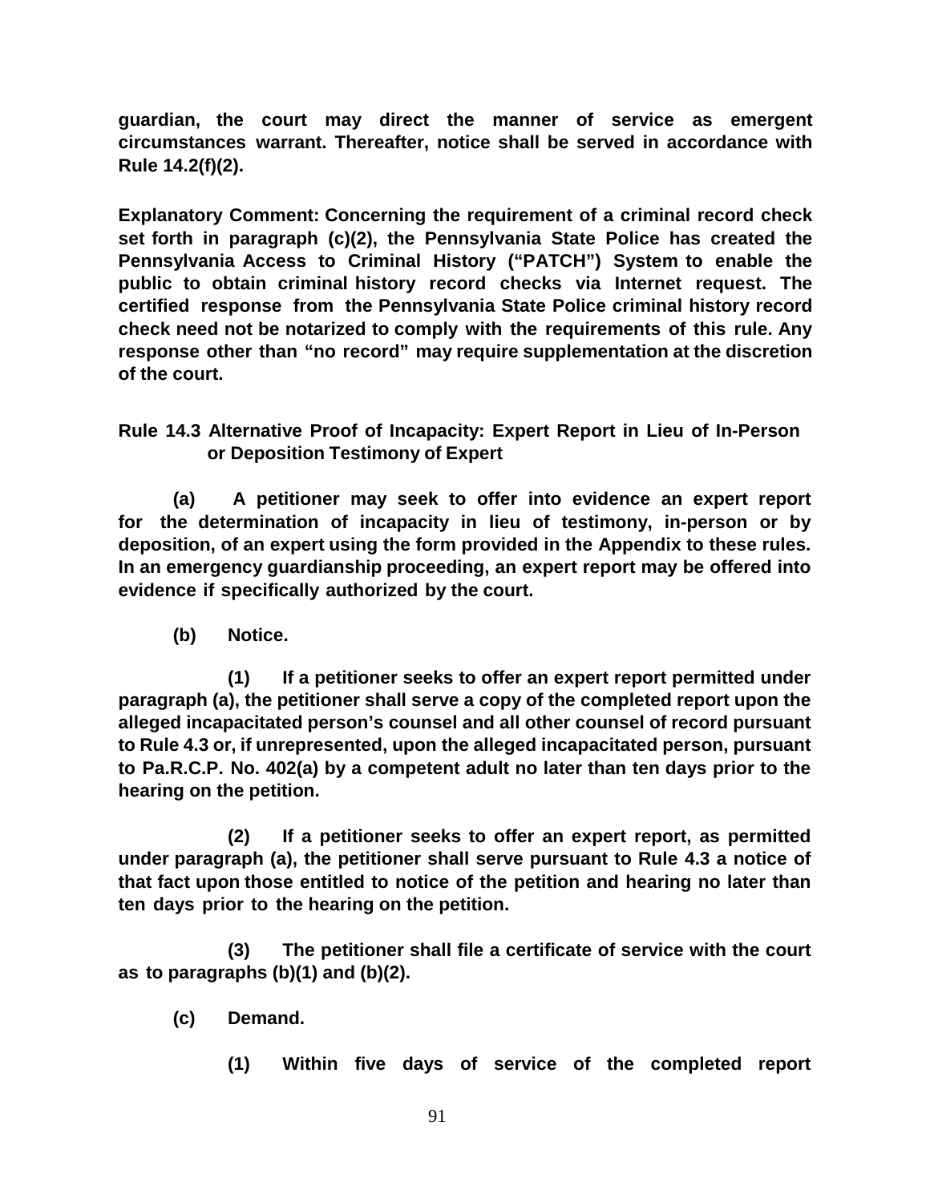**guardian, the court may direct the manner of service as emergent circumstances warrant. Thereafter, notice shall be served in accordance with Rule 14.2(f)(2).**

**Explanatory Comment: Concerning the requirement of a criminal record check set forth in paragraph (c)(2), the Pennsylvania State Police has created the Pennsylvania Access to Criminal History ("PATCH") System to enable the public to obtain criminal history record checks via Internet request. The certified response from the Pennsylvania State Police criminal history record check need not be notarized to comply with the requirements of this rule. Any response other than "no record" may require supplementation at the discretion of the court.**

**Rule 14.3 Alternative Proof of Incapacity: Expert Report in Lieu of In-Person or Deposition Testimony of Expert**

**(a) A petitioner may seek to offer into evidence an expert report for the determination of incapacity in lieu of testimony, in-person or by deposition, of an expert using the form provided in the Appendix to these rules. In an emergency guardianship proceeding, an expert report may be offered into evidence if specifically authorized by the court.**

**(b) Notice.**

**(1) If a petitioner seeks to offer an expert report permitted under paragraph (a), the petitioner shall serve a copy of the completed report upon the alleged incapacitated person's counsel and all other counsel of record pursuant to Rule 4.3 or, if unrepresented, upon the alleged incapacitated person, pursuant to Pa.R.C.P. No. 402(a) by a competent adult no later than ten days prior to the hearing on the petition.**

**(2) If a petitioner seeks to offer an expert report, as permitted under paragraph (a), the petitioner shall serve pursuant to Rule 4.3 a notice of that fact upon those entitled to notice of the petition and hearing no later than ten days prior to the hearing on the petition.**

**(3) The petitioner shall file a certificate of service with the court as to paragraphs (b)(1) and (b)(2).**

**(c) Demand.**

**(1) Within five days of service of the completed report**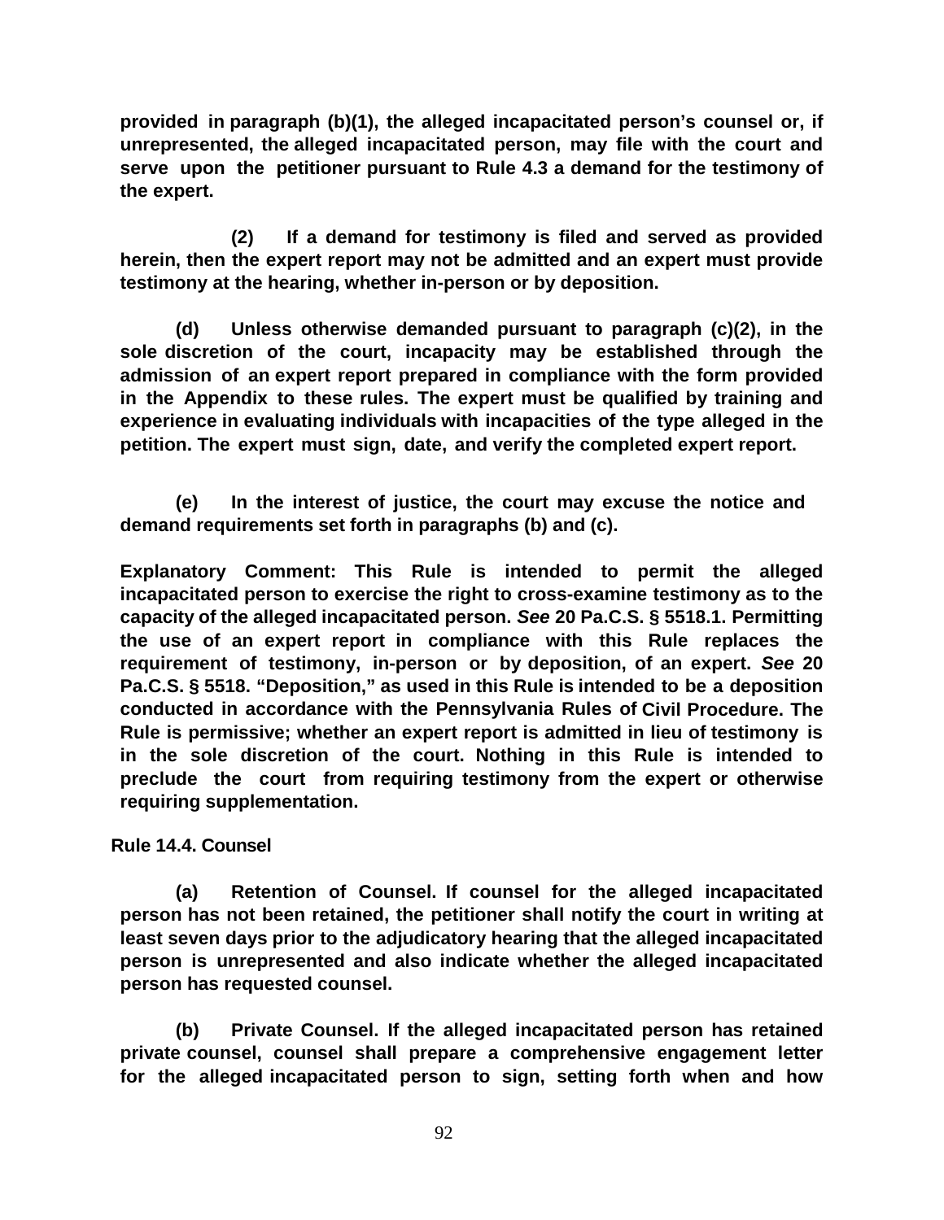**provided in paragraph (b)(1), the alleged incapacitated person's counsel or, if unrepresented, the alleged incapacitated person, may file with the court and serve upon the petitioner pursuant to Rule 4.3 a demand for the testimony of the expert.**

**(2) If a demand for testimony is filed and served as provided herein, then the expert report may not be admitted and an expert must provide testimony at the hearing, whether in-person or by deposition.**

**(d) Unless otherwise demanded pursuant to paragraph (c)(2), in the sole discretion of the court, incapacity may be established through the admission of an expert report prepared in compliance with the form provided in the Appendix to these rules. The expert must be qualified by training and experience in evaluating individuals with incapacities of the type alleged in the petition. The expert must sign, date, and verify the completed expert report.**

**(e) In the interest of justice, the court may excuse the notice and demand requirements set forth in paragraphs (b) and (c).**

**Explanatory Comment: This Rule is intended to permit the alleged incapacitated person to exercise the right to cross-examine testimony as to the capacity of the alleged incapacitated person. *See* 20 Pa.C.S. § 5518.1. Permitting the use of an expert report in compliance with this Rule replaces the requirement of testimony, in-person or by deposition, of an expert. *See* 20 Pa.C.S. § 5518. "Deposition," as used in this Rule is intended to be a deposition conducted in accordance with the Pennsylvania Rules of Civil Procedure. The Rule is permissive; whether an expert report is admitted in lieu of testimony is in the sole discretion of the court. Nothing in this Rule is intended to preclude the court from requiring testimony from the expert or otherwise requiring supplementation.**

**Rule 14.4. Counsel**

**(a) Retention of Counsel. If counsel for the alleged incapacitated person has not been retained, the petitioner shall notify the court in writing at least seven days prior to the adjudicatory hearing that the alleged incapacitated person is unrepresented and also indicate whether the alleged incapacitated person has requested counsel.**

**(b) Private Counsel. If the alleged incapacitated person has retained private counsel, counsel shall prepare a comprehensive engagement letter for the alleged incapacitated person to sign, setting forth when and how**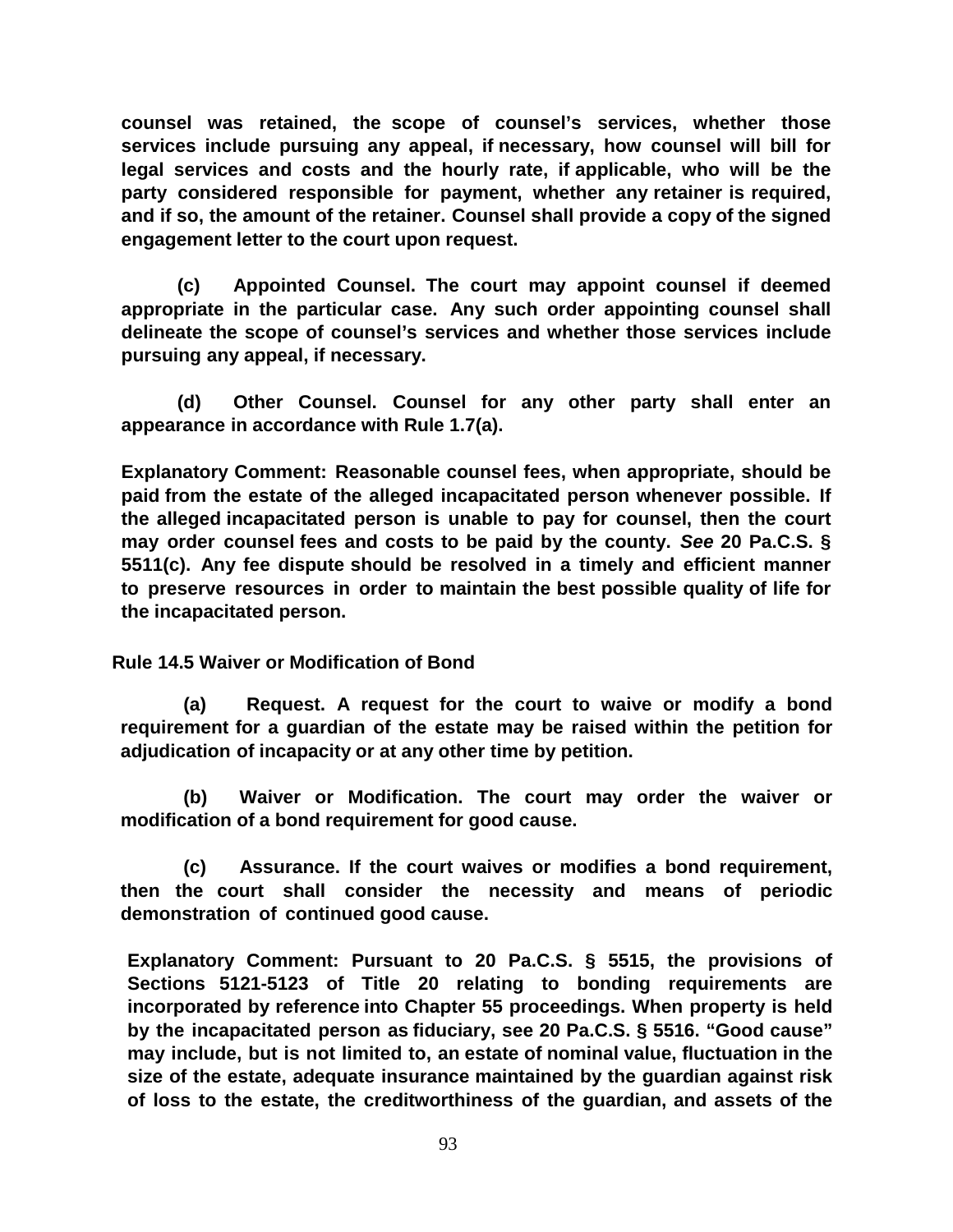**counsel was retained, the scope of counsel's services, whether those services include pursuing any appeal, if necessary, how counsel will bill for legal services and costs and the hourly rate, if applicable, who will be the party considered responsible for payment, whether any retainer is required, and if so, the amount of the retainer. Counsel shall provide a copy of the signed engagement letter to the court upon request.**

**(c) Appointed Counsel. The court may appoint counsel if deemed appropriate in the particular case. Any such order appointing counsel shall delineate the scope of counsel's services and whether those services include pursuing any appeal, if necessary.**

**(d) Other Counsel. Counsel for any other party shall enter an appearance in accordance with Rule 1.7(a).**

**Explanatory Comment: Reasonable counsel fees, when appropriate, should be paid from the estate of the alleged incapacitated person whenever possible. If the alleged incapacitated person is unable to pay for counsel, then the court may order counsel fees and costs to be paid by the county. *See* 20 Pa.C.S. § 5511(c). Any fee dispute should be resolved in a timely and efficient manner to preserve resources in order to maintain the best possible quality of life for the incapacitated person.**

**Rule 14.5 Waiver or Modification of Bond**

**(a) Request. A request for the court to waive or modify a bond requirement for a guardian of the estate may be raised within the petition for adjudication of incapacity or at any other time by petition.**

**(b) Waiver or Modification. The court may order the waiver or modification of a bond requirement for good cause.**

**(c) Assurance. If the court waives or modifies a bond requirement, then the court shall consider the necessity and means of periodic demonstration of continued good cause.**

**Explanatory Comment: Pursuant to 20 Pa.C.S. § 5515, the provisions of Sections 5121-5123 of Title 20 relating to bonding requirements are incorporated by reference into Chapter 55 proceedings. When property is held by the incapacitated person as fiduciary, see 20 Pa.C.S. § 5516. "Good cause" may include, but is not limited to, an estate of nominal value, fluctuation in the size of the estate, adequate insurance maintained by the guardian against risk of loss to the estate, the creditworthiness of the guardian, and assets of the**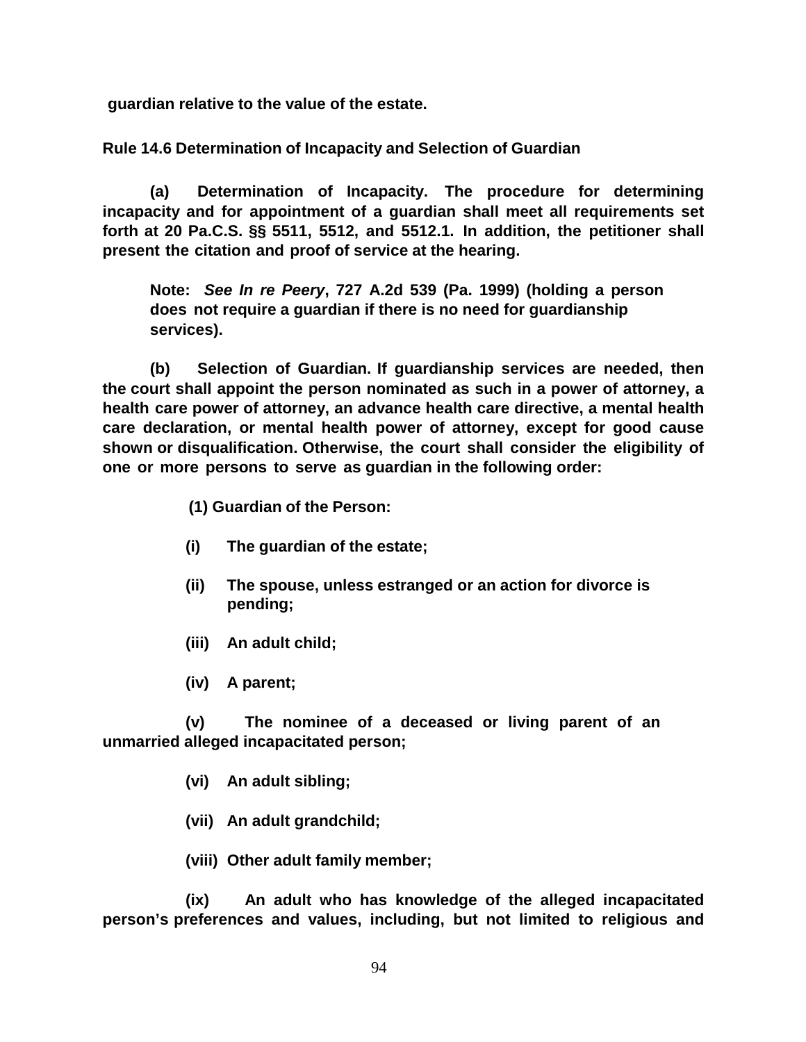**guardian relative to the value of the estate.**

**Rule 14.6 Determination of Incapacity and Selection of Guardian**

**(a) Determination of Incapacity. The procedure for determining incapacity and for appointment of a guardian shall meet all requirements set forth at 20 Pa.C.S. §§ 5511, 5512, and 5512.1. In addition, the petitioner shall present the citation and proof of service at the hearing.**

> **Note: *See In re Peery*, 727 A.2d 539 (Pa. 1999) (holding a person does not require a guardian if there is no need for guardianship services).**

**(b) Selection of Guardian. If guardianship services are needed, then the court shall appoint the person nominated as such in a power of attorney, a health care power of attorney, an advance health care directive, a mental health care declaration, or mental health power of attorney, except for good cause shown or disqualification. Otherwise, the court shall consider the eligibility of one or more persons to serve as guardian in the following order:**

**(1) Guardian of the Person:**

**(i) The guardian of the estate;**

**(ii) The spouse, unless estranged or an action for divorce is pending;**

**(iii) An adult child;**

**(iv) A parent;**

**(v) The nominee of a deceased or living parent of an unmarried alleged incapacitated person;**

**(vi) An adult sibling;**

**(vii) An adult grandchild;**

**(viii) Other adult family member;**

**(ix) An adult who has knowledge of the alleged incapacitated person's preferences and values, including, but not limited to religious and**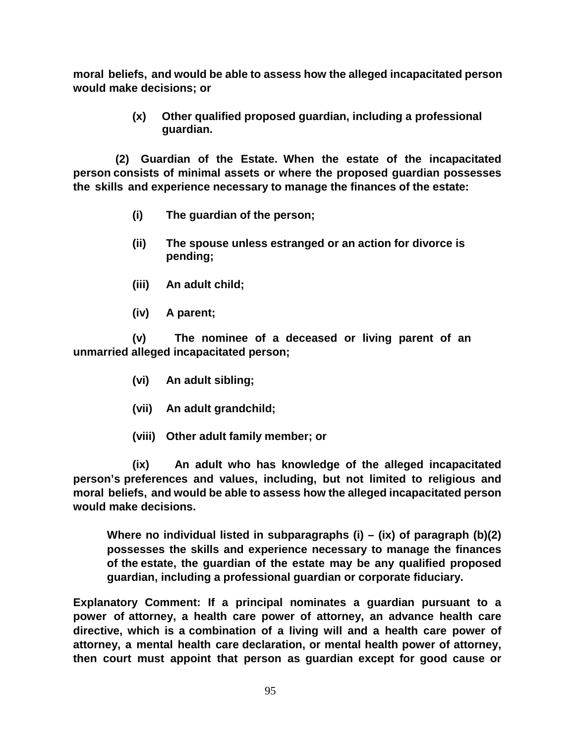**moral beliefs, and would be able to assess how the alleged incapacitated person would make decisions; or**

**(x) Other qualified proposed guardian, including a professional guardian.**

**(2) Guardian of the Estate. When the estate of the incapacitated person consists of minimal assets or where the proposed guardian possesses the skills and experience necessary to manage the finances of the estate:**

**(i) The guardian of the person;**

**(ii) The spouse unless estranged or an action for divorce is pending;**

**(iii) An adult child;**

**(iv) A parent;**

**(v) The nominee of a deceased or living parent of an unmarried alleged incapacitated person;**

**(vi) An adult sibling;**

**(vii) An adult grandchild;**

**(viii) Other adult family member; or**

**(ix) An adult who has knowledge of the alleged incapacitated person's preferences and values, including, but not limited to religious and moral beliefs, and would be able to assess how the alleged incapacitated person would make decisions.**

**Where no individual listed in subparagraphs (i) – (ix) of paragraph (b)(2) possesses the skills and experience necessary to manage the finances of the estate, the guardian of the estate may be any qualified proposed guardian, including a professional guardian or corporate fiduciary.**

**Explanatory Comment: If a principal nominates a guardian pursuant to a power of attorney, a health care power of attorney, an advance health care directive, which is a combination of a living will and a health care power of attorney, a mental health care declaration, or mental health power of attorney, then court must appoint that person as guardian except for good cause or**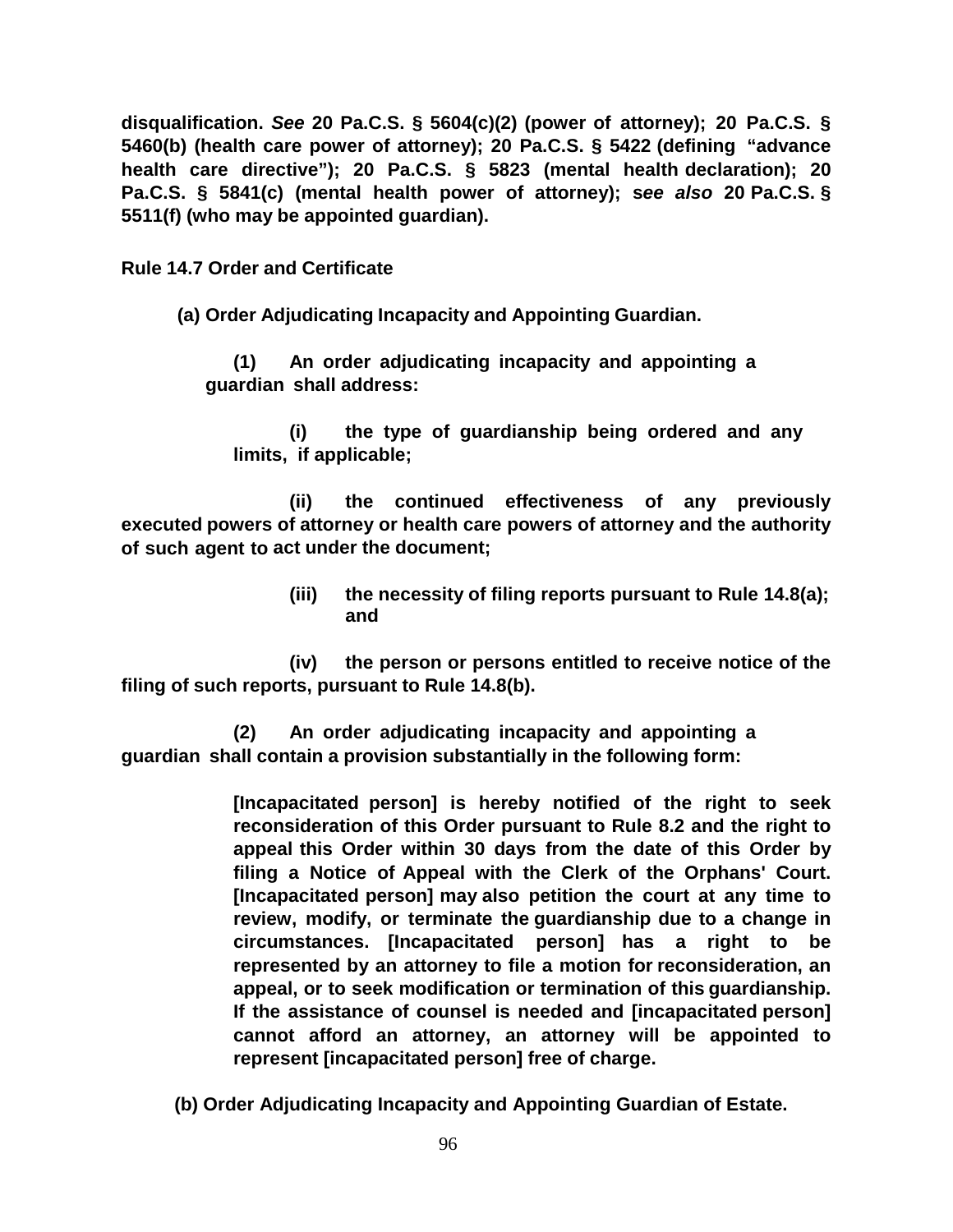**disqualification. *See* 20 Pa.C.S. § 5604(c)(2) (power of attorney); 20 Pa.C.S. § 5460(b) (health care power of attorney); 20 Pa.C.S. § 5422 (defining "advance health care directive"); 20 Pa.C.S. § 5823 (mental health declaration); 20 Pa.C.S. § 5841(c) (mental health power of attorney); s*ee also* 20 Pa.C.S. § 5511(f) (who may be appointed guardian).**

**Rule 14.7 Order and Certificate**

**(a) Order Adjudicating Incapacity and Appointing Guardian.**

**(1) An order adjudicating incapacity and appointing a guardian shall address:**

**(i) the type of guardianship being ordered and any limits, if applicable;**

**(ii) the continued effectiveness of any previously executed powers of attorney or health care powers of attorney and the authority of such agent to act under the document;**

**(iii) the necessity of filing reports pursuant to Rule 14.8(a); and**

**(iv) the person or persons entitled to receive notice of the filing of such reports, pursuant to Rule 14.8(b).**

**(2) An order adjudicating incapacity and appointing a guardian shall contain a provision substantially in the following form:**

> **[Incapacitated person] is hereby notified of the right to seek reconsideration of this Order pursuant to Rule 8.2 and the right to appeal this Order within 30 days from the date of this Order by filing a Notice of Appeal with the Clerk of the Orphans' Court. [Incapacitated person] may also petition the court at any time to review, modify, or terminate the guardianship due to a change in circumstances. [Incapacitated person] has a right to be represented by an attorney to file a motion for reconsideration, an appeal, or to seek modification or termination of this guardianship. If the assistance of counsel is needed and [incapacitated person] cannot afford an attorney, an attorney will be appointed to represent [incapacitated person] free of charge.**

**(b) Order Adjudicating Incapacity and Appointing Guardian of Estate.**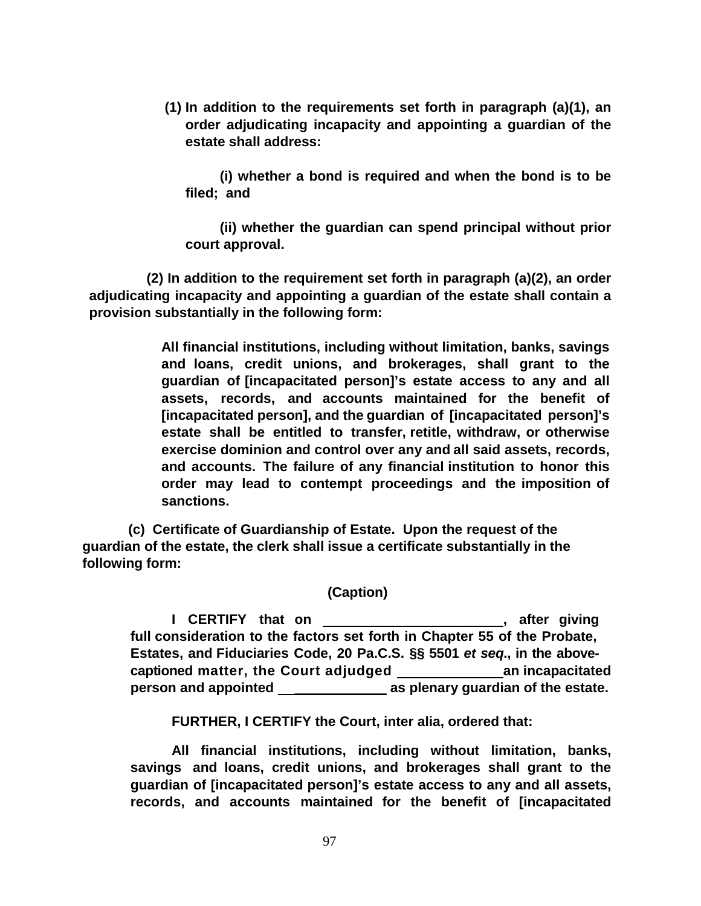**(1) In addition to the requirements set forth in paragraph (a)(1), an order adjudicating incapacity and appointing a guardian of the estate shall address:**

**(i) whether a bond is required and when the bond is to be filed; and**

**(ii) whether the guardian can spend principal without prior court approval.**

**(2) In addition to the requirement set forth in paragraph (a)(2), an order adjudicating incapacity and appointing a guardian of the estate shall contain a provision substantially in the following form:**

> **All financial institutions, including without limitation, banks, savings and loans, credit unions, and brokerages, shall grant to the guardian of [incapacitated person]'s estate access to any and all assets, records, and accounts maintained for the benefit of [incapacitated person], and the guardian of [incapacitated person]'s estate shall be entitled to transfer, retitle, withdraw, or otherwise exercise dominion and control over any and all said assets, records, and accounts. The failure of any financial institution to honor this order may lead to contempt proceedings and the imposition of sanctions.**

**(c) Certificate of Guardianship of Estate. Upon the request of the guardian of the estate, the clerk shall issue a certificate substantially in the following form:**

**(Caption)**

**I CERTIFY that on \_\_\_\_\_\_\_\_\_\_\_\_\_\_\_\_\_\_\_\_\_\_\_\_, after giving full consideration to the factors set forth in Chapter 55 of the Probate, Estates, and Fiduciaries Code, 20 Pa.C.S. §§ 5501 *et seq*., in the above-captioned matter, the Court adjudged \_\_\_\_\_\_\_\_\_\_\_\_\_\_ an incapacitated person and appointed \_\_\_\_\_\_\_\_\_\_\_\_\_\_\_\_ as plenary guardian of the estate.**

**FURTHER, I CERTIFY the Court, inter alia, ordered that:**

**All financial institutions, including without limitation, banks, savings and loans, credit unions, and brokerages shall grant to the guardian of [incapacitated person]'s estate access to any and all assets, records, and accounts maintained for the benefit of [incapacitated**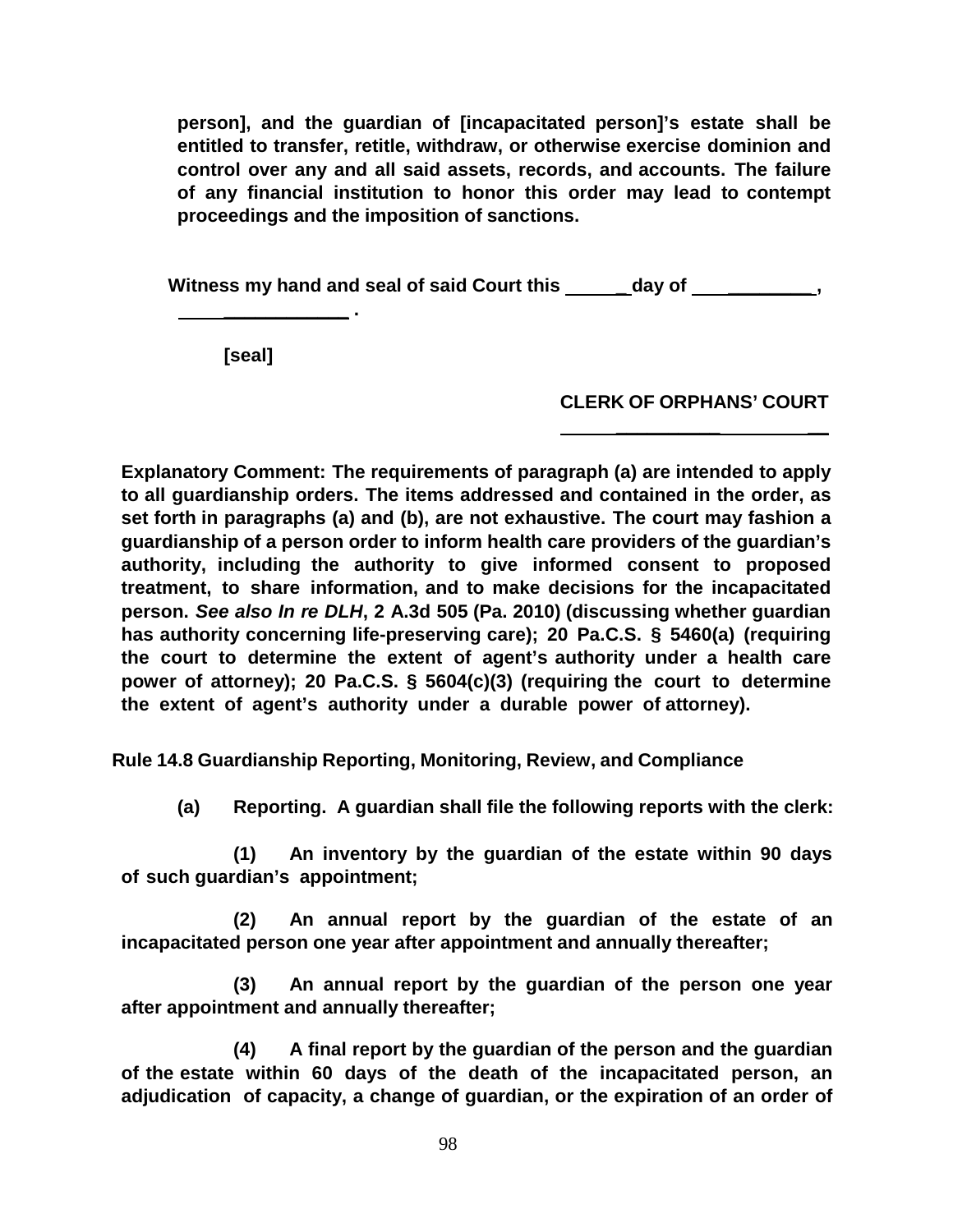**person], and the guardian of [incapacitated person]'s estate shall be entitled to transfer, retitle, withdraw, or otherwise exercise dominion and control over any and all said assets, records, and accounts. The failure of any financial institution to honor this order may lead to contempt proceedings and the imposition of sanctions.**

**Witness my hand and seal of said Court this ______day of _____________, _________________ .**

**[seal]**

**CLERK OF ORPHANS' COURT**

**_______________________________**

**Explanatory Comment: The requirements of paragraph (a) are intended to apply to all guardianship orders. The items addressed and contained in the order, as set forth in paragraphs (a) and (b), are not exhaustive. The court may fashion a guardianship of a person order to inform health care providers of the guardian's authority, including the authority to give informed consent to proposed treatment, to share information, and to make decisions for the incapacitated person. *See also In re DLH*, 2 A.3d 505 (Pa. 2010) (discussing whether guardian has authority concerning life-preserving care); 20 Pa.C.S. § 5460(a) (requiring the court to determine the extent of agent's authority under a health care power of attorney); 20 Pa.C.S. § 5604(c)(3) (requiring the court to determine the extent of agent's authority under a durable power of attorney).**

**Rule 14.8 Guardianship Reporting, Monitoring, Review, and Compliance**

**(a) Reporting. A guardian shall file the following reports with the clerk:**

**(1) An inventory by the guardian of the estate within 90 days of such guardian's appointment;**

**(2) An annual report by the guardian of the estate of an incapacitated person one year after appointment and annually thereafter;**

**(3) An annual report by the guardian of the person one year after appointment and annually thereafter;**

**(4) A final report by the guardian of the person and the guardian of the estate within 60 days of the death of the incapacitated person, an adjudication of capacity, a change of guardian, or the expiration of an order of**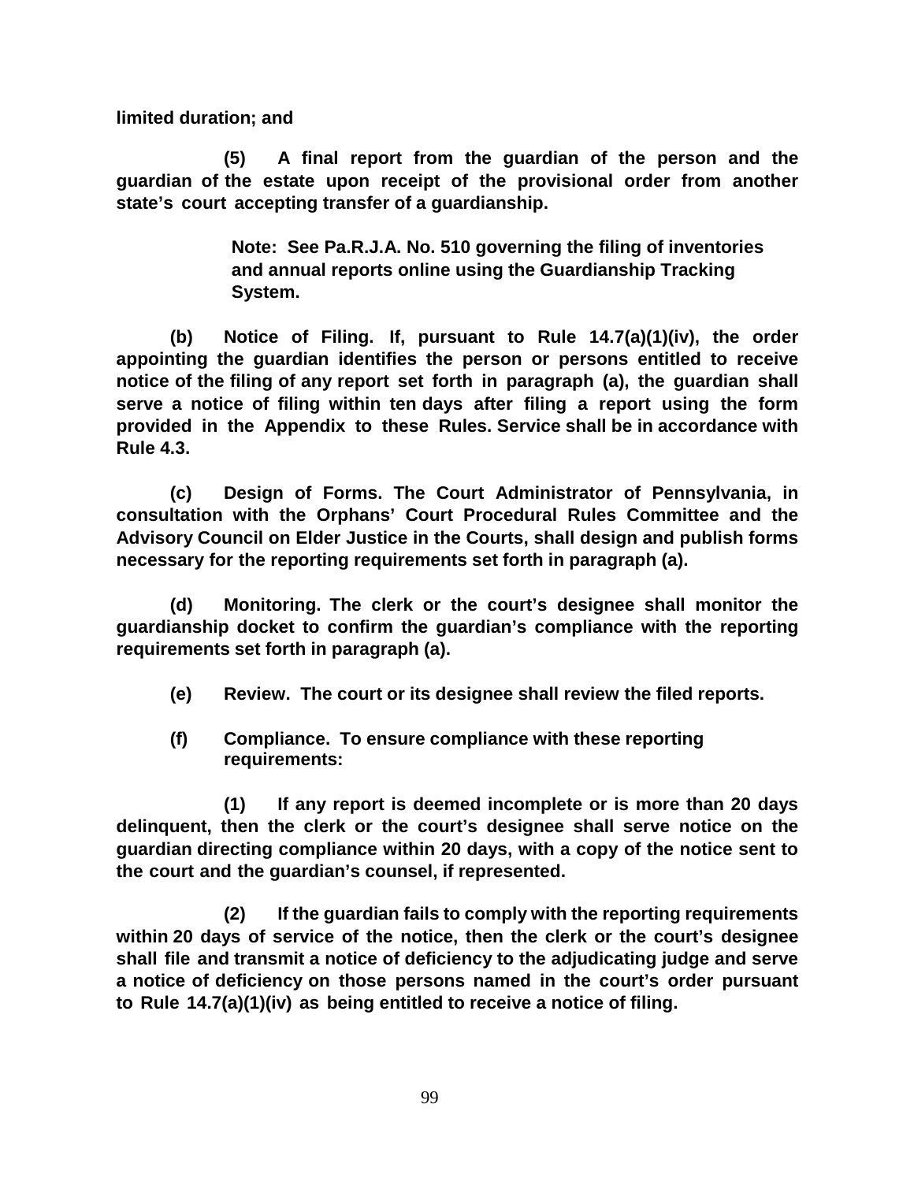**limited duration; and**

**(5) A final report from the guardian of the person and the guardian of the estate upon receipt of the provisional order from another state's court accepting transfer of a guardianship.**

> **Note: See Pa.R.J.A. No. 510 governing the filing of inventories and annual reports online using the Guardianship Tracking System.**

**(b) Notice of Filing. If, pursuant to Rule 14.7(a)(1)(iv), the order appointing the guardian identifies the person or persons entitled to receive notice of the filing of any report set forth in paragraph (a), the guardian shall serve a notice of filing within ten days after filing a report using the form provided in the Appendix to these Rules. Service shall be in accordance with Rule 4.3.**

**(c) Design of Forms. The Court Administrator of Pennsylvania, in consultation with the Orphans' Court Procedural Rules Committee and the Advisory Council on Elder Justice in the Courts, shall design and publish forms necessary for the reporting requirements set forth in paragraph (a).**

**(d) Monitoring. The clerk or the court's designee shall monitor the guardianship docket to confirm the guardian's compliance with the reporting requirements set forth in paragraph (a).**

**(e) Review. The court or its designee shall review the filed reports.**

**(f) Compliance. To ensure compliance with these reporting requirements:**

**(1) If any report is deemed incomplete or is more than 20 days delinquent, then the clerk or the court's designee shall serve notice on the guardian directing compliance within 20 days, with a copy of the notice sent to the court and the guardian's counsel, if represented.**

**(2) If the guardian fails to comply with the reporting requirements within 20 days of service of the notice, then the clerk or the court's designee shall file and transmit a notice of deficiency to the adjudicating judge and serve a notice of deficiency on those persons named in the court's order pursuant to Rule 14.7(a)(1)(iv) as being entitled to receive a notice of filing.**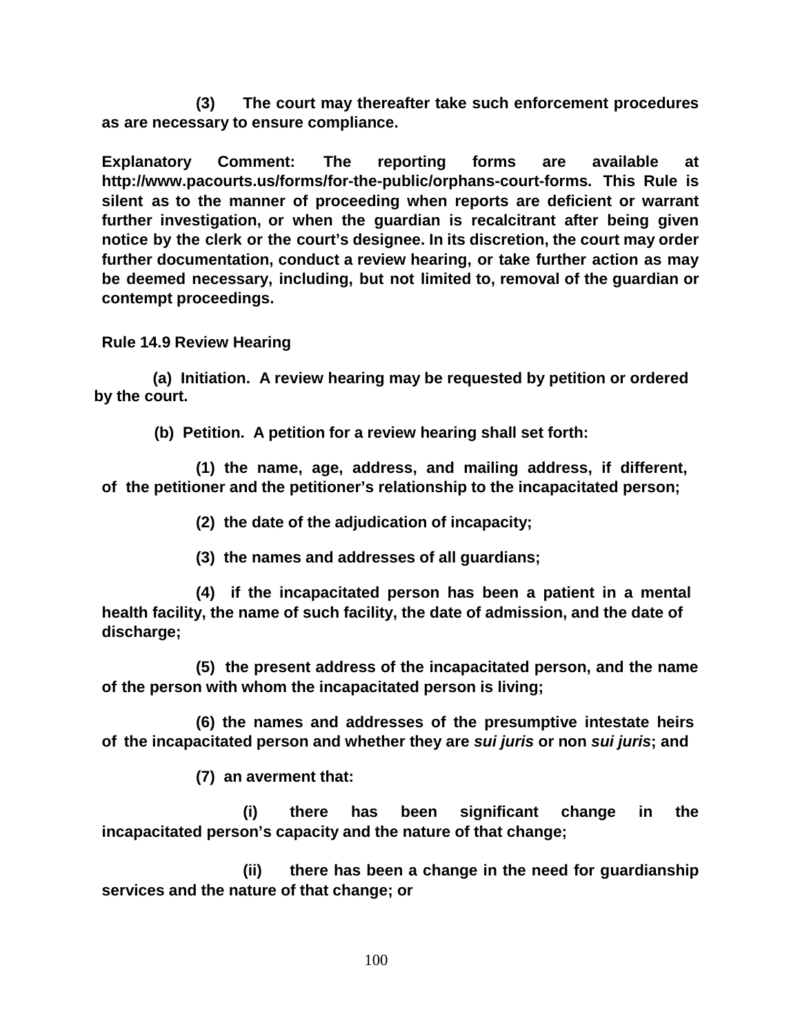**(3) The court may thereafter take such enforcement procedures as are necessary to ensure compliance.**

**Explanatory Comment: The reporting forms are available at http://www.pacourts.us/forms/for-the-public/orphans-court-forms. This Rule is silent as to the manner of proceeding when reports are deficient or warrant further investigation, or when the guardian is recalcitrant after being given notice by the clerk or the court's designee. In its discretion, the court may order further documentation, conduct a review hearing, or take further action as may be deemed necessary, including, but not limited to, removal of the guardian or contempt proceedings.**

**Rule 14.9 Review Hearing**

**(a) Initiation. A review hearing may be requested by petition or ordered by the court.**

**(b) Petition. A petition for a review hearing shall set forth:**

**(1) the name, age, address, and mailing address, if different, of the petitioner and the petitioner's relationship to the incapacitated person;**

**(2) the date of the adjudication of incapacity;**

**(3) the names and addresses of all guardians;**

**(4) if the incapacitated person has been a patient in a mental health facility, the name of such facility, the date of admission, and the date of discharge;**

**(5) the present address of the incapacitated person, and the name of the person with whom the incapacitated person is living;**

**(6) the names and addresses of the presumptive intestate heirs of the incapacitated person and whether they are *sui juris* or non *sui juris*; and**

**(7) an averment that:**

**(i) there has been significant change in the incapacitated person's capacity and the nature of that change;**

**(ii) there has been a change in the need for guardianship services and the nature of that change; or**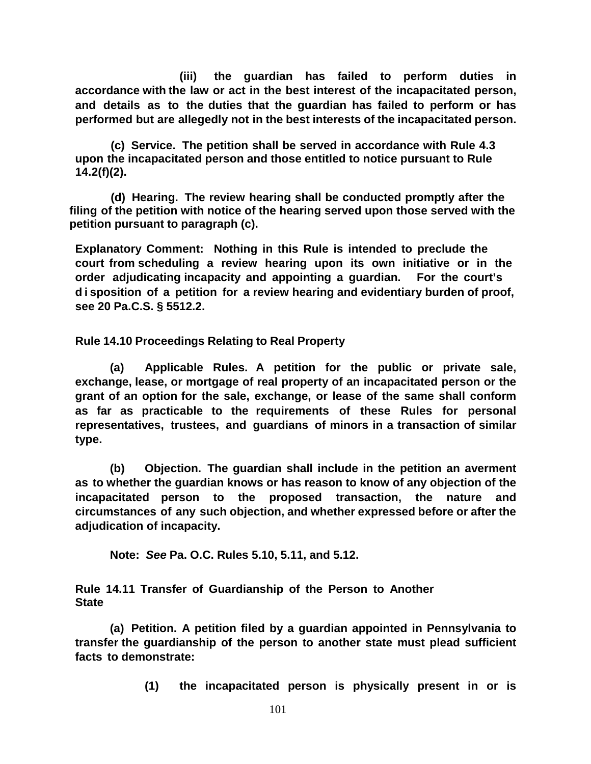**(iii) the guardian has failed to perform duties in accordance with the law or act in the best interest of the incapacitated person, and details as to the duties that the guardian has failed to perform or has performed but are allegedly not in the best interests of the incapacitated person.**

**(c) Service. The petition shall be served in accordance with Rule 4.3 upon the incapacitated person and those entitled to notice pursuant to Rule 14.2(f)(2).**

**(d) Hearing. The review hearing shall be conducted promptly after the filing of the petition with notice of the hearing served upon those served with the petition pursuant to paragraph (c).**

**Explanatory Comment: Nothing in this Rule is intended to preclude the court from scheduling a review hearing upon its own initiative or in the order adjudicating incapacity and appointing a guardian. For the court's disposition of a petition for a review hearing and evidentiary burden of proof, see 20 Pa.C.S. § 5512.2.**

**Rule 14.10 Proceedings Relating to Real Property**

**(a) Applicable Rules. A petition for the public or private sale, exchange, lease, or mortgage of real property of an incapacitated person or the grant of an option for the sale, exchange, or lease of the same shall conform as far as practicable to the requirements of these Rules for personal representatives, trustees, and guardians of minors in a transaction of similar type.**

**(b) Objection. The guardian shall include in the petition an averment as to whether the guardian knows or has reason to know of any objection of the incapacitated person to the proposed transaction, the nature and circumstances of any such objection, and whether expressed before or after the adjudication of incapacity.**

**Note: *See* Pa. O.C. Rules 5.10, 5.11, and 5.12.**

**Rule 14.11 Transfer of Guardianship of the Person to Another State**

**(a) Petition. A petition filed by a guardian appointed in Pennsylvania to transfer the guardianship of the person to another state must plead sufficient facts to demonstrate:**

**(1) the incapacitated person is physically present in or is**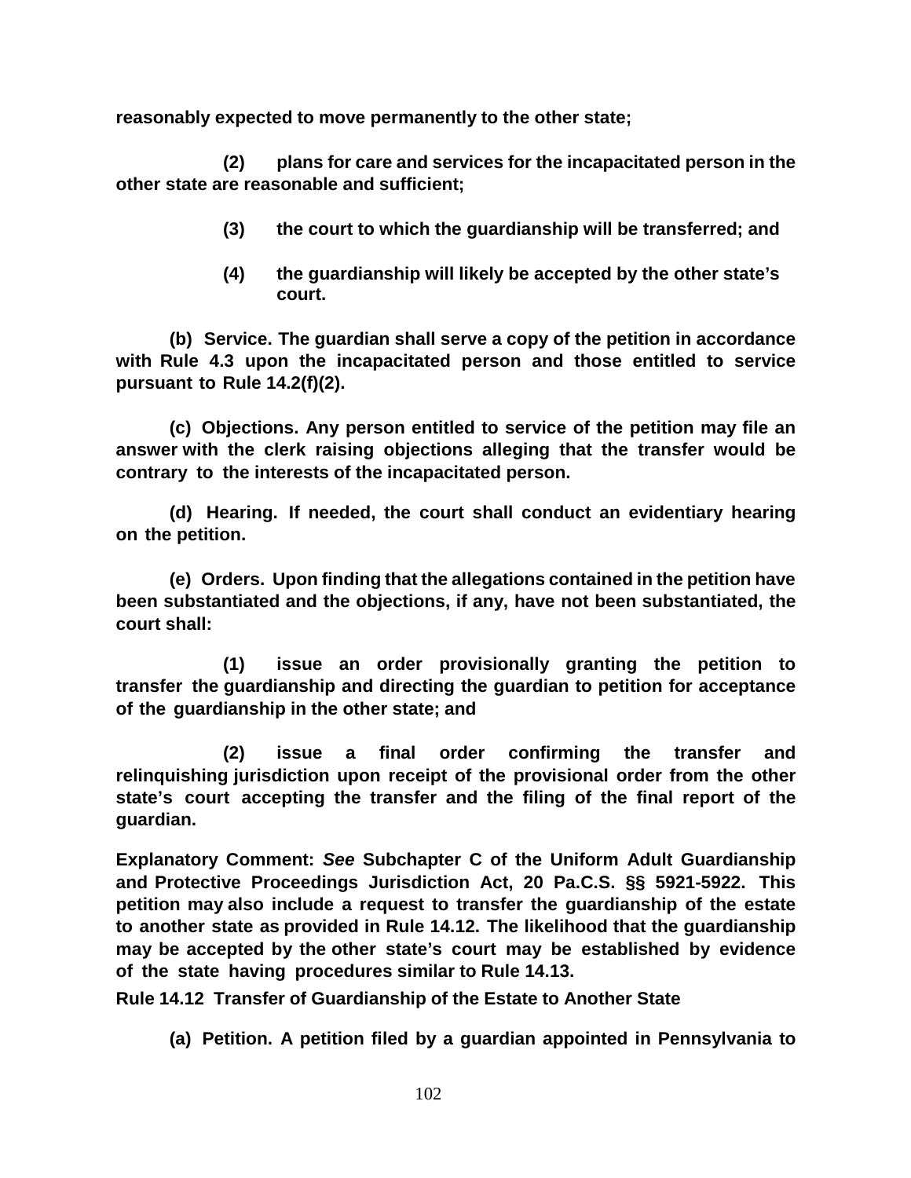**reasonably expected to move permanently to the other state;**

**(2) plans for care and services for the incapacitated person in the other state are reasonable and sufficient;**

**(3) the court to which the guardianship will be transferred; and**

**(4) the guardianship will likely be accepted by the other state's court.**

**(b) Service. The guardian shall serve a copy of the petition in accordance with Rule 4.3 upon the incapacitated person and those entitled to service pursuant to Rule 14.2(f)(2).**

**(c) Objections. Any person entitled to service of the petition may file an answer with the clerk raising objections alleging that the transfer would be contrary to the interests of the incapacitated person.**

**(d) Hearing. If needed, the court shall conduct an evidentiary hearing on the petition.**

**(e) Orders. Upon finding that the allegations contained in the petition have been substantiated and the objections, if any, have not been substantiated, the court shall:**

**(1) issue an order provisionally granting the petition to transfer the guardianship and directing the guardian to petition for acceptance of the guardianship in the other state; and**

**(2) issue a final order confirming the transfer and relinquishing jurisdiction upon receipt of the provisional order from the other state's court accepting the transfer and the filing of the final report of the guardian.**

**Explanatory Comment: *See* Subchapter C of the Uniform Adult Guardianship and Protective Proceedings Jurisdiction Act, 20 Pa.C.S. §§ 5921-5922. This petition may also include a request to transfer the guardianship of the estate to another state as provided in Rule 14.12. The likelihood that the guardianship may be accepted by the other state's court may be established by evidence of the state having procedures similar to Rule 14.13.**

**Rule 14.12 Transfer of Guardianship of the Estate to Another State**

**(a) Petition. A petition filed by a guardian appointed in Pennsylvania to**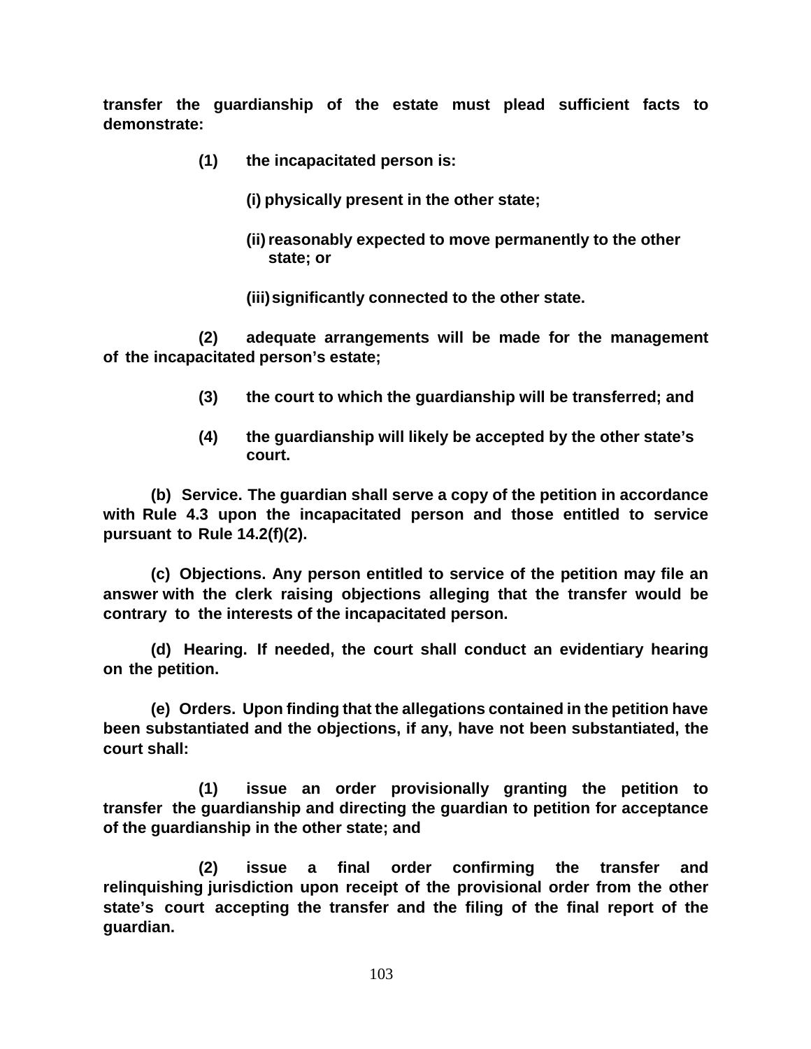**transfer the guardianship of the estate must plead sufficient facts to demonstrate:**

> **(1) the incapacitated person is:**
>
> > **(i) physically present in the other state;**
> >
> > **(ii) reasonably expected to move permanently to the other state; or**
> >
> > **(iii) significantly connected to the other state.**
>
> **(2) adequate arrangements will be made for the management of the incapacitated person's estate;**
>
> **(3) the court to which the guardianship will be transferred; and**
>
> **(4) the guardianship will likely be accepted by the other state's court.**

**(b) Service. The guardian shall serve a copy of the petition in accordance with Rule 4.3 upon the incapacitated person and those entitled to service pursuant to Rule 14.2(f)(2).**

**(c) Objections. Any person entitled to service of the petition may file an answer with the clerk raising objections alleging that the transfer would be contrary to the interests of the incapacitated person.**

**(d) Hearing. If needed, the court shall conduct an evidentiary hearing on the petition.**

**(e) Orders. Upon finding that the allegations contained in the petition have been substantiated and the objections, if any, have not been substantiated, the court shall:**

> **(1) issue an order provisionally granting the petition to transfer the guardianship and directing the guardian to petition for acceptance of the guardianship in the other state; and**
>
> **(2) issue a final order confirming the transfer and relinquishing jurisdiction upon receipt of the provisional order from the other state's court accepting the transfer and the filing of the final report of the guardian.**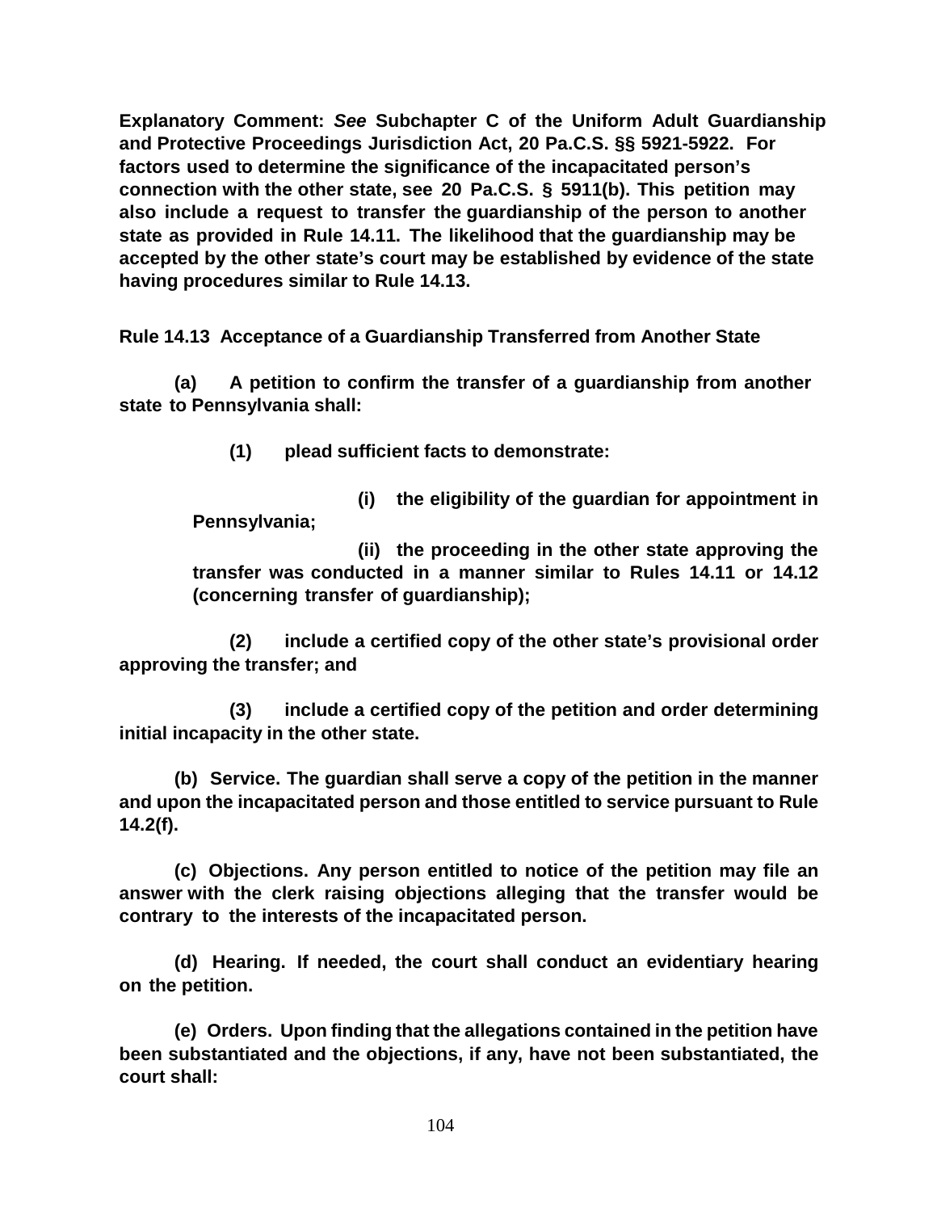**Explanatory Comment:** ***See*** **Subchapter C of the Uniform Adult Guardianship and Protective Proceedings Jurisdiction Act, 20 Pa.C.S. §§ 5921-5922. For factors used to determine the significance of the incapacitated person's connection with the other state, see 20 Pa.C.S. § 5911(b). This petition may also include a request to transfer the guardianship of the person to another state as provided in Rule 14.11. The likelihood that the guardianship may be accepted by the other state's court may be established by evidence of the state having procedures similar to Rule 14.13.**

**Rule 14.13 Acceptance of a Guardianship Transferred from Another State**

**(a) A petition to confirm the transfer of a guardianship from another state to Pennsylvania shall:**

**(1) plead sufficient facts to demonstrate:**

**(i) the eligibility of the guardian for appointment in Pennsylvania;**

**(ii) the proceeding in the other state approving the transfer was conducted in a manner similar to Rules 14.11 or 14.12 (concerning transfer of guardianship);**

**(2) include a certified copy of the other state's provisional order approving the transfer; and**

**(3) include a certified copy of the petition and order determining initial incapacity in the other state.**

**(b) Service. The guardian shall serve a copy of the petition in the manner and upon the incapacitated person and those entitled to service pursuant to Rule 14.2(f).**

**(c) Objections. Any person entitled to notice of the petition may file an answer with the clerk raising objections alleging that the transfer would be contrary to the interests of the incapacitated person.**

**(d) Hearing. If needed, the court shall conduct an evidentiary hearing on the petition.**

**(e) Orders. Upon finding that the allegations contained in the petition have been substantiated and the objections, if any, have not been substantiated, the court shall:**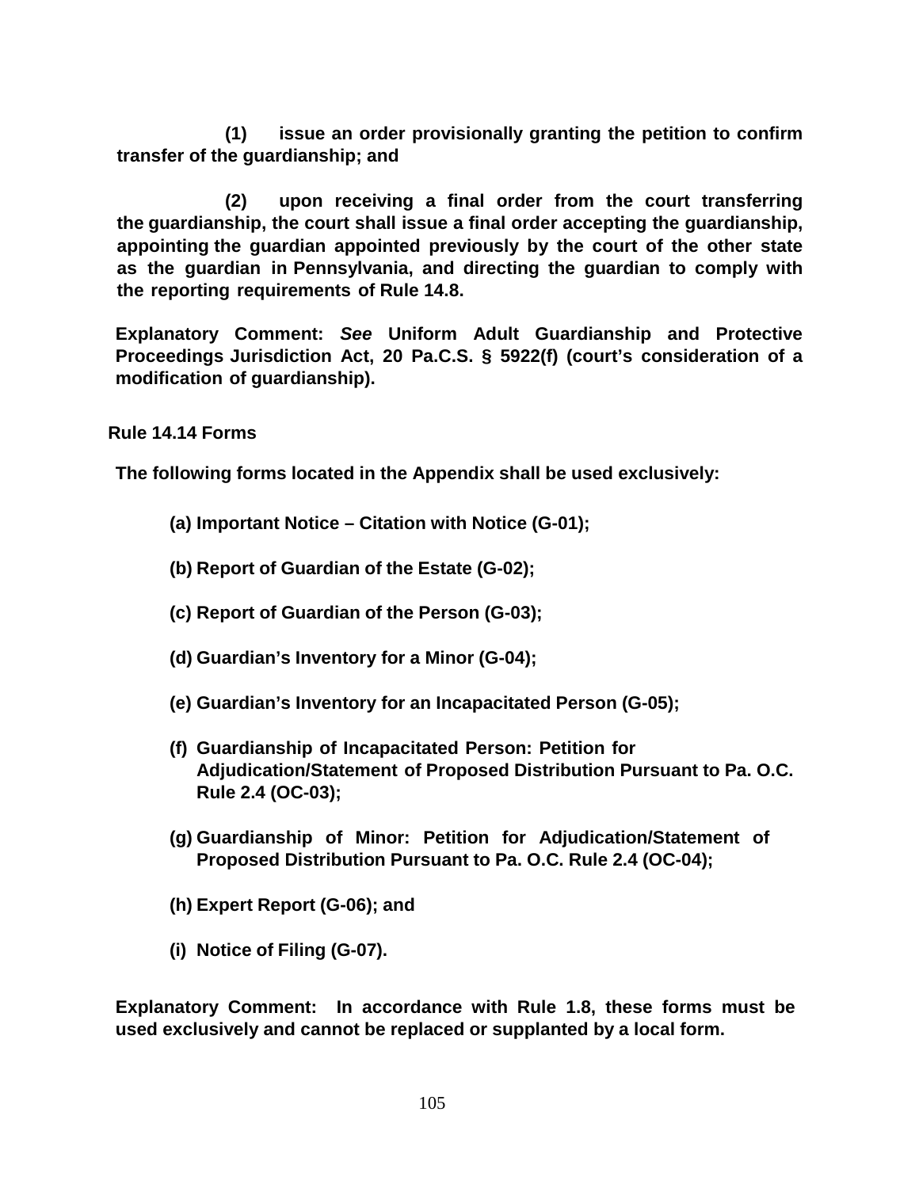**(1) issue an order provisionally granting the petition to confirm transfer of the guardianship; and**

**(2) upon receiving a final order from the court transferring the guardianship, the court shall issue a final order accepting the guardianship, appointing the guardian appointed previously by the court of the other state as the guardian in Pennsylvania, and directing the guardian to comply with the reporting requirements of Rule 14.8.**

**Explanatory Comment: *See* Uniform Adult Guardianship and Protective Proceedings Jurisdiction Act, 20 Pa.C.S. § 5922(f) (court's consideration of a modification of guardianship).**

## Rule 14.14 Forms

**The following forms located in the Appendix shall be used exclusively:**

**(a) Important Notice – Citation with Notice (G-01);**

**(b) Report of Guardian of the Estate (G-02);**

**(c) Report of Guardian of the Person (G-03);**

**(d) Guardian's Inventory for a Minor (G-04);**

**(e) Guardian's Inventory for an Incapacitated Person (G-05);**

**(f) Guardianship of Incapacitated Person: Petition for Adjudication/Statement of Proposed Distribution Pursuant to Pa. O.C. Rule 2.4 (OC-03);**

**(g) Guardianship of Minor: Petition for Adjudication/Statement of Proposed Distribution Pursuant to Pa. O.C. Rule 2.4 (OC-04);**

**(h) Expert Report (G-06); and**

**(i) Notice of Filing (G-07).**

**Explanatory Comment: In accordance with Rule 1.8, these forms must be used exclusively and cannot be replaced or supplanted by a local form.**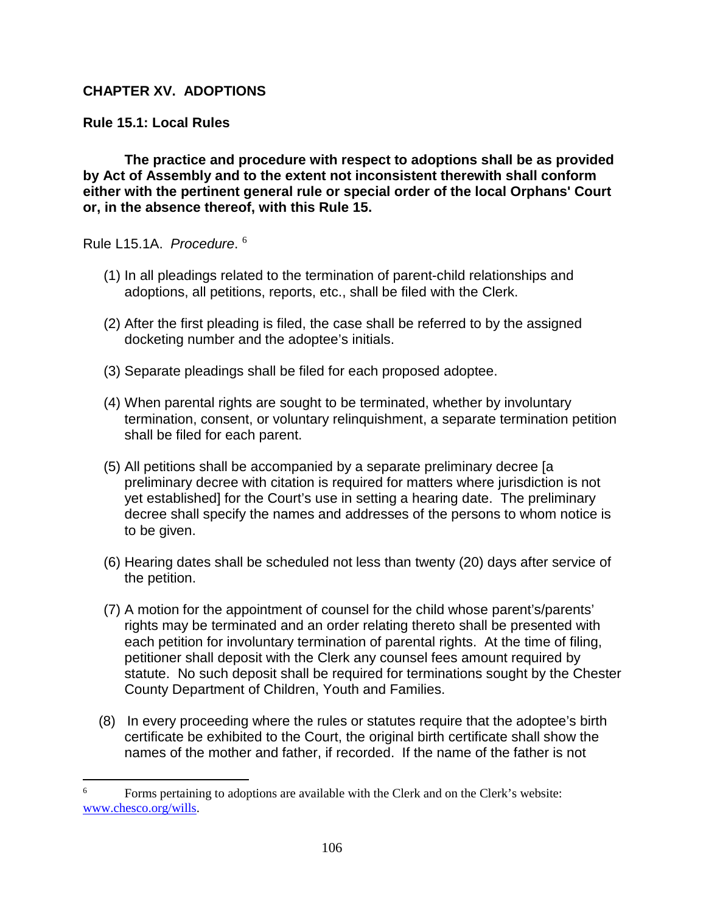## CHAPTER XV. ADOPTIONS

### Rule 15.1: Local Rules

**The practice and procedure with respect to adoptions shall be as provided by Act of Assembly and to the extent not inconsistent therewith shall conform either with the pertinent general rule or special order of the local Orphans' Court or, in the absence thereof, with this Rule 15.**

Rule L15.1A. *Procedure*. [6]

(1) In all pleadings related to the termination of parent-child relationships and adoptions, all petitions, reports, etc., shall be filed with the Clerk.

(2) After the first pleading is filed, the case shall be referred to by the assigned docketing number and the adoptee's initials.

(3) Separate pleadings shall be filed for each proposed adoptee.

(4) When parental rights are sought to be terminated, whether by involuntary termination, consent, or voluntary relinquishment, a separate termination petition shall be filed for each parent.

(5) All petitions shall be accompanied by a separate preliminary decree [a preliminary decree with citation is required for matters where jurisdiction is not yet established] for the Court's use in setting a hearing date. The preliminary decree shall specify the names and addresses of the persons to whom notice is to be given.

(6) Hearing dates shall be scheduled not less than twenty (20) days after service of the petition.

(7) A motion for the appointment of counsel for the child whose parent's/parents' rights may be terminated and an order relating thereto shall be presented with each petition for involuntary termination of parental rights. At the time of filing, petitioner shall deposit with the Clerk any counsel fees amount required by statute. No such deposit shall be required for terminations sought by the Chester County Department of Children, Youth and Families.

(8) In every proceeding where the rules or statutes require that the adoptee's birth certificate be exhibited to the Court, the original birth certificate shall show the names of the mother and father, if recorded. If the name of the father is not

---

[6] Forms pertaining to adoptions are available with the Clerk and on the Clerk's website: www.chesco.org/wills.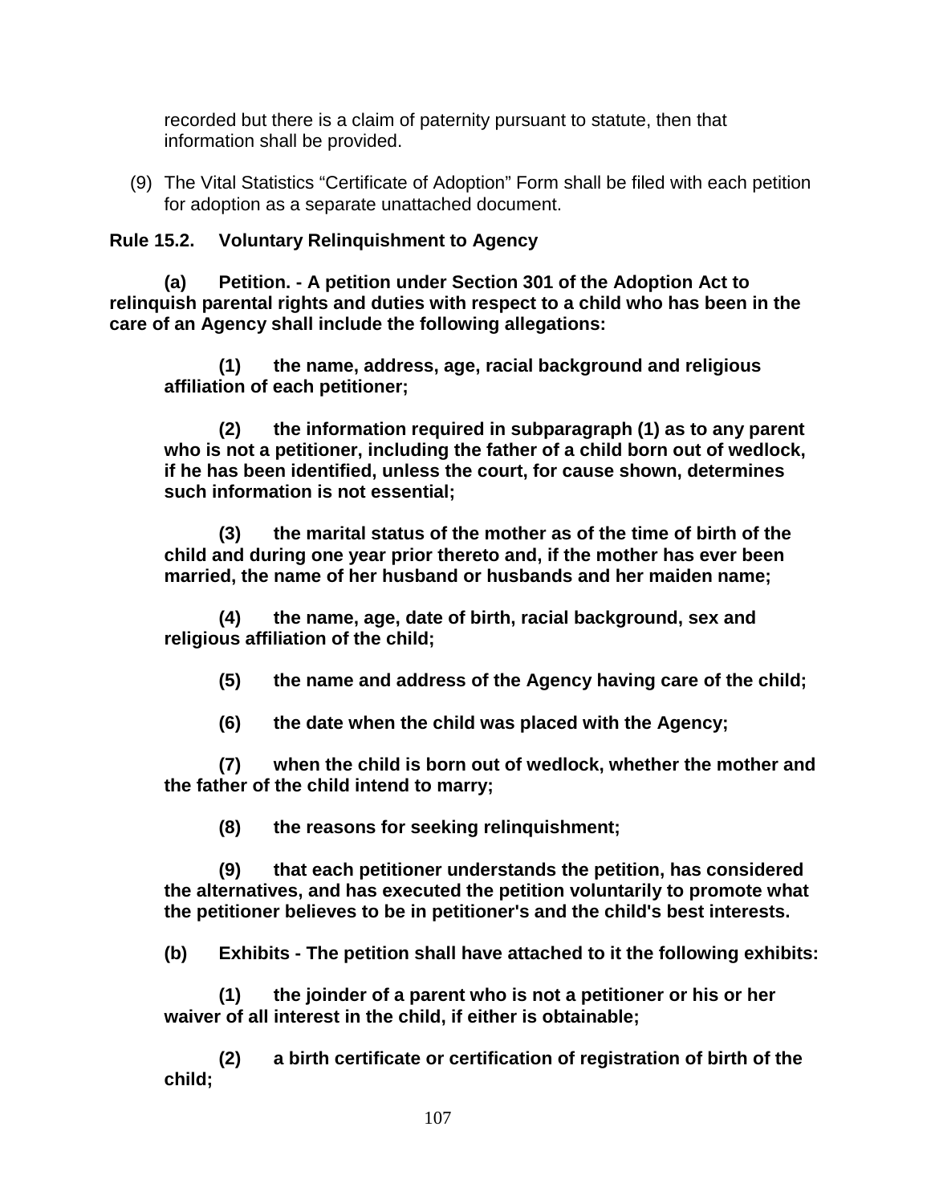recorded but there is a claim of paternity pursuant to statute, then that information shall be provided.

(9) The Vital Statistics "Certificate of Adoption" Form shall be filed with each petition for adoption as a separate unattached document.

**Rule 15.2. Voluntary Relinquishment to Agency**

**(a) Petition. - A petition under Section 301 of the Adoption Act to relinquish parental rights and duties with respect to a child who has been in the care of an Agency shall include the following allegations:**

**(1) the name, address, age, racial background and religious affiliation of each petitioner;**

**(2) the information required in subparagraph (1) as to any parent who is not a petitioner, including the father of a child born out of wedlock, if he has been identified, unless the court, for cause shown, determines such information is not essential;**

**(3) the marital status of the mother as of the time of birth of the child and during one year prior thereto and, if the mother has ever been married, the name of her husband or husbands and her maiden name;**

**(4) the name, age, date of birth, racial background, sex and religious affiliation of the child;**

**(5) the name and address of the Agency having care of the child;**

**(6) the date when the child was placed with the Agency;**

**(7) when the child is born out of wedlock, whether the mother and the father of the child intend to marry;**

**(8) the reasons for seeking relinquishment;**

**(9) that each petitioner understands the petition, has considered the alternatives, and has executed the petition voluntarily to promote what the petitioner believes to be in petitioner's and the child's best interests.**

**(b) Exhibits - The petition shall have attached to it the following exhibits:**

**(1) the joinder of a parent who is not a petitioner or his or her waiver of all interest in the child, if either is obtainable;**

**(2) a birth certificate or certification of registration of birth of the child;**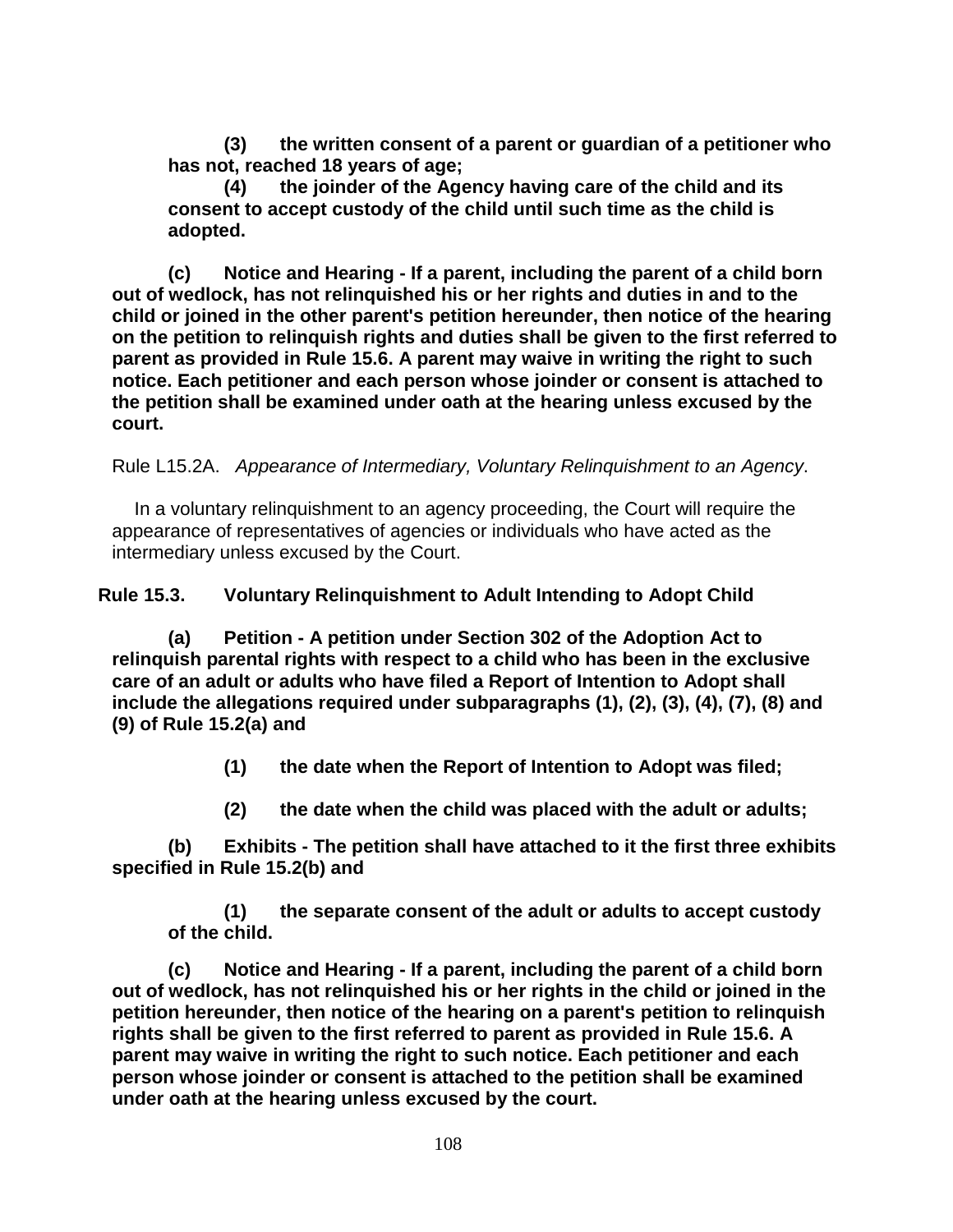**(3) the written consent of a parent or guardian of a petitioner who has not, reached 18 years of age;**

**(4) the joinder of the Agency having care of the child and its consent to accept custody of the child until such time as the child is adopted.**

**(c) Notice and Hearing - If a parent, including the parent of a child born out of wedlock, has not relinquished his or her rights and duties in and to the child or joined in the other parent's petition hereunder, then notice of the hearing on the petition to relinquish rights and duties shall be given to the first referred to parent as provided in Rule 15.6. A parent may waive in writing the right to such notice. Each petitioner and each person whose joinder or consent is attached to the petition shall be examined under oath at the hearing unless excused by the court.**

Rule L15.2A. *Appearance of Intermediary, Voluntary Relinquishment to an Agency*.

In a voluntary relinquishment to an agency proceeding, the Court will require the appearance of representatives of agencies or individuals who have acted as the intermediary unless excused by the Court.

**Rule 15.3. Voluntary Relinquishment to Adult Intending to Adopt Child**

**(a) Petition - A petition under Section 302 of the Adoption Act to relinquish parental rights with respect to a child who has been in the exclusive care of an adult or adults who have filed a Report of Intention to Adopt shall include the allegations required under subparagraphs (1), (2), (3), (4), (7), (8) and (9) of Rule 15.2(a) and**

**(1) the date when the Report of Intention to Adopt was filed;**

**(2) the date when the child was placed with the adult or adults;**

**(b) Exhibits - The petition shall have attached to it the first three exhibits specified in Rule 15.2(b) and**

**(1) the separate consent of the adult or adults to accept custody of the child.**

**(c) Notice and Hearing - If a parent, including the parent of a child born out of wedlock, has not relinquished his or her rights in the child or joined in the petition hereunder, then notice of the hearing on a parent's petition to relinquish rights shall be given to the first referred to parent as provided in Rule 15.6. A parent may waive in writing the right to such notice. Each petitioner and each person whose joinder or consent is attached to the petition shall be examined under oath at the hearing unless excused by the court.**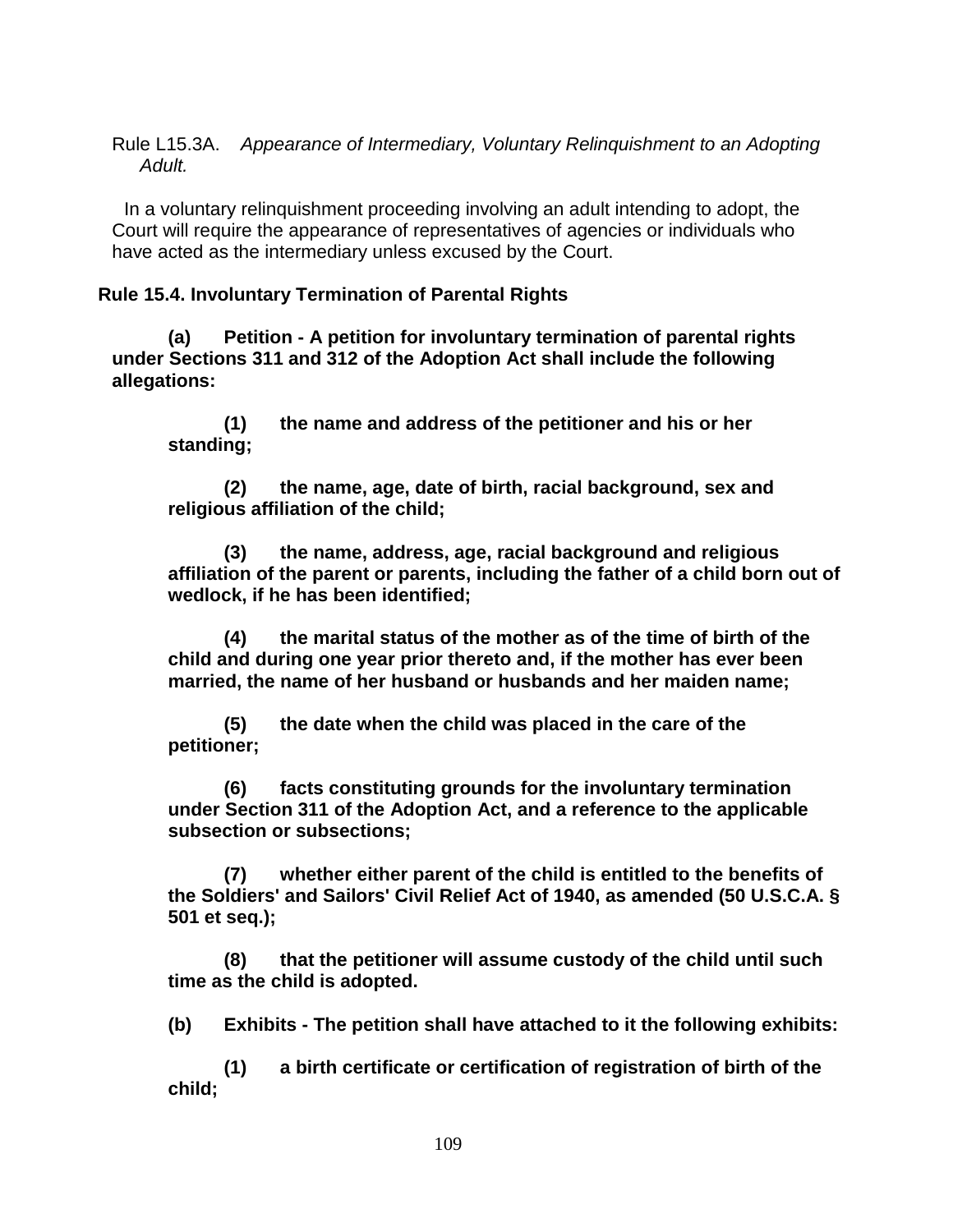Rule L15.3A. *Appearance of Intermediary, Voluntary Relinquishment to an Adopting Adult.*

In a voluntary relinquishment proceeding involving an adult intending to adopt, the Court will require the appearance of representatives of agencies or individuals who have acted as the intermediary unless excused by the Court.

**Rule 15.4. Involuntary Termination of Parental Rights**

**(a) Petition - A petition for involuntary termination of parental rights under Sections 311 and 312 of the Adoption Act shall include the following allegations:**

**(1) the name and address of the petitioner and his or her standing;**

**(2) the name, age, date of birth, racial background, sex and religious affiliation of the child;**

**(3) the name, address, age, racial background and religious affiliation of the parent or parents, including the father of a child born out of wedlock, if he has been identified;**

**(4) the marital status of the mother as of the time of birth of the child and during one year prior thereto and, if the mother has ever been married, the name of her husband or husbands and her maiden name;**

**(5) the date when the child was placed in the care of the petitioner;**

**(6) facts constituting grounds for the involuntary termination under Section 311 of the Adoption Act, and a reference to the applicable subsection or subsections;**

**(7) whether either parent of the child is entitled to the benefits of the Soldiers' and Sailors' Civil Relief Act of 1940, as amended (50 U.S.C.A. § 501 et seq.);**

**(8) that the petitioner will assume custody of the child until such time as the child is adopted.**

**(b) Exhibits - The petition shall have attached to it the following exhibits:**

**(1) a birth certificate or certification of registration of birth of the child;**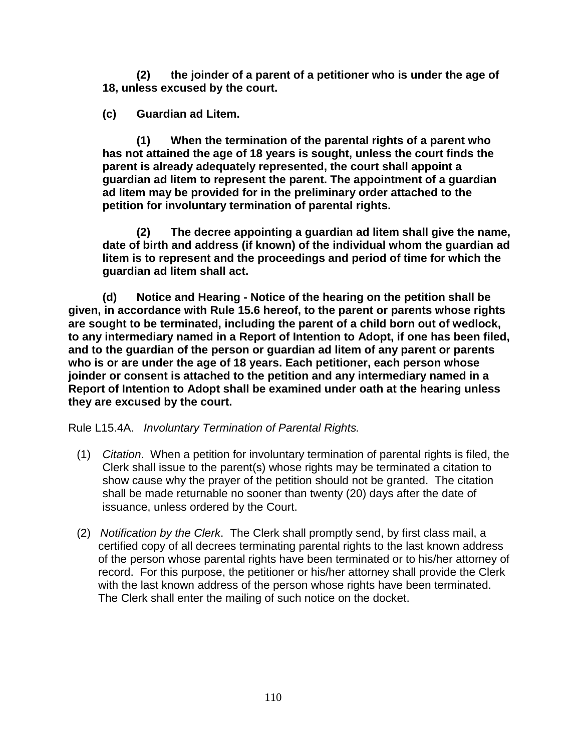**(2) the joinder of a parent of a petitioner who is under the age of 18, unless excused by the court.**

**(c) Guardian ad Litem.**

**(1) When the termination of the parental rights of a parent who has not attained the age of 18 years is sought, unless the court finds the parent is already adequately represented, the court shall appoint a guardian ad litem to represent the parent. The appointment of a guardian ad litem may be provided for in the preliminary order attached to the petition for involuntary termination of parental rights.**

**(2) The decree appointing a guardian ad litem shall give the name, date of birth and address (if known) of the individual whom the guardian ad litem is to represent and the proceedings and period of time for which the guardian ad litem shall act.**

**(d) Notice and Hearing - Notice of the hearing on the petition shall be given, in accordance with Rule 15.6 hereof, to the parent or parents whose rights are sought to be terminated, including the parent of a child born out of wedlock, to any intermediary named in a Report of Intention to Adopt, if one has been filed, and to the guardian of the person or guardian ad litem of any parent or parents who is or are under the age of 18 years. Each petitioner, each person whose joinder or consent is attached to the petition and any intermediary named in a Report of Intention to Adopt shall be examined under oath at the hearing unless they are excused by the court.**

Rule L15.4A. *Involuntary Termination of Parental Rights.*

(1) *Citation*. When a petition for involuntary termination of parental rights is filed, the Clerk shall issue to the parent(s) whose rights may be terminated a citation to show cause why the prayer of the petition should not be granted. The citation shall be made returnable no sooner than twenty (20) days after the date of issuance, unless ordered by the Court.

(2) *Notification by the Clerk*. The Clerk shall promptly send, by first class mail, a certified copy of all decrees terminating parental rights to the last known address of the person whose parental rights have been terminated or to his/her attorney of record. For this purpose, the petitioner or his/her attorney shall provide the Clerk with the last known address of the person whose rights have been terminated. The Clerk shall enter the mailing of such notice on the docket.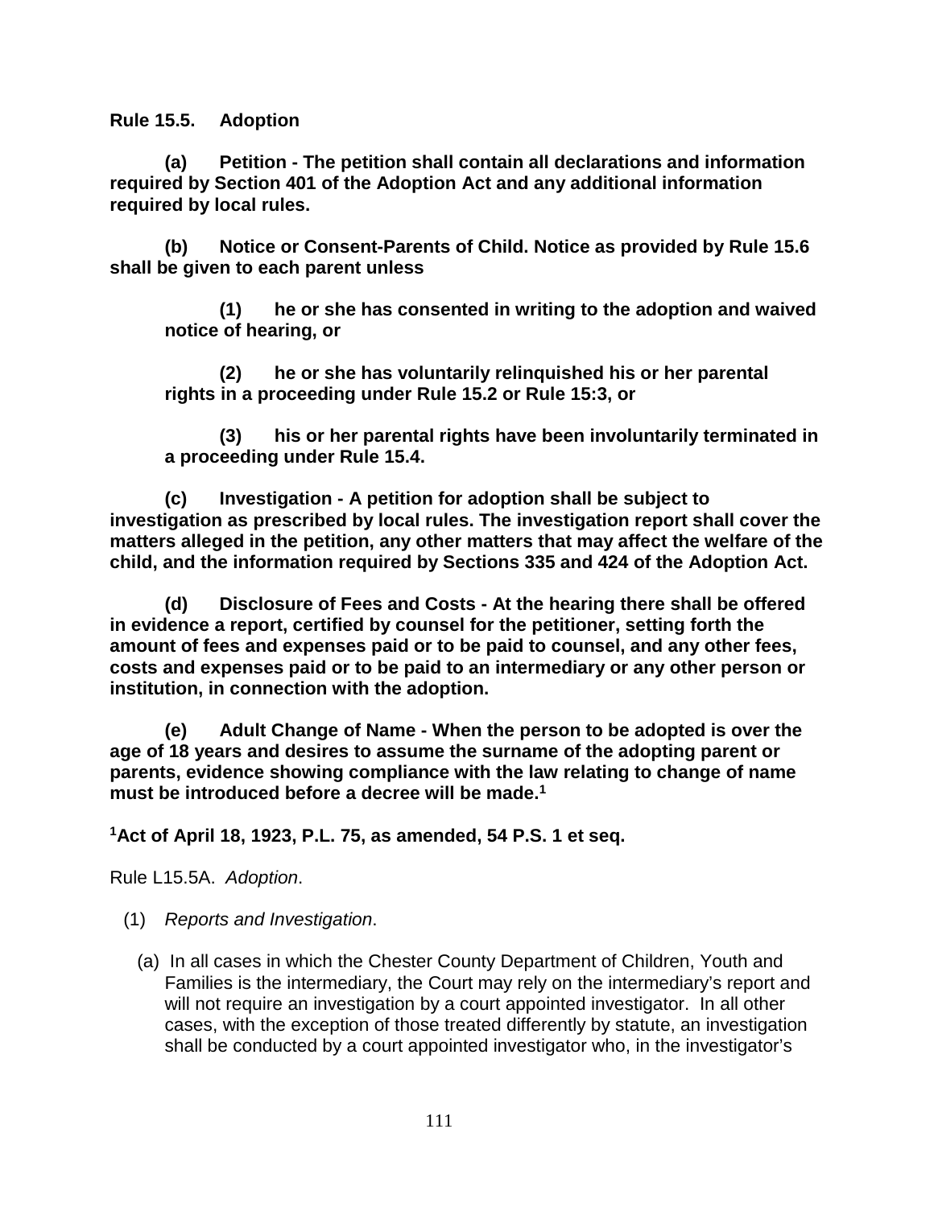**Rule 15.5. Adoption**

**(a) Petition - The petition shall contain all declarations and information required by Section 401 of the Adoption Act and any additional information required by local rules.**

**(b) Notice or Consent-Parents of Child. Notice as provided by Rule 15.6 shall be given to each parent unless**

> **(1) he or she has consented in writing to the adoption and waived notice of hearing, or**
>
> **(2) he or she has voluntarily relinquished his or her parental rights in a proceeding under Rule 15.2 or Rule 15:3, or**
>
> **(3) his or her parental rights have been involuntarily terminated in a proceeding under Rule 15.4.**

**(c) Investigation - A petition for adoption shall be subject to investigation as prescribed by local rules. The investigation report shall cover the matters alleged in the petition, any other matters that may affect the welfare of the child, and the information required by Sections 335 and 424 of the Adoption Act.**

**(d) Disclosure of Fees and Costs - At the hearing there shall be offered in evidence a report, certified by counsel for the petitioner, setting forth the amount of fees and expenses paid or to be paid to counsel, and any other fees, costs and expenses paid or to be paid to an intermediary or any other person or institution, in connection with the adoption.**

**(e) Adult Change of Name - When the person to be adopted is over the age of 18 years and desires to assume the surname of the adopting parent or parents, evidence showing compliance with the law relating to change of name must be introduced before a decree will be made.[1]**

**[1]Act of April 18, 1923, P.L. 75, as amended, 54 P.S. 1 et seq.**

Rule L15.5A. *Adoption*.

(1) *Reports and Investigation*.

(a) In all cases in which the Chester County Department of Children, Youth and Families is the intermediary, the Court may rely on the intermediary's report and will not require an investigation by a court appointed investigator. In all other cases, with the exception of those treated differently by statute, an investigation shall be conducted by a court appointed investigator who, in the investigator's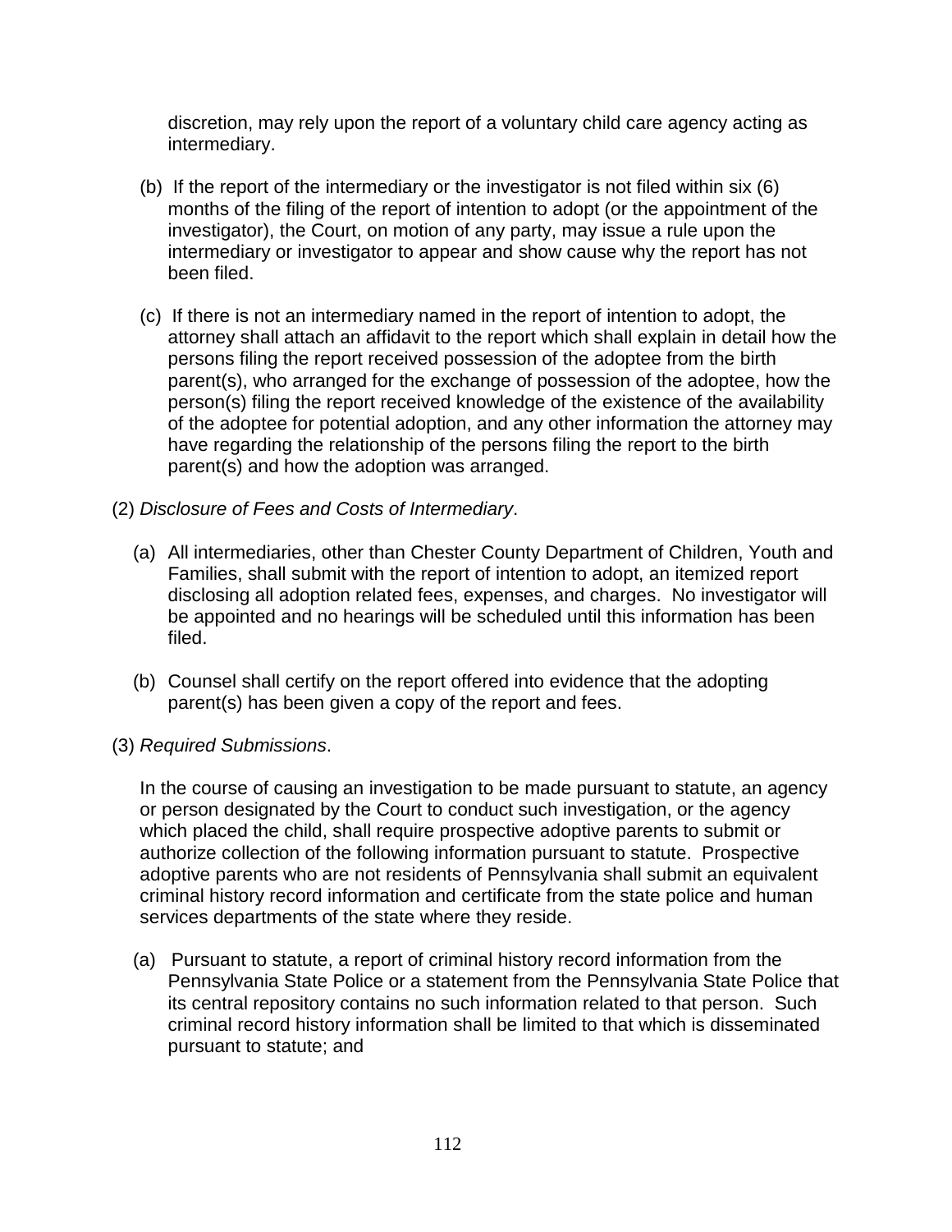discretion, may rely upon the report of a voluntary child care agency acting as intermediary.

(b) If the report of the intermediary or the investigator is not filed within six (6) months of the filing of the report of intention to adopt (or the appointment of the investigator), the Court, on motion of any party, may issue a rule upon the intermediary or investigator to appear and show cause why the report has not been filed.

(c) If there is not an intermediary named in the report of intention to adopt, the attorney shall attach an affidavit to the report which shall explain in detail how the persons filing the report received possession of the adoptee from the birth parent(s), who arranged for the exchange of possession of the adoptee, how the person(s) filing the report received knowledge of the existence of the availability of the adoptee for potential adoption, and any other information the attorney may have regarding the relationship of the persons filing the report to the birth parent(s) and how the adoption was arranged.

(2) *Disclosure of Fees and Costs of Intermediary*.

(a) All intermediaries, other than Chester County Department of Children, Youth and Families, shall submit with the report of intention to adopt, an itemized report disclosing all adoption related fees, expenses, and charges. No investigator will be appointed and no hearings will be scheduled until this information has been filed.

(b) Counsel shall certify on the report offered into evidence that the adopting parent(s) has been given a copy of the report and fees.

(3) *Required Submissions*.

In the course of causing an investigation to be made pursuant to statute, an agency or person designated by the Court to conduct such investigation, or the agency which placed the child, shall require prospective adoptive parents to submit or authorize collection of the following information pursuant to statute. Prospective adoptive parents who are not residents of Pennsylvania shall submit an equivalent criminal history record information and certificate from the state police and human services departments of the state where they reside.

(a) Pursuant to statute, a report of criminal history record information from the Pennsylvania State Police or a statement from the Pennsylvania State Police that its central repository contains no such information related to that person. Such criminal record history information shall be limited to that which is disseminated pursuant to statute; and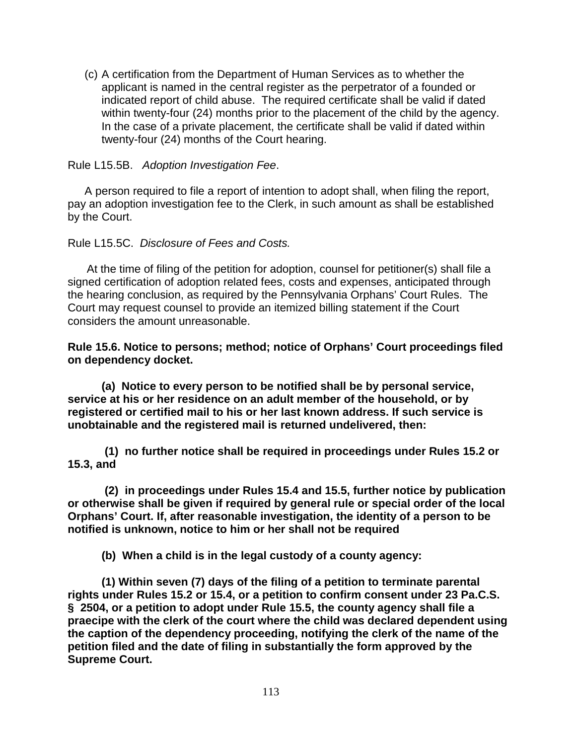(c) A certification from the Department of Human Services as to whether the applicant is named in the central register as the perpetrator of a founded or indicated report of child abuse. The required certificate shall be valid if dated within twenty-four (24) months prior to the placement of the child by the agency. In the case of a private placement, the certificate shall be valid if dated within twenty-four (24) months of the Court hearing.

Rule L15.5B. *Adoption Investigation Fee*.

A person required to file a report of intention to adopt shall, when filing the report, pay an adoption investigation fee to the Clerk, in such amount as shall be established by the Court.

Rule L15.5C. *Disclosure of Fees and Costs.*

At the time of filing of the petition for adoption, counsel for petitioner(s) shall file a signed certification of adoption related fees, costs and expenses, anticipated through the hearing conclusion, as required by the Pennsylvania Orphans' Court Rules. The Court may request counsel to provide an itemized billing statement if the Court considers the amount unreasonable.

**Rule 15.6. Notice to persons; method; notice of Orphans' Court proceedings filed on dependency docket.**

**(a) Notice to every person to be notified shall be by personal service, service at his or her residence on an adult member of the household, or by registered or certified mail to his or her last known address. If such service is unobtainable and the registered mail is returned undelivered, then:**

**(1) no further notice shall be required in proceedings under Rules 15.2 or 15.3, and**

**(2) in proceedings under Rules 15.4 and 15.5, further notice by publication or otherwise shall be given if required by general rule or special order of the local Orphans' Court. If, after reasonable investigation, the identity of a person to be notified is unknown, notice to him or her shall not be required**

**(b) When a child is in the legal custody of a county agency:**

**(1) Within seven (7) days of the filing of a petition to terminate parental rights under Rules 15.2 or 15.4, or a petition to confirm consent under 23 Pa.C.S. § 2504, or a petition to adopt under Rule 15.5, the county agency shall file a praecipe with the clerk of the court where the child was declared dependent using the caption of the dependency proceeding, notifying the clerk of the name of the petition filed and the date of filing in substantially the form approved by the Supreme Court.**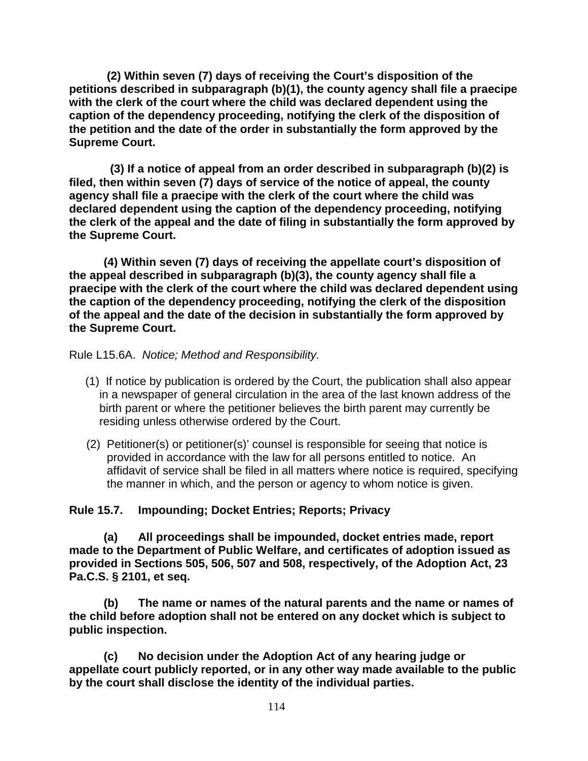**(2) Within seven (7) days of receiving the Court's disposition of the petitions described in subparagraph (b)(1), the county agency shall file a praecipe with the clerk of the court where the child was declared dependent using the caption of the dependency proceeding, notifying the clerk of the disposition of the petition and the date of the order in substantially the form approved by the Supreme Court.**

**(3) If a notice of appeal from an order described in subparagraph (b)(2) is filed, then within seven (7) days of service of the notice of appeal, the county agency shall file a praecipe with the clerk of the court where the child was declared dependent using the caption of the dependency proceeding, notifying the clerk of the appeal and the date of filing in substantially the form approved by the Supreme Court.**

**(4) Within seven (7) days of receiving the appellate court's disposition of the appeal described in subparagraph (b)(3), the county agency shall file a praecipe with the clerk of the court where the child was declared dependent using the caption of the dependency proceeding, notifying the clerk of the disposition of the appeal and the date of the decision in substantially the form approved by the Supreme Court.**

Rule L15.6A. *Notice; Method and Responsibility.*

(1) If notice by publication is ordered by the Court, the publication shall also appear in a newspaper of general circulation in the area of the last known address of the birth parent or where the petitioner believes the birth parent may currently be residing unless otherwise ordered by the Court.

(2) Petitioner(s) or petitioner(s)' counsel is responsible for seeing that notice is provided in accordance with the law for all persons entitled to notice. An affidavit of service shall be filed in all matters where notice is required, specifying the manner in which, and the person or agency to whom notice is given.

**Rule 15.7. Impounding; Docket Entries; Reports; Privacy**

**(a) All proceedings shall be impounded, docket entries made, report made to the Department of Public Welfare, and certificates of adoption issued as provided in Sections 505, 506, 507 and 508, respectively, of the Adoption Act, 23 Pa.C.S. § 2101, et seq.**

**(b) The name or names of the natural parents and the name or names of the child before adoption shall not be entered on any docket which is subject to public inspection.**

**(c) No decision under the Adoption Act of any hearing judge or appellate court publicly reported, or in any other way made available to the public by the court shall disclose the identity of the individual parties.**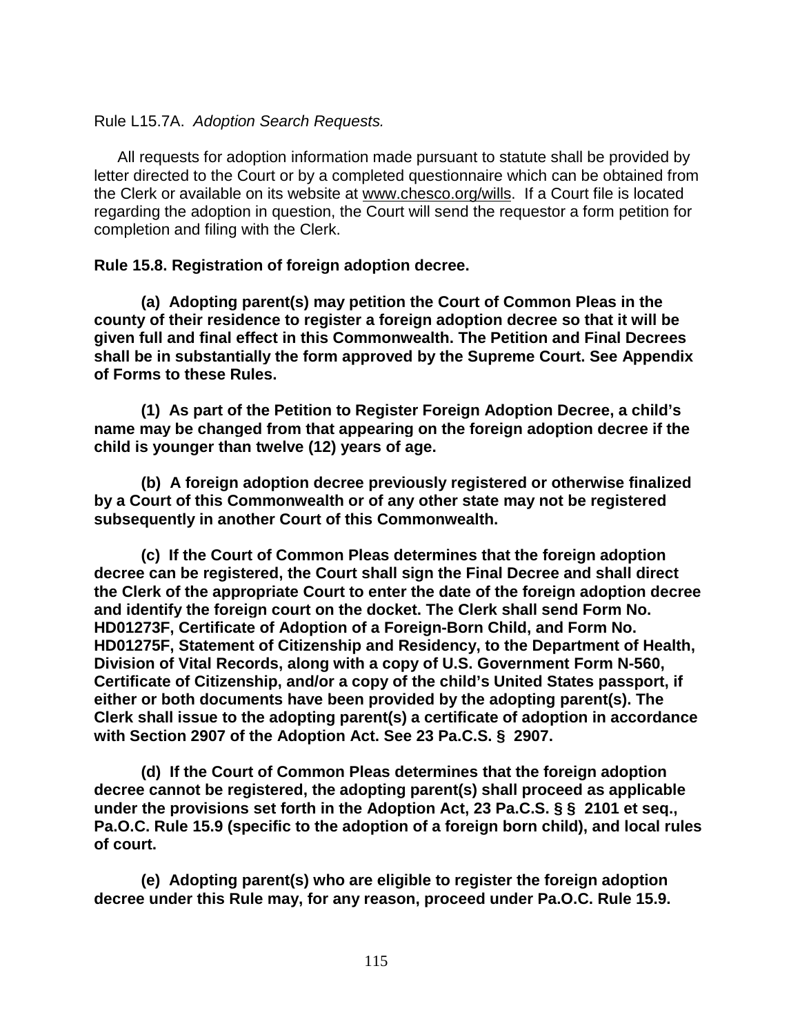Rule L15.7A. *Adoption Search Requests.*

All requests for adoption information made pursuant to statute shall be provided by letter directed to the Court or by a completed questionnaire which can be obtained from the Clerk or available on its website at www.chesco.org/wills. If a Court file is located regarding the adoption in question, the Court will send the requestor a form petition for completion and filing with the Clerk.

**Rule 15.8. Registration of foreign adoption decree.**

**(a) Adopting parent(s) may petition the Court of Common Pleas in the county of their residence to register a foreign adoption decree so that it will be given full and final effect in this Commonwealth. The Petition and Final Decrees shall be in substantially the form approved by the Supreme Court. See Appendix of Forms to these Rules.**

**(1) As part of the Petition to Register Foreign Adoption Decree, a child's name may be changed from that appearing on the foreign adoption decree if the child is younger than twelve (12) years of age.**

**(b) A foreign adoption decree previously registered or otherwise finalized by a Court of this Commonwealth or of any other state may not be registered subsequently in another Court of this Commonwealth.**

**(c) If the Court of Common Pleas determines that the foreign adoption decree can be registered, the Court shall sign the Final Decree and shall direct the Clerk of the appropriate Court to enter the date of the foreign adoption decree and identify the foreign court on the docket. The Clerk shall send Form No. HD01273F, Certificate of Adoption of a Foreign-Born Child, and Form No. HD01275F, Statement of Citizenship and Residency, to the Department of Health, Division of Vital Records, along with a copy of U.S. Government Form N-560, Certificate of Citizenship, and/or a copy of the child's United States passport, if either or both documents have been provided by the adopting parent(s). The Clerk shall issue to the adopting parent(s) a certificate of adoption in accordance with Section 2907 of the Adoption Act. See 23 Pa.C.S. § 2907.**

**(d) If the Court of Common Pleas determines that the foreign adoption decree cannot be registered, the adopting parent(s) shall proceed as applicable under the provisions set forth in the Adoption Act, 23 Pa.C.S. § § 2101 et seq., Pa.O.C. Rule 15.9 (specific to the adoption of a foreign born child), and local rules of court.**

**(e) Adopting parent(s) who are eligible to register the foreign adoption decree under this Rule may, for any reason, proceed under Pa.O.C. Rule 15.9.**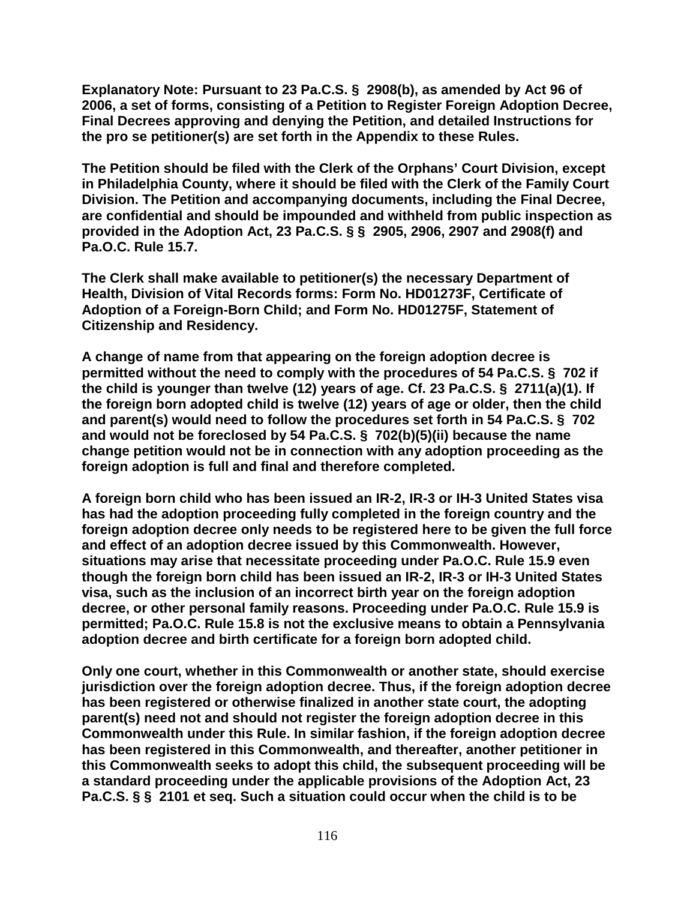**Explanatory Note: Pursuant to 23 Pa.C.S. § 2908(b), as amended by Act 96 of 2006, a set of forms, consisting of a Petition to Register Foreign Adoption Decree, Final Decrees approving and denying the Petition, and detailed Instructions for the pro se petitioner(s) are set forth in the Appendix to these Rules.**

**The Petition should be filed with the Clerk of the Orphans' Court Division, except in Philadelphia County, where it should be filed with the Clerk of the Family Court Division. The Petition and accompanying documents, including the Final Decree, are confidential and should be impounded and withheld from public inspection as provided in the Adoption Act, 23 Pa.C.S. §§ 2905, 2906, 2907 and 2908(f) and Pa.O.C. Rule 15.7.**

**The Clerk shall make available to petitioner(s) the necessary Department of Health, Division of Vital Records forms: Form No. HD01273F, Certificate of Adoption of a Foreign-Born Child; and Form No. HD01275F, Statement of Citizenship and Residency.**

**A change of name from that appearing on the foreign adoption decree is permitted without the need to comply with the procedures of 54 Pa.C.S. § 702 if the child is younger than twelve (12) years of age. Cf. 23 Pa.C.S. § 2711(a)(1). If the foreign born adopted child is twelve (12) years of age or older, then the child and parent(s) would need to follow the procedures set forth in 54 Pa.C.S. § 702 and would not be foreclosed by 54 Pa.C.S. § 702(b)(5)(ii) because the name change petition would not be in connection with any adoption proceeding as the foreign adoption is full and final and therefore completed.**

**A foreign born child who has been issued an IR-2, IR-3 or IH-3 United States visa has had the adoption proceeding fully completed in the foreign country and the foreign adoption decree only needs to be registered here to be given the full force and effect of an adoption decree issued by this Commonwealth. However, situations may arise that necessitate proceeding under Pa.O.C. Rule 15.9 even though the foreign born child has been issued an IR-2, IR-3 or IH-3 United States visa, such as the inclusion of an incorrect birth year on the foreign adoption decree, or other personal family reasons. Proceeding under Pa.O.C. Rule 15.9 is permitted; Pa.O.C. Rule 15.8 is not the exclusive means to obtain a Pennsylvania adoption decree and birth certificate for a foreign born adopted child.**

**Only one court, whether in this Commonwealth or another state, should exercise jurisdiction over the foreign adoption decree. Thus, if the foreign adoption decree has been registered or otherwise finalized in another state court, the adopting parent(s) need not and should not register the foreign adoption decree in this Commonwealth under this Rule. In similar fashion, if the foreign adoption decree has been registered in this Commonwealth, and thereafter, another petitioner in this Commonwealth seeks to adopt this child, the subsequent proceeding will be a standard proceeding under the applicable provisions of the Adoption Act, 23 Pa.C.S. §§ 2101 et seq. Such a situation could occur when the child is to be**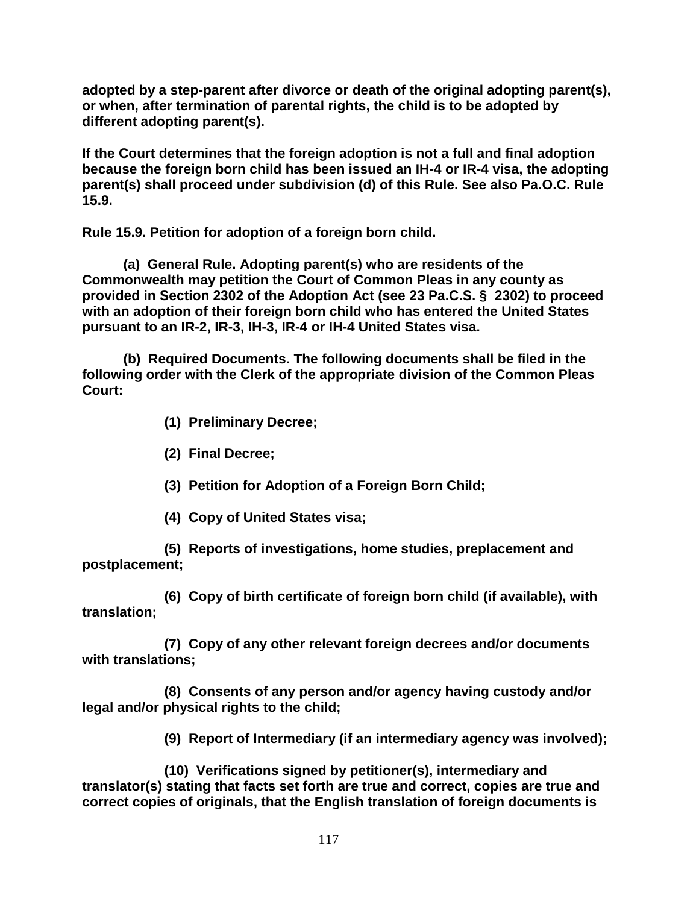**adopted by a step-parent after divorce or death of the original adopting parent(s), or when, after termination of parental rights, the child is to be adopted by different adopting parent(s).**

**If the Court determines that the foreign adoption is not a full and final adoption because the foreign born child has been issued an IH-4 or IR-4 visa, the adopting parent(s) shall proceed under subdivision (d) of this Rule. See also Pa.O.C. Rule 15.9.**

**Rule 15.9. Petition for adoption of a foreign born child.**

**(a) General Rule. Adopting parent(s) who are residents of the Commonwealth may petition the Court of Common Pleas in any county as provided in Section 2302 of the Adoption Act (see 23 Pa.C.S. § 2302) to proceed with an adoption of their foreign born child who has entered the United States pursuant to an IR-2, IR-3, IH-3, IR-4 or IH-4 United States visa.**

**(b) Required Documents. The following documents shall be filed in the following order with the Clerk of the appropriate division of the Common Pleas Court:**

**(1) Preliminary Decree;**

**(2) Final Decree;**

**(3) Petition for Adoption of a Foreign Born Child;**

**(4) Copy of United States visa;**

**(5) Reports of investigations, home studies, preplacement and postplacement;**

**(6) Copy of birth certificate of foreign born child (if available), with translation;**

**(7) Copy of any other relevant foreign decrees and/or documents with translations;**

**(8) Consents of any person and/or agency having custody and/or legal and/or physical rights to the child;**

**(9) Report of Intermediary (if an intermediary agency was involved);**

**(10) Verifications signed by petitioner(s), intermediary and translator(s) stating that facts set forth are true and correct, copies are true and correct copies of originals, that the English translation of foreign documents is**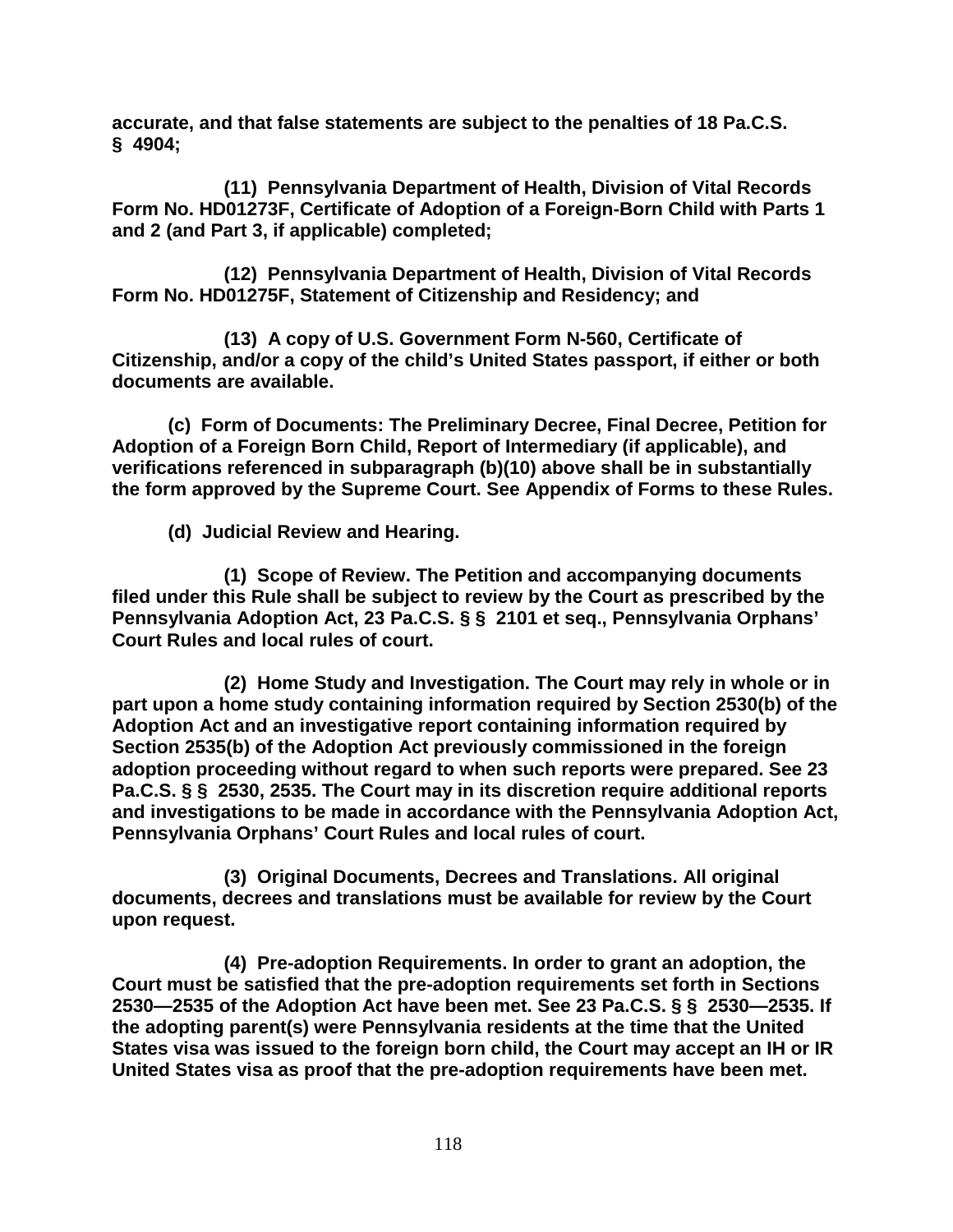**accurate, and that false statements are subject to the penalties of 18 Pa.C.S. § 4904;**

**(11) Pennsylvania Department of Health, Division of Vital Records Form No. HD01273F, Certificate of Adoption of a Foreign-Born Child with Parts 1 and 2 (and Part 3, if applicable) completed;**

**(12) Pennsylvania Department of Health, Division of Vital Records Form No. HD01275F, Statement of Citizenship and Residency; and**

**(13) A copy of U.S. Government Form N-560, Certificate of Citizenship, and/or a copy of the child's United States passport, if either or both documents are available.**

**(c) Form of Documents: The Preliminary Decree, Final Decree, Petition for Adoption of a Foreign Born Child, Report of Intermediary (if applicable), and verifications referenced in subparagraph (b)(10) above shall be in substantially the form approved by the Supreme Court. See Appendix of Forms to these Rules.**

**(d) Judicial Review and Hearing.**

**(1) Scope of Review. The Petition and accompanying documents filed under this Rule shall be subject to review by the Court as prescribed by the Pennsylvania Adoption Act, 23 Pa.C.S. §§ 2101 et seq., Pennsylvania Orphans' Court Rules and local rules of court.**

**(2) Home Study and Investigation. The Court may rely in whole or in part upon a home study containing information required by Section 2530(b) of the Adoption Act and an investigative report containing information required by Section 2535(b) of the Adoption Act previously commissioned in the foreign adoption proceeding without regard to when such reports were prepared. See 23 Pa.C.S. §§ 2530, 2535. The Court may in its discretion require additional reports and investigations to be made in accordance with the Pennsylvania Adoption Act, Pennsylvania Orphans' Court Rules and local rules of court.**

**(3) Original Documents, Decrees and Translations. All original documents, decrees and translations must be available for review by the Court upon request.**

**(4) Pre-adoption Requirements. In order to grant an adoption, the Court must be satisfied that the pre-adoption requirements set forth in Sections 2530—2535 of the Adoption Act have been met. See 23 Pa.C.S. §§ 2530—2535. If the adopting parent(s) were Pennsylvania residents at the time that the United States visa was issued to the foreign born child, the Court may accept an IH or IR United States visa as proof that the pre-adoption requirements have been met.**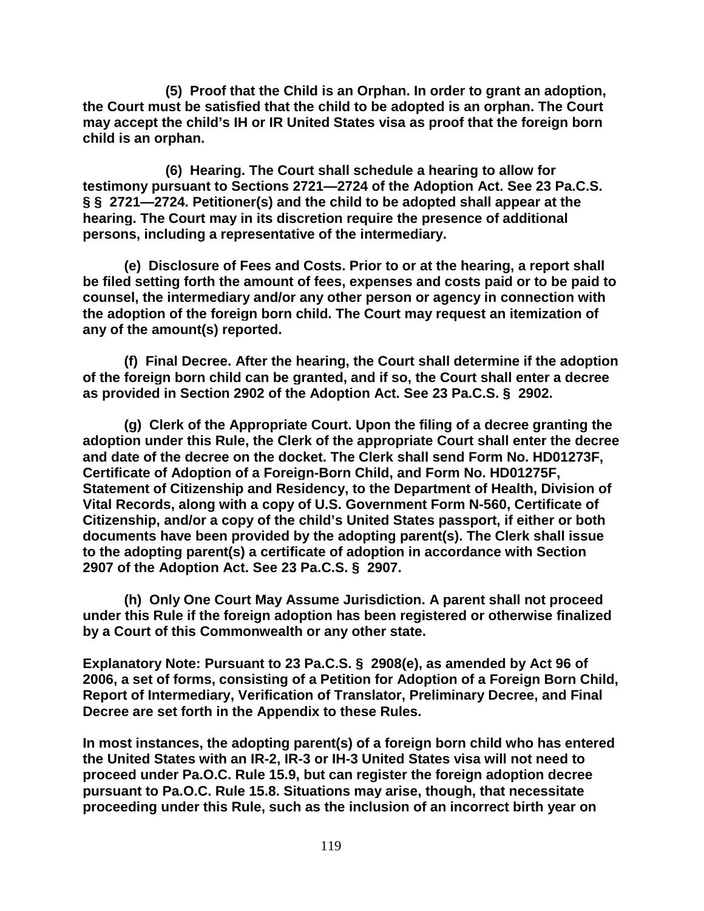**(5) Proof that the Child is an Orphan. In order to grant an adoption, the Court must be satisfied that the child to be adopted is an orphan. The Court may accept the child's IH or IR United States visa as proof that the foreign born child is an orphan.**

**(6) Hearing. The Court shall schedule a hearing to allow for testimony pursuant to Sections 2721—2724 of the Adoption Act. See 23 Pa.C.S. §§ 2721—2724. Petitioner(s) and the child to be adopted shall appear at the hearing. The Court may in its discretion require the presence of additional persons, including a representative of the intermediary.**

**(e) Disclosure of Fees and Costs. Prior to or at the hearing, a report shall be filed setting forth the amount of fees, expenses and costs paid or to be paid to counsel, the intermediary and/or any other person or agency in connection with the adoption of the foreign born child. The Court may request an itemization of any of the amount(s) reported.**

**(f) Final Decree. After the hearing, the Court shall determine if the adoption of the foreign born child can be granted, and if so, the Court shall enter a decree as provided in Section 2902 of the Adoption Act. See 23 Pa.C.S. § 2902.**

**(g) Clerk of the Appropriate Court. Upon the filing of a decree granting the adoption under this Rule, the Clerk of the appropriate Court shall enter the decree and date of the decree on the docket. The Clerk shall send Form No. HD01273F, Certificate of Adoption of a Foreign-Born Child, and Form No. HD01275F, Statement of Citizenship and Residency, to the Department of Health, Division of Vital Records, along with a copy of U.S. Government Form N-560, Certificate of Citizenship, and/or a copy of the child's United States passport, if either or both documents have been provided by the adopting parent(s). The Clerk shall issue to the adopting parent(s) a certificate of adoption in accordance with Section 2907 of the Adoption Act. See 23 Pa.C.S. § 2907.**

**(h) Only One Court May Assume Jurisdiction. A parent shall not proceed under this Rule if the foreign adoption has been registered or otherwise finalized by a Court of this Commonwealth or any other state.**

**Explanatory Note: Pursuant to 23 Pa.C.S. § 2908(e), as amended by Act 96 of 2006, a set of forms, consisting of a Petition for Adoption of a Foreign Born Child, Report of Intermediary, Verification of Translator, Preliminary Decree, and Final Decree are set forth in the Appendix to these Rules.**

**In most instances, the adopting parent(s) of a foreign born child who has entered the United States with an IR-2, IR-3 or IH-3 United States visa will not need to proceed under Pa.O.C. Rule 15.9, but can register the foreign adoption decree pursuant to Pa.O.C. Rule 15.8. Situations may arise, though, that necessitate proceeding under this Rule, such as the inclusion of an incorrect birth year on**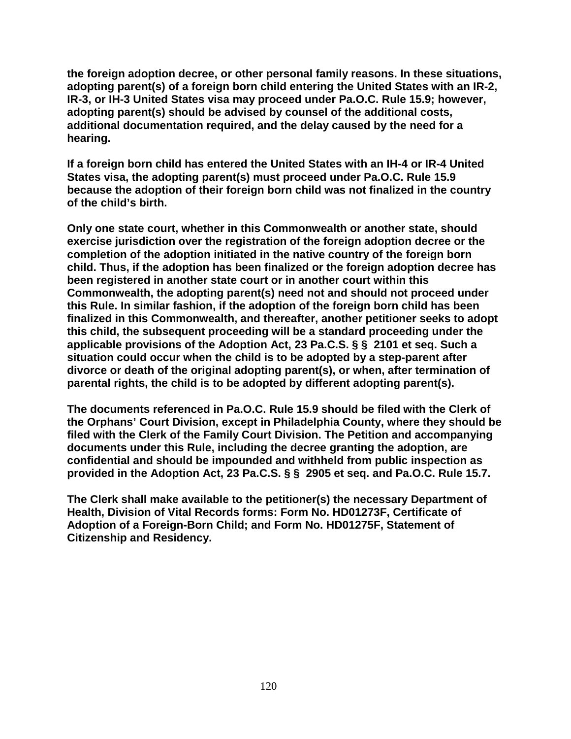**the foreign adoption decree, or other personal family reasons. In these situations, adopting parent(s) of a foreign born child entering the United States with an IR-2, IR-3, or IH-3 United States visa may proceed under Pa.O.C. Rule 15.9; however, adopting parent(s) should be advised by counsel of the additional costs, additional documentation required, and the delay caused by the need for a hearing.**

**If a foreign born child has entered the United States with an IH-4 or IR-4 United States visa, the adopting parent(s) must proceed under Pa.O.C. Rule 15.9 because the adoption of their foreign born child was not finalized in the country of the child's birth.**

**Only one state court, whether in this Commonwealth or another state, should exercise jurisdiction over the registration of the foreign adoption decree or the completion of the adoption initiated in the native country of the foreign born child. Thus, if the adoption has been finalized or the foreign adoption decree has been registered in another state court or in another court within this Commonwealth, the adopting parent(s) need not and should not proceed under this Rule. In similar fashion, if the adoption of the foreign born child has been finalized in this Commonwealth, and thereafter, another petitioner seeks to adopt this child, the subsequent proceeding will be a standard proceeding under the applicable provisions of the Adoption Act, 23 Pa.C.S. §§ 2101 et seq. Such a situation could occur when the child is to be adopted by a step-parent after divorce or death of the original adopting parent(s), or when, after termination of parental rights, the child is to be adopted by different adopting parent(s).**

**The documents referenced in Pa.O.C. Rule 15.9 should be filed with the Clerk of the Orphans' Court Division, except in Philadelphia County, where they should be filed with the Clerk of the Family Court Division. The Petition and accompanying documents under this Rule, including the decree granting the adoption, are confidential and should be impounded and withheld from public inspection as provided in the Adoption Act, 23 Pa.C.S. §§ 2905 et seq. and Pa.O.C. Rule 15.7.**

**The Clerk shall make available to the petitioner(s) the necessary Department of Health, Division of Vital Records forms: Form No. HD01273F, Certificate of Adoption of a Foreign-Born Child; and Form No. HD01275F, Statement of Citizenship and Residency.**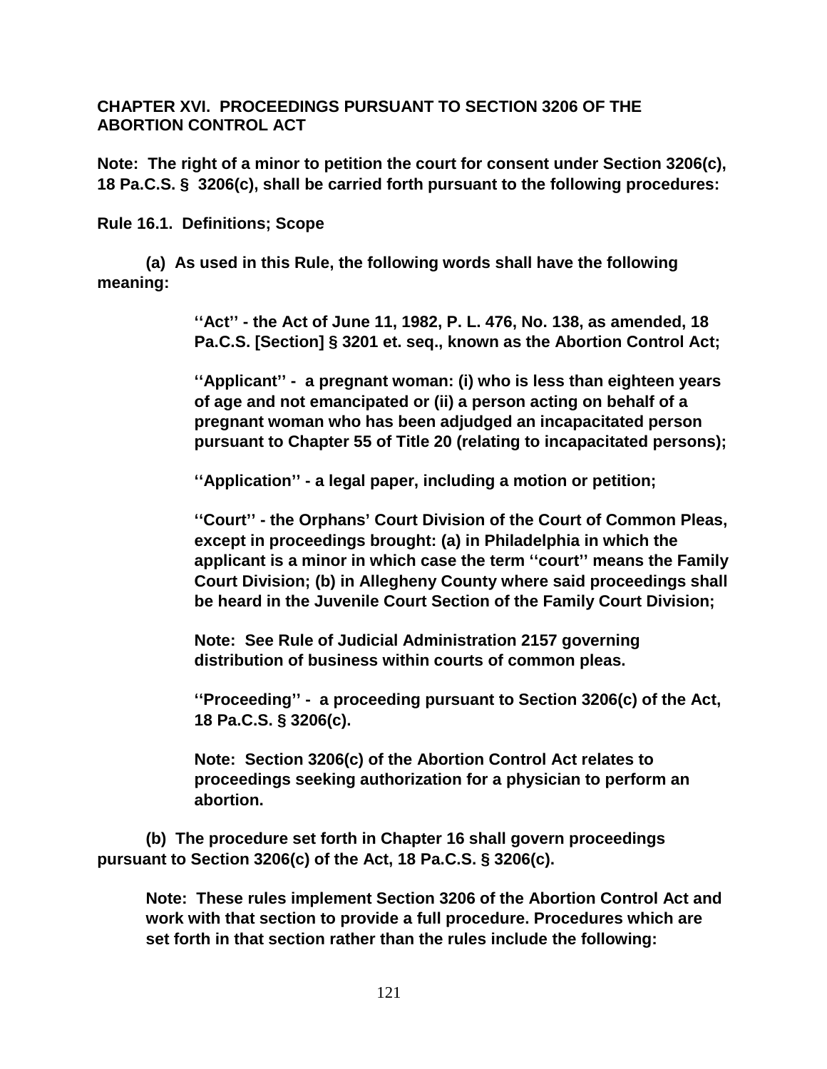**CHAPTER XVI. PROCEEDINGS PURSUANT TO SECTION 3206 OF THE ABORTION CONTROL ACT**

**Note: The right of a minor to petition the court for consent under Section 3206(c), 18 Pa.C.S. § 3206(c), shall be carried forth pursuant to the following procedures:**

**Rule 16.1. Definitions; Scope**

**(a) As used in this Rule, the following words shall have the following meaning:**

> **''Act'' - the Act of June 11, 1982, P. L. 476, No. 138, as amended, 18 Pa.C.S. [Section] § 3201 et. seq., known as the Abortion Control Act;**
>
> **''Applicant'' - a pregnant woman: (i) who is less than eighteen years of age and not emancipated or (ii) a person acting on behalf of a pregnant woman who has been adjudged an incapacitated person pursuant to Chapter 55 of Title 20 (relating to incapacitated persons);**
>
> **''Application'' - a legal paper, including a motion or petition;**
>
> **''Court'' - the Orphans' Court Division of the Court of Common Pleas, except in proceedings brought: (a) in Philadelphia in which the applicant is a minor in which case the term ''court'' means the Family Court Division; (b) in Allegheny County where said proceedings shall be heard in the Juvenile Court Section of the Family Court Division;**
>
> **Note: See Rule of Judicial Administration 2157 governing distribution of business within courts of common pleas.**
>
> **''Proceeding'' - a proceeding pursuant to Section 3206(c) of the Act, 18 Pa.C.S. § 3206(c).**
>
> **Note: Section 3206(c) of the Abortion Control Act relates to proceedings seeking authorization for a physician to perform an abortion.**

**(b) The procedure set forth in Chapter 16 shall govern proceedings pursuant to Section 3206(c) of the Act, 18 Pa.C.S. § 3206(c).**

**Note: These rules implement Section 3206 of the Abortion Control Act and work with that section to provide a full procedure. Procedures which are set forth in that section rather than the rules include the following:**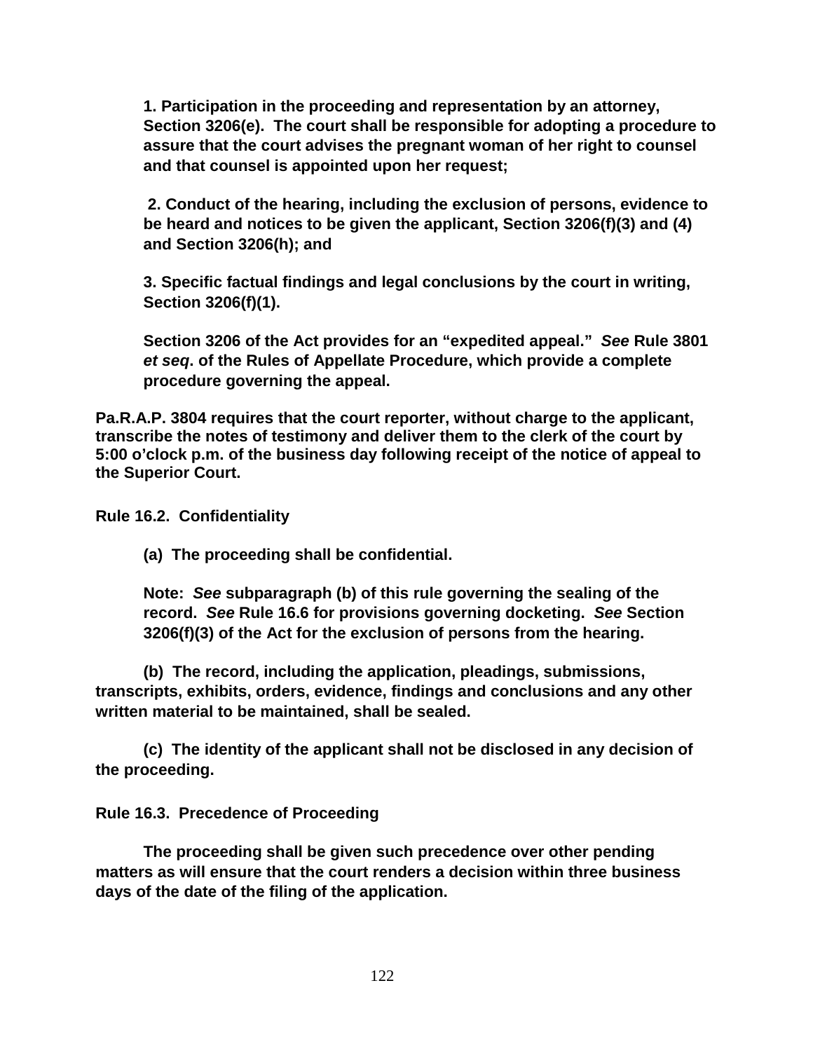**1. Participation in the proceeding and representation by an attorney, Section 3206(e). The court shall be responsible for adopting a procedure to assure that the court advises the pregnant woman of her right to counsel and that counsel is appointed upon her request;**

**2. Conduct of the hearing, including the exclusion of persons, evidence to be heard and notices to be given the applicant, Section 3206(f)(3) and (4) and Section 3206(h); and**

**3. Specific factual findings and legal conclusions by the court in writing, Section 3206(f)(1).**

**Section 3206 of the Act provides for an "expedited appeal."** ***See*** **Rule 3801** ***et seq*****. of the Rules of Appellate Procedure, which provide a complete procedure governing the appeal.**

**Pa.R.A.P. 3804 requires that the court reporter, without charge to the applicant, transcribe the notes of testimony and deliver them to the clerk of the court by 5:00 o'clock p.m. of the business day following receipt of the notice of appeal to the Superior Court.**

**Rule 16.2. Confidentiality**

**(a) The proceeding shall be confidential.**

**Note:** ***See*** **subparagraph (b) of this rule governing the sealing of the record.** ***See*** **Rule 16.6 for provisions governing docketing.** ***See*** **Section 3206(f)(3) of the Act for the exclusion of persons from the hearing.**

**(b) The record, including the application, pleadings, submissions, transcripts, exhibits, orders, evidence, findings and conclusions and any other written material to be maintained, shall be sealed.**

**(c) The identity of the applicant shall not be disclosed in any decision of the proceeding.**

**Rule 16.3. Precedence of Proceeding**

**The proceeding shall be given such precedence over other pending matters as will ensure that the court renders a decision within three business days of the date of the filing of the application.**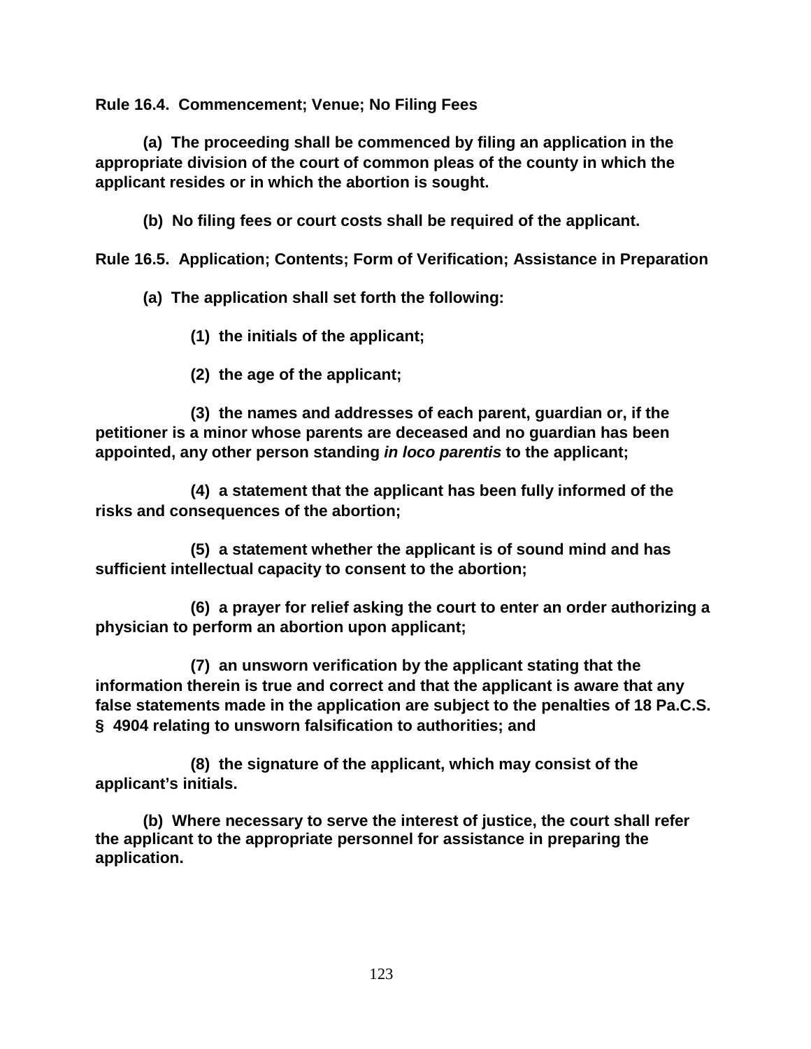**Rule 16.4. Commencement; Venue; No Filing Fees**

**(a) The proceeding shall be commenced by filing an application in the appropriate division of the court of common pleas of the county in which the applicant resides or in which the abortion is sought.**

**(b) No filing fees or court costs shall be required of the applicant.**

**Rule 16.5. Application; Contents; Form of Verification; Assistance in Preparation**

**(a) The application shall set forth the following:**

**(1) the initials of the applicant;**

**(2) the age of the applicant;**

**(3) the names and addresses of each parent, guardian or, if the petitioner is a minor whose parents are deceased and no guardian has been appointed, any other person standing *in loco parentis* to the applicant;**

**(4) a statement that the applicant has been fully informed of the risks and consequences of the abortion;**

**(5) a statement whether the applicant is of sound mind and has sufficient intellectual capacity to consent to the abortion;**

**(6) a prayer for relief asking the court to enter an order authorizing a physician to perform an abortion upon applicant;**

**(7) an unsworn verification by the applicant stating that the information therein is true and correct and that the applicant is aware that any false statements made in the application are subject to the penalties of 18 Pa.C.S. § 4904 relating to unsworn falsification to authorities; and**

**(8) the signature of the applicant, which may consist of the applicant's initials.**

**(b) Where necessary to serve the interest of justice, the court shall refer the applicant to the appropriate personnel for assistance in preparing the application.**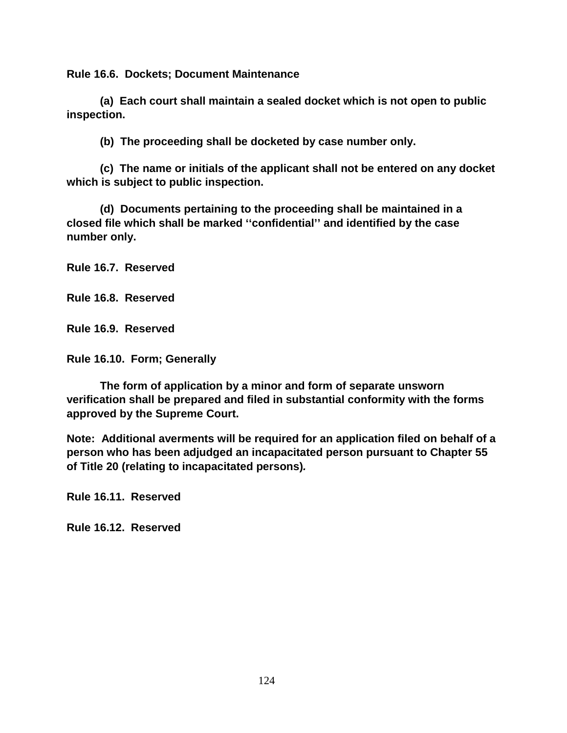**Rule 16.6. Dockets; Document Maintenance**

**(a) Each court shall maintain a sealed docket which is not open to public inspection.**

**(b) The proceeding shall be docketed by case number only.**

**(c) The name or initials of the applicant shall not be entered on any docket which is subject to public inspection.**

**(d) Documents pertaining to the proceeding shall be maintained in a closed file which shall be marked ''confidential'' and identified by the case number only.**

**Rule 16.7. Reserved**

**Rule 16.8. Reserved**

**Rule 16.9. Reserved**

**Rule 16.10. Form; Generally**

**The form of application by a minor and form of separate unsworn verification shall be prepared and filed in substantial conformity with the forms approved by the Supreme Court.**

**Note: Additional averments will be required for an application filed on behalf of a person who has been adjudged an incapacitated person pursuant to Chapter 55 of Title 20 (relating to incapacitated persons).**

**Rule 16.11. Reserved**

**Rule 16.12. Reserved**